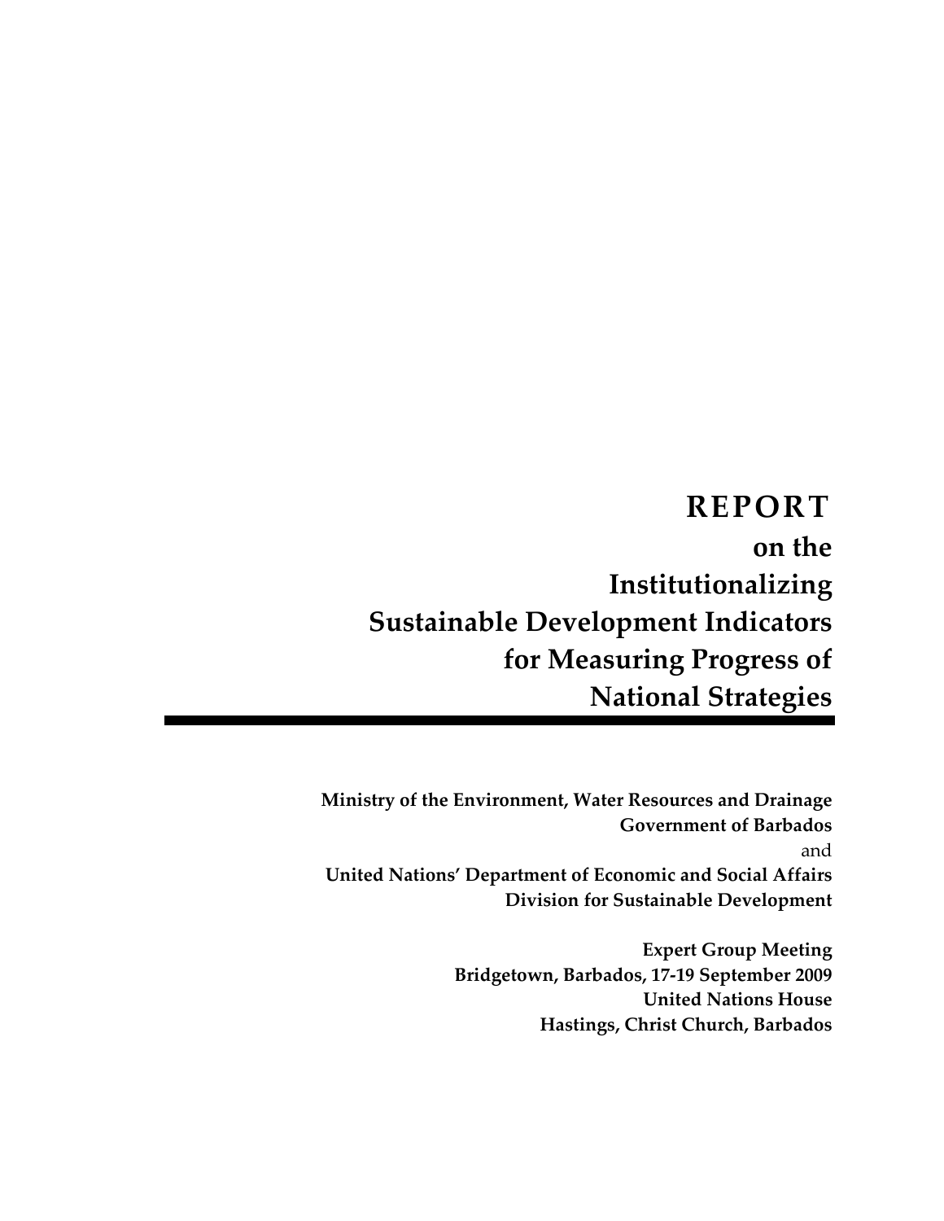# REPORT

## on the Institutionalizing Sustainable Development Indicators for Measuring Progress of National Strategies

---

**Ministry of the Environment, Water Resources and Drainage**
**Government of Barbados**
and
**United Nations' Department of Economic and Social Affairs**
**Division for Sustainable Development**

**Expert Group Meeting**
**Bridgetown, Barbados, 17-19 September 2009**
**United Nations House**
**Hastings, Christ Church, Barbados**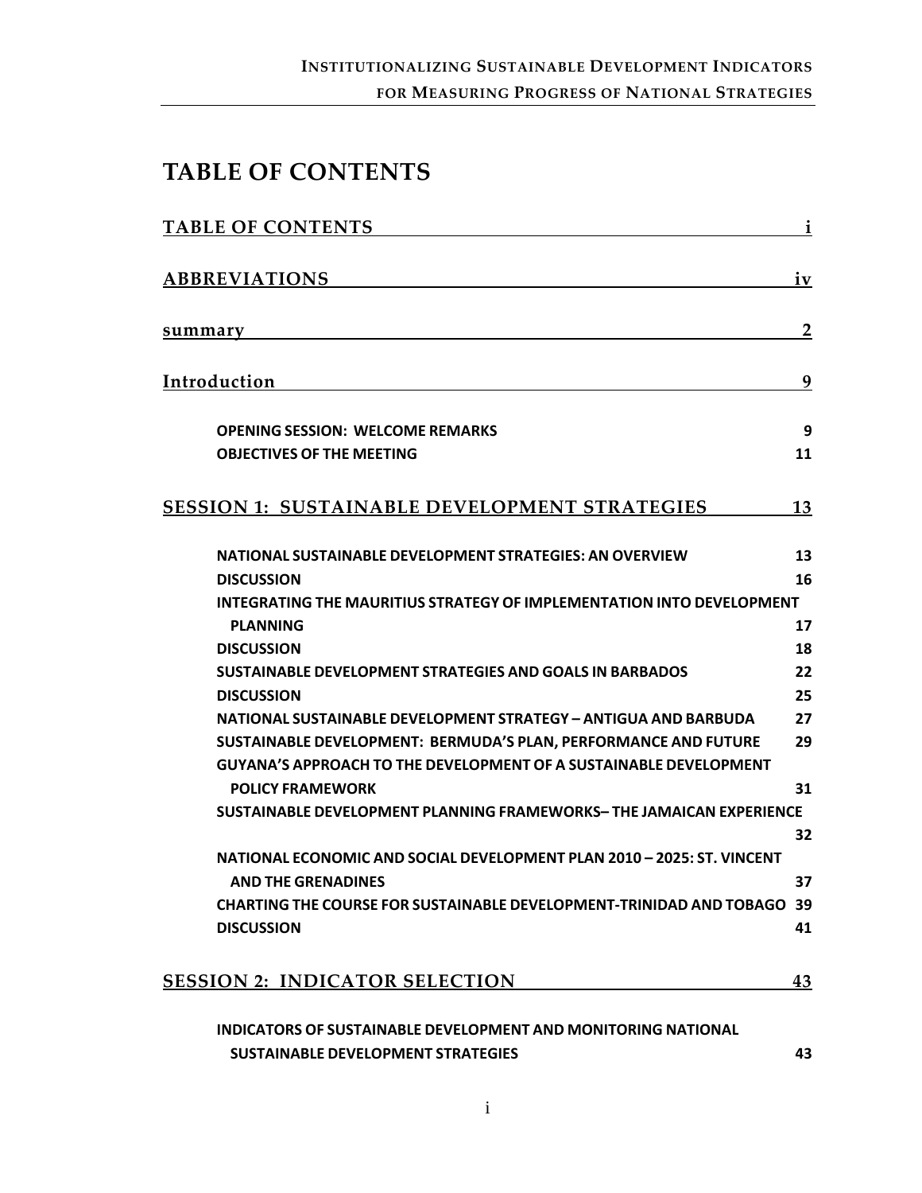# TABLE OF CONTENTS

TABLE OF CONTENTS ..... i

ABBREVIATIONS ..... iv

summary ..... 2

Introduction ..... 9

- OPENING SESSION: WELCOME REMARKS ..... 9
- OBJECTIVES OF THE MEETING ..... 11

SESSION 1: SUSTAINABLE DEVELOPMENT STRATEGIES ..... 13

- NATIONAL SUSTAINABLE DEVELOPMENT STRATEGIES: AN OVERVIEW ..... 13
- DISCUSSION ..... 16
- INTEGRATING THE MAURITIUS STRATEGY OF IMPLEMENTATION INTO DEVELOPMENT PLANNING ..... 17
- DISCUSSION ..... 18
- SUSTAINABLE DEVELOPMENT STRATEGIES AND GOALS IN BARBADOS ..... 22
- DISCUSSION ..... 25
- NATIONAL SUSTAINABLE DEVELOPMENT STRATEGY – ANTIGUA AND BARBUDA ..... 27
- SUSTAINABLE DEVELOPMENT: BERMUDA'S PLAN, PERFORMANCE AND FUTURE ..... 29
- GUYANA'S APPROACH TO THE DEVELOPMENT OF A SUSTAINABLE DEVELOPMENT POLICY FRAMEWORK ..... 31
- SUSTAINABLE DEVELOPMENT PLANNING FRAMEWORKS– THE JAMAICAN EXPERIENCE ..... 32
- NATIONAL ECONOMIC AND SOCIAL DEVELOPMENT PLAN 2010 – 2025: ST. VINCENT AND THE GRENADINES ..... 37
- CHARTING THE COURSE FOR SUSTAINABLE DEVELOPMENT-TRINIDAD AND TOBAGO ..... 39
- DISCUSSION ..... 41

SESSION 2: INDICATOR SELECTION ..... 43

- INDICATORS OF SUSTAINABLE DEVELOPMENT AND MONITORING NATIONAL SUSTAINABLE DEVELOPMENT STRATEGIES ..... 43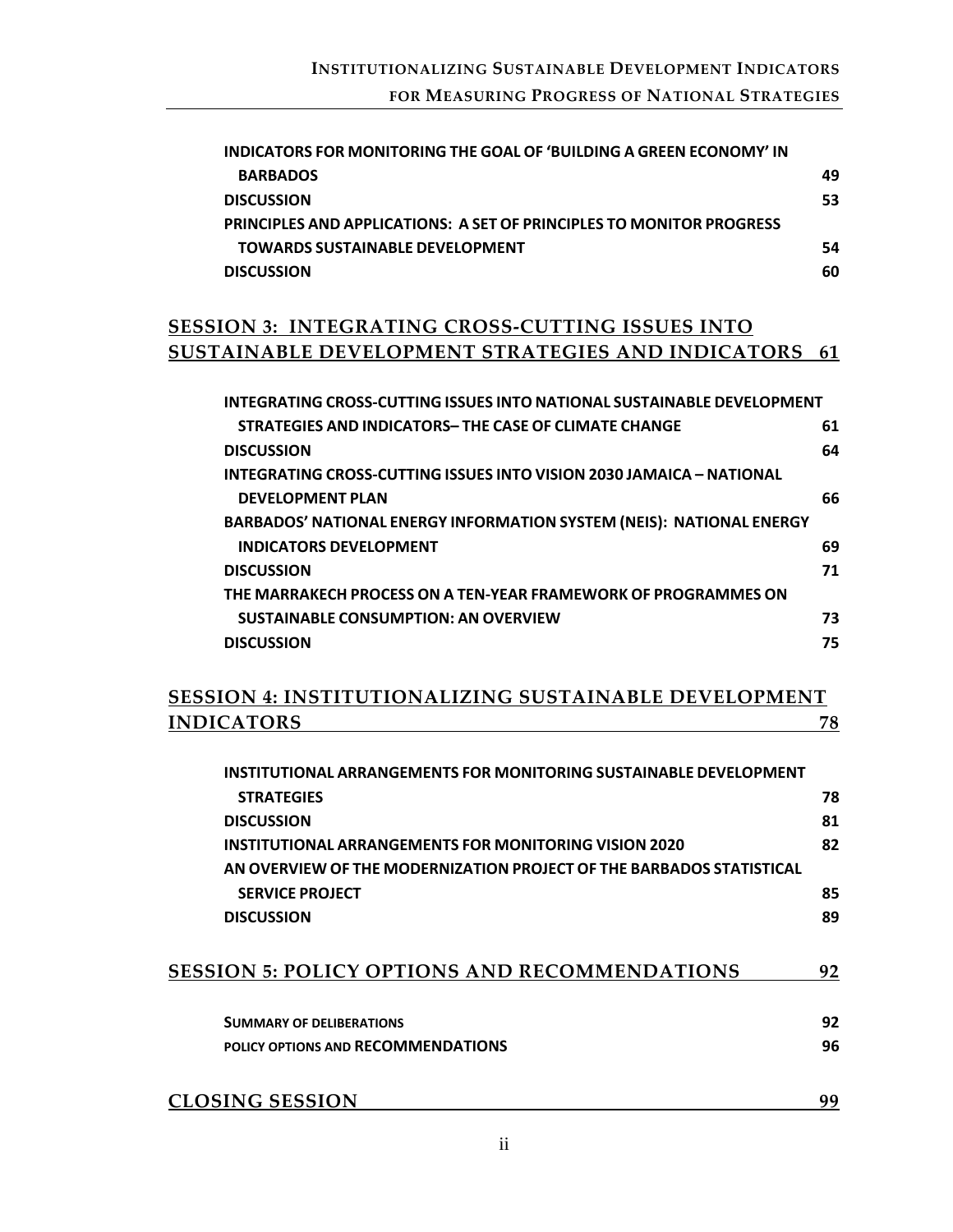INDICATORS FOR MONITORING THE GOAL OF 'BUILDING A GREEN ECONOMY' IN BARBADOS 49

DISCUSSION 53

PRINCIPLES AND APPLICATIONS: A SET OF PRINCIPLES TO MONITOR PROGRESS TOWARDS SUSTAINABLE DEVELOPMENT 54

DISCUSSION 60

**SESSION 3: INTEGRATING CROSS-CUTTING ISSUES INTO SUSTAINABLE DEVELOPMENT STRATEGIES AND INDICATORS 61**

INTEGRATING CROSS-CUTTING ISSUES INTO NATIONAL SUSTAINABLE DEVELOPMENT STRATEGIES AND INDICATORS– THE CASE OF CLIMATE CHANGE 61

DISCUSSION 64

INTEGRATING CROSS-CUTTING ISSUES INTO VISION 2030 JAMAICA – NATIONAL DEVELOPMENT PLAN 66

BARBADOS' NATIONAL ENERGY INFORMATION SYSTEM (NEIS): NATIONAL ENERGY INDICATORS DEVELOPMENT 69

DISCUSSION 71

THE MARRAKECH PROCESS ON A TEN-YEAR FRAMEWORK OF PROGRAMMES ON SUSTAINABLE CONSUMPTION: AN OVERVIEW 73

DISCUSSION 75

**SESSION 4: INSTITUTIONALIZING SUSTAINABLE DEVELOPMENT INDICATORS 78**

INSTITUTIONAL ARRANGEMENTS FOR MONITORING SUSTAINABLE DEVELOPMENT STRATEGIES 78

DISCUSSION 81

INSTITUTIONAL ARRANGEMENTS FOR MONITORING VISION 2020 82

AN OVERVIEW OF THE MODERNIZATION PROJECT OF THE BARBADOS STATISTICAL SERVICE PROJECT 85

DISCUSSION 89

**SESSION 5: POLICY OPTIONS AND RECOMMENDATIONS 92**

SUMMARY OF DELIBERATIONS 92

POLICY OPTIONS AND RECOMMENDATIONS 96

**CLOSING SESSION 99**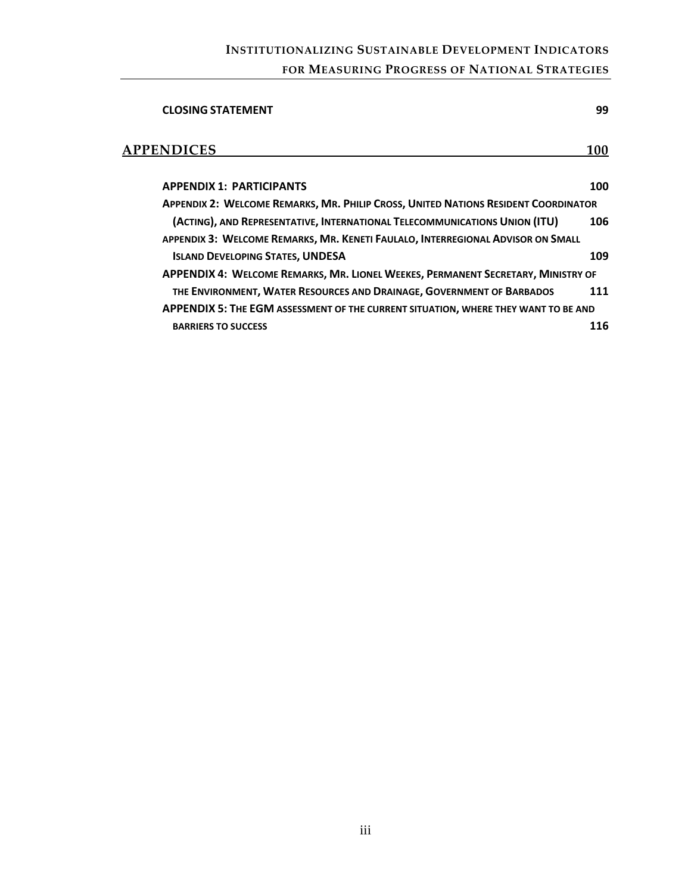**CLOSING STATEMENT** 99

## APPENDICES 100

**APPENDIX 1: PARTICIPANTS** 100

**APPENDIX 2: WELCOME REMARKS, MR. PHILIP CROSS, UNITED NATIONS RESIDENT COORDINATOR (ACTING), AND REPRESENTATIVE, INTERNATIONAL TELECOMMUNICATIONS UNION (ITU)** 106

**APPENDIX 3: WELCOME REMARKS, MR. KENETI FAULALO, INTERREGIONAL ADVISOR ON SMALL ISLAND DEVELOPING STATES, UNDESA** 109

**APPENDIX 4: WELCOME REMARKS, MR. LIONEL WEEKES, PERMANENT SECRETARY, MINISTRY OF THE ENVIRONMENT, WATER RESOURCES AND DRAINAGE, GOVERNMENT OF BARBADOS** 111

**APPENDIX 5: THE EGM ASSESSMENT OF THE CURRENT SITUATION, WHERE THEY WANT TO BE AND BARRIERS TO SUCCESS** 116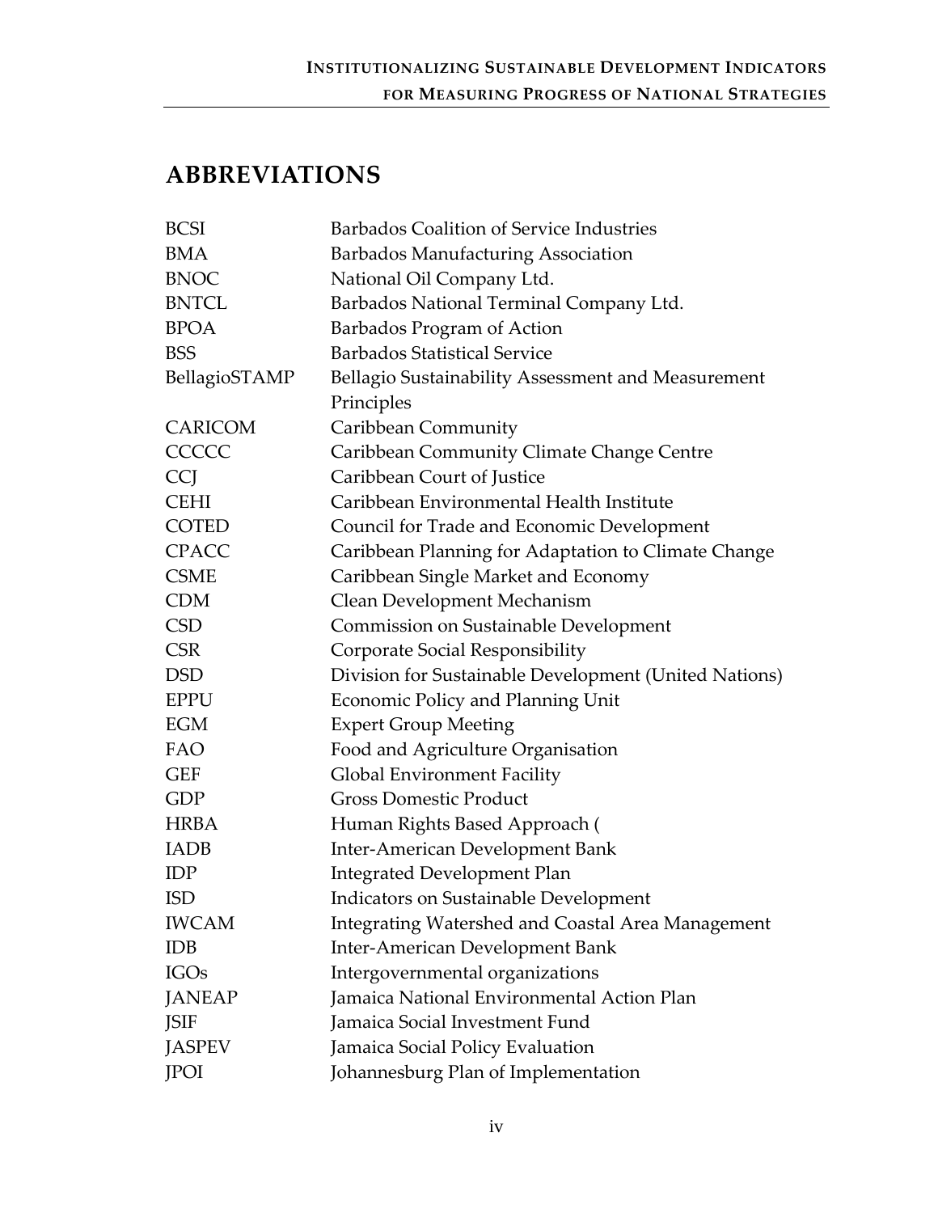## ABBREVIATIONS

| | |
|---|---|
| BCSI | Barbados Coalition of Service Industries |
| BMA | Barbados Manufacturing Association |
| BNOC | National Oil Company Ltd. |
| BNTCL | Barbados National Terminal Company Ltd. |
| BPOA | Barbados Program of Action |
| BSS | Barbados Statistical Service |
| BellagioSTAMP | Bellagio Sustainability Assessment and Measurement Principles |
| CARICOM | Caribbean Community |
| CCCCC | Caribbean Community Climate Change Centre |
| CCJ | Caribbean Court of Justice |
| CEHI | Caribbean Environmental Health Institute |
| COTED | Council for Trade and Economic Development |
| CPACC | Caribbean Planning for Adaptation to Climate Change |
| CSME | Caribbean Single Market and Economy |
| CDM | Clean Development Mechanism |
| CSD | Commission on Sustainable Development |
| CSR | Corporate Social Responsibility |
| DSD | Division for Sustainable Development (United Nations) |
| EPPU | Economic Policy and Planning Unit |
| EGM | Expert Group Meeting |
| FAO | Food and Agriculture Organisation |
| GEF | Global Environment Facility |
| GDP | Gross Domestic Product |
| HRBA | Human Rights Based Approach ( |
| IADB | Inter-American Development Bank |
| IDP | Integrated Development Plan |
| ISD | Indicators on Sustainable Development |
| IWCAM | Integrating Watershed and Coastal Area Management |
| IDB | Inter-American Development Bank |
| IGOs | Intergovernmental organizations |
| JANEAP | Jamaica National Environmental Action Plan |
| JSIF | Jamaica Social Investment Fund |
| JASPEV | Jamaica Social Policy Evaluation |
| JPOI | Johannesburg Plan of Implementation |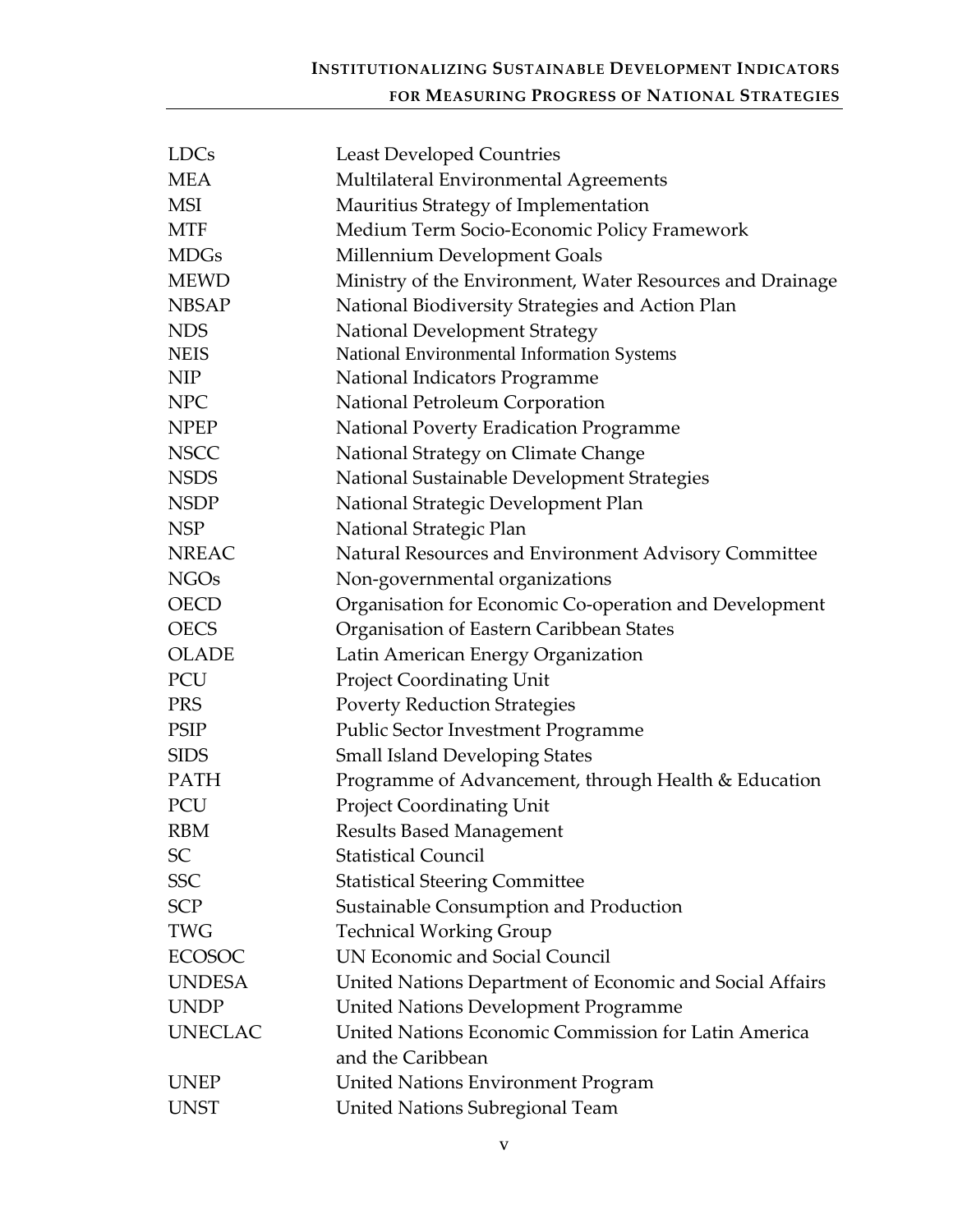| | |
|---|---|
| LDCs | Least Developed Countries |
| MEA | Multilateral Environmental Agreements |
| MSI | Mauritius Strategy of Implementation |
| MTF | Medium Term Socio-Economic Policy Framework |
| MDGs | Millennium Development Goals |
| MEWD | Ministry of the Environment, Water Resources and Drainage |
| NBSAP | National Biodiversity Strategies and Action Plan |
| NDS | National Development Strategy |
| NEIS | National Environmental Information Systems |
| NIP | National Indicators Programme |
| NPC | National Petroleum Corporation |
| NPEP | National Poverty Eradication Programme |
| NSCC | National Strategy on Climate Change |
| NSDS | National Sustainable Development Strategies |
| NSDP | National Strategic Development Plan |
| NSP | National Strategic Plan |
| NREAC | Natural Resources and Environment Advisory Committee |
| NGOs | Non-governmental organizations |
| OECD | Organisation for Economic Co-operation and Development |
| OECS | Organisation of Eastern Caribbean States |
| OLADE | Latin American Energy Organization |
| PCU | Project Coordinating Unit |
| PRS | Poverty Reduction Strategies |
| PSIP | Public Sector Investment Programme |
| SIDS | Small Island Developing States |
| PATH | Programme of Advancement, through Health & Education |
| PCU | Project Coordinating Unit |
| RBM | Results Based Management |
| SC | Statistical Council |
| SSC | Statistical Steering Committee |
| SCP | Sustainable Consumption and Production |
| TWG | Technical Working Group |
| ECOSOC | UN Economic and Social Council |
| UNDESA | United Nations Department of Economic and Social Affairs |
| UNDP | United Nations Development Programme |
| UNECLAC | United Nations Economic Commission for Latin America and the Caribbean |
| UNEP | United Nations Environment Program |
| UNST | United Nations Subregional Team |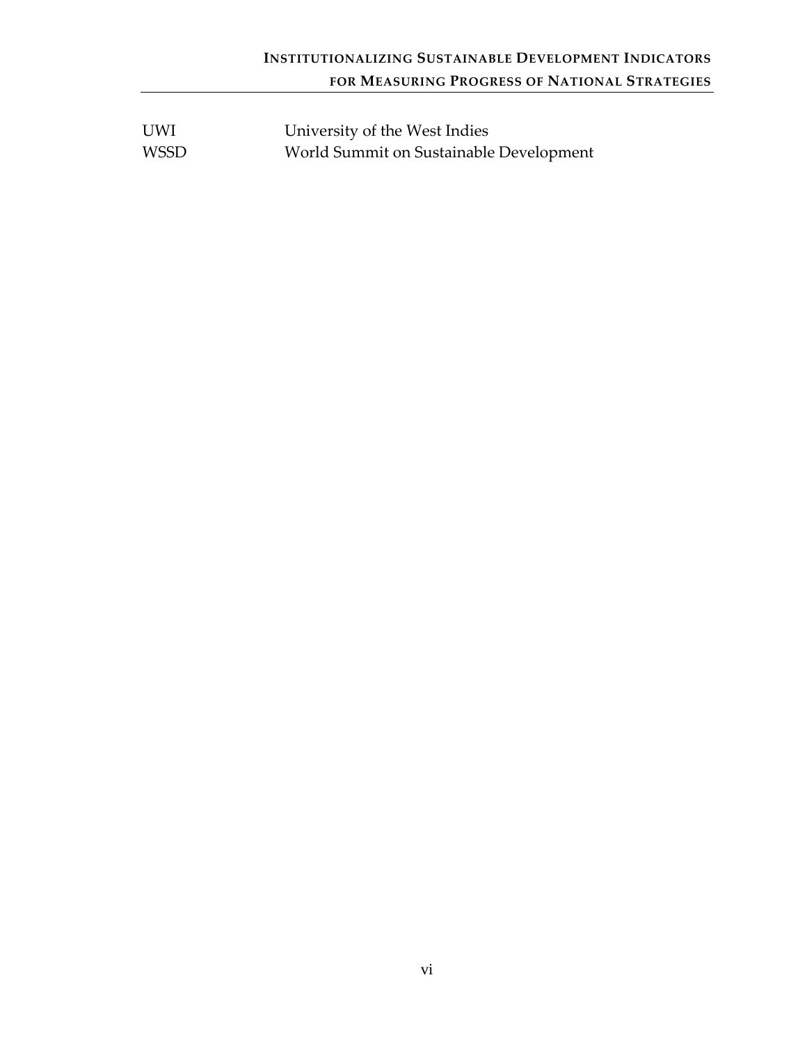| | |
|---|---|
| UWI | University of the West Indies |
| WSSD | World Summit on Sustainable Development |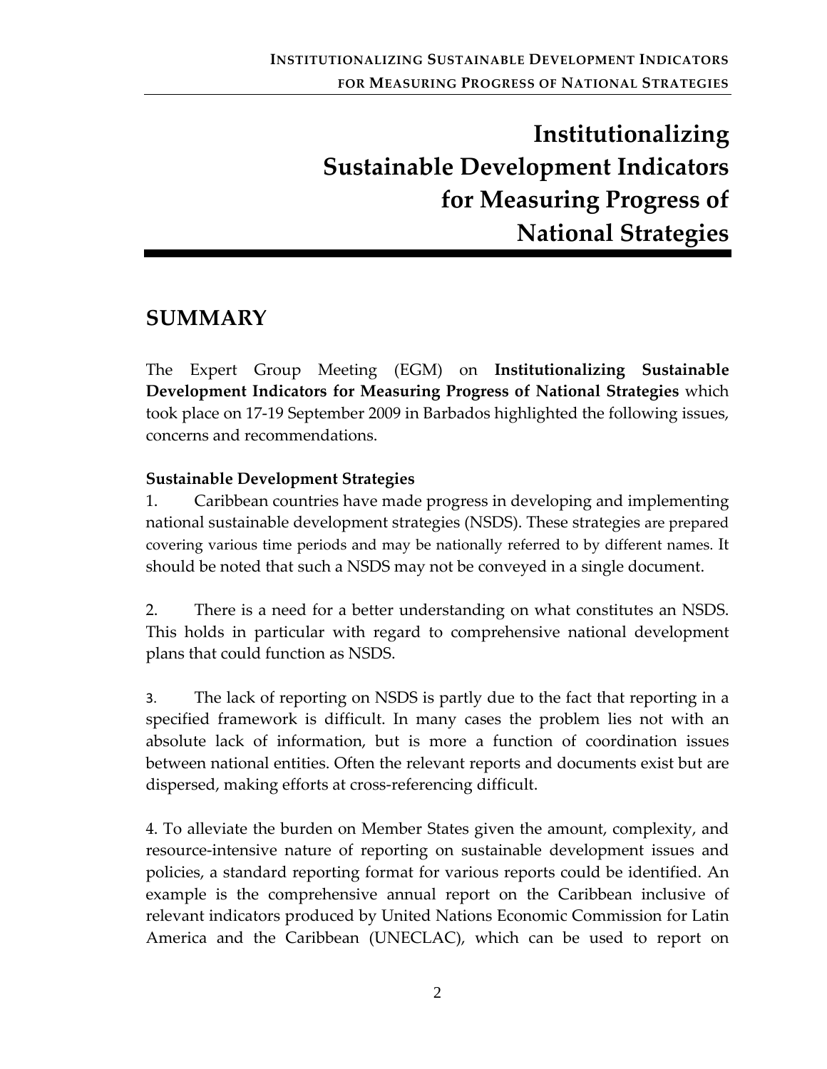# Institutionalizing Sustainable Development Indicators for Measuring Progress of National Strategies

## SUMMARY

The Expert Group Meeting (EGM) on **Institutionalizing Sustainable Development Indicators for Measuring Progress of National Strategies** which took place on 17-19 September 2009 in Barbados highlighted the following issues, concerns and recommendations.

**Sustainable Development Strategies**

1. Caribbean countries have made progress in developing and implementing national sustainable development strategies (NSDS). These strategies are prepared covering various time periods and may be nationally referred to by different names. It should be noted that such a NSDS may not be conveyed in a single document.

2. There is a need for a better understanding on what constitutes an NSDS. This holds in particular with regard to comprehensive national development plans that could function as NSDS.

3. The lack of reporting on NSDS is partly due to the fact that reporting in a specified framework is difficult. In many cases the problem lies not with an absolute lack of information, but is more a function of coordination issues between national entities. Often the relevant reports and documents exist but are dispersed, making efforts at cross-referencing difficult.

4. To alleviate the burden on Member States given the amount, complexity, and resource-intensive nature of reporting on sustainable development issues and policies, a standard reporting format for various reports could be identified. An example is the comprehensive annual report on the Caribbean inclusive of relevant indicators produced by United Nations Economic Commission for Latin America and the Caribbean (UNECLAC), which can be used to report on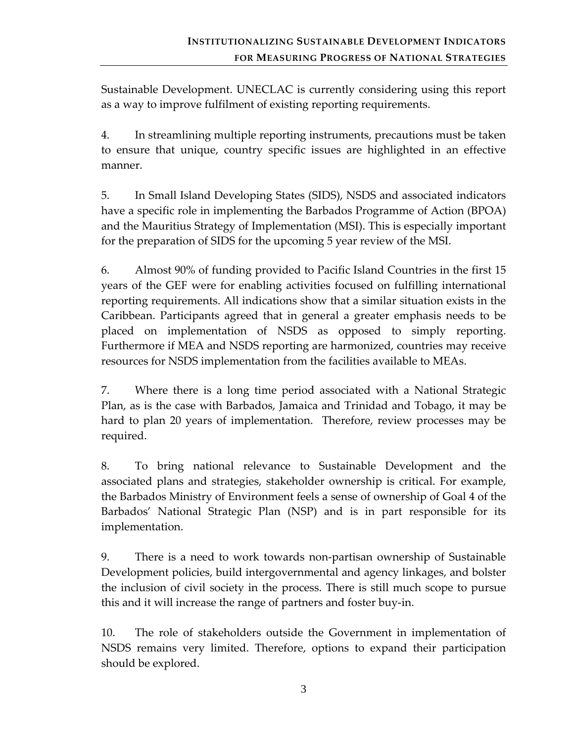Sustainable Development. UNECLAC is currently considering using this report as a way to improve fulfilment of existing reporting requirements.

4. In streamlining multiple reporting instruments, precautions must be taken to ensure that unique, country specific issues are highlighted in an effective manner.

5. In Small Island Developing States (SIDS), NSDS and associated indicators have a specific role in implementing the Barbados Programme of Action (BPOA) and the Mauritius Strategy of Implementation (MSI). This is especially important for the preparation of SIDS for the upcoming 5 year review of the MSI.

6. Almost 90% of funding provided to Pacific Island Countries in the first 15 years of the GEF were for enabling activities focused on fulfilling international reporting requirements. All indications show that a similar situation exists in the Caribbean. Participants agreed that in general a greater emphasis needs to be placed on implementation of NSDS as opposed to simply reporting. Furthermore if MEA and NSDS reporting are harmonized, countries may receive resources for NSDS implementation from the facilities available to MEAs.

7. Where there is a long time period associated with a National Strategic Plan, as is the case with Barbados, Jamaica and Trinidad and Tobago, it may be hard to plan 20 years of implementation. Therefore, review processes may be required.

8. To bring national relevance to Sustainable Development and the associated plans and strategies, stakeholder ownership is critical. For example, the Barbados Ministry of Environment feels a sense of ownership of Goal 4 of the Barbados' National Strategic Plan (NSP) and is in part responsible for its implementation.

9. There is a need to work towards non-partisan ownership of Sustainable Development policies, build intergovernmental and agency linkages, and bolster the inclusion of civil society in the process. There is still much scope to pursue this and it will increase the range of partners and foster buy-in.

10. The role of stakeholders outside the Government in implementation of NSDS remains very limited. Therefore, options to expand their participation should be explored.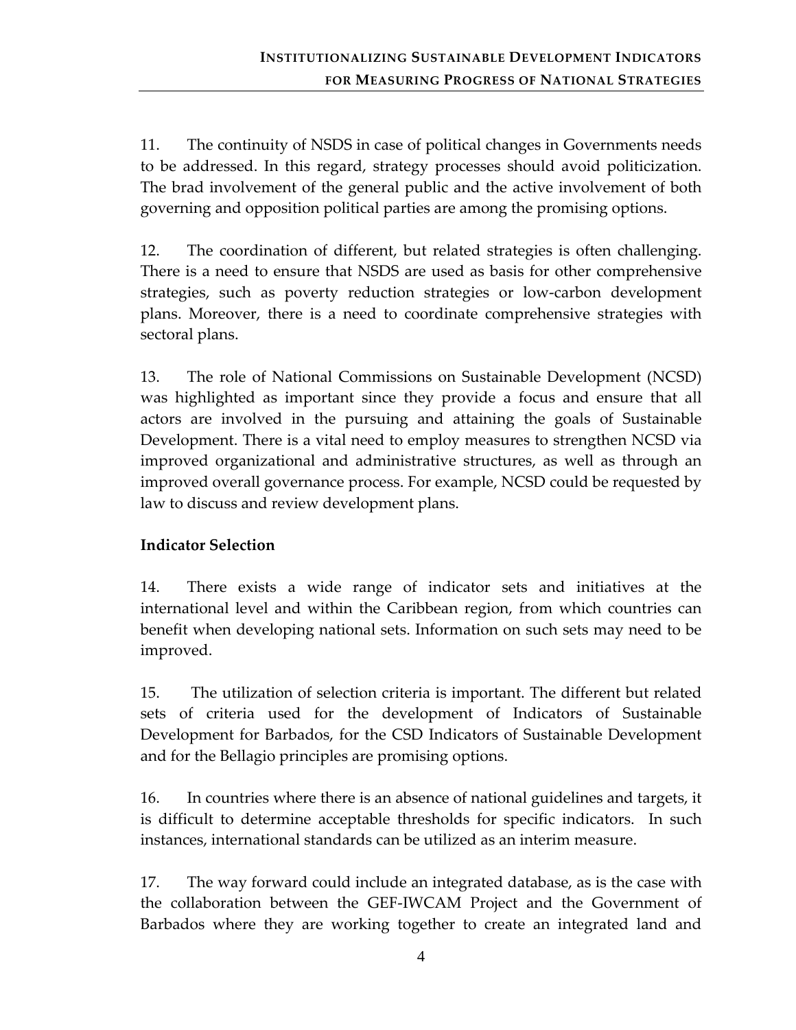11. The continuity of NSDS in case of political changes in Governments needs to be addressed. In this regard, strategy processes should avoid politicization. The brad involvement of the general public and the active involvement of both governing and opposition political parties are among the promising options.

12. The coordination of different, but related strategies is often challenging. There is a need to ensure that NSDS are used as basis for other comprehensive strategies, such as poverty reduction strategies or low-carbon development plans. Moreover, there is a need to coordinate comprehensive strategies with sectoral plans.

13. The role of National Commissions on Sustainable Development (NCSD) was highlighted as important since they provide a focus and ensure that all actors are involved in the pursuing and attaining the goals of Sustainable Development. There is a vital need to employ measures to strengthen NCSD via improved organizational and administrative structures, as well as through an improved overall governance process. For example, NCSD could be requested by law to discuss and review development plans.

**Indicator Selection**

14. There exists a wide range of indicator sets and initiatives at the international level and within the Caribbean region, from which countries can benefit when developing national sets. Information on such sets may need to be improved.

15. The utilization of selection criteria is important. The different but related sets of criteria used for the development of Indicators of Sustainable Development for Barbados, for the CSD Indicators of Sustainable Development and for the Bellagio principles are promising options.

16. In countries where there is an absence of national guidelines and targets, it is difficult to determine acceptable thresholds for specific indicators. In such instances, international standards can be utilized as an interim measure.

17. The way forward could include an integrated database, as is the case with the collaboration between the GEF-IWCAM Project and the Government of Barbados where they are working together to create an integrated land and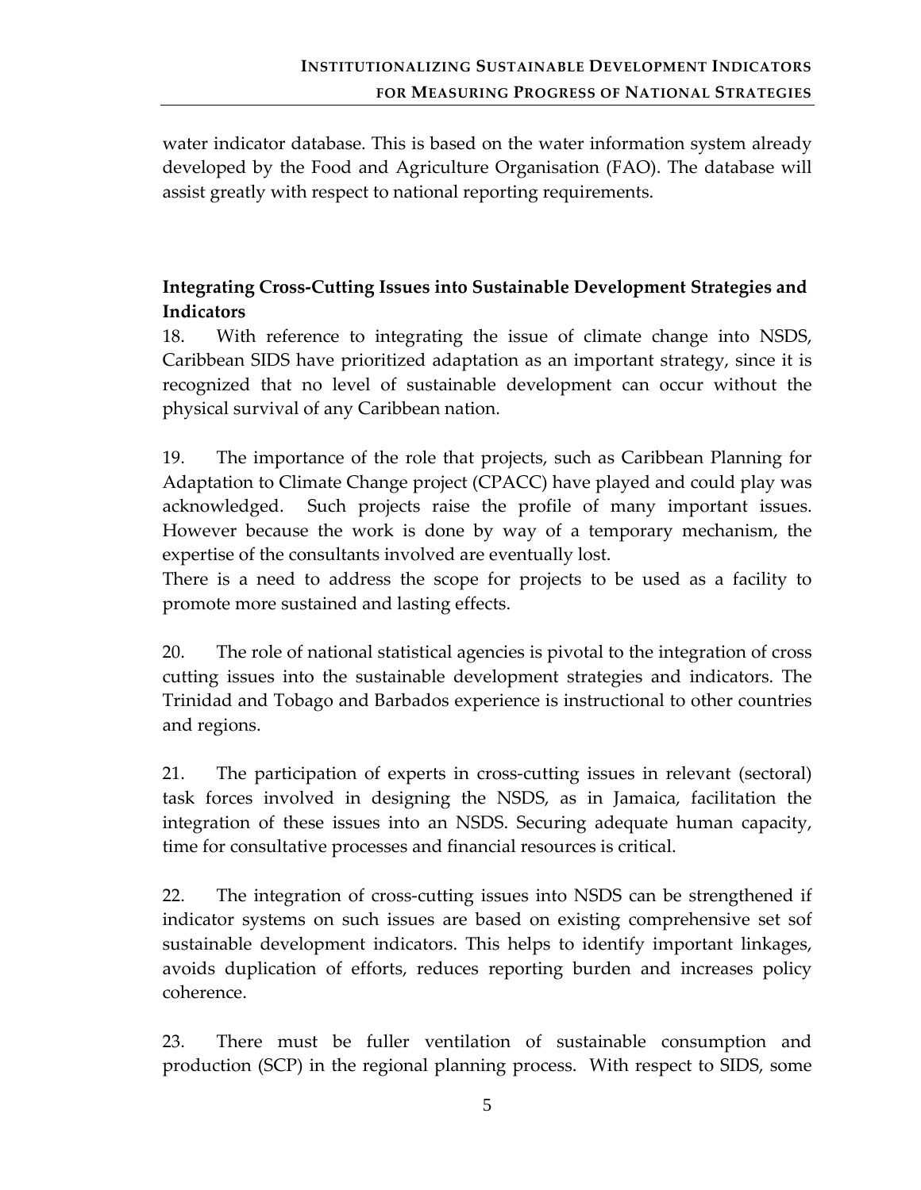water indicator database. This is based on the water information system already developed by the Food and Agriculture Organisation (FAO). The database will assist greatly with respect to national reporting requirements.

**Integrating Cross-Cutting Issues into Sustainable Development Strategies and Indicators**

18. With reference to integrating the issue of climate change into NSDS, Caribbean SIDS have prioritized adaptation as an important strategy, since it is recognized that no level of sustainable development can occur without the physical survival of any Caribbean nation.

19. The importance of the role that projects, such as Caribbean Planning for Adaptation to Climate Change project (CPACC) have played and could play was acknowledged. Such projects raise the profile of many important issues. However because the work is done by way of a temporary mechanism, the expertise of the consultants involved are eventually lost.
There is a need to address the scope for projects to be used as a facility to promote more sustained and lasting effects.

20. The role of national statistical agencies is pivotal to the integration of cross cutting issues into the sustainable development strategies and indicators. The Trinidad and Tobago and Barbados experience is instructional to other countries and regions.

21. The participation of experts in cross-cutting issues in relevant (sectoral) task forces involved in designing the NSDS, as in Jamaica, facilitation the integration of these issues into an NSDS. Securing adequate human capacity, time for consultative processes and financial resources is critical.

22. The integration of cross-cutting issues into NSDS can be strengthened if indicator systems on such issues are based on existing comprehensive set sof sustainable development indicators. This helps to identify important linkages, avoids duplication of efforts, reduces reporting burden and increases policy coherence.

23. There must be fuller ventilation of sustainable consumption and production (SCP) in the regional planning process. With respect to SIDS, some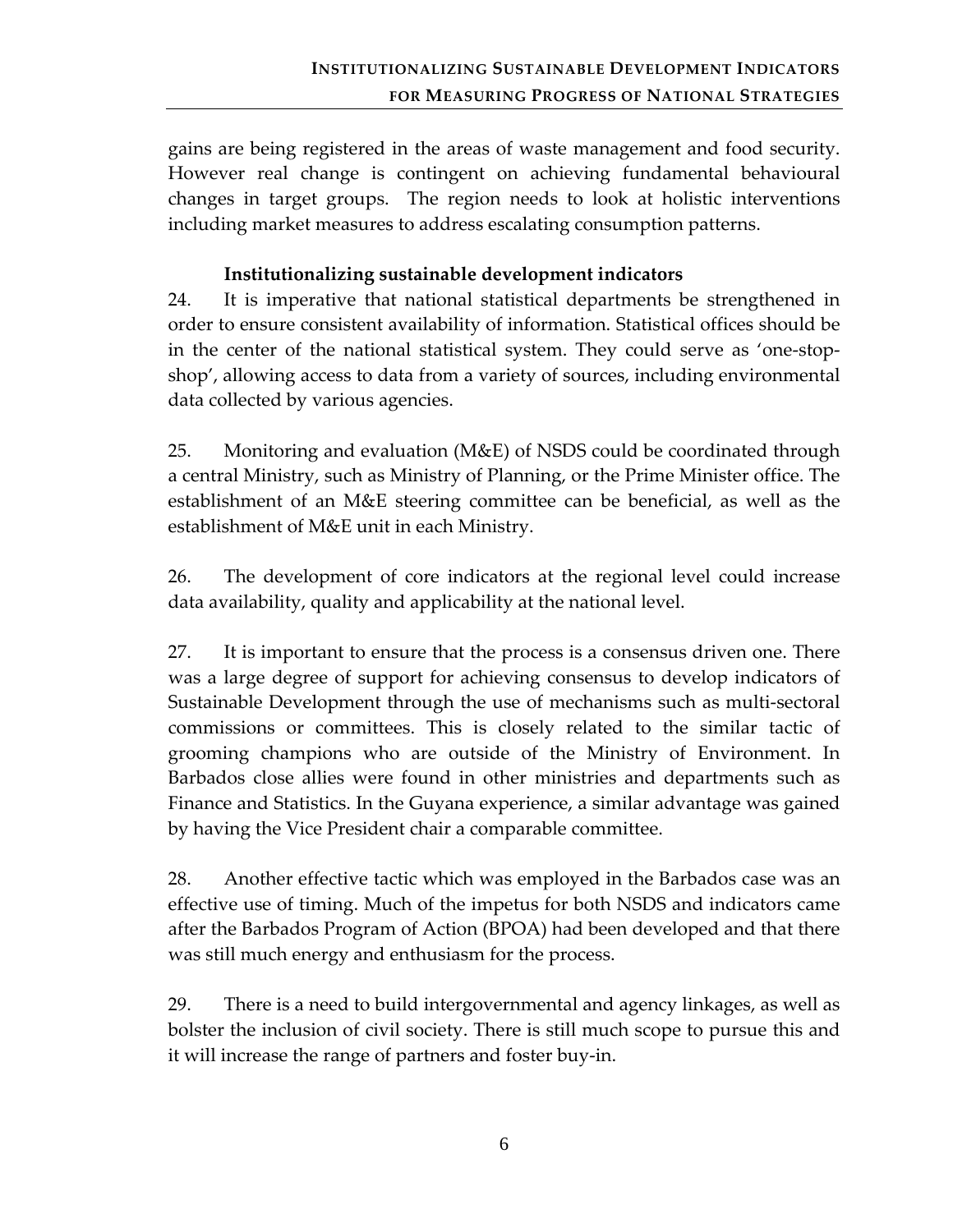gains are being registered in the areas of waste management and food security. However real change is contingent on achieving fundamental behavioural changes in target groups. The region needs to look at holistic interventions including market measures to address escalating consumption patterns.

### Institutionalizing sustainable development indicators

24. It is imperative that national statistical departments be strengthened in order to ensure consistent availability of information. Statistical offices should be in the center of the national statistical system. They could serve as 'one-stop-shop', allowing access to data from a variety of sources, including environmental data collected by various agencies.

25. Monitoring and evaluation (M&E) of NSDS could be coordinated through a central Ministry, such as Ministry of Planning, or the Prime Minister office. The establishment of an M&E steering committee can be beneficial, as well as the establishment of M&E unit in each Ministry.

26. The development of core indicators at the regional level could increase data availability, quality and applicability at the national level.

27. It is important to ensure that the process is a consensus driven one. There was a large degree of support for achieving consensus to develop indicators of Sustainable Development through the use of mechanisms such as multi-sectoral commissions or committees. This is closely related to the similar tactic of grooming champions who are outside of the Ministry of Environment. In Barbados close allies were found in other ministries and departments such as Finance and Statistics. In the Guyana experience, a similar advantage was gained by having the Vice President chair a comparable committee.

28. Another effective tactic which was employed in the Barbados case was an effective use of timing. Much of the impetus for both NSDS and indicators came after the Barbados Program of Action (BPOA) had been developed and that there was still much energy and enthusiasm for the process.

29. There is a need to build intergovernmental and agency linkages, as well as bolster the inclusion of civil society. There is still much scope to pursue this and it will increase the range of partners and foster buy-in.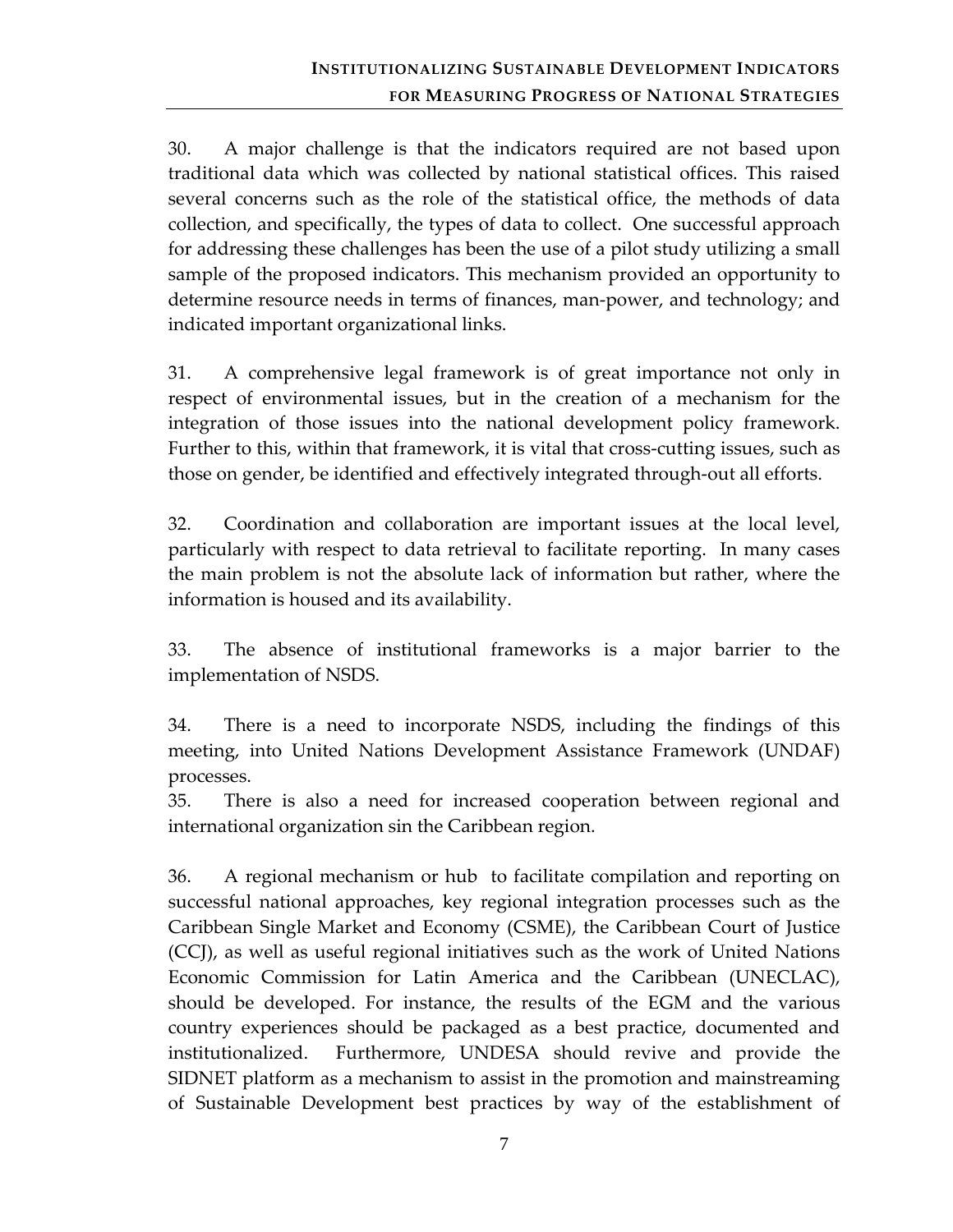30. A major challenge is that the indicators required are not based upon traditional data which was collected by national statistical offices. This raised several concerns such as the role of the statistical office, the methods of data collection, and specifically, the types of data to collect. One successful approach for addressing these challenges has been the use of a pilot study utilizing a small sample of the proposed indicators. This mechanism provided an opportunity to determine resource needs in terms of finances, man-power, and technology; and indicated important organizational links.

31. A comprehensive legal framework is of great importance not only in respect of environmental issues, but in the creation of a mechanism for the integration of those issues into the national development policy framework. Further to this, within that framework, it is vital that cross-cutting issues, such as those on gender, be identified and effectively integrated through-out all efforts.

32. Coordination and collaboration are important issues at the local level, particularly with respect to data retrieval to facilitate reporting. In many cases the main problem is not the absolute lack of information but rather, where the information is housed and its availability.

33. The absence of institutional frameworks is a major barrier to the implementation of NSDS.

34. There is a need to incorporate NSDS, including the findings of this meeting, into United Nations Development Assistance Framework (UNDAF) processes.

35. There is also a need for increased cooperation between regional and international organization sin the Caribbean region.

36. A regional mechanism or hub to facilitate compilation and reporting on successful national approaches, key regional integration processes such as the Caribbean Single Market and Economy (CSME), the Caribbean Court of Justice (CCJ), as well as useful regional initiatives such as the work of United Nations Economic Commission for Latin America and the Caribbean (UNECLAC), should be developed. For instance, the results of the EGM and the various country experiences should be packaged as a best practice, documented and institutionalized. Furthermore, UNDESA should revive and provide the SIDNET platform as a mechanism to assist in the promotion and mainstreaming of Sustainable Development best practices by way of the establishment of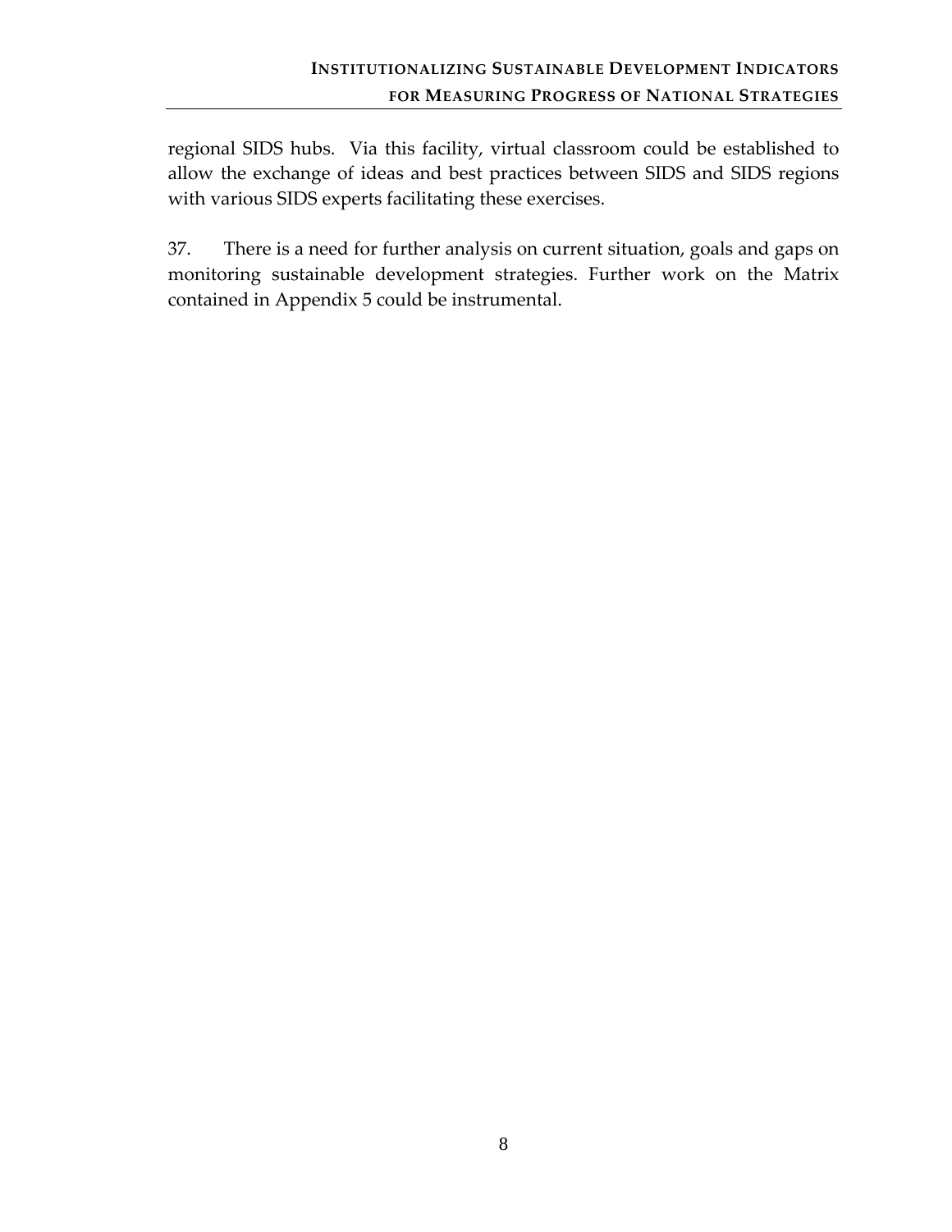regional SIDS hubs. Via this facility, virtual classroom could be established to allow the exchange of ideas and best practices between SIDS and SIDS regions with various SIDS experts facilitating these exercises.

37. There is a need for further analysis on current situation, goals and gaps on monitoring sustainable development strategies. Further work on the Matrix contained in Appendix 5 could be instrumental.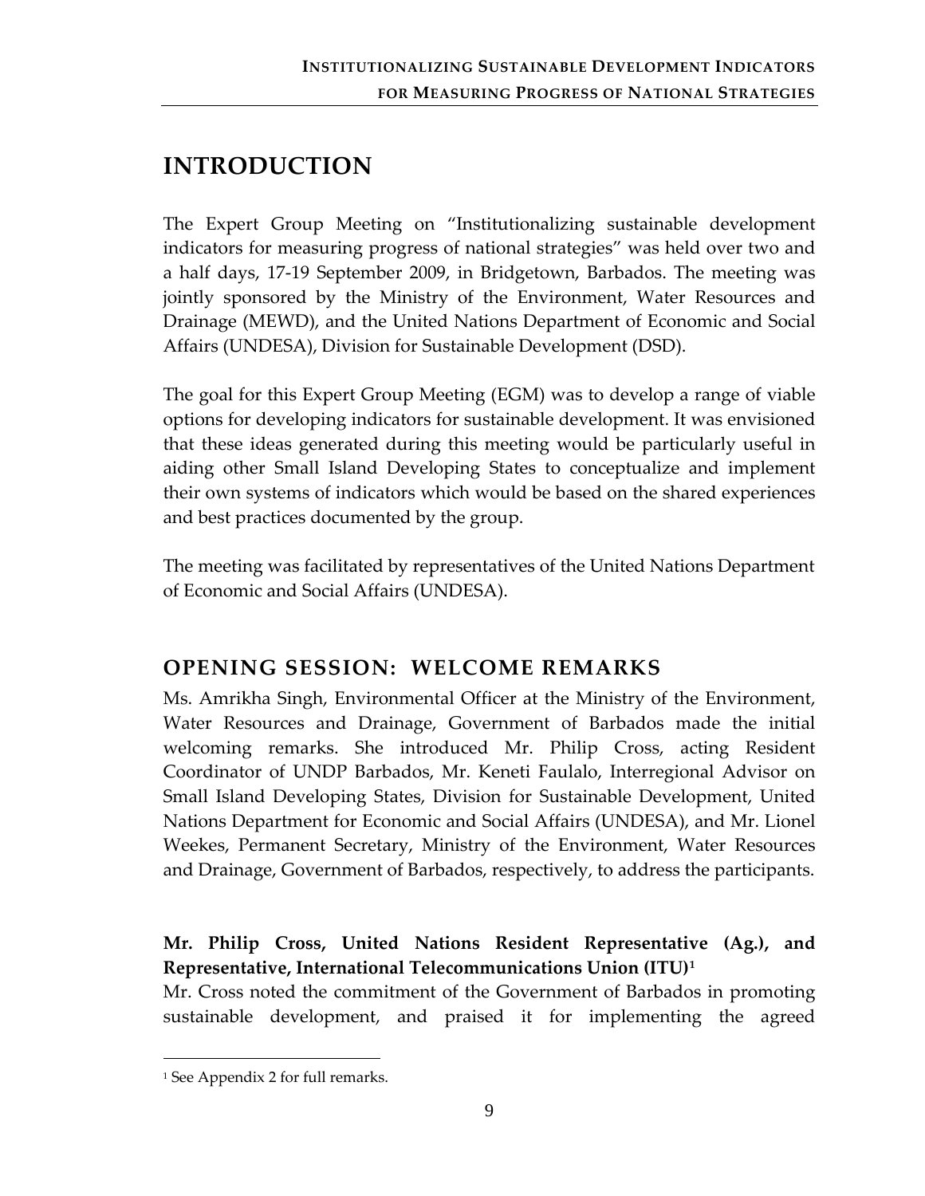# INTRODUCTION

The Expert Group Meeting on "Institutionalizing sustainable development indicators for measuring progress of national strategies" was held over two and a half days, 17-19 September 2009, in Bridgetown, Barbados. The meeting was jointly sponsored by the Ministry of the Environment, Water Resources and Drainage (MEWD), and the United Nations Department of Economic and Social Affairs (UNDESA), Division for Sustainable Development (DSD).

The goal for this Expert Group Meeting (EGM) was to develop a range of viable options for developing indicators for sustainable development. It was envisioned that these ideas generated during this meeting would be particularly useful in aiding other Small Island Developing States to conceptualize and implement their own systems of indicators which would be based on the shared experiences and best practices documented by the group.

The meeting was facilitated by representatives of the United Nations Department of Economic and Social Affairs (UNDESA).

## OPENING SESSION: WELCOME REMARKS

Ms. Amrikha Singh, Environmental Officer at the Ministry of the Environment, Water Resources and Drainage, Government of Barbados made the initial welcoming remarks. She introduced Mr. Philip Cross, acting Resident Coordinator of UNDP Barbados, Mr. Keneti Faulalo, Interregional Advisor on Small Island Developing States, Division for Sustainable Development, United Nations Department for Economic and Social Affairs (UNDESA), and Mr. Lionel Weekes, Permanent Secretary, Ministry of the Environment, Water Resources and Drainage, Government of Barbados, respectively, to address the participants.

**Mr. Philip Cross, United Nations Resident Representative (Ag.), and Representative, International Telecommunications Union (ITU)**[1]

Mr. Cross noted the commitment of the Government of Barbados in promoting sustainable development, and praised it for implementing the agreed

[1] See Appendix 2 for full remarks.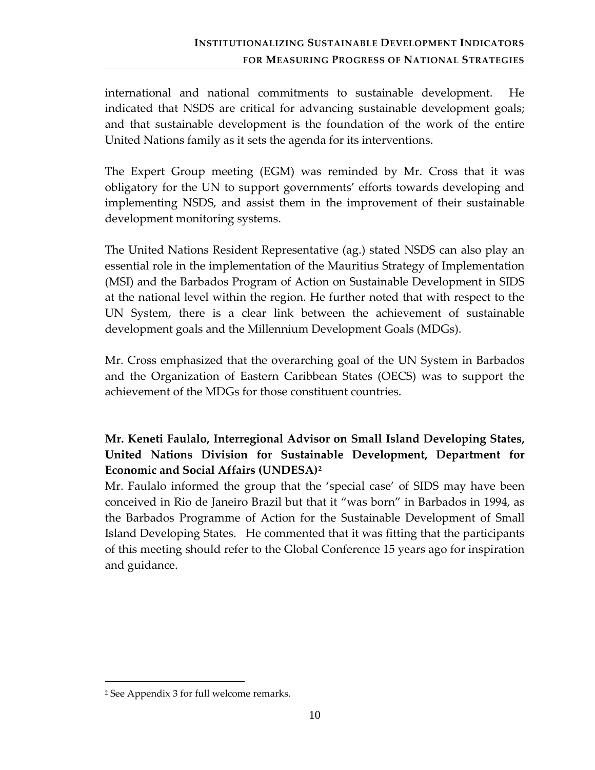international and national commitments to sustainable development. He indicated that NSDS are critical for advancing sustainable development goals; and that sustainable development is the foundation of the work of the entire United Nations family as it sets the agenda for its interventions.

The Expert Group meeting (EGM) was reminded by Mr. Cross that it was obligatory for the UN to support governments' efforts towards developing and implementing NSDS, and assist them in the improvement of their sustainable development monitoring systems.

The United Nations Resident Representative (ag.) stated NSDS can also play an essential role in the implementation of the Mauritius Strategy of Implementation (MSI) and the Barbados Program of Action on Sustainable Development in SIDS at the national level within the region. He further noted that with respect to the UN System, there is a clear link between the achievement of sustainable development goals and the Millennium Development Goals (MDGs).

Mr. Cross emphasized that the overarching goal of the UN System in Barbados and the Organization of Eastern Caribbean States (OECS) was to support the achievement of the MDGs for those constituent countries.

**Mr. Keneti Faulalo, Interregional Advisor on Small Island Developing States, United Nations Division for Sustainable Development, Department for Economic and Social Affairs (UNDESA)[2]**

Mr. Faulalo informed the group that the 'special case' of SIDS may have been conceived in Rio de Janeiro Brazil but that it "was born" in Barbados in 1994, as the Barbados Programme of Action for the Sustainable Development of Small Island Developing States. He commented that it was fitting that the participants of this meeting should refer to the Global Conference 15 years ago for inspiration and guidance.

[2] See Appendix 3 for full welcome remarks.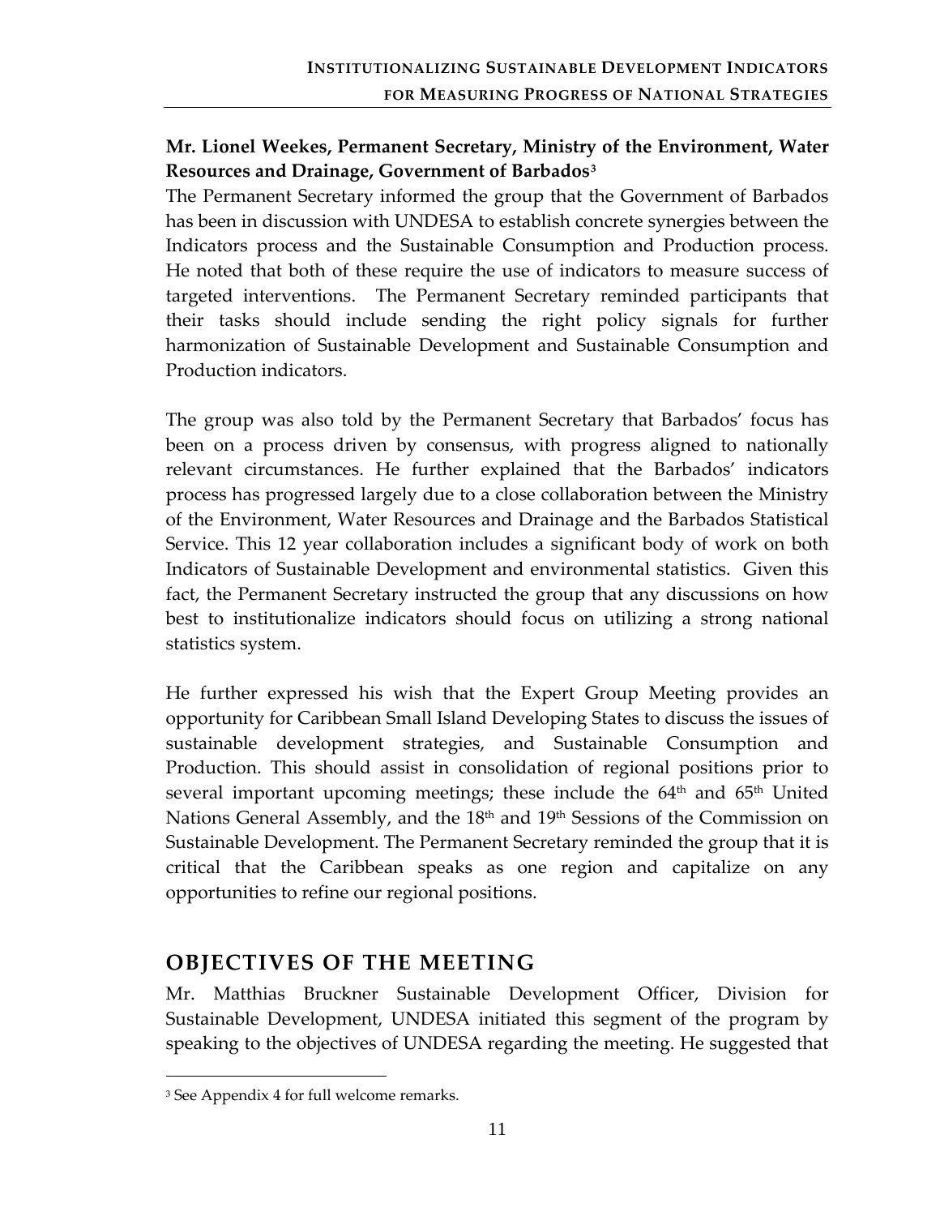**Mr. Lionel Weekes, Permanent Secretary, Ministry of the Environment, Water Resources and Drainage, Government of Barbados**[3]

The Permanent Secretary informed the group that the Government of Barbados has been in discussion with UNDESA to establish concrete synergies between the Indicators process and the Sustainable Consumption and Production process. He noted that both of these require the use of indicators to measure success of targeted interventions. The Permanent Secretary reminded participants that their tasks should include sending the right policy signals for further harmonization of Sustainable Development and Sustainable Consumption and Production indicators.

The group was also told by the Permanent Secretary that Barbados' focus has been on a process driven by consensus, with progress aligned to nationally relevant circumstances. He further explained that the Barbados' indicators process has progressed largely due to a close collaboration between the Ministry of the Environment, Water Resources and Drainage and the Barbados Statistical Service. This 12 year collaboration includes a significant body of work on both Indicators of Sustainable Development and environmental statistics. Given this fact, the Permanent Secretary instructed the group that any discussions on how best to institutionalize indicators should focus on utilizing a strong national statistics system.

He further expressed his wish that the Expert Group Meeting provides an opportunity for Caribbean Small Island Developing States to discuss the issues of sustainable development strategies, and Sustainable Consumption and Production. This should assist in consolidation of regional positions prior to several important upcoming meetings; these include the 64th and 65th United Nations General Assembly, and the 18th and 19th Sessions of the Commission on Sustainable Development. The Permanent Secretary reminded the group that it is critical that the Caribbean speaks as one region and capitalize on any opportunities to refine our regional positions.

## OBJECTIVES OF THE MEETING

Mr. Matthias Bruckner Sustainable Development Officer, Division for Sustainable Development, UNDESA initiated this segment of the program by speaking to the objectives of UNDESA regarding the meeting. He suggested that

[3] See Appendix 4 for full welcome remarks.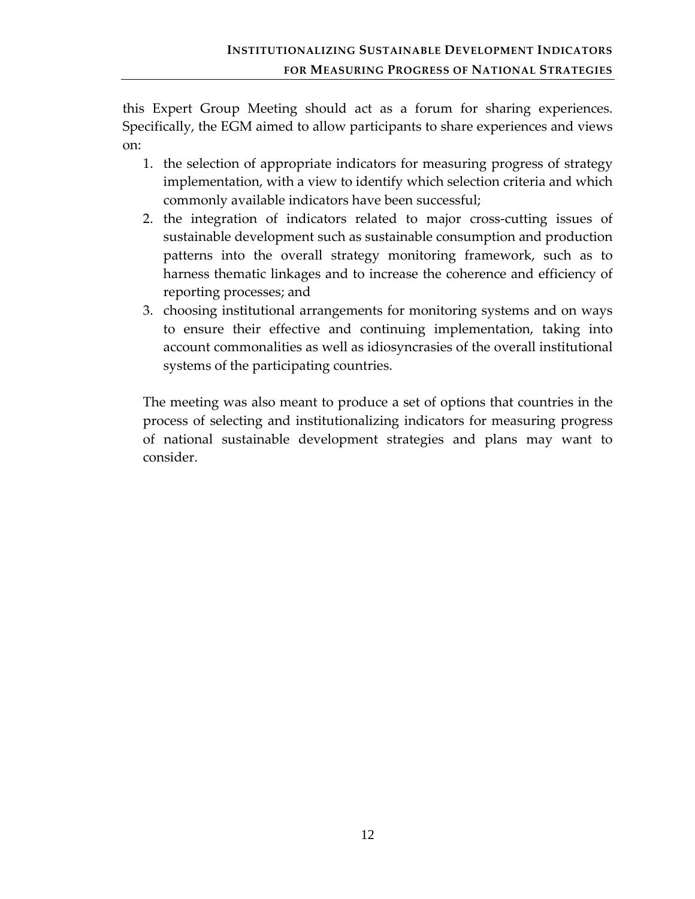this Expert Group Meeting should act as a forum for sharing experiences. Specifically, the EGM aimed to allow participants to share experiences and views on:

1. the selection of appropriate indicators for measuring progress of strategy implementation, with a view to identify which selection criteria and which commonly available indicators have been successful;
2. the integration of indicators related to major cross-cutting issues of sustainable development such as sustainable consumption and production patterns into the overall strategy monitoring framework, such as to harness thematic linkages and to increase the coherence and efficiency of reporting processes; and
3. choosing institutional arrangements for monitoring systems and on ways to ensure their effective and continuing implementation, taking into account commonalities as well as idiosyncrasies of the overall institutional systems of the participating countries.

The meeting was also meant to produce a set of options that countries in the process of selecting and institutionalizing indicators for measuring progress of national sustainable development strategies and plans may want to consider.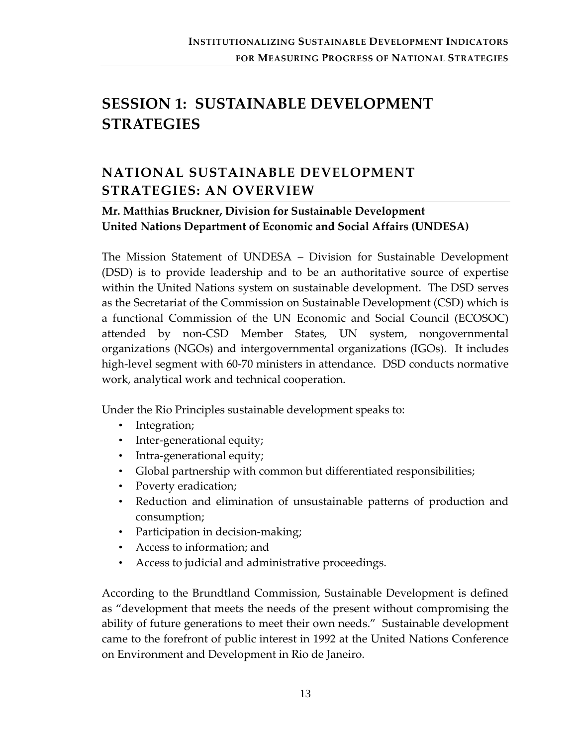# SESSION 1: SUSTAINABLE DEVELOPMENT STRATEGIES

## NATIONAL SUSTAINABLE DEVELOPMENT STRATEGIES: AN OVERVIEW

**Mr. Matthias Bruckner, Division for Sustainable Development**
**United Nations Department of Economic and Social Affairs (UNDESA)**

The Mission Statement of UNDESA – Division for Sustainable Development (DSD) is to provide leadership and to be an authoritative source of expertise within the United Nations system on sustainable development. The DSD serves as the Secretariat of the Commission on Sustainable Development (CSD) which is a functional Commission of the UN Economic and Social Council (ECOSOC) attended by non-CSD Member States, UN system, nongovernmental organizations (NGOs) and intergovernmental organizations (IGOs). It includes high-level segment with 60-70 ministers in attendance. DSD conducts normative work, analytical work and technical cooperation.

Under the Rio Principles sustainable development speaks to:

- Integration;
- Inter-generational equity;
- Intra-generational equity;
- Global partnership with common but differentiated responsibilities;
- Poverty eradication;
- Reduction and elimination of unsustainable patterns of production and consumption;
- Participation in decision-making;
- Access to information; and
- Access to judicial and administrative proceedings.

According to the Brundtland Commission, Sustainable Development is defined as "development that meets the needs of the present without compromising the ability of future generations to meet their own needs." Sustainable development came to the forefront of public interest in 1992 at the United Nations Conference on Environment and Development in Rio de Janeiro.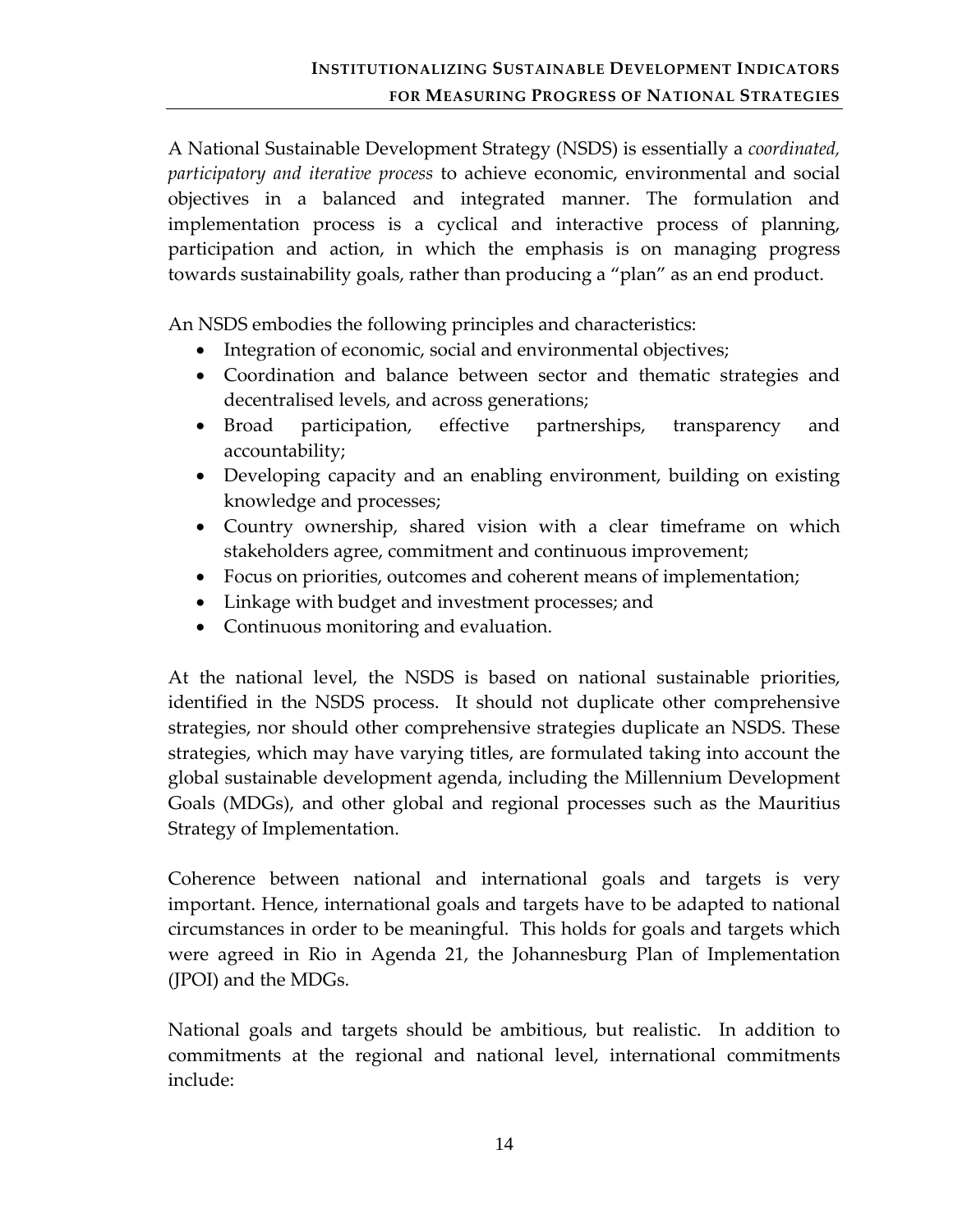A National Sustainable Development Strategy (NSDS) is essentially a *coordinated, participatory and iterative process* to achieve economic, environmental and social objectives in a balanced and integrated manner. The formulation and implementation process is a cyclical and interactive process of planning, participation and action, in which the emphasis is on managing progress towards sustainability goals, rather than producing a "plan" as an end product.

An NSDS embodies the following principles and characteristics:

- Integration of economic, social and environmental objectives;
- Coordination and balance between sector and thematic strategies and decentralised levels, and across generations;
- Broad participation, effective partnerships, transparency and accountability;
- Developing capacity and an enabling environment, building on existing knowledge and processes;
- Country ownership, shared vision with a clear timeframe on which stakeholders agree, commitment and continuous improvement;
- Focus on priorities, outcomes and coherent means of implementation;
- Linkage with budget and investment processes; and
- Continuous monitoring and evaluation.

At the national level, the NSDS is based on national sustainable priorities, identified in the NSDS process. It should not duplicate other comprehensive strategies, nor should other comprehensive strategies duplicate an NSDS. These strategies, which may have varying titles, are formulated taking into account the global sustainable development agenda, including the Millennium Development Goals (MDGs), and other global and regional processes such as the Mauritius Strategy of Implementation.

Coherence between national and international goals and targets is very important. Hence, international goals and targets have to be adapted to national circumstances in order to be meaningful. This holds for goals and targets which were agreed in Rio in Agenda 21, the Johannesburg Plan of Implementation (JPOI) and the MDGs.

National goals and targets should be ambitious, but realistic. In addition to commitments at the regional and national level, international commitments include: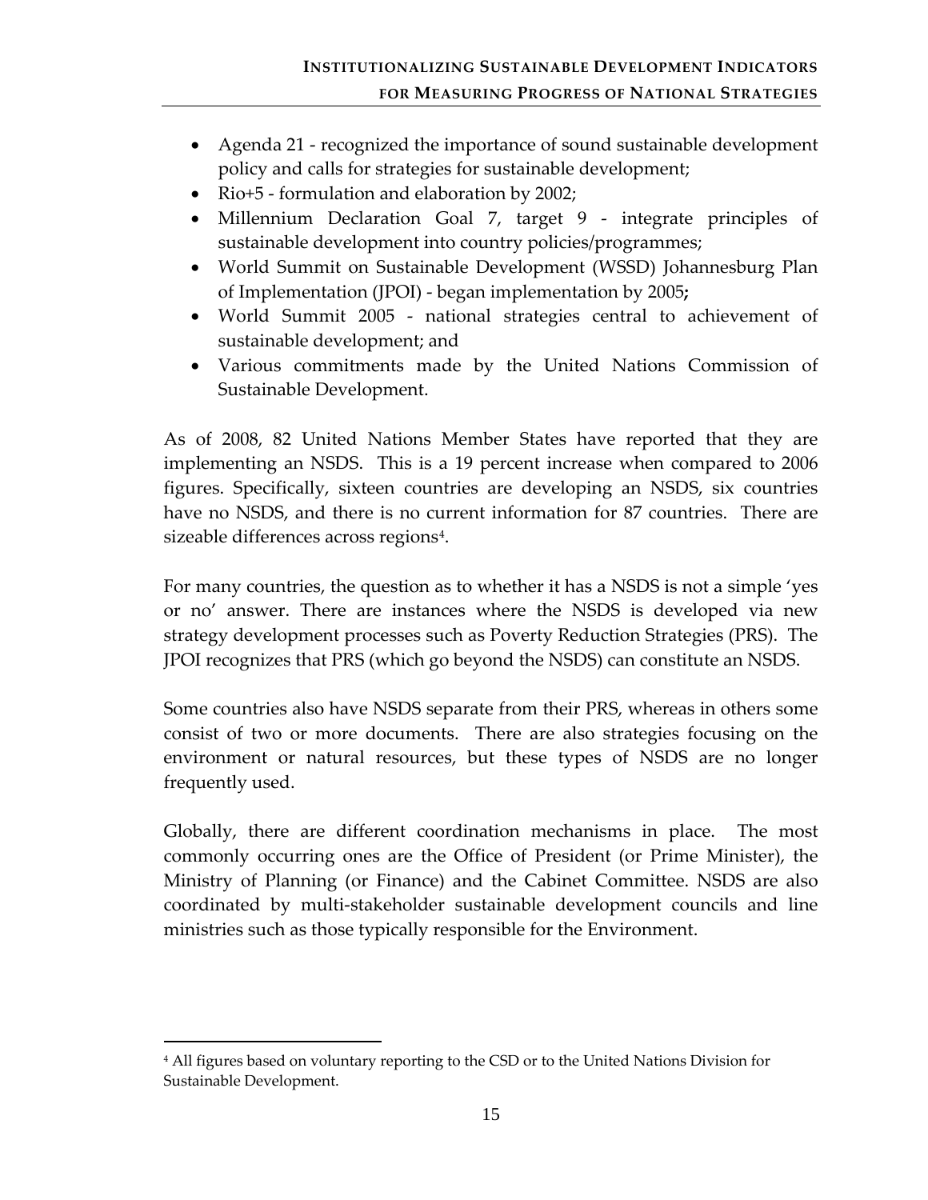- Agenda 21 - recognized the importance of sound sustainable development policy and calls for strategies for sustainable development;
- Rio+5 - formulation and elaboration by 2002;
- Millennium Declaration Goal 7, target 9 - integrate principles of sustainable development into country policies/programmes;
- World Summit on Sustainable Development (WSSD) Johannesburg Plan of Implementation (JPOI) - began implementation by 2005**;**
- World Summit 2005 - national strategies central to achievement of sustainable development; and
- Various commitments made by the United Nations Commission of Sustainable Development.

As of 2008, 82 United Nations Member States have reported that they are implementing an NSDS. This is a 19 percent increase when compared to 2006 figures. Specifically, sixteen countries are developing an NSDS, six countries have no NSDS, and there is no current information for 87 countries. There are sizeable differences across regions[4].

For many countries, the question as to whether it has a NSDS is not a simple 'yes or no' answer. There are instances where the NSDS is developed via new strategy development processes such as Poverty Reduction Strategies (PRS). The JPOI recognizes that PRS (which go beyond the NSDS) can constitute an NSDS.

Some countries also have NSDS separate from their PRS, whereas in others some consist of two or more documents. There are also strategies focusing on the environment or natural resources, but these types of NSDS are no longer frequently used.

Globally, there are different coordination mechanisms in place. The most commonly occurring ones are the Office of President (or Prime Minister), the Ministry of Planning (or Finance) and the Cabinet Committee. NSDS are also coordinated by multi-stakeholder sustainable development councils and line ministries such as those typically responsible for the Environment.

---

[4] All figures based on voluntary reporting to the CSD or to the United Nations Division for Sustainable Development.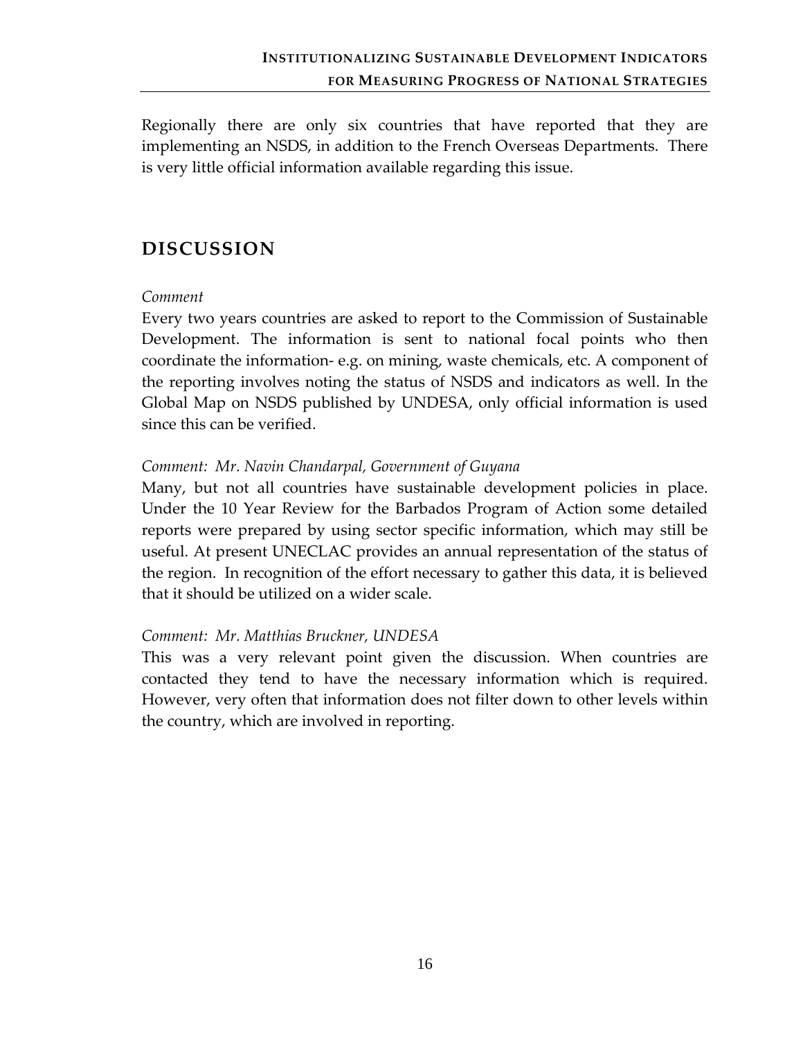Regionally there are only six countries that have reported that they are implementing an NSDS, in addition to the French Overseas Departments. There is very little official information available regarding this issue.

## DISCUSSION

*Comment*

Every two years countries are asked to report to the Commission of Sustainable Development. The information is sent to national focal points who then coordinate the information- e.g. on mining, waste chemicals, etc. A component of the reporting involves noting the status of NSDS and indicators as well. In the Global Map on NSDS published by UNDESA, only official information is used since this can be verified.

*Comment: Mr. Navin Chandarpal, Government of Guyana*

Many, but not all countries have sustainable development policies in place. Under the 10 Year Review for the Barbados Program of Action some detailed reports were prepared by using sector specific information, which may still be useful. At present UNECLAC provides an annual representation of the status of the region. In recognition of the effort necessary to gather this data, it is believed that it should be utilized on a wider scale.

*Comment: Mr. Matthias Bruckner, UNDESA*

This was a very relevant point given the discussion. When countries are contacted they tend to have the necessary information which is required. However, very often that information does not filter down to other levels within the country, which are involved in reporting.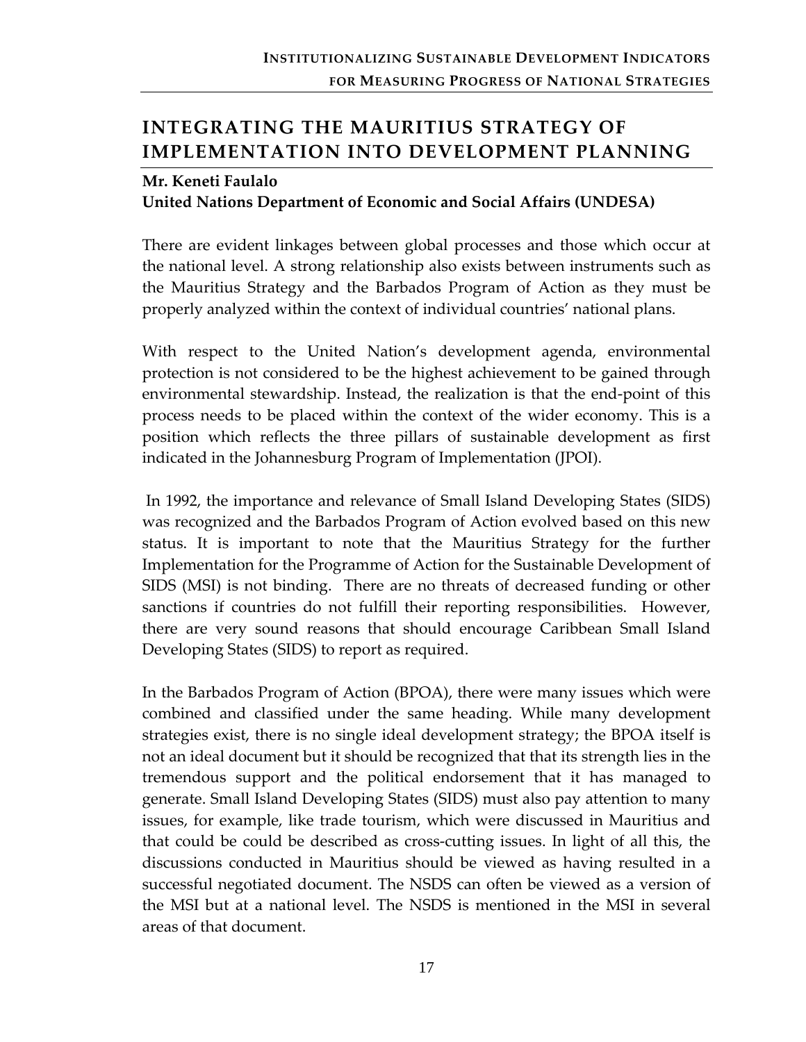## INTEGRATING THE MAURITIUS STRATEGY OF IMPLEMENTATION INTO DEVELOPMENT PLANNING

**Mr. Keneti Faulalo**
**United Nations Department of Economic and Social Affairs (UNDESA)**

There are evident linkages between global processes and those which occur at the national level. A strong relationship also exists between instruments such as the Mauritius Strategy and the Barbados Program of Action as they must be properly analyzed within the context of individual countries' national plans.

With respect to the United Nation's development agenda, environmental protection is not considered to be the highest achievement to be gained through environmental stewardship. Instead, the realization is that the end-point of this process needs to be placed within the context of the wider economy. This is a position which reflects the three pillars of sustainable development as first indicated in the Johannesburg Program of Implementation (JPOI).

In 1992, the importance and relevance of Small Island Developing States (SIDS) was recognized and the Barbados Program of Action evolved based on this new status. It is important to note that the Mauritius Strategy for the further Implementation for the Programme of Action for the Sustainable Development of SIDS (MSI) is not binding. There are no threats of decreased funding or other sanctions if countries do not fulfill their reporting responsibilities. However, there are very sound reasons that should encourage Caribbean Small Island Developing States (SIDS) to report as required.

In the Barbados Program of Action (BPOA), there were many issues which were combined and classified under the same heading. While many development strategies exist, there is no single ideal development strategy; the BPOA itself is not an ideal document but it should be recognized that that its strength lies in the tremendous support and the political endorsement that it has managed to generate. Small Island Developing States (SIDS) must also pay attention to many issues, for example, like trade tourism, which were discussed in Mauritius and that could be could be described as cross-cutting issues. In light of all this, the discussions conducted in Mauritius should be viewed as having resulted in a successful negotiated document. The NSDS can often be viewed as a version of the MSI but at a national level. The NSDS is mentioned in the MSI in several areas of that document.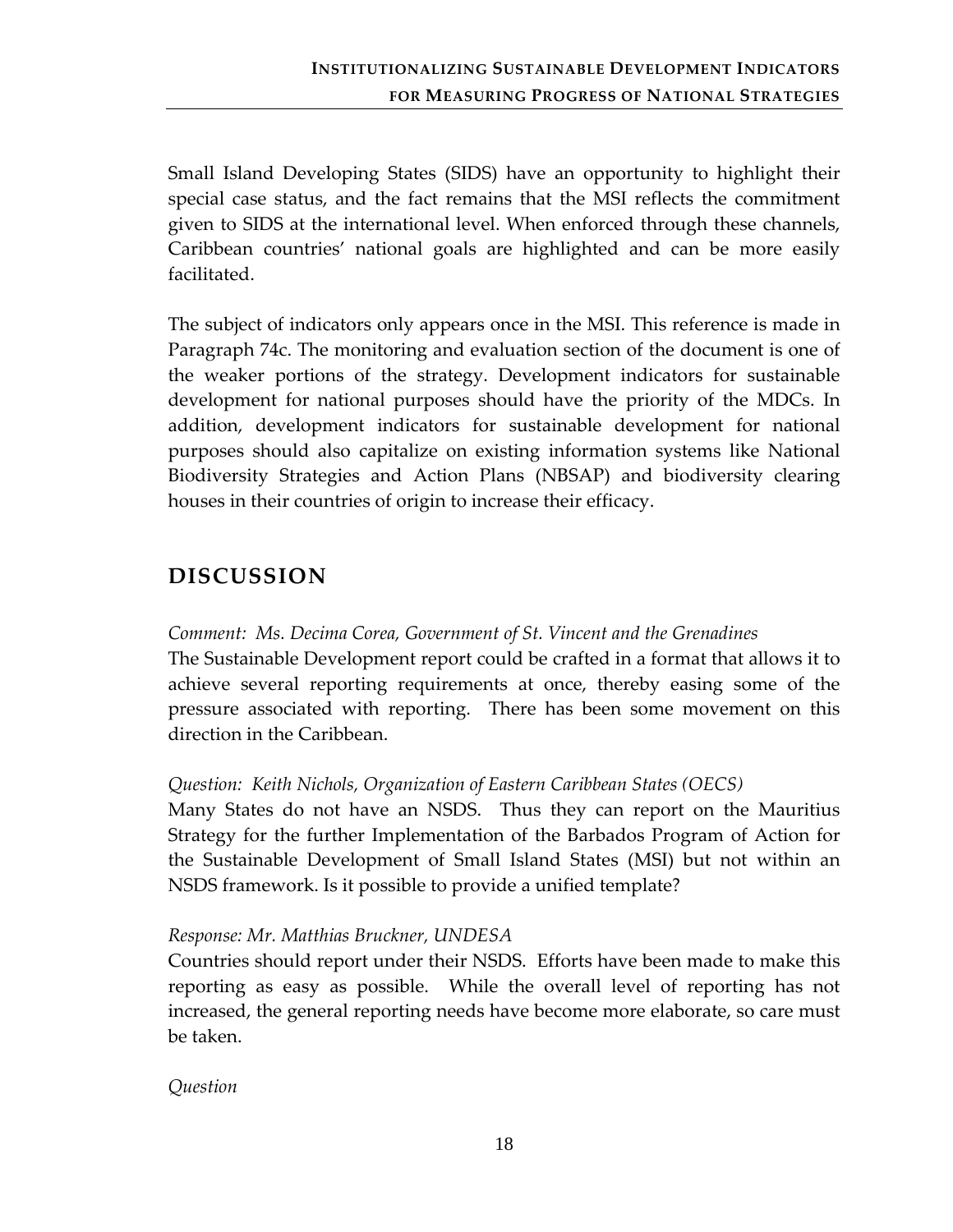Small Island Developing States (SIDS) have an opportunity to highlight their special case status, and the fact remains that the MSI reflects the commitment given to SIDS at the international level. When enforced through these channels, Caribbean countries' national goals are highlighted and can be more easily facilitated.

The subject of indicators only appears once in the MSI. This reference is made in Paragraph 74c. The monitoring and evaluation section of the document is one of the weaker portions of the strategy. Development indicators for sustainable development for national purposes should have the priority of the MDCs. In addition, development indicators for sustainable development for national purposes should also capitalize on existing information systems like National Biodiversity Strategies and Action Plans (NBSAP) and biodiversity clearing houses in their countries of origin to increase their efficacy.

## DISCUSSION

*Comment: Ms. Decima Corea, Government of St. Vincent and the Grenadines*
The Sustainable Development report could be crafted in a format that allows it to achieve several reporting requirements at once, thereby easing some of the pressure associated with reporting. There has been some movement on this direction in the Caribbean.

*Question: Keith Nichols, Organization of Eastern Caribbean States (OECS)*
Many States do not have an NSDS. Thus they can report on the Mauritius Strategy for the further Implementation of the Barbados Program of Action for the Sustainable Development of Small Island States (MSI) but not within an NSDS framework. Is it possible to provide a unified template?

*Response: Mr. Matthias Bruckner, UNDESA*
Countries should report under their NSDS. Efforts have been made to make this reporting as easy as possible. While the overall level of reporting has not increased, the general reporting needs have become more elaborate, so care must be taken.

*Question*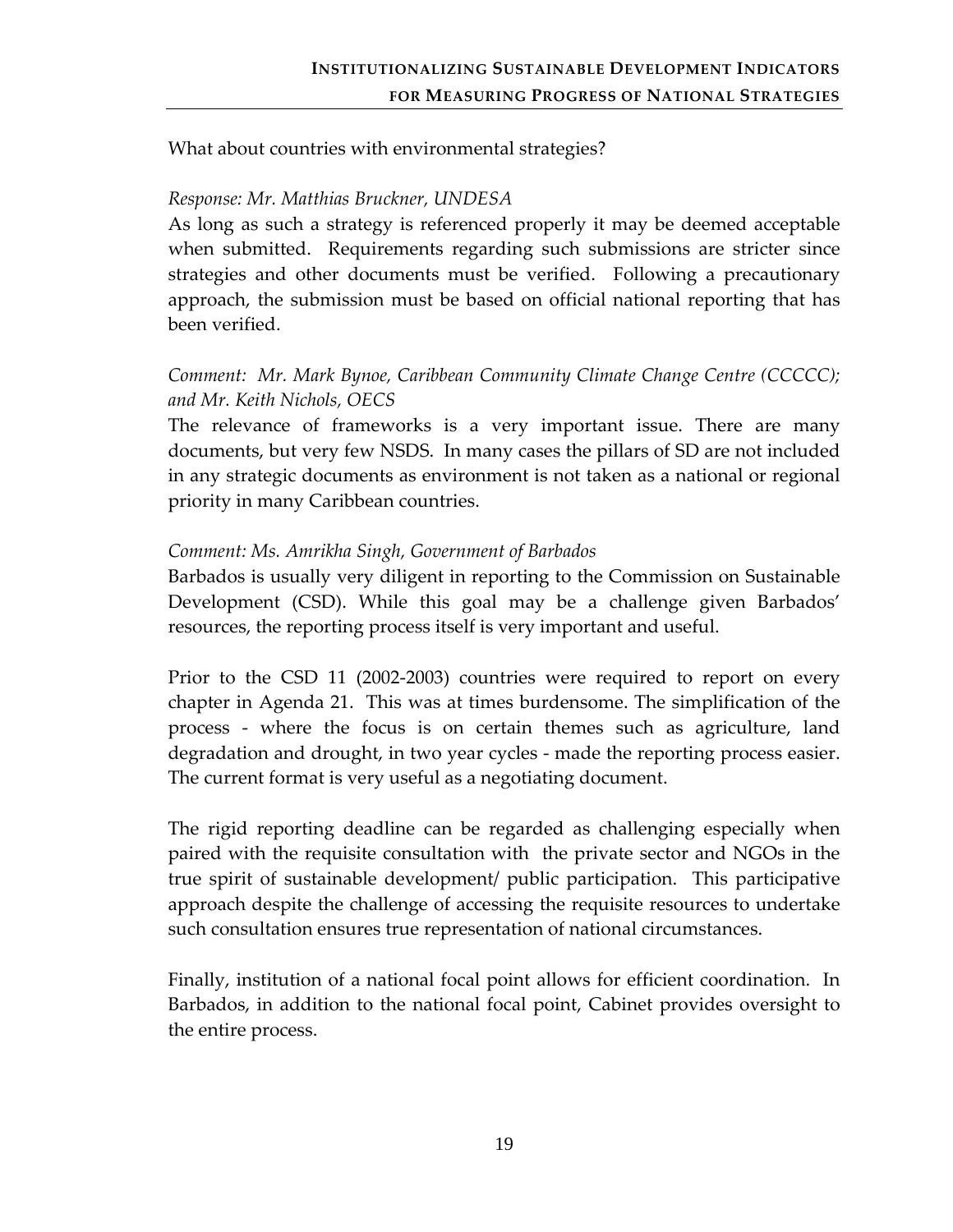What about countries with environmental strategies?

*Response: Mr. Matthias Bruckner, UNDESA*

As long as such a strategy is referenced properly it may be deemed acceptable when submitted. Requirements regarding such submissions are stricter since strategies and other documents must be verified. Following a precautionary approach, the submission must be based on official national reporting that has been verified.

*Comment: Mr. Mark Bynoe, Caribbean Community Climate Change Centre (CCCCC); and Mr. Keith Nichols, OECS*

The relevance of frameworks is a very important issue. There are many documents, but very few NSDS. In many cases the pillars of SD are not included in any strategic documents as environment is not taken as a national or regional priority in many Caribbean countries.

*Comment: Ms. Amrikha Singh, Government of Barbados*

Barbados is usually very diligent in reporting to the Commission on Sustainable Development (CSD). While this goal may be a challenge given Barbados' resources, the reporting process itself is very important and useful.

Prior to the CSD 11 (2002-2003) countries were required to report on every chapter in Agenda 21. This was at times burdensome. The simplification of the process - where the focus is on certain themes such as agriculture, land degradation and drought, in two year cycles - made the reporting process easier. The current format is very useful as a negotiating document.

The rigid reporting deadline can be regarded as challenging especially when paired with the requisite consultation with the private sector and NGOs in the true spirit of sustainable development/ public participation. This participative approach despite the challenge of accessing the requisite resources to undertake such consultation ensures true representation of national circumstances.

Finally, institution of a national focal point allows for efficient coordination. In Barbados, in addition to the national focal point, Cabinet provides oversight to the entire process.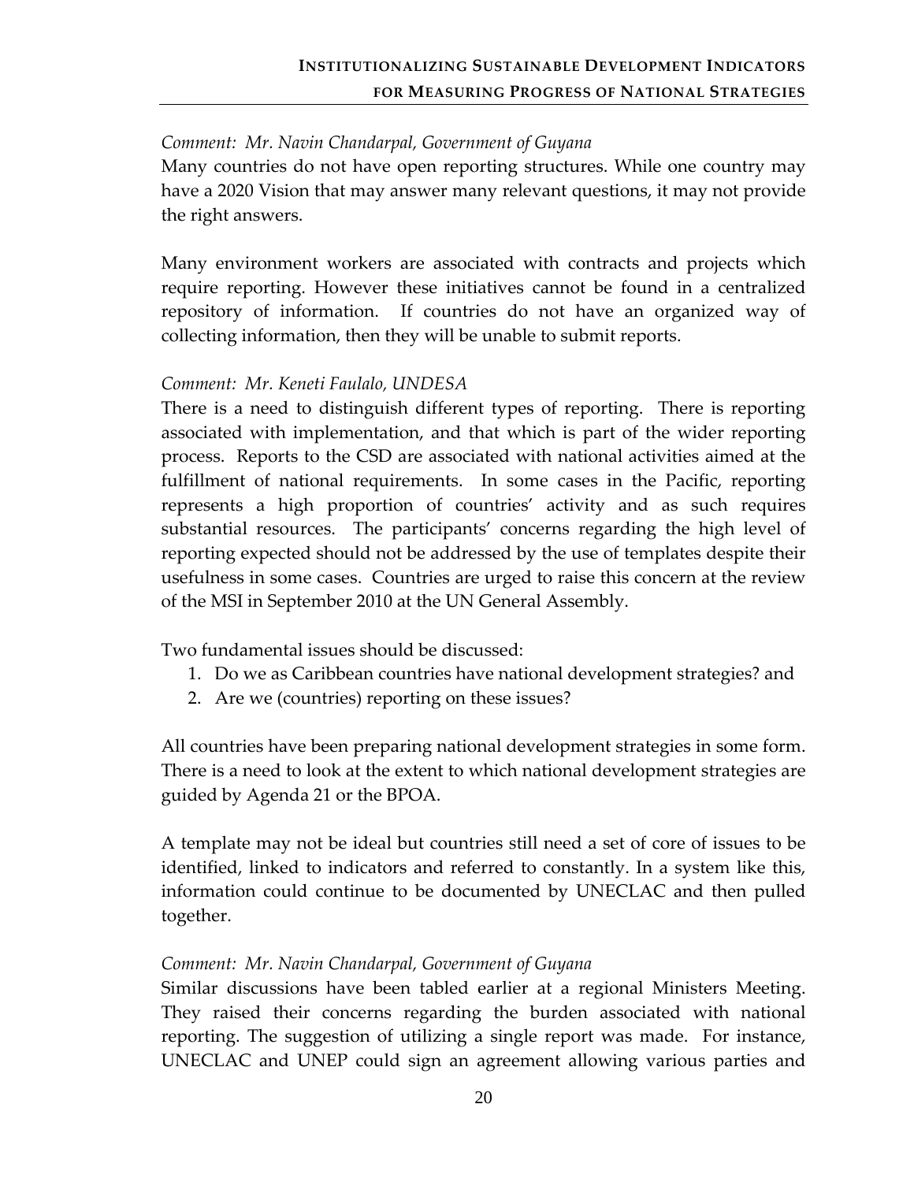*Comment: Mr. Navin Chandarpal, Government of Guyana*

Many countries do not have open reporting structures. While one country may have a 2020 Vision that may answer many relevant questions, it may not provide the right answers.

Many environment workers are associated with contracts and projects which require reporting. However these initiatives cannot be found in a centralized repository of information. If countries do not have an organized way of collecting information, then they will be unable to submit reports.

*Comment: Mr. Keneti Faulalo, UNDESA*

There is a need to distinguish different types of reporting. There is reporting associated with implementation, and that which is part of the wider reporting process. Reports to the CSD are associated with national activities aimed at the fulfillment of national requirements. In some cases in the Pacific, reporting represents a high proportion of countries' activity and as such requires substantial resources. The participants' concerns regarding the high level of reporting expected should not be addressed by the use of templates despite their usefulness in some cases. Countries are urged to raise this concern at the review of the MSI in September 2010 at the UN General Assembly.

Two fundamental issues should be discussed:

1. Do we as Caribbean countries have national development strategies? and
2. Are we (countries) reporting on these issues?

All countries have been preparing national development strategies in some form. There is a need to look at the extent to which national development strategies are guided by Agenda 21 or the BPOA.

A template may not be ideal but countries still need a set of core of issues to be identified, linked to indicators and referred to constantly. In a system like this, information could continue to be documented by UNECLAC and then pulled together.

*Comment: Mr. Navin Chandarpal, Government of Guyana*

Similar discussions have been tabled earlier at a regional Ministers Meeting. They raised their concerns regarding the burden associated with national reporting. The suggestion of utilizing a single report was made. For instance, UNECLAC and UNEP could sign an agreement allowing various parties and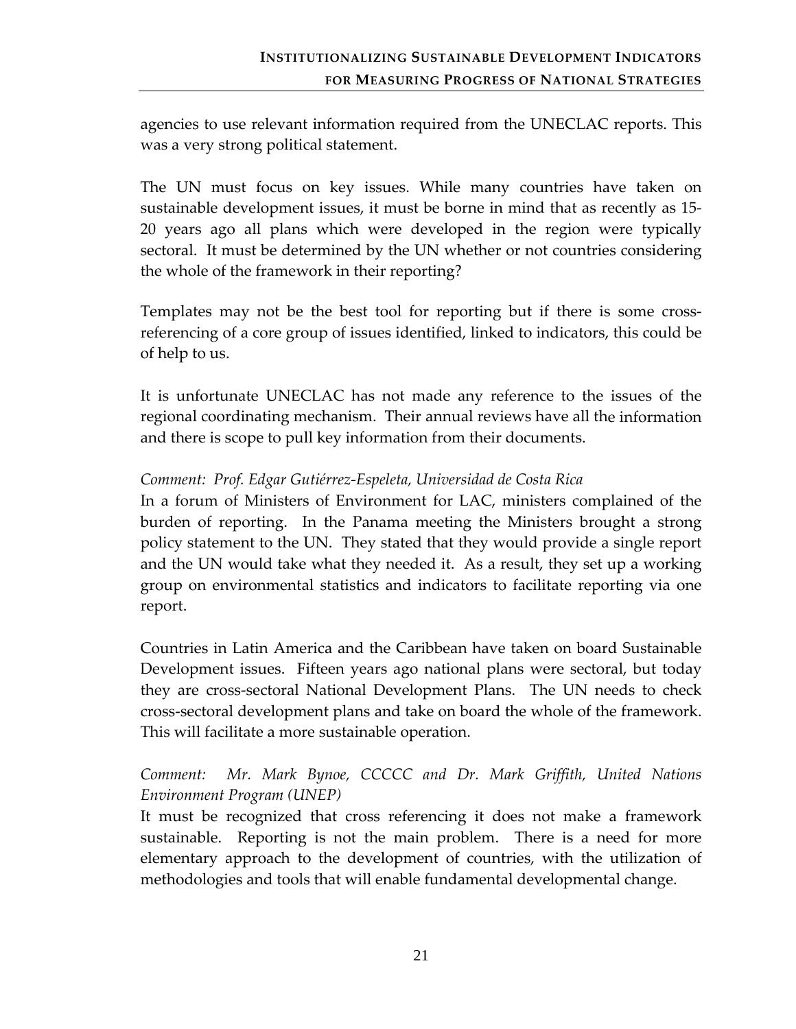agencies to use relevant information required from the UNECLAC reports. This was a very strong political statement.

The UN must focus on key issues. While many countries have taken on sustainable development issues, it must be borne in mind that as recently as 15-20 years ago all plans which were developed in the region were typically sectoral. It must be determined by the UN whether or not countries considering the whole of the framework in their reporting?

Templates may not be the best tool for reporting but if there is some cross-referencing of a core group of issues identified, linked to indicators, this could be of help to us.

It is unfortunate UNECLAC has not made any reference to the issues of the regional coordinating mechanism. Their annual reviews have all the information and there is scope to pull key information from their documents.

*Comment: Prof. Edgar Gutiérrez-Espeleta, Universidad de Costa Rica*
In a forum of Ministers of Environment for LAC, ministers complained of the burden of reporting. In the Panama meeting the Ministers brought a strong policy statement to the UN. They stated that they would provide a single report and the UN would take what they needed it. As a result, they set up a working group on environmental statistics and indicators to facilitate reporting via one report.

Countries in Latin America and the Caribbean have taken on board Sustainable Development issues. Fifteen years ago national plans were sectoral, but today they are cross-sectoral National Development Plans. The UN needs to check cross-sectoral development plans and take on board the whole of the framework. This will facilitate a more sustainable operation.

*Comment: Mr. Mark Bynoe, CCCCC and Dr. Mark Griffith, United Nations Environment Program (UNEP)*
It must be recognized that cross referencing it does not make a framework sustainable. Reporting is not the main problem. There is a need for more elementary approach to the development of countries, with the utilization of methodologies and tools that will enable fundamental developmental change.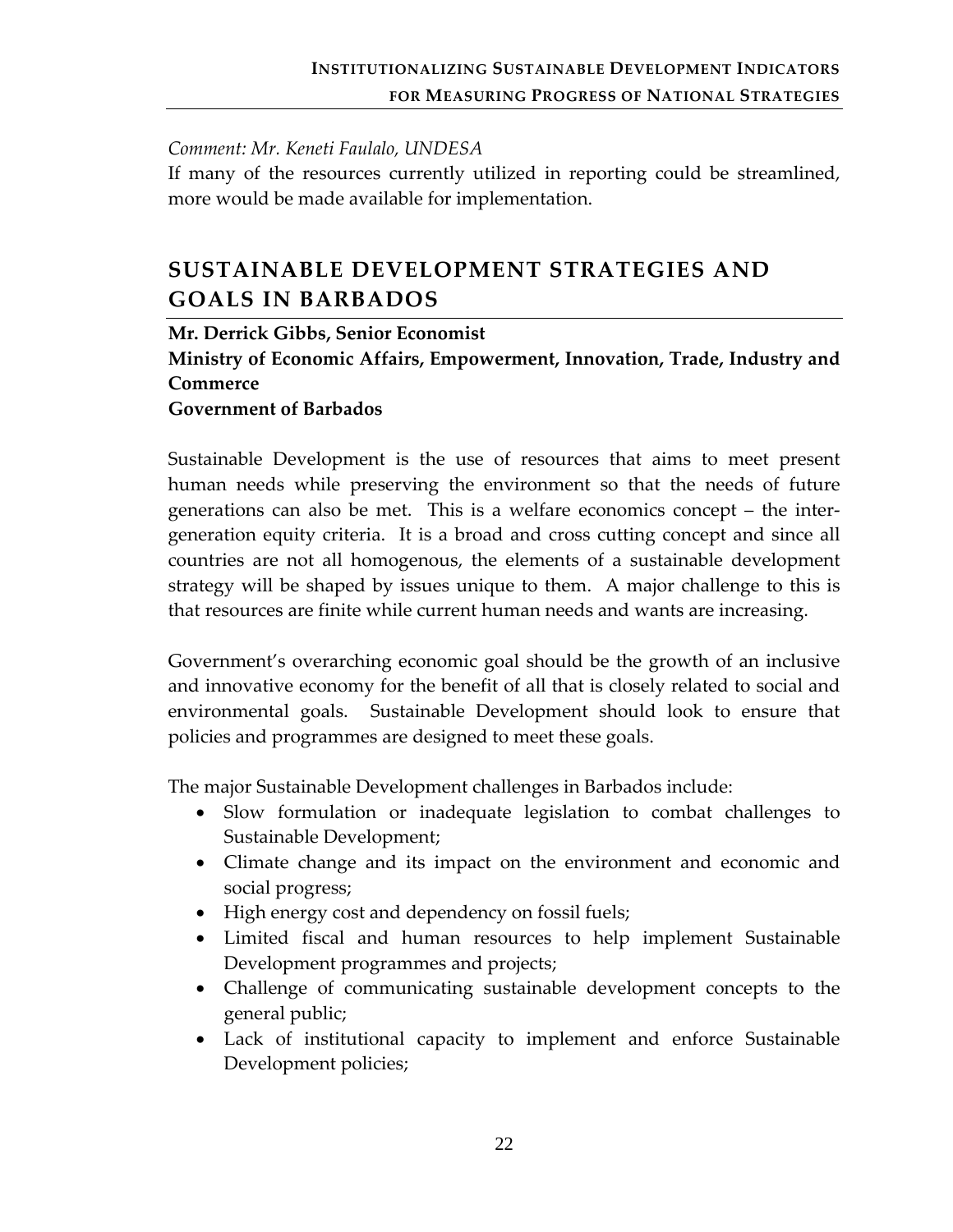*Comment: Mr. Keneti Faulalo, UNDESA*

If many of the resources currently utilized in reporting could be streamlined, more would be made available for implementation.

## SUSTAINABLE DEVELOPMENT STRATEGIES AND GOALS IN BARBADOS

**Mr. Derrick Gibbs, Senior Economist**
**Ministry of Economic Affairs, Empowerment, Innovation, Trade, Industry and Commerce**
**Government of Barbados**

Sustainable Development is the use of resources that aims to meet present human needs while preserving the environment so that the needs of future generations can also be met. This is a welfare economics concept – the inter-generation equity criteria. It is a broad and cross cutting concept and since all countries are not all homogenous, the elements of a sustainable development strategy will be shaped by issues unique to them. A major challenge to this is that resources are finite while current human needs and wants are increasing.

Government's overarching economic goal should be the growth of an inclusive and innovative economy for the benefit of all that is closely related to social and environmental goals. Sustainable Development should look to ensure that policies and programmes are designed to meet these goals.

The major Sustainable Development challenges in Barbados include:

- Slow formulation or inadequate legislation to combat challenges to Sustainable Development;
- Climate change and its impact on the environment and economic and social progress;
- High energy cost and dependency on fossil fuels;
- Limited fiscal and human resources to help implement Sustainable Development programmes and projects;
- Challenge of communicating sustainable development concepts to the general public;
- Lack of institutional capacity to implement and enforce Sustainable Development policies;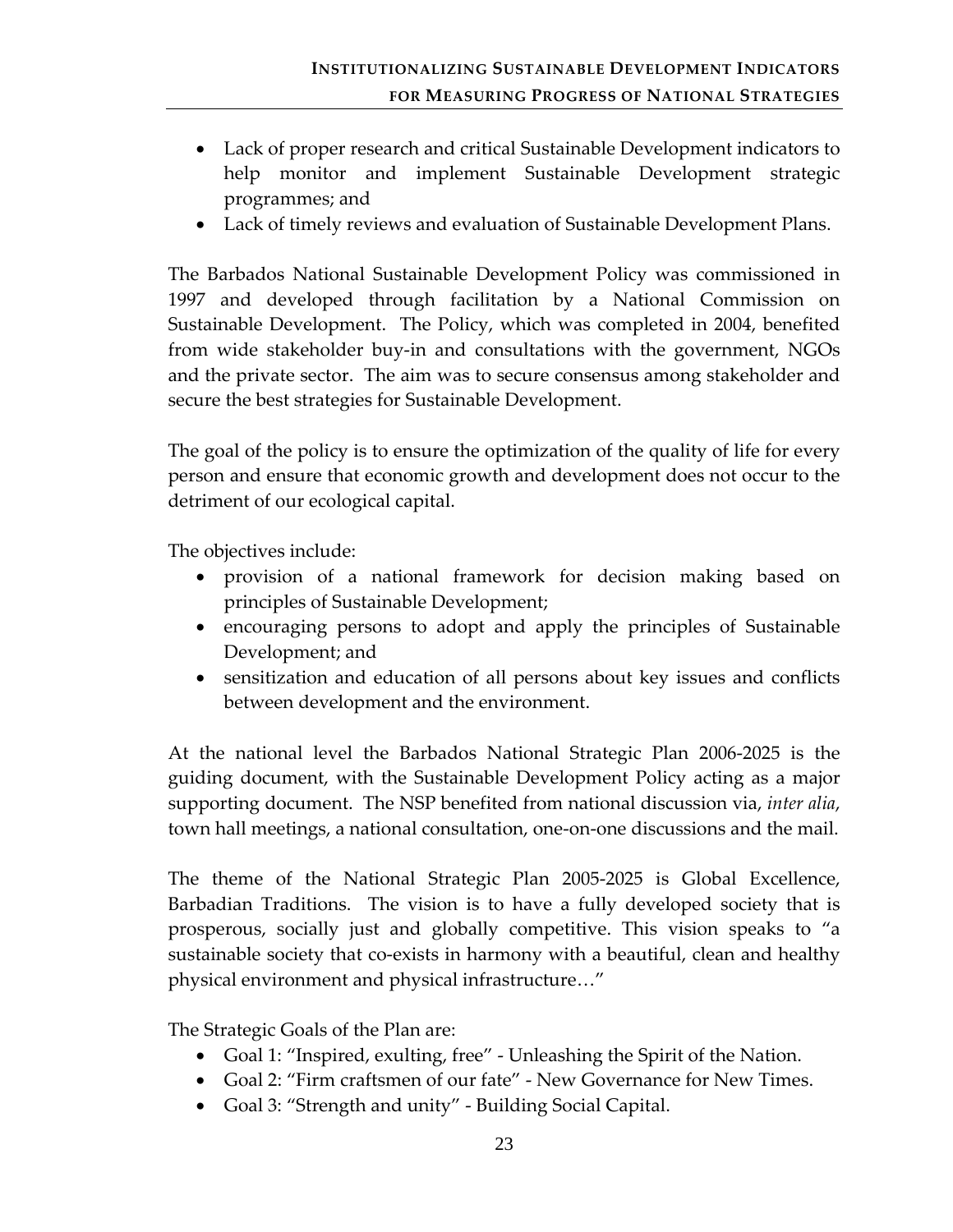- Lack of proper research and critical Sustainable Development indicators to help monitor and implement Sustainable Development strategic programmes; and
- Lack of timely reviews and evaluation of Sustainable Development Plans.

The Barbados National Sustainable Development Policy was commissioned in 1997 and developed through facilitation by a National Commission on Sustainable Development. The Policy, which was completed in 2004, benefited from wide stakeholder buy-in and consultations with the government, NGOs and the private sector. The aim was to secure consensus among stakeholder and secure the best strategies for Sustainable Development.

The goal of the policy is to ensure the optimization of the quality of life for every person and ensure that economic growth and development does not occur to the detriment of our ecological capital.

The objectives include:

- provision of a national framework for decision making based on principles of Sustainable Development;
- encouraging persons to adopt and apply the principles of Sustainable Development; and
- sensitization and education of all persons about key issues and conflicts between development and the environment.

At the national level the Barbados National Strategic Plan 2006-2025 is the guiding document, with the Sustainable Development Policy acting as a major supporting document. The NSP benefited from national discussion via, *inter alia*, town hall meetings, a national consultation, one-on-one discussions and the mail.

The theme of the National Strategic Plan 2005-2025 is Global Excellence, Barbadian Traditions. The vision is to have a fully developed society that is prosperous, socially just and globally competitive. This vision speaks to "a sustainable society that co-exists in harmony with a beautiful, clean and healthy physical environment and physical infrastructure…"

The Strategic Goals of the Plan are:

- Goal 1: "Inspired, exulting, free" - Unleashing the Spirit of the Nation.
- Goal 2: "Firm craftsmen of our fate" - New Governance for New Times.
- Goal 3: "Strength and unity" - Building Social Capital.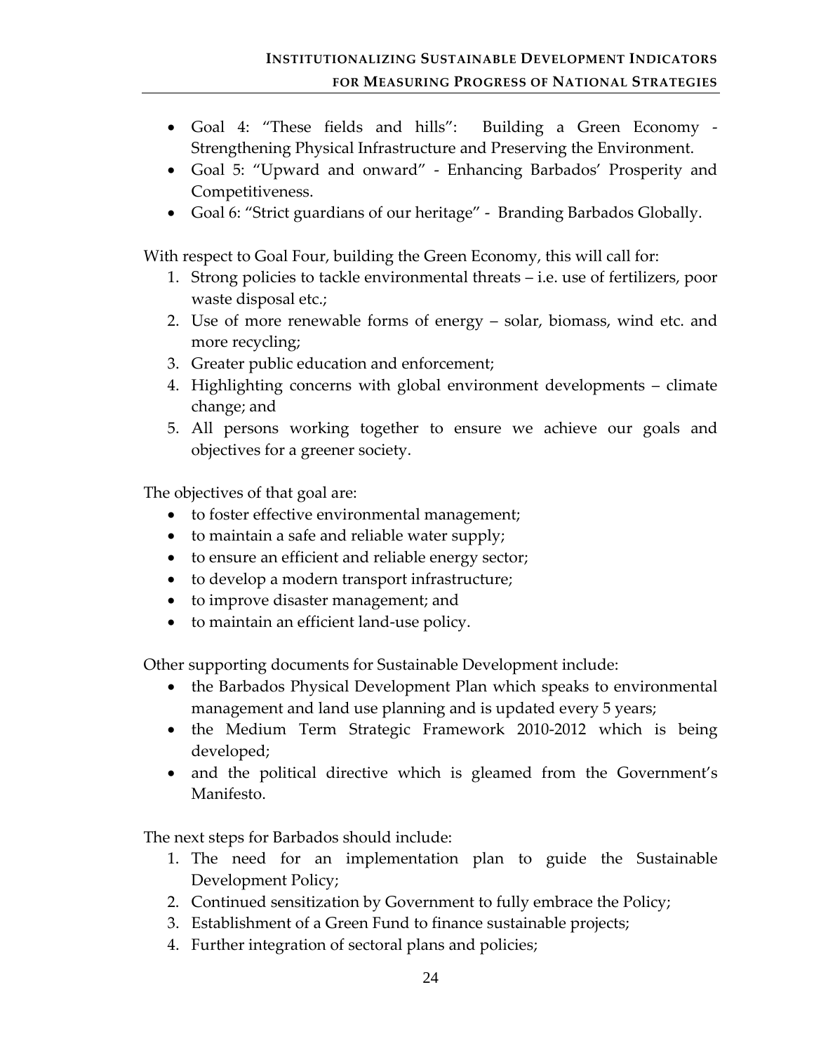- Goal 4: "These fields and hills": Building a Green Economy - Strengthening Physical Infrastructure and Preserving the Environment.
- Goal 5: "Upward and onward" - Enhancing Barbados' Prosperity and Competitiveness.
- Goal 6: "Strict guardians of our heritage" - Branding Barbados Globally.

With respect to Goal Four, building the Green Economy, this will call for:

1. Strong policies to tackle environmental threats – i.e. use of fertilizers, poor waste disposal etc.;
2. Use of more renewable forms of energy – solar, biomass, wind etc. and more recycling;
3. Greater public education and enforcement;
4. Highlighting concerns with global environment developments – climate change; and
5. All persons working together to ensure we achieve our goals and objectives for a greener society.

The objectives of that goal are:

- to foster effective environmental management;
- to maintain a safe and reliable water supply;
- to ensure an efficient and reliable energy sector;
- to develop a modern transport infrastructure;
- to improve disaster management; and
- to maintain an efficient land-use policy.

Other supporting documents for Sustainable Development include:

- the Barbados Physical Development Plan which speaks to environmental management and land use planning and is updated every 5 years;
- the Medium Term Strategic Framework 2010-2012 which is being developed;
- and the political directive which is gleamed from the Government's Manifesto.

The next steps for Barbados should include:

1. The need for an implementation plan to guide the Sustainable Development Policy;
2. Continued sensitization by Government to fully embrace the Policy;
3. Establishment of a Green Fund to finance sustainable projects;
4. Further integration of sectoral plans and policies;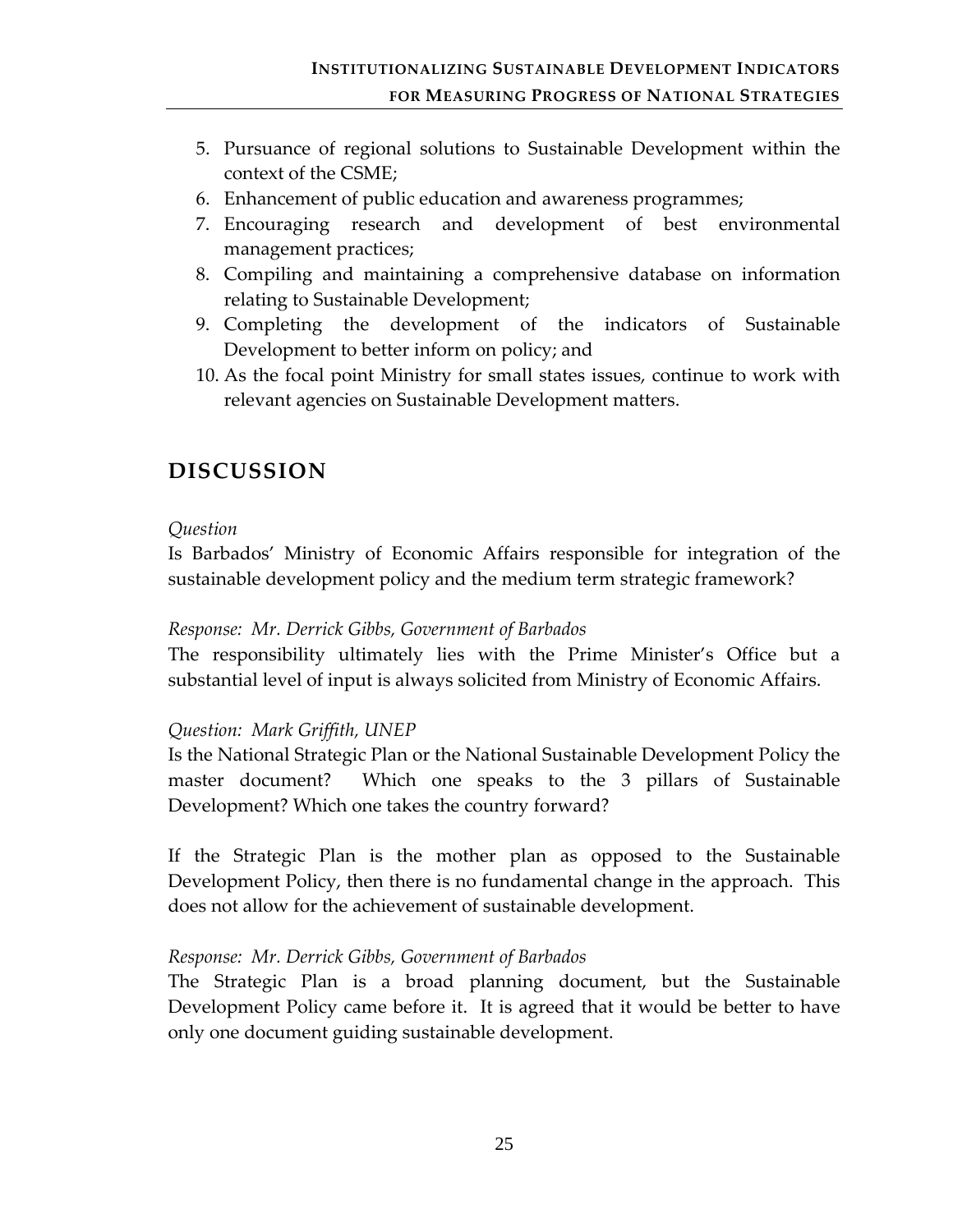5. Pursuance of regional solutions to Sustainable Development within the context of the CSME;
6. Enhancement of public education and awareness programmes;
7. Encouraging research and development of best environmental management practices;
8. Compiling and maintaining a comprehensive database on information relating to Sustainable Development;
9. Completing the development of the indicators of Sustainable Development to better inform on policy; and
10. As the focal point Ministry for small states issues, continue to work with relevant agencies on Sustainable Development matters.

## DISCUSSION

*Question*

Is Barbados' Ministry of Economic Affairs responsible for integration of the sustainable development policy and the medium term strategic framework?

*Response: Mr. Derrick Gibbs, Government of Barbados*

The responsibility ultimately lies with the Prime Minister's Office but a substantial level of input is always solicited from Ministry of Economic Affairs.

*Question: Mark Griffith, UNEP*

Is the National Strategic Plan or the National Sustainable Development Policy the master document? Which one speaks to the 3 pillars of Sustainable Development? Which one takes the country forward?

If the Strategic Plan is the mother plan as opposed to the Sustainable Development Policy, then there is no fundamental change in the approach. This does not allow for the achievement of sustainable development.

*Response: Mr. Derrick Gibbs, Government of Barbados*

The Strategic Plan is a broad planning document, but the Sustainable Development Policy came before it. It is agreed that it would be better to have only one document guiding sustainable development.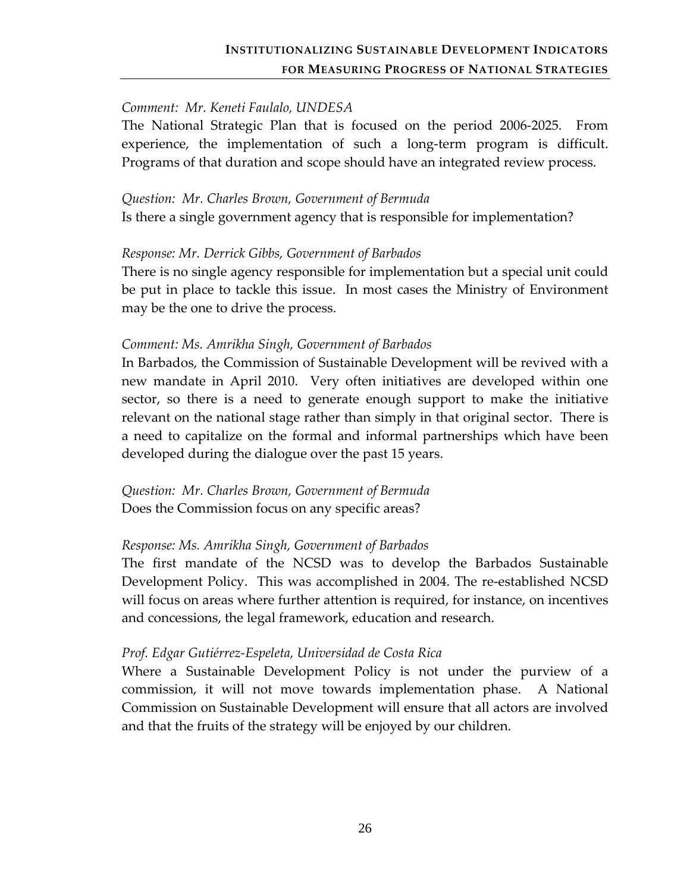*Comment: Mr. Keneti Faulalo, UNDESA*

The National Strategic Plan that is focused on the period 2006-2025. From experience, the implementation of such a long-term program is difficult. Programs of that duration and scope should have an integrated review process.

*Question: Mr. Charles Brown, Government of Bermuda*

Is there a single government agency that is responsible for implementation?

*Response: Mr. Derrick Gibbs, Government of Barbados*

There is no single agency responsible for implementation but a special unit could be put in place to tackle this issue. In most cases the Ministry of Environment may be the one to drive the process.

*Comment: Ms. Amrikha Singh, Government of Barbados*

In Barbados, the Commission of Sustainable Development will be revived with a new mandate in April 2010. Very often initiatives are developed within one sector, so there is a need to generate enough support to make the initiative relevant on the national stage rather than simply in that original sector. There is a need to capitalize on the formal and informal partnerships which have been developed during the dialogue over the past 15 years.

*Question: Mr. Charles Brown, Government of Bermuda*

Does the Commission focus on any specific areas?

*Response: Ms. Amrikha Singh, Government of Barbados*

The first mandate of the NCSD was to develop the Barbados Sustainable Development Policy. This was accomplished in 2004. The re-established NCSD will focus on areas where further attention is required, for instance, on incentives and concessions, the legal framework, education and research.

*Prof. Edgar Gutiérrez-Espeleta, Universidad de Costa Rica*

Where a Sustainable Development Policy is not under the purview of a commission, it will not move towards implementation phase. A National Commission on Sustainable Development will ensure that all actors are involved and that the fruits of the strategy will be enjoyed by our children.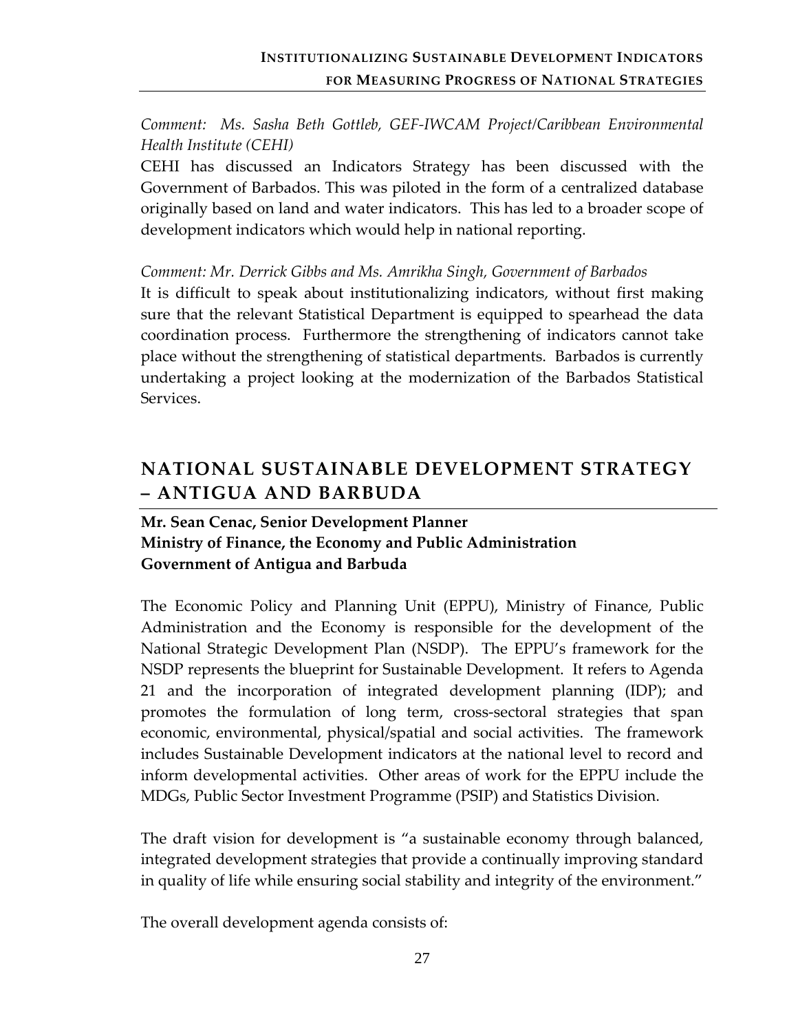*Comment: Ms. Sasha Beth Gottleb, GEF-IWCAM Project/Caribbean Environmental Health Institute (CEHI)*

CEHI has discussed an Indicators Strategy has been discussed with the Government of Barbados. This was piloted in the form of a centralized database originally based on land and water indicators. This has led to a broader scope of development indicators which would help in national reporting.

*Comment: Mr. Derrick Gibbs and Ms. Amrikha Singh, Government of Barbados*

It is difficult to speak about institutionalizing indicators, without first making sure that the relevant Statistical Department is equipped to spearhead the data coordination process. Furthermore the strengthening of indicators cannot take place without the strengthening of statistical departments. Barbados is currently undertaking a project looking at the modernization of the Barbados Statistical Services.

## NATIONAL SUSTAINABLE DEVELOPMENT STRATEGY – ANTIGUA AND BARBUDA

**Mr. Sean Cenac, Senior Development Planner**
**Ministry of Finance, the Economy and Public Administration**
**Government of Antigua and Barbuda**

The Economic Policy and Planning Unit (EPPU), Ministry of Finance, Public Administration and the Economy is responsible for the development of the National Strategic Development Plan (NSDP). The EPPU's framework for the NSDP represents the blueprint for Sustainable Development. It refers to Agenda 21 and the incorporation of integrated development planning (IDP); and promotes the formulation of long term, cross-sectoral strategies that span economic, environmental, physical/spatial and social activities. The framework includes Sustainable Development indicators at the national level to record and inform developmental activities. Other areas of work for the EPPU include the MDGs, Public Sector Investment Programme (PSIP) and Statistics Division.

The draft vision for development is "a sustainable economy through balanced, integrated development strategies that provide a continually improving standard in quality of life while ensuring social stability and integrity of the environment."

The overall development agenda consists of: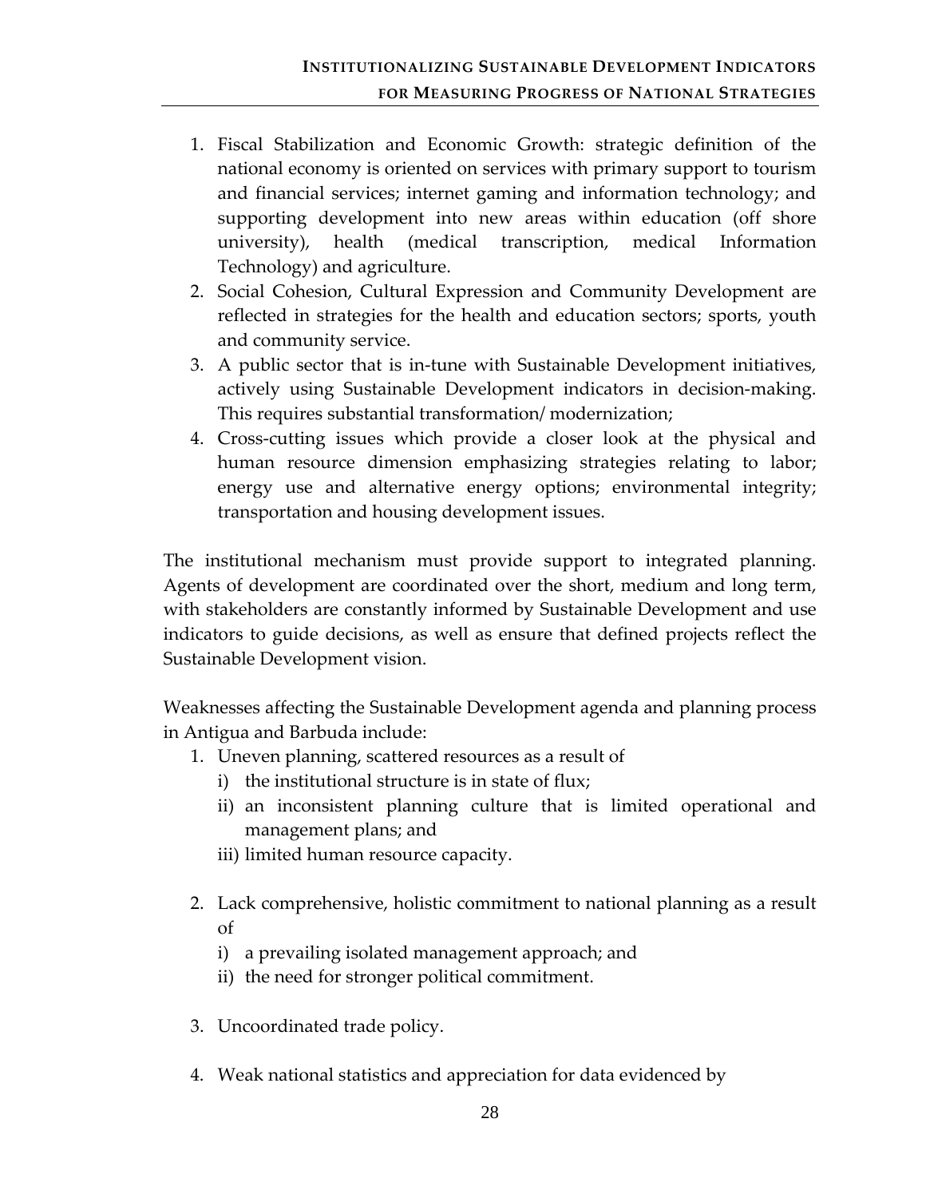1. Fiscal Stabilization and Economic Growth: strategic definition of the national economy is oriented on services with primary support to tourism and financial services; internet gaming and information technology; and supporting development into new areas within education (off shore university), health (medical transcription, medical Information Technology) and agriculture.
2. Social Cohesion, Cultural Expression and Community Development are reflected in strategies for the health and education sectors; sports, youth and community service.
3. A public sector that is in-tune with Sustainable Development initiatives, actively using Sustainable Development indicators in decision-making. This requires substantial transformation/ modernization;
4. Cross-cutting issues which provide a closer look at the physical and human resource dimension emphasizing strategies relating to labor; energy use and alternative energy options; environmental integrity; transportation and housing development issues.

The institutional mechanism must provide support to integrated planning. Agents of development are coordinated over the short, medium and long term, with stakeholders are constantly informed by Sustainable Development and use indicators to guide decisions, as well as ensure that defined projects reflect the Sustainable Development vision.

Weaknesses affecting the Sustainable Development agenda and planning process in Antigua and Barbuda include:

1. Uneven planning, scattered resources as a result of
   i) the institutional structure is in state of flux;
   ii) an inconsistent planning culture that is limited operational and management plans; and
   iii) limited human resource capacity.

2. Lack comprehensive, holistic commitment to national planning as a result of
   i) a prevailing isolated management approach; and
   ii) the need for stronger political commitment.

3. Uncoordinated trade policy.

4. Weak national statistics and appreciation for data evidenced by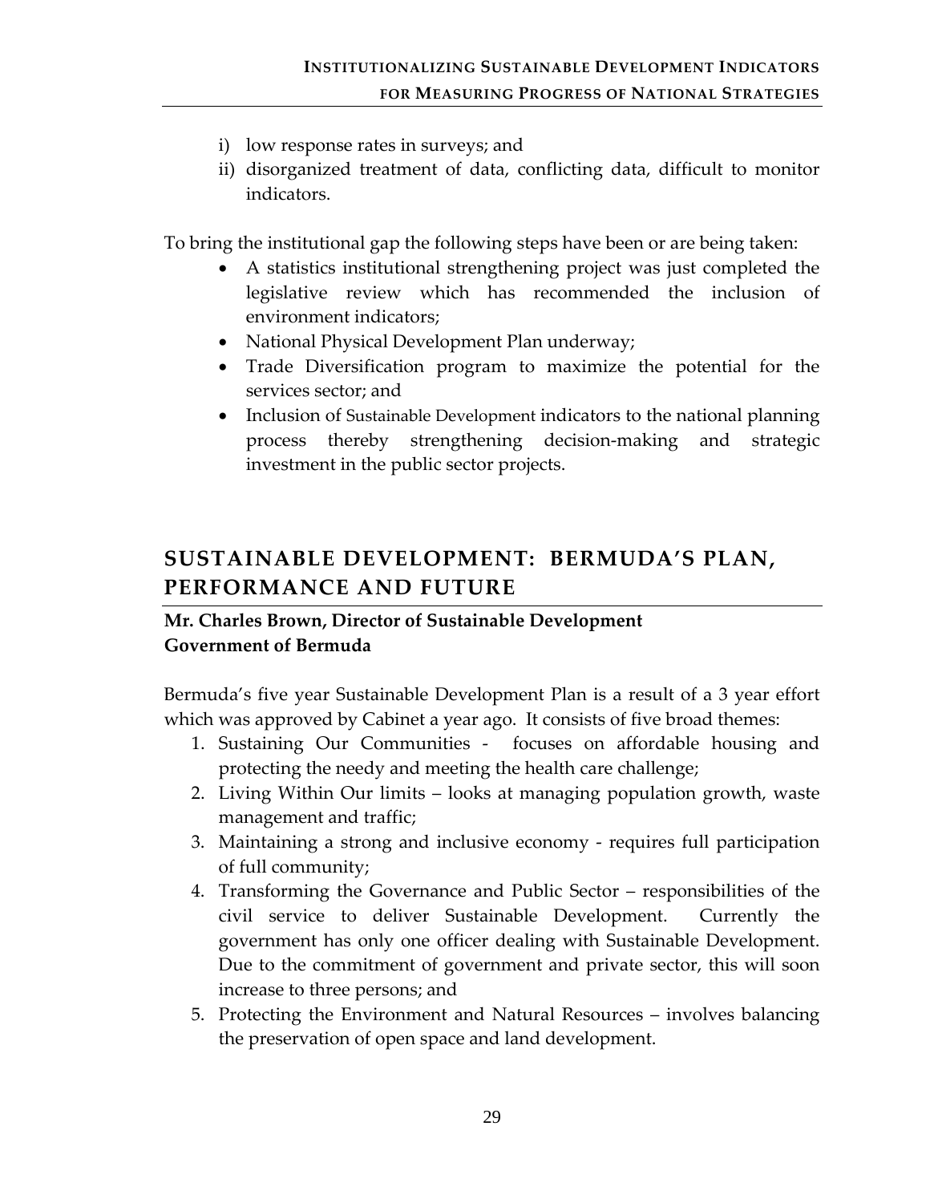i) low response rates in surveys; and
ii) disorganized treatment of data, conflicting data, difficult to monitor indicators.

To bring the institutional gap the following steps have been or are being taken:

- A statistics institutional strengthening project was just completed the legislative review which has recommended the inclusion of environment indicators;
- National Physical Development Plan underway;
- Trade Diversification program to maximize the potential for the services sector; and
- Inclusion of Sustainable Development indicators to the national planning process thereby strengthening decision-making and strategic investment in the public sector projects.

## SUSTAINABLE DEVELOPMENT: BERMUDA'S PLAN, PERFORMANCE AND FUTURE

**Mr. Charles Brown, Director of Sustainable Development**
**Government of Bermuda**

Bermuda's five year Sustainable Development Plan is a result of a 3 year effort which was approved by Cabinet a year ago. It consists of five broad themes:

1. Sustaining Our Communities - focuses on affordable housing and protecting the needy and meeting the health care challenge;
2. Living Within Our limits – looks at managing population growth, waste management and traffic;
3. Maintaining a strong and inclusive economy - requires full participation of full community;
4. Transforming the Governance and Public Sector – responsibilities of the civil service to deliver Sustainable Development. Currently the government has only one officer dealing with Sustainable Development. Due to the commitment of government and private sector, this will soon increase to three persons; and
5. Protecting the Environment and Natural Resources – involves balancing the preservation of open space and land development.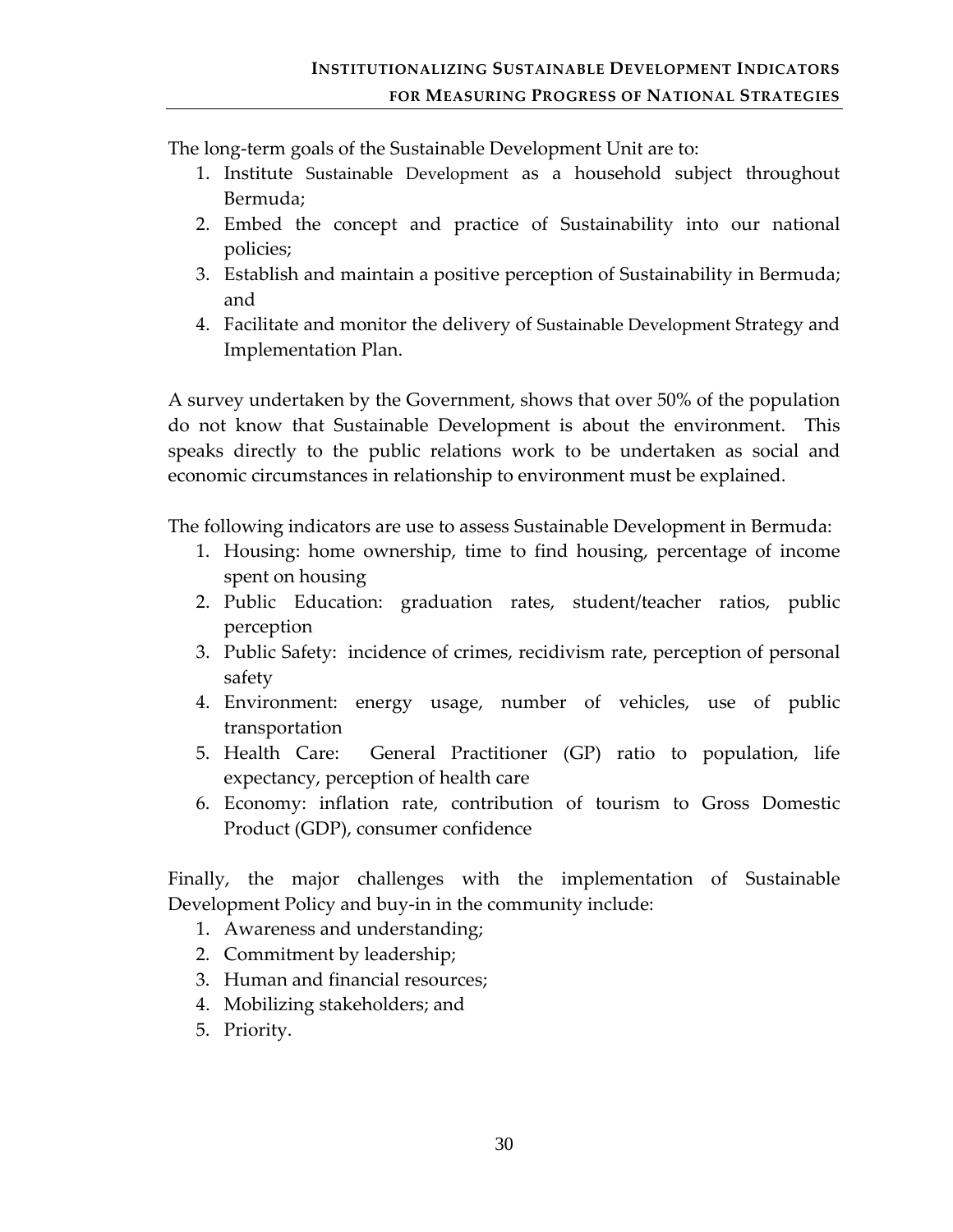The long-term goals of the Sustainable Development Unit are to:

1. Institute Sustainable Development as a household subject throughout Bermuda;
2. Embed the concept and practice of Sustainability into our national policies;
3. Establish and maintain a positive perception of Sustainability in Bermuda; and
4. Facilitate and monitor the delivery of Sustainable Development Strategy and Implementation Plan.

A survey undertaken by the Government, shows that over 50% of the population do not know that Sustainable Development is about the environment. This speaks directly to the public relations work to be undertaken as social and economic circumstances in relationship to environment must be explained.

The following indicators are use to assess Sustainable Development in Bermuda:

1. Housing: home ownership, time to find housing, percentage of income spent on housing
2. Public Education: graduation rates, student/teacher ratios, public perception
3. Public Safety: incidence of crimes, recidivism rate, perception of personal safety
4. Environment: energy usage, number of vehicles, use of public transportation
5. Health Care: General Practitioner (GP) ratio to population, life expectancy, perception of health care
6. Economy: inflation rate, contribution of tourism to Gross Domestic Product (GDP), consumer confidence

Finally, the major challenges with the implementation of Sustainable Development Policy and buy-in in the community include:

1. Awareness and understanding;
2. Commitment by leadership;
3. Human and financial resources;
4. Mobilizing stakeholders; and
5. Priority.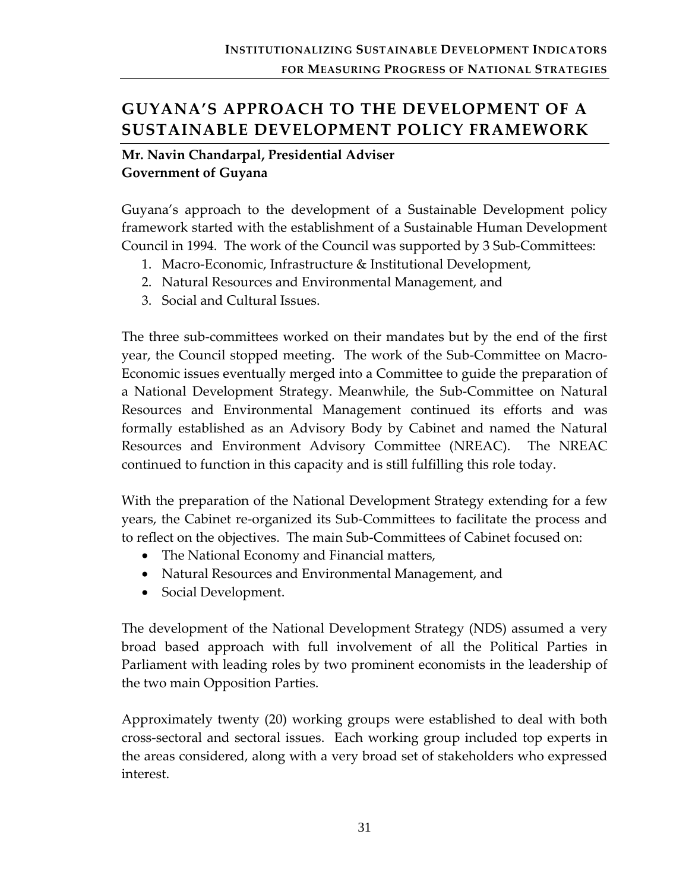# GUYANA'S APPROACH TO THE DEVELOPMENT OF A SUSTAINABLE DEVELOPMENT POLICY FRAMEWORK

**Mr. Navin Chandarpal, Presidential Adviser**
**Government of Guyana**

Guyana's approach to the development of a Sustainable Development policy framework started with the establishment of a Sustainable Human Development Council in 1994. The work of the Council was supported by 3 Sub-Committees:

1. Macro-Economic, Infrastructure & Institutional Development,
2. Natural Resources and Environmental Management, and
3. Social and Cultural Issues.

The three sub-committees worked on their mandates but by the end of the first year, the Council stopped meeting. The work of the Sub-Committee on Macro-Economic issues eventually merged into a Committee to guide the preparation of a National Development Strategy. Meanwhile, the Sub-Committee on Natural Resources and Environmental Management continued its efforts and was formally established as an Advisory Body by Cabinet and named the Natural Resources and Environment Advisory Committee (NREAC). The NREAC continued to function in this capacity and is still fulfilling this role today.

With the preparation of the National Development Strategy extending for a few years, the Cabinet re-organized its Sub-Committees to facilitate the process and to reflect on the objectives. The main Sub-Committees of Cabinet focused on:

- The National Economy and Financial matters,
- Natural Resources and Environmental Management, and
- Social Development.

The development of the National Development Strategy (NDS) assumed a very broad based approach with full involvement of all the Political Parties in Parliament with leading roles by two prominent economists in the leadership of the two main Opposition Parties.

Approximately twenty (20) working groups were established to deal with both cross-sectoral and sectoral issues. Each working group included top experts in the areas considered, along with a very broad set of stakeholders who expressed interest.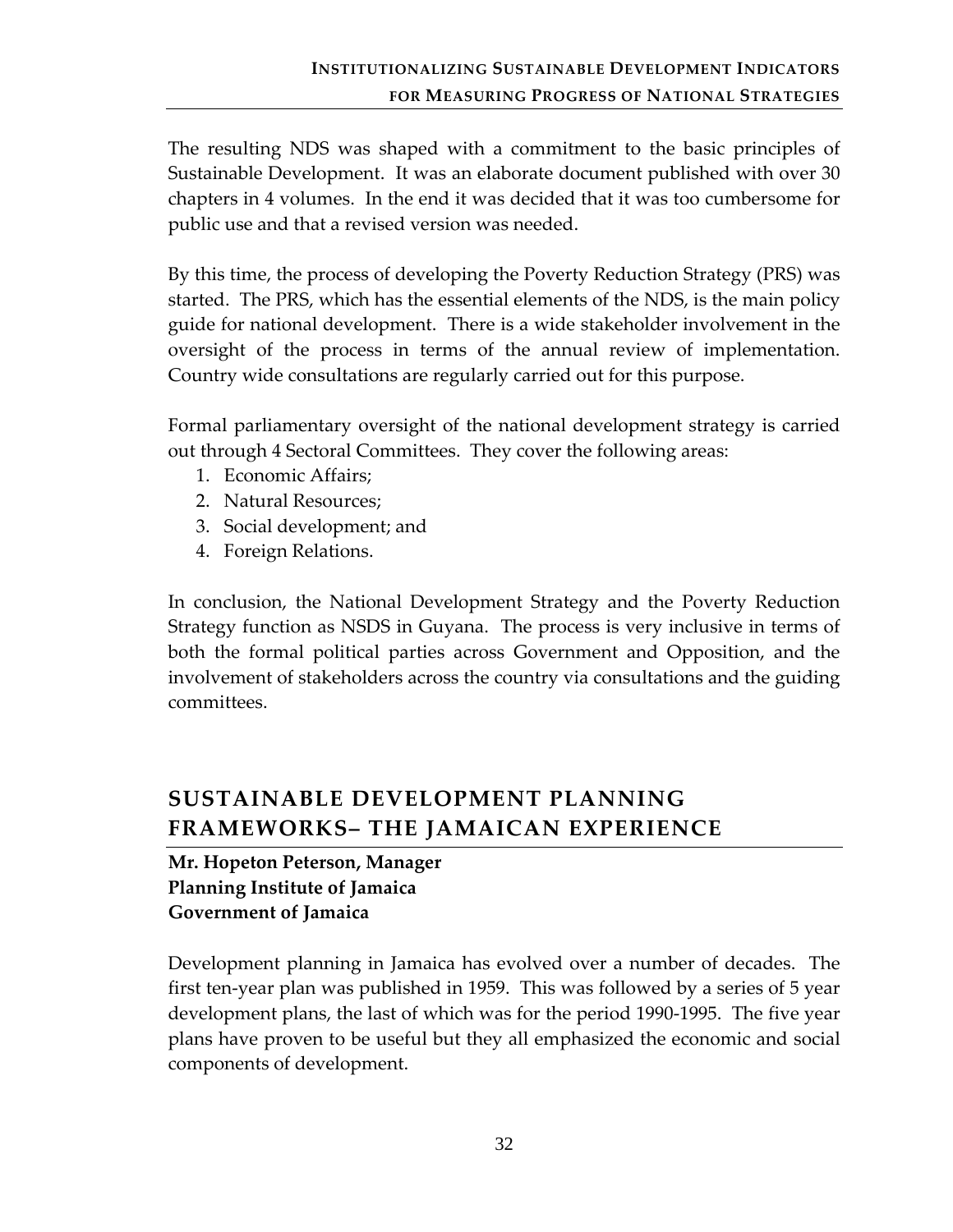The resulting NDS was shaped with a commitment to the basic principles of Sustainable Development. It was an elaborate document published with over 30 chapters in 4 volumes. In the end it was decided that it was too cumbersome for public use and that a revised version was needed.

By this time, the process of developing the Poverty Reduction Strategy (PRS) was started. The PRS, which has the essential elements of the NDS, is the main policy guide for national development. There is a wide stakeholder involvement in the oversight of the process in terms of the annual review of implementation. Country wide consultations are regularly carried out for this purpose.

Formal parliamentary oversight of the national development strategy is carried out through 4 Sectoral Committees. They cover the following areas:

1. Economic Affairs;
2. Natural Resources;
3. Social development; and
4. Foreign Relations.

In conclusion, the National Development Strategy and the Poverty Reduction Strategy function as NSDS in Guyana. The process is very inclusive in terms of both the formal political parties across Government and Opposition, and the involvement of stakeholders across the country via consultations and the guiding committees.

## SUSTAINABLE DEVELOPMENT PLANNING FRAMEWORKS– THE JAMAICAN EXPERIENCE

**Mr. Hopeton Peterson, Manager**
**Planning Institute of Jamaica**
**Government of Jamaica**

Development planning in Jamaica has evolved over a number of decades. The first ten-year plan was published in 1959. This was followed by a series of 5 year development plans, the last of which was for the period 1990-1995. The five year plans have proven to be useful but they all emphasized the economic and social components of development.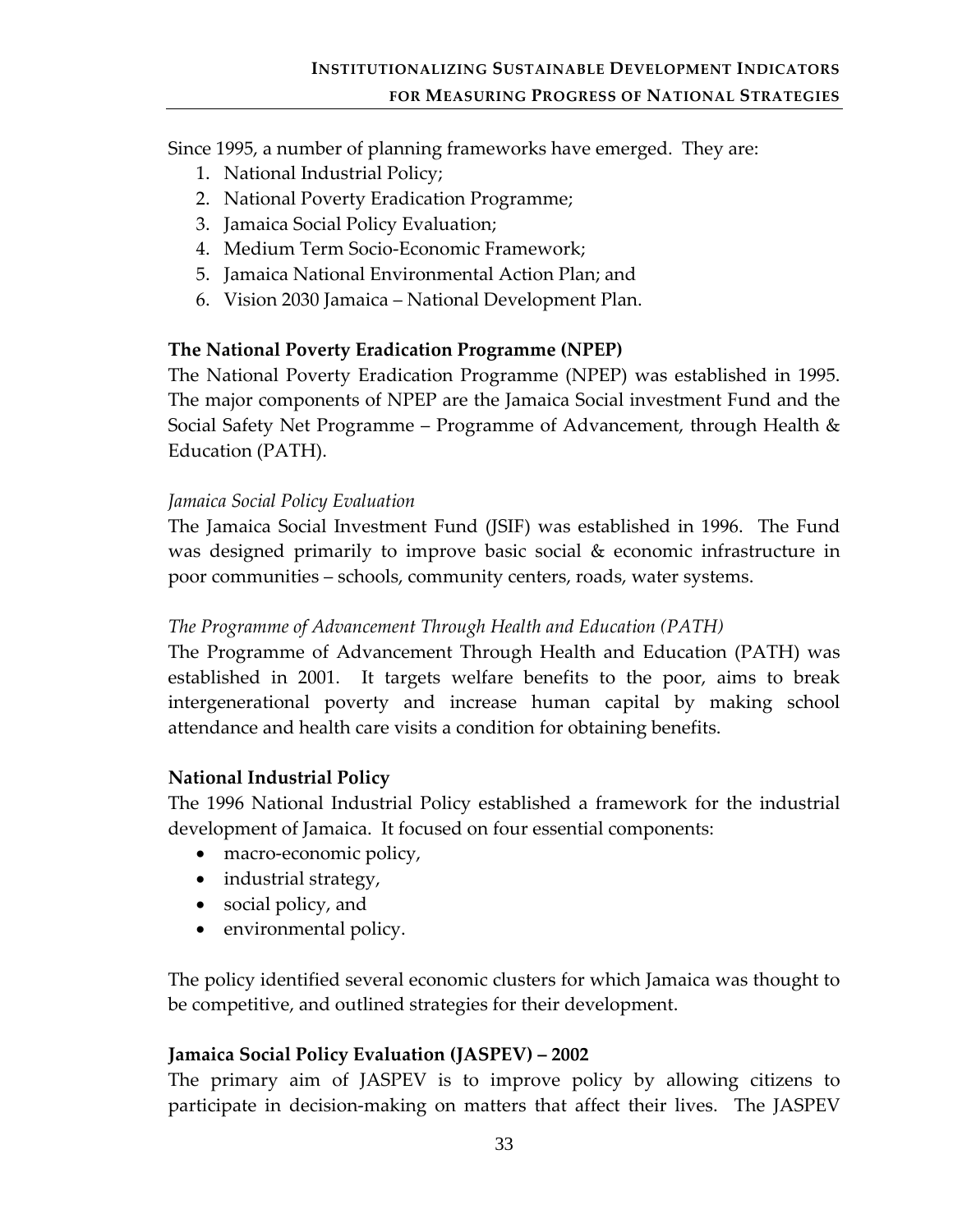Since 1995, a number of planning frameworks have emerged. They are:

1. National Industrial Policy;
2. National Poverty Eradication Programme;
3. Jamaica Social Policy Evaluation;
4. Medium Term Socio-Economic Framework;
5. Jamaica National Environmental Action Plan; and
6. Vision 2030 Jamaica – National Development Plan.

**The National Poverty Eradication Programme (NPEP)**

The National Poverty Eradication Programme (NPEP) was established in 1995. The major components of NPEP are the Jamaica Social investment Fund and the Social Safety Net Programme – Programme of Advancement, through Health & Education (PATH).

*Jamaica Social Policy Evaluation*

The Jamaica Social Investment Fund (JSIF) was established in 1996. The Fund was designed primarily to improve basic social & economic infrastructure in poor communities – schools, community centers, roads, water systems.

*The Programme of Advancement Through Health and Education (PATH)*

The Programme of Advancement Through Health and Education (PATH) was established in 2001. It targets welfare benefits to the poor, aims to break intergenerational poverty and increase human capital by making school attendance and health care visits a condition for obtaining benefits.

**National Industrial Policy**

The 1996 National Industrial Policy established a framework for the industrial development of Jamaica. It focused on four essential components:

- macro-economic policy,
- industrial strategy,
- social policy, and
- environmental policy.

The policy identified several economic clusters for which Jamaica was thought to be competitive, and outlined strategies for their development.

**Jamaica Social Policy Evaluation (JASPEV) – 2002**

The primary aim of JASPEV is to improve policy by allowing citizens to participate in decision-making on matters that affect their lives. The JASPEV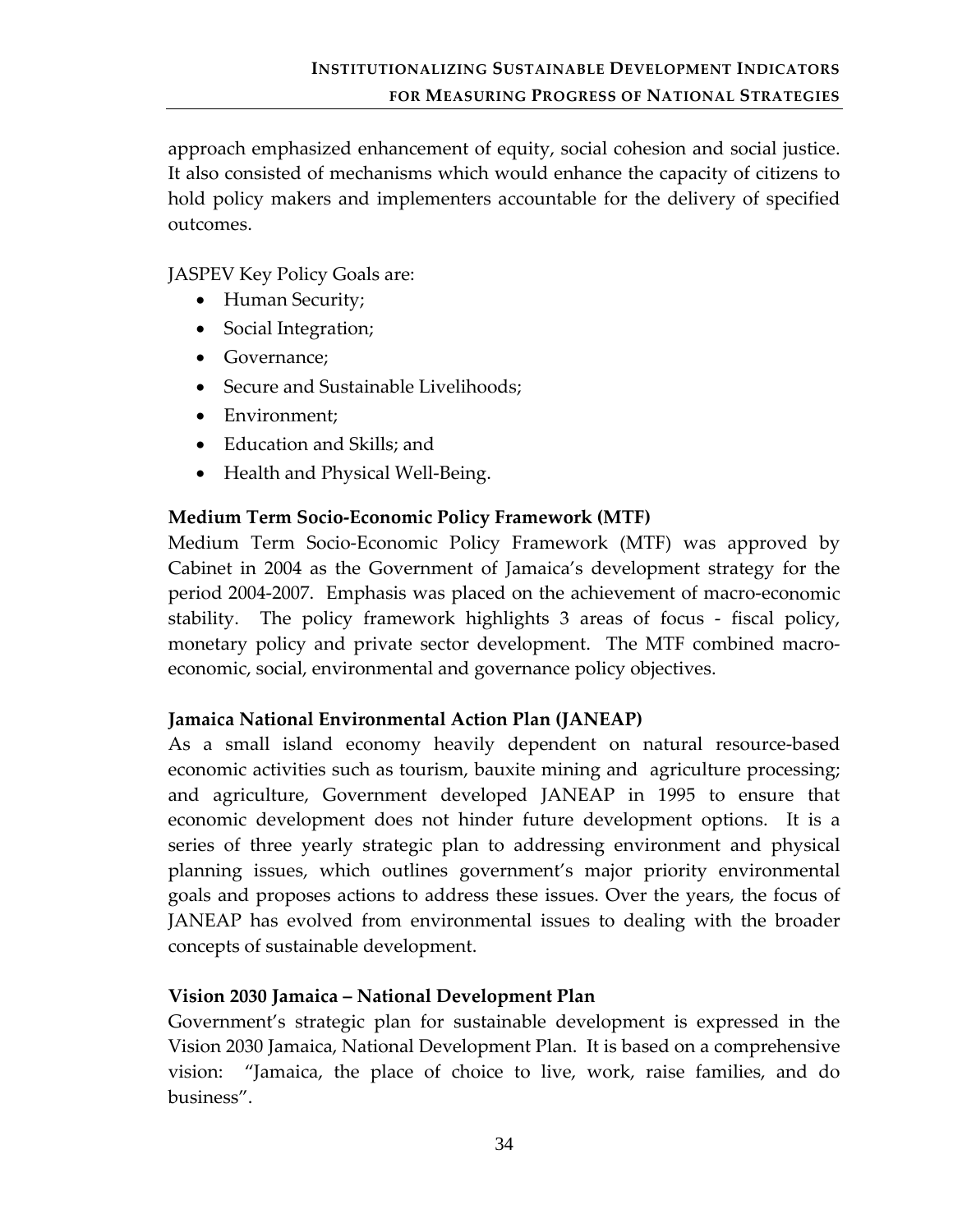approach emphasized enhancement of equity, social cohesion and social justice. It also consisted of mechanisms which would enhance the capacity of citizens to hold policy makers and implementers accountable for the delivery of specified outcomes.

JASPEV Key Policy Goals are:

- Human Security;
- Social Integration;
- Governance;
- Secure and Sustainable Livelihoods;
- Environment;
- Education and Skills; and
- Health and Physical Well-Being.

**Medium Term Socio-Economic Policy Framework (MTF)**

Medium Term Socio-Economic Policy Framework (MTF) was approved by Cabinet in 2004 as the Government of Jamaica's development strategy for the period 2004-2007. Emphasis was placed on the achievement of macro-economic stability. The policy framework highlights 3 areas of focus - fiscal policy, monetary policy and private sector development. The MTF combined macro-economic, social, environmental and governance policy objectives.

**Jamaica National Environmental Action Plan (JANEAP)**

As a small island economy heavily dependent on natural resource-based economic activities such as tourism, bauxite mining and agriculture processing; and agriculture, Government developed JANEAP in 1995 to ensure that economic development does not hinder future development options. It is a series of three yearly strategic plan to addressing environment and physical planning issues, which outlines government's major priority environmental goals and proposes actions to address these issues. Over the years, the focus of JANEAP has evolved from environmental issues to dealing with the broader concepts of sustainable development.

**Vision 2030 Jamaica – National Development Plan**

Government's strategic plan for sustainable development is expressed in the Vision 2030 Jamaica, National Development Plan. It is based on a comprehensive vision: "Jamaica, the place of choice to live, work, raise families, and do business".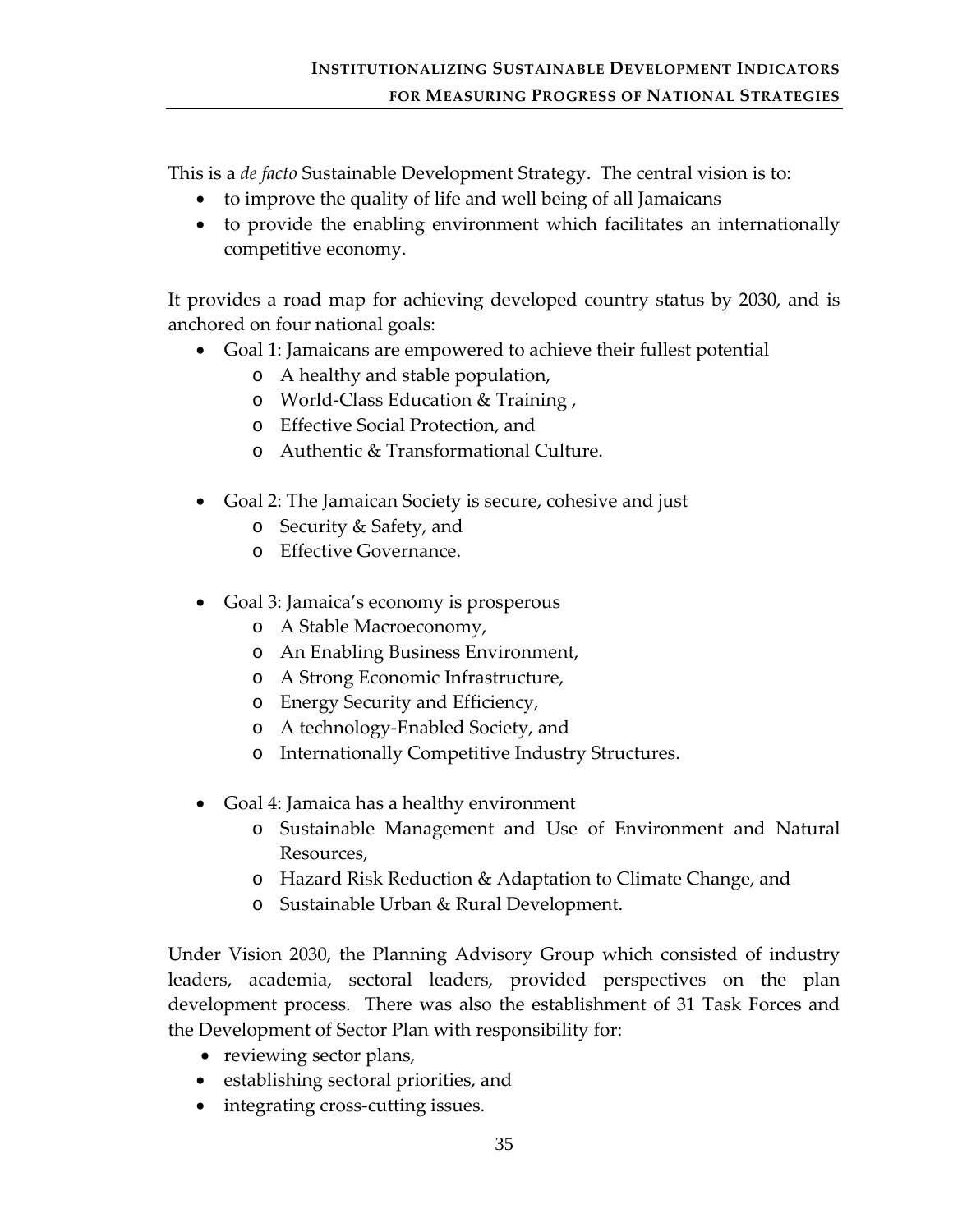This is a *de facto* Sustainable Development Strategy. The central vision is to:

- to improve the quality of life and well being of all Jamaicans
- to provide the enabling environment which facilitates an internationally competitive economy.

It provides a road map for achieving developed country status by 2030, and is anchored on four national goals:

- Goal 1: Jamaicans are empowered to achieve their fullest potential
    - A healthy and stable population,
    - World-Class Education & Training ,
    - Effective Social Protection, and
    - Authentic & Transformational Culture.
- Goal 2: The Jamaican Society is secure, cohesive and just
    - Security & Safety, and
    - Effective Governance.
- Goal 3: Jamaica's economy is prosperous
    - A Stable Macroeconomy,
    - An Enabling Business Environment,
    - A Strong Economic Infrastructure,
    - Energy Security and Efficiency,
    - A technology-Enabled Society, and
    - Internationally Competitive Industry Structures.
- Goal 4: Jamaica has a healthy environment
    - Sustainable Management and Use of Environment and Natural Resources,
    - Hazard Risk Reduction & Adaptation to Climate Change, and
    - Sustainable Urban & Rural Development.

Under Vision 2030, the Planning Advisory Group which consisted of industry leaders, academia, sectoral leaders, provided perspectives on the plan development process. There was also the establishment of 31 Task Forces and the Development of Sector Plan with responsibility for:

- reviewing sector plans,
- establishing sectoral priorities, and
- integrating cross-cutting issues.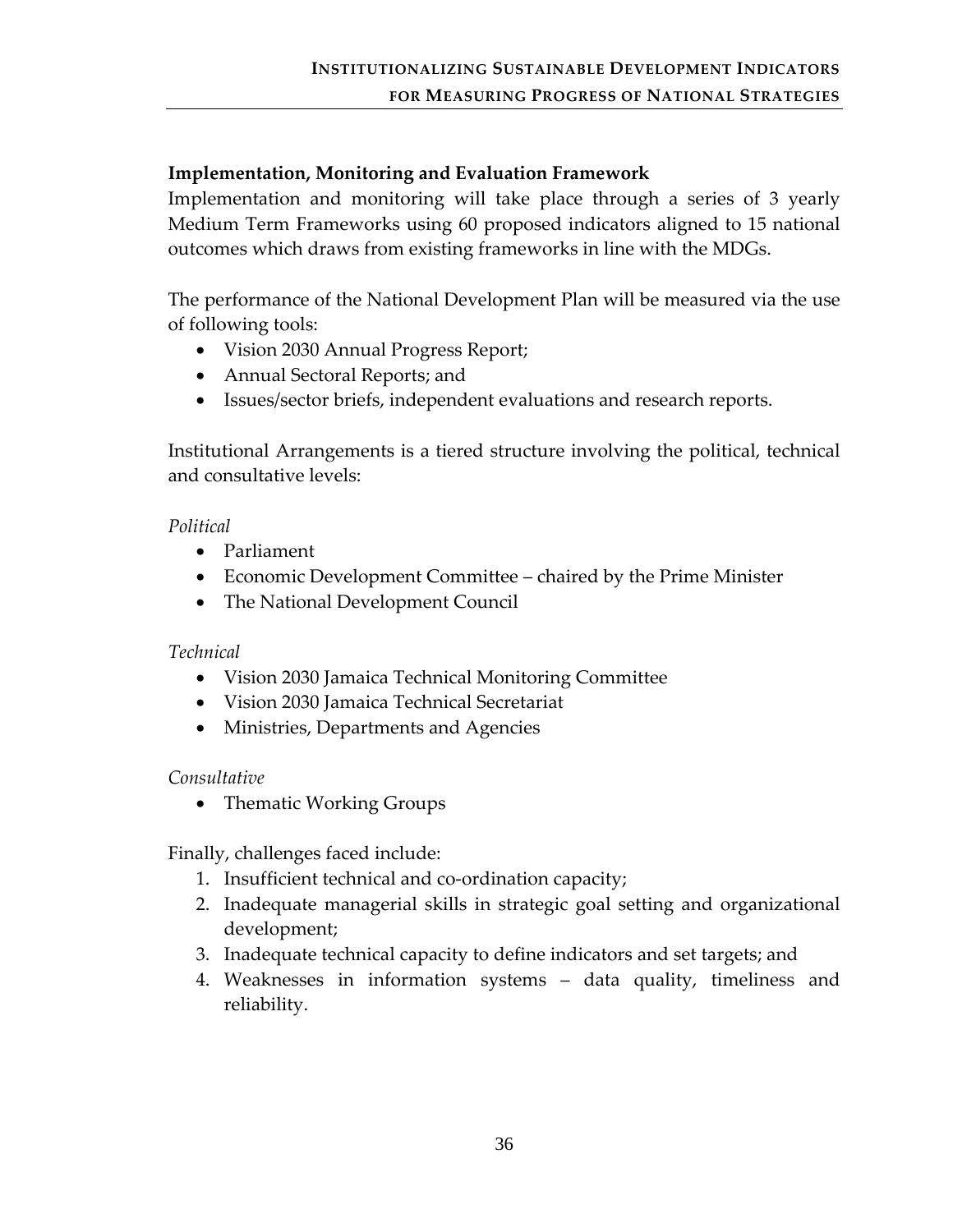**Implementation, Monitoring and Evaluation Framework**

Implementation and monitoring will take place through a series of 3 yearly Medium Term Frameworks using 60 proposed indicators aligned to 15 national outcomes which draws from existing frameworks in line with the MDGs.

The performance of the National Development Plan will be measured via the use of following tools:

- Vision 2030 Annual Progress Report;
- Annual Sectoral Reports; and
- Issues/sector briefs, independent evaluations and research reports.

Institutional Arrangements is a tiered structure involving the political, technical and consultative levels:

*Political*

- Parliament
- Economic Development Committee – chaired by the Prime Minister
- The National Development Council

*Technical*

- Vision 2030 Jamaica Technical Monitoring Committee
- Vision 2030 Jamaica Technical Secretariat
- Ministries, Departments and Agencies

*Consultative*

- Thematic Working Groups

Finally, challenges faced include:

1. Insufficient technical and co-ordination capacity;
2. Inadequate managerial skills in strategic goal setting and organizational development;
3. Inadequate technical capacity to define indicators and set targets; and
4. Weaknesses in information systems – data quality, timeliness and reliability.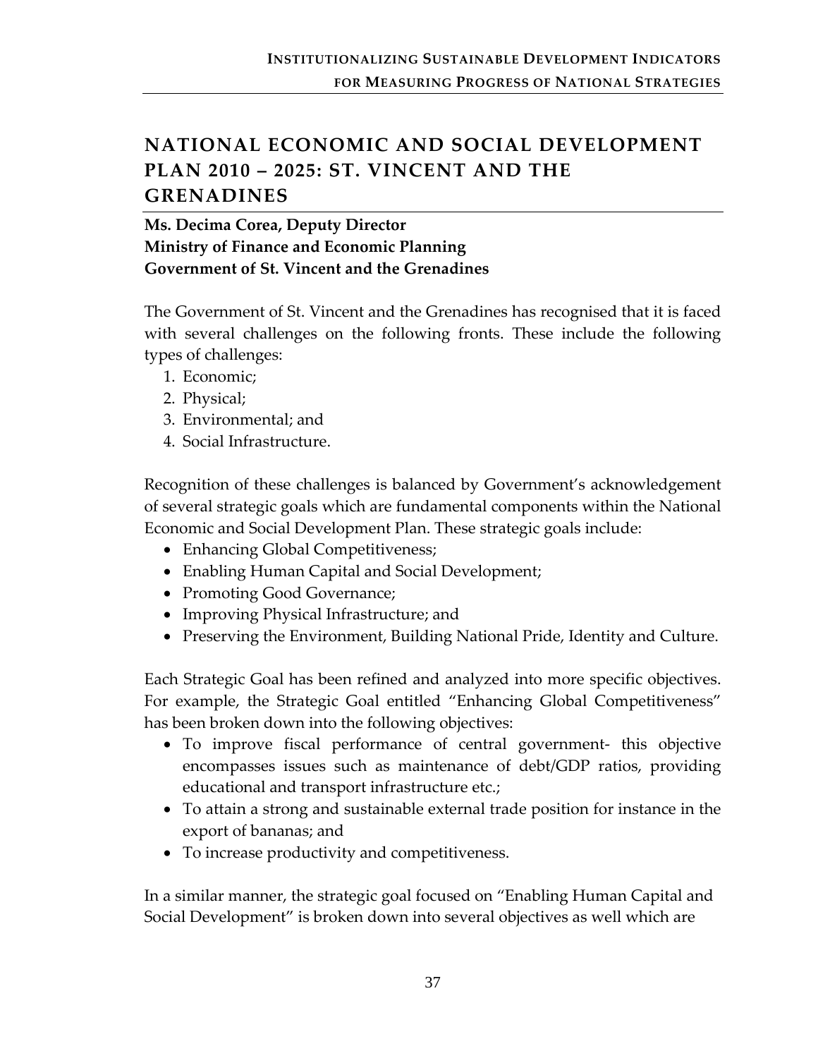## NATIONAL ECONOMIC AND SOCIAL DEVELOPMENT PLAN 2010 – 2025: ST. VINCENT AND THE GRENADINES

**Ms. Decima Corea, Deputy Director**
**Ministry of Finance and Economic Planning**
**Government of St. Vincent and the Grenadines**

The Government of St. Vincent and the Grenadines has recognised that it is faced with several challenges on the following fronts. These include the following types of challenges:

1. Economic;
2. Physical;
3. Environmental; and
4. Social Infrastructure.

Recognition of these challenges is balanced by Government's acknowledgement of several strategic goals which are fundamental components within the National Economic and Social Development Plan. These strategic goals include:

- Enhancing Global Competitiveness;
- Enabling Human Capital and Social Development;
- Promoting Good Governance;
- Improving Physical Infrastructure; and
- Preserving the Environment, Building National Pride, Identity and Culture.

Each Strategic Goal has been refined and analyzed into more specific objectives. For example, the Strategic Goal entitled "Enhancing Global Competitiveness" has been broken down into the following objectives:

- To improve fiscal performance of central government- this objective encompasses issues such as maintenance of debt/GDP ratios, providing educational and transport infrastructure etc.;
- To attain a strong and sustainable external trade position for instance in the export of bananas; and
- To increase productivity and competitiveness.

In a similar manner, the strategic goal focused on "Enabling Human Capital and Social Development" is broken down into several objectives as well which are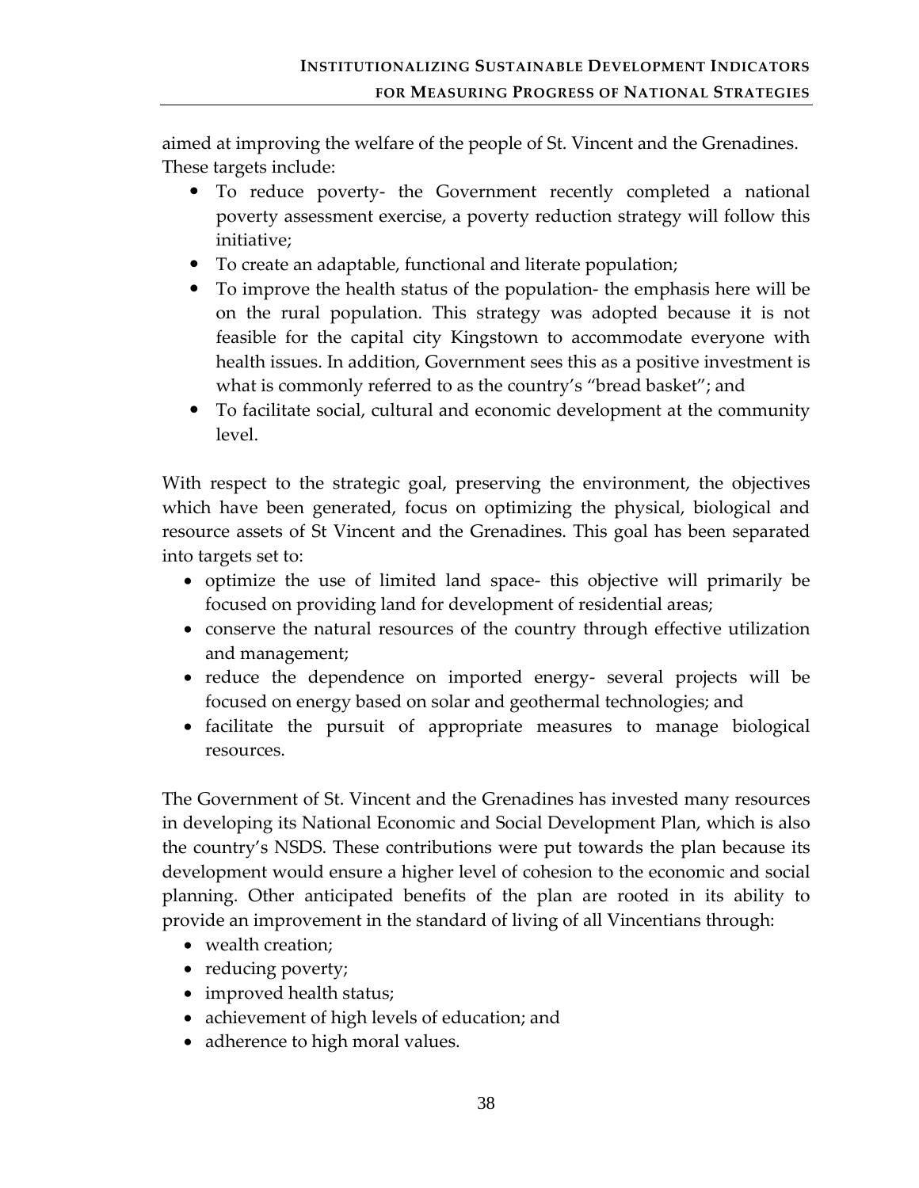aimed at improving the welfare of the people of St. Vincent and the Grenadines. These targets include:

- To reduce poverty- the Government recently completed a national poverty assessment exercise, a poverty reduction strategy will follow this initiative;
- To create an adaptable, functional and literate population;
- To improve the health status of the population- the emphasis here will be on the rural population. This strategy was adopted because it is not feasible for the capital city Kingstown to accommodate everyone with health issues. In addition, Government sees this as a positive investment is what is commonly referred to as the country's "bread basket"; and
- To facilitate social, cultural and economic development at the community level.

With respect to the strategic goal, preserving the environment, the objectives which have been generated, focus on optimizing the physical, biological and resource assets of St Vincent and the Grenadines. This goal has been separated into targets set to:

- optimize the use of limited land space- this objective will primarily be focused on providing land for development of residential areas;
- conserve the natural resources of the country through effective utilization and management;
- reduce the dependence on imported energy- several projects will be focused on energy based on solar and geothermal technologies; and
- facilitate the pursuit of appropriate measures to manage biological resources.

The Government of St. Vincent and the Grenadines has invested many resources in developing its National Economic and Social Development Plan, which is also the country's NSDS. These contributions were put towards the plan because its development would ensure a higher level of cohesion to the economic and social planning. Other anticipated benefits of the plan are rooted in its ability to provide an improvement in the standard of living of all Vincentians through:

- wealth creation;
- reducing poverty;
- improved health status;
- achievement of high levels of education; and
- adherence to high moral values.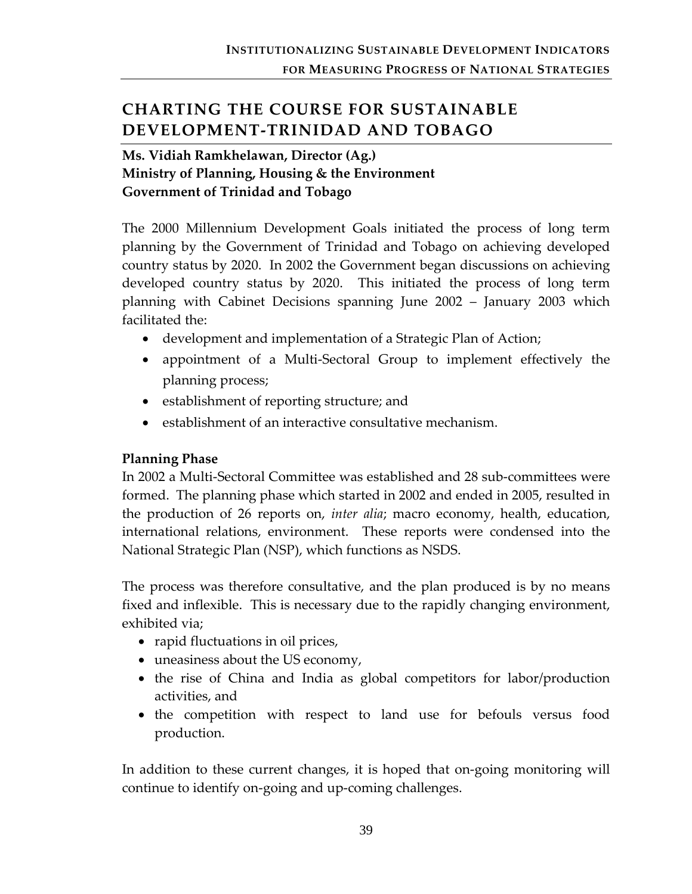# CHARTING THE COURSE FOR SUSTAINABLE DEVELOPMENT-TRINIDAD AND TOBAGO

**Ms. Vidiah Ramkhelawan, Director (Ag.)**
**Ministry of Planning, Housing & the Environment**
**Government of Trinidad and Tobago**

The 2000 Millennium Development Goals initiated the process of long term planning by the Government of Trinidad and Tobago on achieving developed country status by 2020. In 2002 the Government began discussions on achieving developed country status by 2020. This initiated the process of long term planning with Cabinet Decisions spanning June 2002 – January 2003 which facilitated the:

- development and implementation of a Strategic Plan of Action;
- appointment of a Multi-Sectoral Group to implement effectively the planning process;
- establishment of reporting structure; and
- establishment of an interactive consultative mechanism.

**Planning Phase**

In 2002 a Multi-Sectoral Committee was established and 28 sub-committees were formed. The planning phase which started in 2002 and ended in 2005, resulted in the production of 26 reports on, *inter alia*; macro economy, health, education, international relations, environment. These reports were condensed into the National Strategic Plan (NSP), which functions as NSDS.

The process was therefore consultative, and the plan produced is by no means fixed and inflexible. This is necessary due to the rapidly changing environment, exhibited via;

- rapid fluctuations in oil prices,
- uneasiness about the US economy,
- the rise of China and India as global competitors for labor/production activities, and
- the competition with respect to land use for befouls versus food production.

In addition to these current changes, it is hoped that on-going monitoring will continue to identify on-going and up-coming challenges.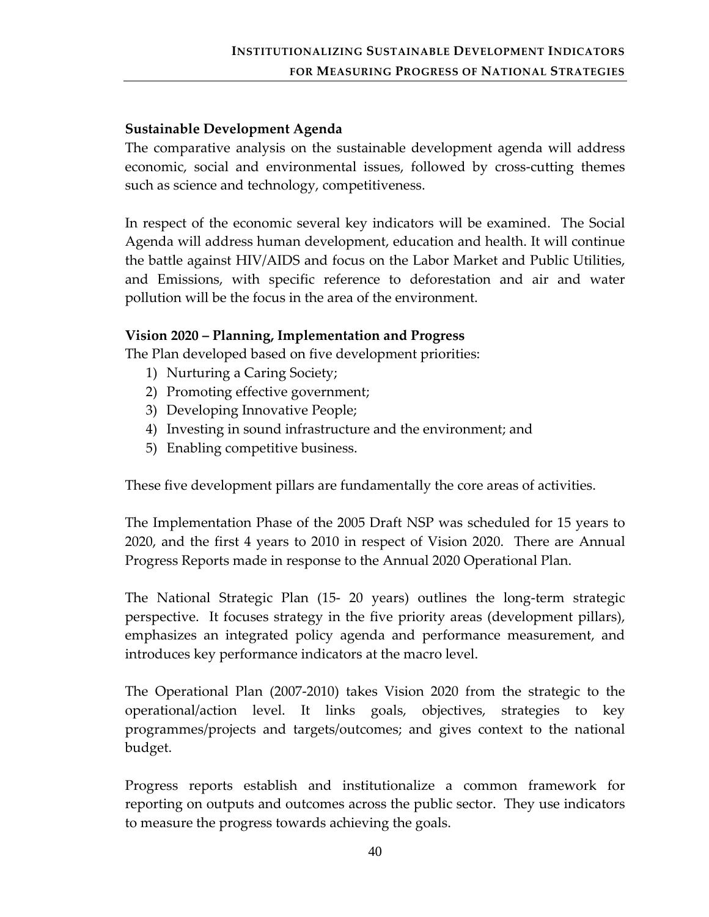**Sustainable Development Agenda**

The comparative analysis on the sustainable development agenda will address economic, social and environmental issues, followed by cross-cutting themes such as science and technology, competitiveness.

In respect of the economic several key indicators will be examined. The Social Agenda will address human development, education and health. It will continue the battle against HIV/AIDS and focus on the Labor Market and Public Utilities, and Emissions, with specific reference to deforestation and air and water pollution will be the focus in the area of the environment.

**Vision 2020 – Planning, Implementation and Progress**

The Plan developed based on five development priorities:

1) Nurturing a Caring Society;
2) Promoting effective government;
3) Developing Innovative People;
4) Investing in sound infrastructure and the environment; and
5) Enabling competitive business.

These five development pillars are fundamentally the core areas of activities.

The Implementation Phase of the 2005 Draft NSP was scheduled for 15 years to 2020, and the first 4 years to 2010 in respect of Vision 2020. There are Annual Progress Reports made in response to the Annual 2020 Operational Plan.

The National Strategic Plan (15- 20 years) outlines the long-term strategic perspective. It focuses strategy in the five priority areas (development pillars), emphasizes an integrated policy agenda and performance measurement, and introduces key performance indicators at the macro level.

The Operational Plan (2007-2010) takes Vision 2020 from the strategic to the operational/action level. It links goals, objectives, strategies to key programmes/projects and targets/outcomes; and gives context to the national budget.

Progress reports establish and institutionalize a common framework for reporting on outputs and outcomes across the public sector. They use indicators to measure the progress towards achieving the goals.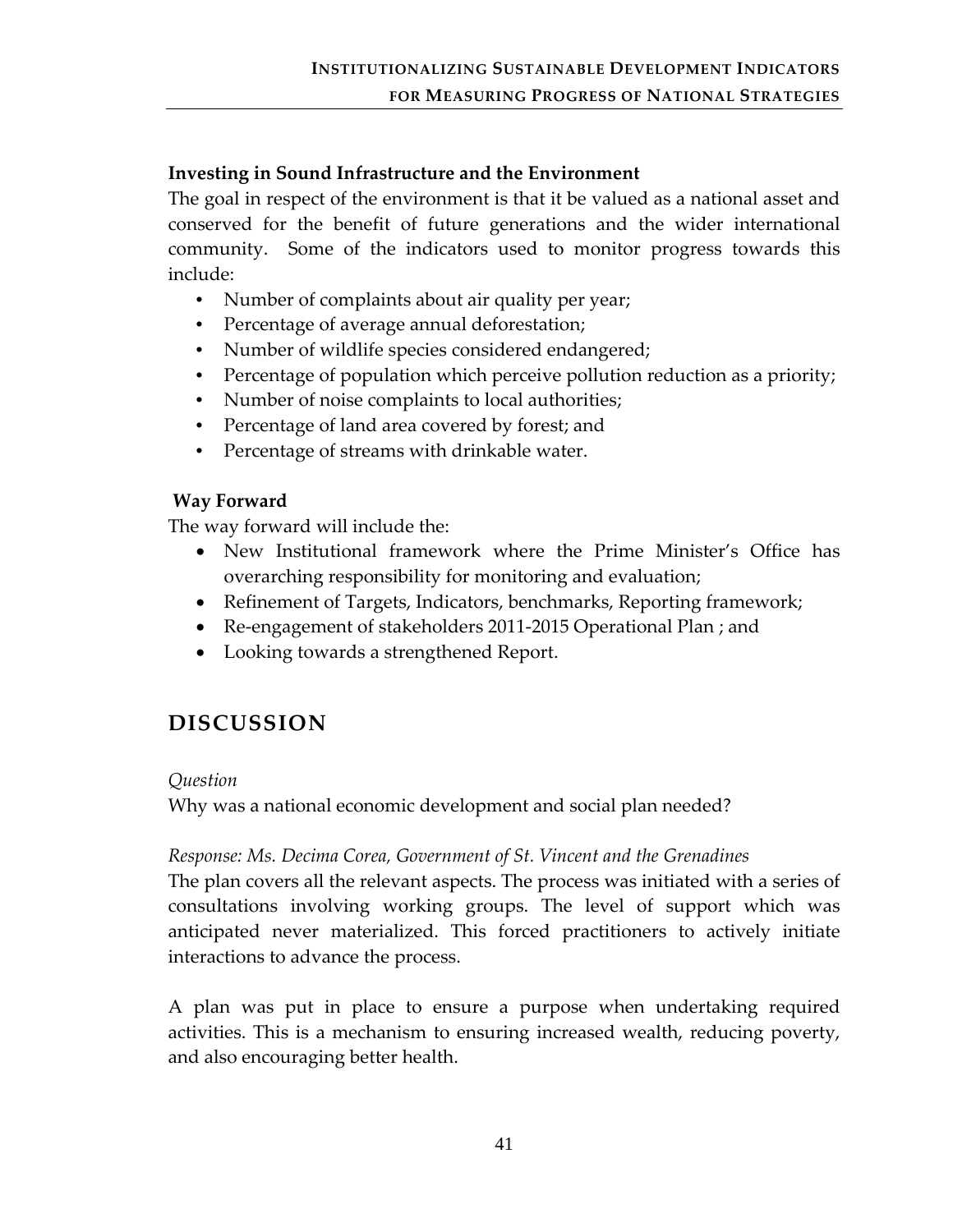**Investing in Sound Infrastructure and the Environment**

The goal in respect of the environment is that it be valued as a national asset and conserved for the benefit of future generations and the wider international community. Some of the indicators used to monitor progress towards this include:

- Number of complaints about air quality per year;
- Percentage of average annual deforestation;
- Number of wildlife species considered endangered;
- Percentage of population which perceive pollution reduction as a priority;
- Number of noise complaints to local authorities;
- Percentage of land area covered by forest; and
- Percentage of streams with drinkable water.

**Way Forward**

The way forward will include the:

- New Institutional framework where the Prime Minister's Office has overarching responsibility for monitoring and evaluation;
- Refinement of Targets, Indicators, benchmarks, Reporting framework;
- Re-engagement of stakeholders 2011-2015 Operational Plan ; and
- Looking towards a strengthened Report.

## DISCUSSION

*Question*

Why was a national economic development and social plan needed?

*Response: Ms. Decima Corea, Government of St. Vincent and the Grenadines*

The plan covers all the relevant aspects. The process was initiated with a series of consultations involving working groups. The level of support which was anticipated never materialized. This forced practitioners to actively initiate interactions to advance the process.

A plan was put in place to ensure a purpose when undertaking required activities. This is a mechanism to ensuring increased wealth, reducing poverty, and also encouraging better health.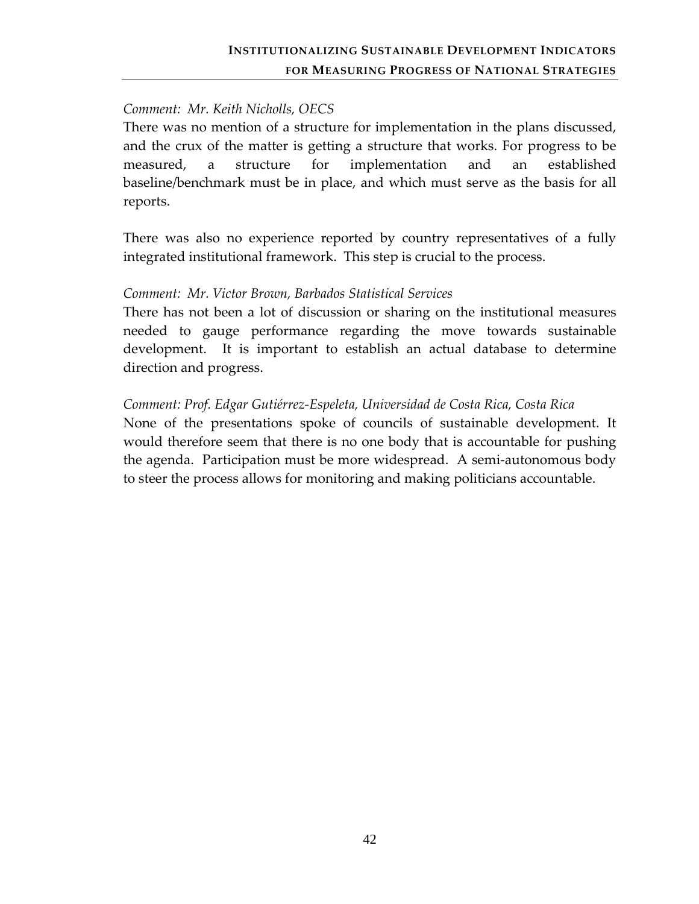*Comment: Mr. Keith Nicholls, OECS*

There was no mention of a structure for implementation in the plans discussed, and the crux of the matter is getting a structure that works. For progress to be measured, a structure for implementation and an established baseline/benchmark must be in place, and which must serve as the basis for all reports.

There was also no experience reported by country representatives of a fully integrated institutional framework. This step is crucial to the process.

*Comment: Mr. Victor Brown, Barbados Statistical Services*

There has not been a lot of discussion or sharing on the institutional measures needed to gauge performance regarding the move towards sustainable development. It is important to establish an actual database to determine direction and progress.

*Comment: Prof. Edgar Gutiérrez-Espeleta, Universidad de Costa Rica, Costa Rica*

None of the presentations spoke of councils of sustainable development. It would therefore seem that there is no one body that is accountable for pushing the agenda. Participation must be more widespread. A semi-autonomous body to steer the process allows for monitoring and making politicians accountable.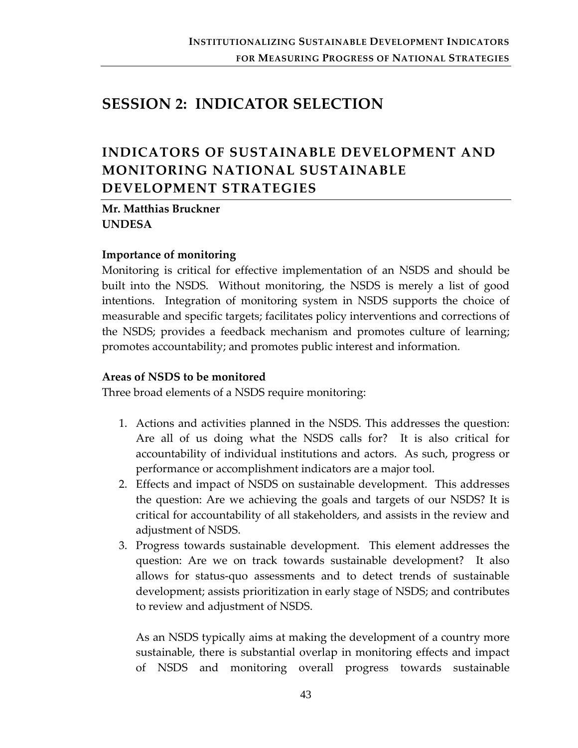# SESSION 2: INDICATOR SELECTION

## INDICATORS OF SUSTAINABLE DEVELOPMENT AND MONITORING NATIONAL SUSTAINABLE DEVELOPMENT STRATEGIES

**Mr. Matthias Bruckner**
**UNDESA**

### Importance of monitoring

Monitoring is critical for effective implementation of an NSDS and should be built into the NSDS. Without monitoring, the NSDS is merely a list of good intentions. Integration of monitoring system in NSDS supports the choice of measurable and specific targets; facilitates policy interventions and corrections of the NSDS; provides a feedback mechanism and promotes culture of learning; promotes accountability; and promotes public interest and information.

### Areas of NSDS to be monitored

Three broad elements of a NSDS require monitoring:

1. Actions and activities planned in the NSDS. This addresses the question: Are all of us doing what the NSDS calls for? It is also critical for accountability of individual institutions and actors. As such, progress or performance or accomplishment indicators are a major tool.
2. Effects and impact of NSDS on sustainable development. This addresses the question: Are we achieving the goals and targets of our NSDS? It is critical for accountability of all stakeholders, and assists in the review and adjustment of NSDS.
3. Progress towards sustainable development. This element addresses the question: Are we on track towards sustainable development? It also allows for status-quo assessments and to detect trends of sustainable development; assists prioritization in early stage of NSDS; and contributes to review and adjustment of NSDS.

   As an NSDS typically aims at making the development of a country more sustainable, there is substantial overlap in monitoring effects and impact of NSDS and monitoring overall progress towards sustainable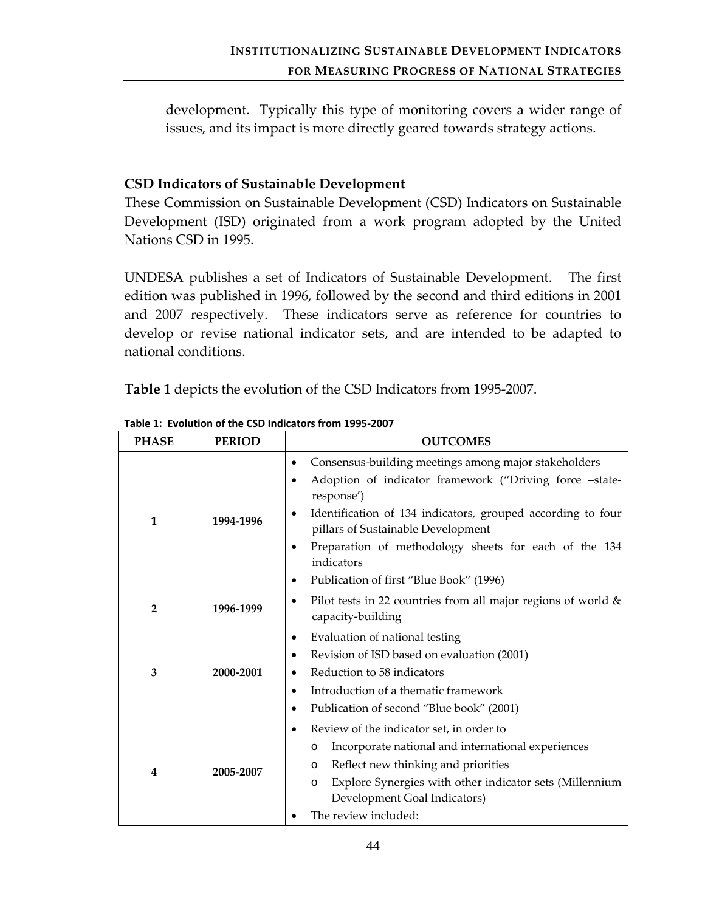development. Typically this type of monitoring covers a wider range of issues, and its impact is more directly geared towards strategy actions.

### CSD Indicators of Sustainable Development

These Commission on Sustainable Development (CSD) Indicators on Sustainable Development (ISD) originated from a work program adopted by the United Nations CSD in 1995.

UNDESA publishes a set of Indicators of Sustainable Development. The first edition was published in 1996, followed by the second and third editions in 2001 and 2007 respectively. These indicators serve as reference for countries to develop or revise national indicator sets, and are intended to be adapted to national conditions.

**Table 1** depicts the evolution of the CSD Indicators from 1995-2007.

**Table 1: Evolution of the CSD Indicators from 1995-2007**

| PHASE | PERIOD | OUTCOMES |
|---|---|---|
| **1** | **1994-1996** | • Consensus-building meetings among major stakeholders<br>• Adoption of indicator framework ("Driving force –state-response')<br>• Identification of 134 indicators, grouped according to four pillars of Sustainable Development<br>• Preparation of methodology sheets for each of the 134 indicators<br>• Publication of first "Blue Book" (1996) |
| **2** | **1996-1999** | • Pilot tests in 22 countries from all major regions of world & capacity-building |
| **3** | **2000-2001** | • Evaluation of national testing<br>• Revision of ISD based on evaluation (2001)<br>• Reduction to 58 indicators<br>• Introduction of a thematic framework<br>• Publication of second "Blue book" (2001) |
| **4** | **2005-2007** | • Review of the indicator set, in order to<br>&nbsp;&nbsp;o Incorporate national and international experiences<br>&nbsp;&nbsp;o Reflect new thinking and priorities<br>&nbsp;&nbsp;o Explore Synergies with other indicator sets (Millennium Development Goal Indicators)<br>• The review included: |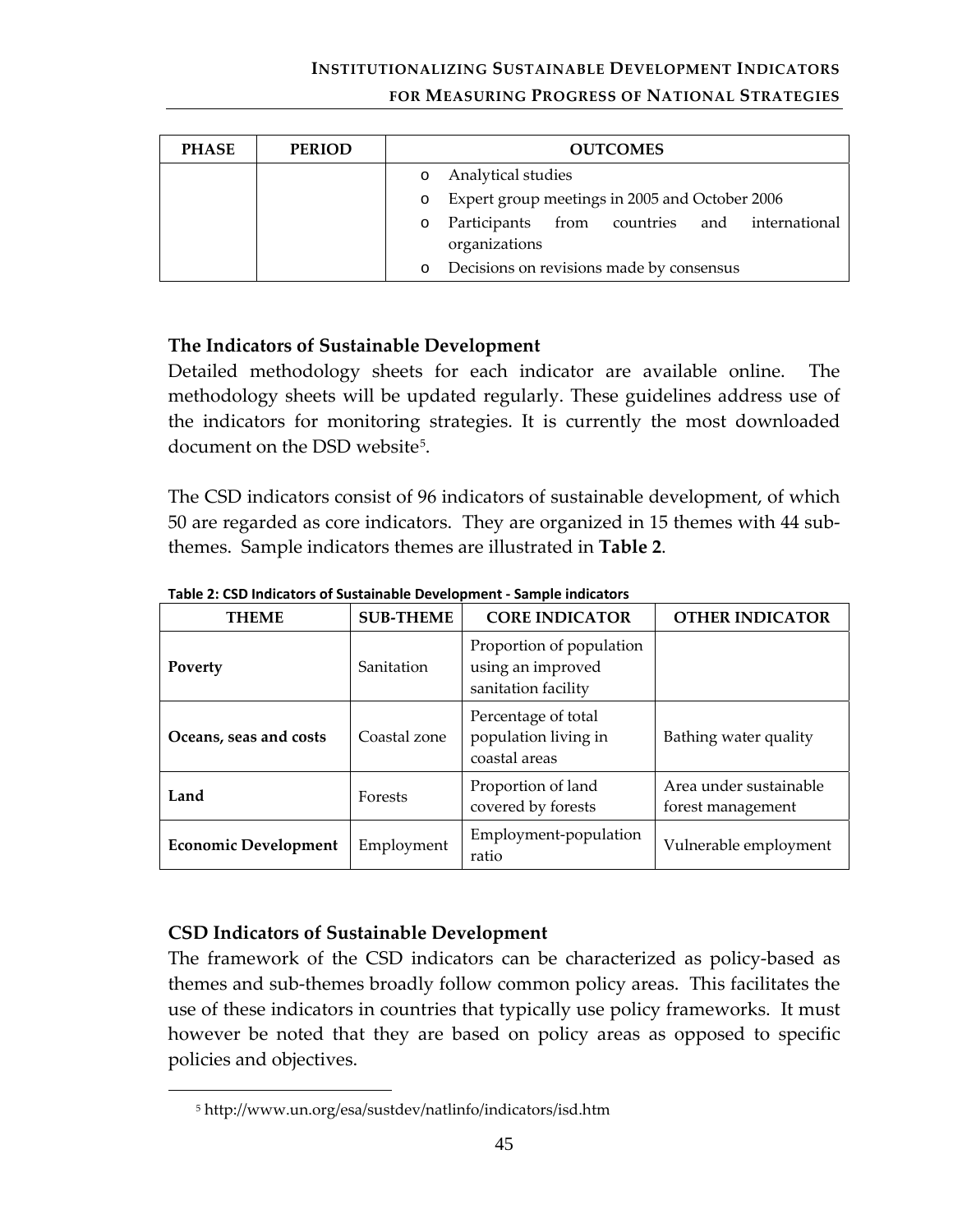| PHASE | PERIOD | OUTCOMES |
|---|---|---|
| | | o Analytical studies<br>o Expert group meetings in 2005 and October 2006<br>o Participants from countries and international organizations<br>o Decisions on revisions made by consensus |

### The Indicators of Sustainable Development

Detailed methodology sheets for each indicator are available online. The methodology sheets will be updated regularly. These guidelines address use of the indicators for monitoring strategies. It is currently the most downloaded document on the DSD website[5].

The CSD indicators consist of 96 indicators of sustainable development, of which 50 are regarded as core indicators. They are organized in 15 themes with 44 sub-themes. Sample indicators themes are illustrated in **Table 2**.

**Table 2: CSD Indicators of Sustainable Development - Sample indicators**

| THEME | SUB-THEME | CORE INDICATOR | OTHER INDICATOR |
|---|---|---|---|
| **Poverty** | Sanitation | Proportion of population using an improved sanitation facility | |
| **Oceans, seas and costs** | Coastal zone | Percentage of total population living in coastal areas | Bathing water quality |
| **Land** | Forests | Proportion of land covered by forests | Area under sustainable forest management |
| **Economic Development** | Employment | Employment-population ratio | Vulnerable employment |

### CSD Indicators of Sustainable Development

The framework of the CSD indicators can be characterized as policy-based as themes and sub-themes broadly follow common policy areas. This facilitates the use of these indicators in countries that typically use policy frameworks. It must however be noted that they are based on policy areas as opposed to specific policies and objectives.

[5] http://www.un.org/esa/sustdev/natlinfo/indicators/isd.htm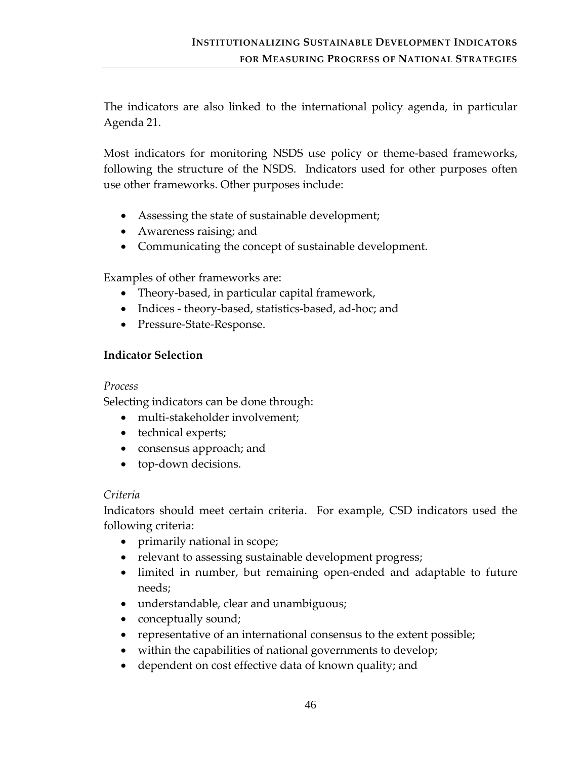The indicators are also linked to the international policy agenda, in particular Agenda 21.

Most indicators for monitoring NSDS use policy or theme-based frameworks, following the structure of the NSDS. Indicators used for other purposes often use other frameworks. Other purposes include:

- Assessing the state of sustainable development;
- Awareness raising; and
- Communicating the concept of sustainable development.

Examples of other frameworks are:

- Theory-based, in particular capital framework,
- Indices - theory-based, statistics-based, ad-hoc; and
- Pressure-State-Response.

**Indicator Selection**

*Process*

Selecting indicators can be done through:

- multi-stakeholder involvement;
- technical experts;
- consensus approach; and
- top-down decisions.

*Criteria*

Indicators should meet certain criteria. For example, CSD indicators used the following criteria:

- primarily national in scope;
- relevant to assessing sustainable development progress;
- limited in number, but remaining open-ended and adaptable to future needs;
- understandable, clear and unambiguous;
- conceptually sound;
- representative of an international consensus to the extent possible;
- within the capabilities of national governments to develop;
- dependent on cost effective data of known quality; and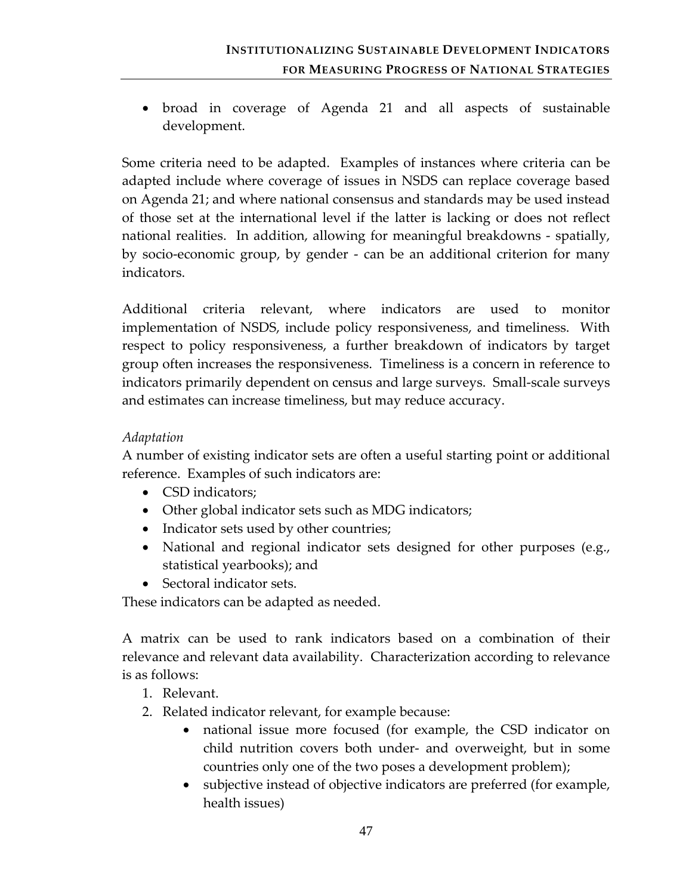- broad in coverage of Agenda 21 and all aspects of sustainable development.

Some criteria need to be adapted. Examples of instances where criteria can be adapted include where coverage of issues in NSDS can replace coverage based on Agenda 21; and where national consensus and standards may be used instead of those set at the international level if the latter is lacking or does not reflect national realities. In addition, allowing for meaningful breakdowns - spatially, by socio-economic group, by gender - can be an additional criterion for many indicators.

Additional criteria relevant, where indicators are used to monitor implementation of NSDS, include policy responsiveness, and timeliness. With respect to policy responsiveness, a further breakdown of indicators by target group often increases the responsiveness. Timeliness is a concern in reference to indicators primarily dependent on census and large surveys. Small-scale surveys and estimates can increase timeliness, but may reduce accuracy.

*Adaptation*

A number of existing indicator sets are often a useful starting point or additional reference. Examples of such indicators are:

- CSD indicators;
- Other global indicator sets such as MDG indicators;
- Indicator sets used by other countries;
- National and regional indicator sets designed for other purposes (e.g., statistical yearbooks); and
- Sectoral indicator sets.

These indicators can be adapted as needed.

A matrix can be used to rank indicators based on a combination of their relevance and relevant data availability. Characterization according to relevance is as follows:

1. Relevant.
2. Related indicator relevant, for example because:
    - national issue more focused (for example, the CSD indicator on child nutrition covers both under- and overweight, but in some countries only one of the two poses a development problem);
    - subjective instead of objective indicators are preferred (for example, health issues)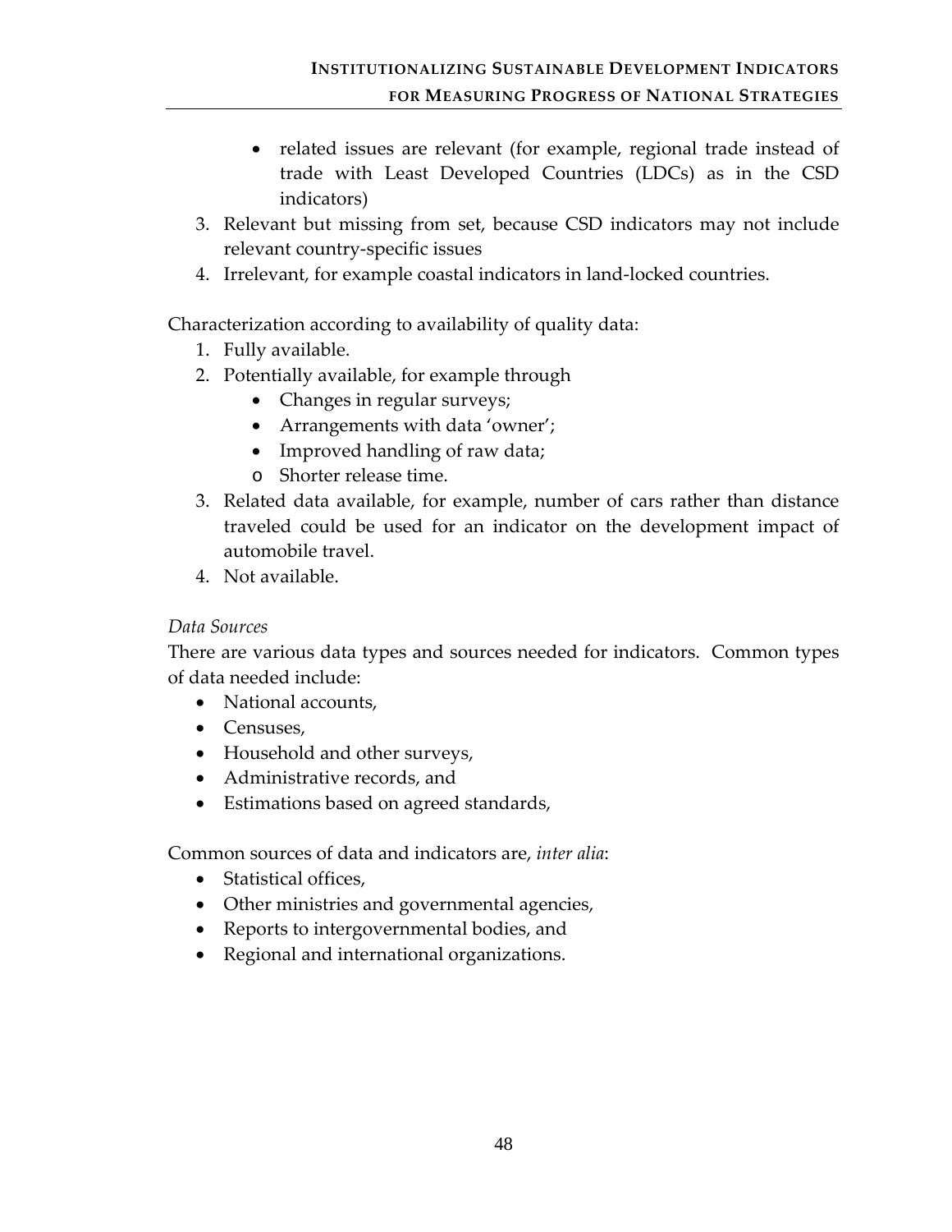- related issues are relevant (for example, regional trade instead of trade with Least Developed Countries (LDCs) as in the CSD indicators)
3. Relevant but missing from set, because CSD indicators may not include relevant country-specific issues
4. Irrelevant, for example coastal indicators in land-locked countries.

Characterization according to availability of quality data:

1. Fully available.
2. Potentially available, for example through
   - Changes in regular surveys;
   - Arrangements with data 'owner';
   - Improved handling of raw data;
   - Shorter release time.
3. Related data available, for example, number of cars rather than distance traveled could be used for an indicator on the development impact of automobile travel.
4. Not available.

*Data Sources*

There are various data types and sources needed for indicators. Common types of data needed include:

- National accounts,
- Censuses,
- Household and other surveys,
- Administrative records, and
- Estimations based on agreed standards,

Common sources of data and indicators are, *inter alia*:

- Statistical offices,
- Other ministries and governmental agencies,
- Reports to intergovernmental bodies, and
- Regional and international organizations.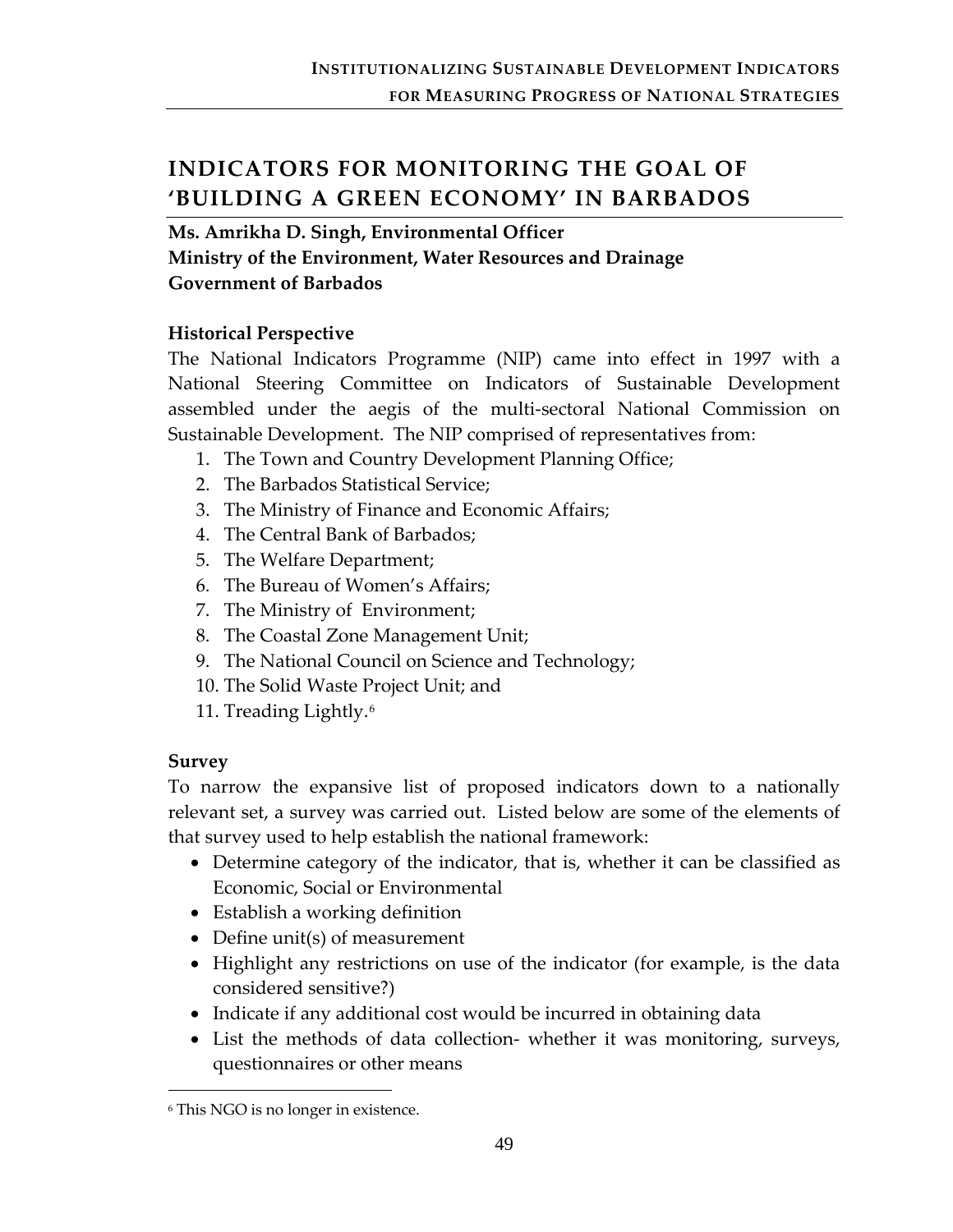# INDICATORS FOR MONITORING THE GOAL OF 'BUILDING A GREEN ECONOMY' IN BARBADOS

**Ms. Amrikha D. Singh, Environmental Officer**
**Ministry of the Environment, Water Resources and Drainage**
**Government of Barbados**

### Historical Perspective

The National Indicators Programme (NIP) came into effect in 1997 with a National Steering Committee on Indicators of Sustainable Development assembled under the aegis of the multi-sectoral National Commission on Sustainable Development. The NIP comprised of representatives from:

1. The Town and Country Development Planning Office;
2. The Barbados Statistical Service;
3. The Ministry of Finance and Economic Affairs;
4. The Central Bank of Barbados;
5. The Welfare Department;
6. The Bureau of Women's Affairs;
7. The Ministry of Environment;
8. The Coastal Zone Management Unit;
9. The National Council on Science and Technology;
10. The Solid Waste Project Unit; and
11. Treading Lightly.[6]

### Survey

To narrow the expansive list of proposed indicators down to a nationally relevant set, a survey was carried out. Listed below are some of the elements of that survey used to help establish the national framework:

- Determine category of the indicator, that is, whether it can be classified as Economic, Social or Environmental
- Establish a working definition
- Define unit(s) of measurement
- Highlight any restrictions on use of the indicator (for example, is the data considered sensitive?)
- Indicate if any additional cost would be incurred in obtaining data
- List the methods of data collection- whether it was monitoring, surveys, questionnaires or other means

[6] This NGO is no longer in existence.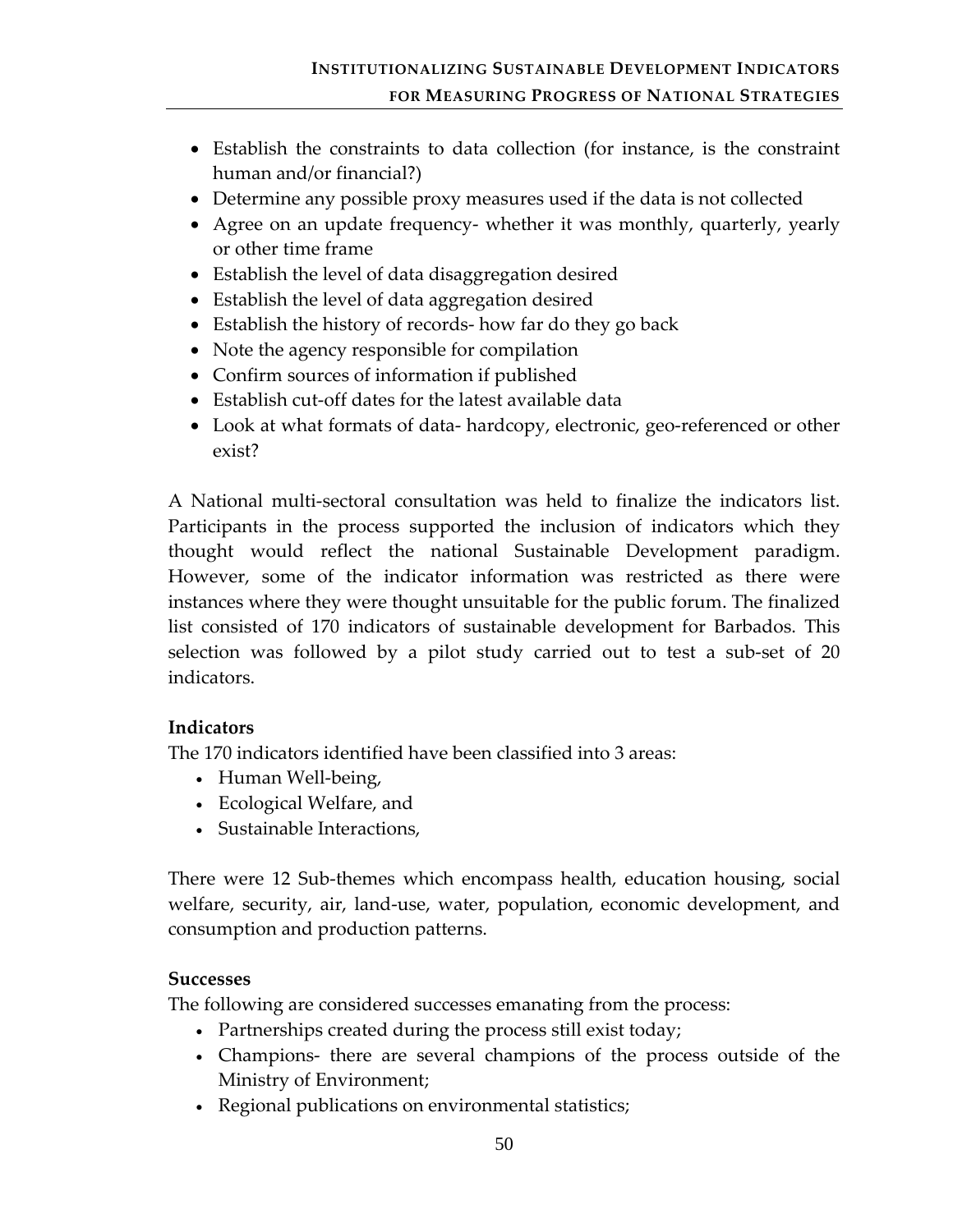- Establish the constraints to data collection (for instance, is the constraint human and/or financial?)
- Determine any possible proxy measures used if the data is not collected
- Agree on an update frequency- whether it was monthly, quarterly, yearly or other time frame
- Establish the level of data disaggregation desired
- Establish the level of data aggregation desired
- Establish the history of records- how far do they go back
- Note the agency responsible for compilation
- Confirm sources of information if published
- Establish cut-off dates for the latest available data
- Look at what formats of data- hardcopy, electronic, geo-referenced or other exist?

A National multi-sectoral consultation was held to finalize the indicators list. Participants in the process supported the inclusion of indicators which they thought would reflect the national Sustainable Development paradigm. However, some of the indicator information was restricted as there were instances where they were thought unsuitable for the public forum. The finalized list consisted of 170 indicators of sustainable development for Barbados. This selection was followed by a pilot study carried out to test a sub-set of 20 indicators.

**Indicators**

The 170 indicators identified have been classified into 3 areas:

- Human Well-being,
- Ecological Welfare, and
- Sustainable Interactions,

There were 12 Sub-themes which encompass health, education housing, social welfare, security, air, land-use, water, population, economic development, and consumption and production patterns.

**Successes**

The following are considered successes emanating from the process:

- Partnerships created during the process still exist today;
- Champions- there are several champions of the process outside of the Ministry of Environment;
- Regional publications on environmental statistics;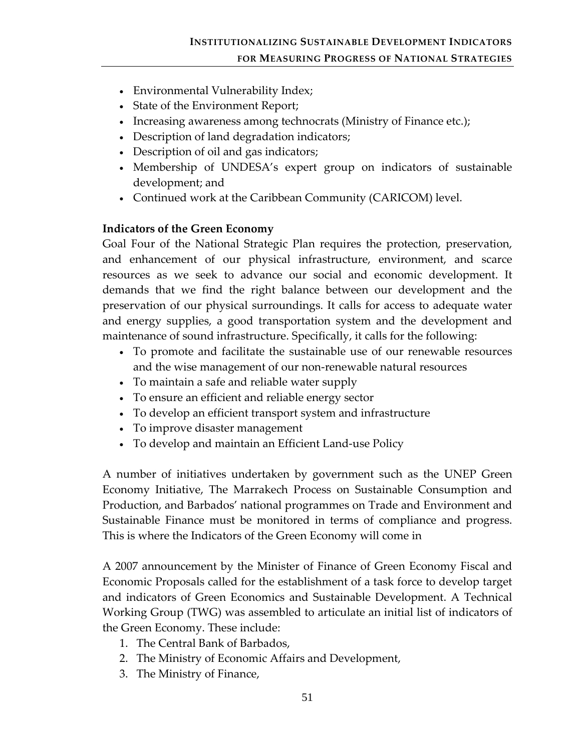- Environmental Vulnerability Index;
- State of the Environment Report;
- Increasing awareness among technocrats (Ministry of Finance etc.);
- Description of land degradation indicators;
- Description of oil and gas indicators;
- Membership of UNDESA's expert group on indicators of sustainable development; and
- Continued work at the Caribbean Community (CARICOM) level.

**Indicators of the Green Economy**

Goal Four of the National Strategic Plan requires the protection, preservation, and enhancement of our physical infrastructure, environment, and scarce resources as we seek to advance our social and economic development. It demands that we find the right balance between our development and the preservation of our physical surroundings. It calls for access to adequate water and energy supplies, a good transportation system and the development and maintenance of sound infrastructure. Specifically, it calls for the following:

- To promote and facilitate the sustainable use of our renewable resources and the wise management of our non-renewable natural resources
- To maintain a safe and reliable water supply
- To ensure an efficient and reliable energy sector
- To develop an efficient transport system and infrastructure
- To improve disaster management
- To develop and maintain an Efficient Land-use Policy

A number of initiatives undertaken by government such as the UNEP Green Economy Initiative, The Marrakech Process on Sustainable Consumption and Production, and Barbados' national programmes on Trade and Environment and Sustainable Finance must be monitored in terms of compliance and progress. This is where the Indicators of the Green Economy will come in

A 2007 announcement by the Minister of Finance of Green Economy Fiscal and Economic Proposals called for the establishment of a task force to develop target and indicators of Green Economics and Sustainable Development. A Technical Working Group (TWG) was assembled to articulate an initial list of indicators of the Green Economy. These include:

1. The Central Bank of Barbados,
2. The Ministry of Economic Affairs and Development,
3. The Ministry of Finance,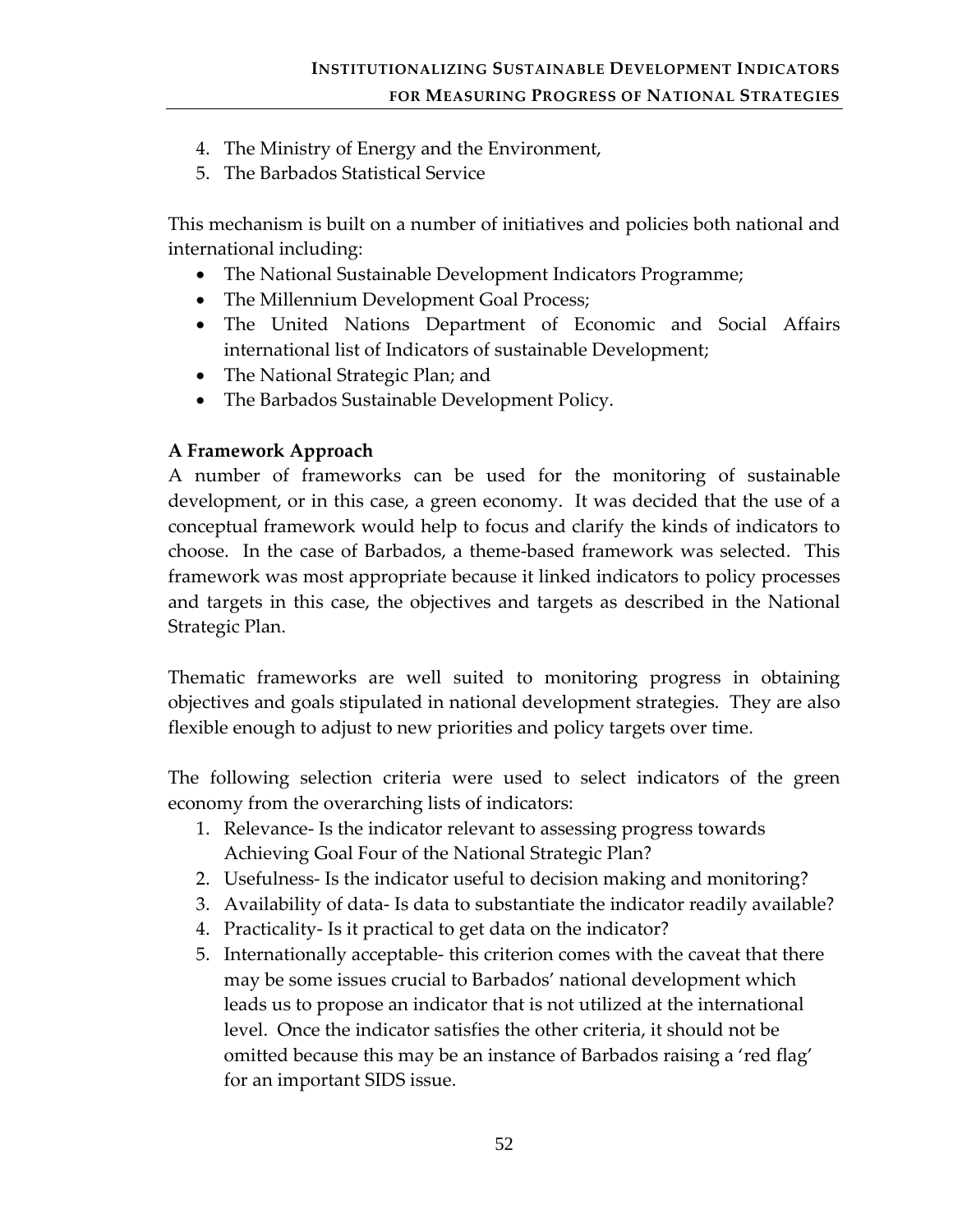4. The Ministry of Energy and the Environment,
5. The Barbados Statistical Service

This mechanism is built on a number of initiatives and policies both national and international including:

- The National Sustainable Development Indicators Programme;
- The Millennium Development Goal Process;
- The United Nations Department of Economic and Social Affairs international list of Indicators of sustainable Development;
- The National Strategic Plan; and
- The Barbados Sustainable Development Policy.

**A Framework Approach**

A number of frameworks can be used for the monitoring of sustainable development, or in this case, a green economy. It was decided that the use of a conceptual framework would help to focus and clarify the kinds of indicators to choose. In the case of Barbados, a theme-based framework was selected. This framework was most appropriate because it linked indicators to policy processes and targets in this case, the objectives and targets as described in the National Strategic Plan.

Thematic frameworks are well suited to monitoring progress in obtaining objectives and goals stipulated in national development strategies. They are also flexible enough to adjust to new priorities and policy targets over time.

The following selection criteria were used to select indicators of the green economy from the overarching lists of indicators:

1. Relevance- Is the indicator relevant to assessing progress towards Achieving Goal Four of the National Strategic Plan?
2. Usefulness- Is the indicator useful to decision making and monitoring?
3. Availability of data- Is data to substantiate the indicator readily available?
4. Practicality- Is it practical to get data on the indicator?
5. Internationally acceptable- this criterion comes with the caveat that there may be some issues crucial to Barbados' national development which leads us to propose an indicator that is not utilized at the international level. Once the indicator satisfies the other criteria, it should not be omitted because this may be an instance of Barbados raising a 'red flag' for an important SIDS issue.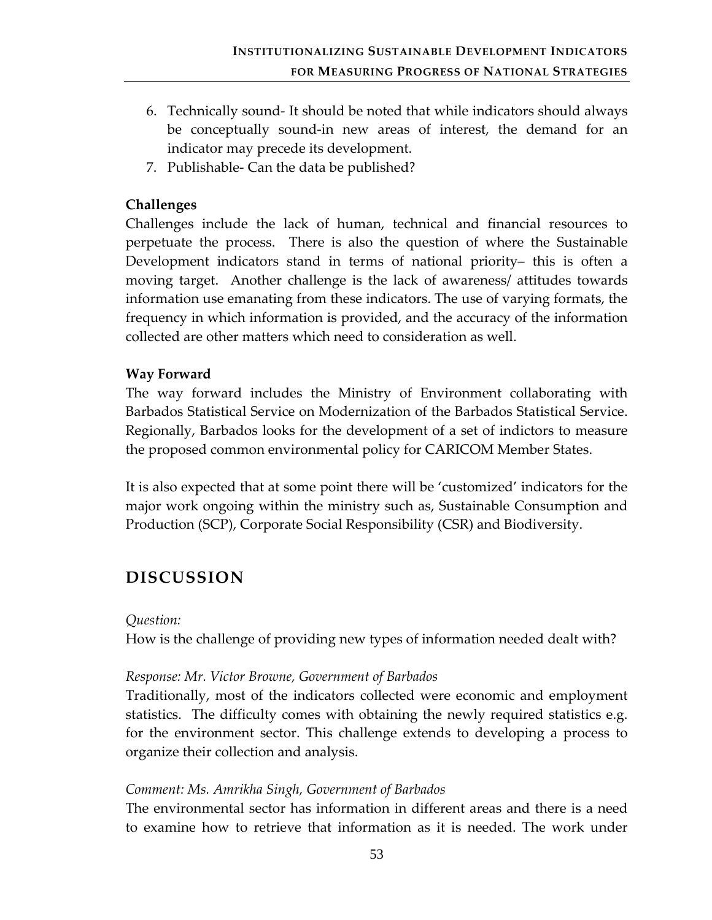6. Technically sound- It should be noted that while indicators should always be conceptually sound-in new areas of interest, the demand for an indicator may precede its development.
7. Publishable- Can the data be published?

**Challenges**

Challenges include the lack of human, technical and financial resources to perpetuate the process. There is also the question of where the Sustainable Development indicators stand in terms of national priority– this is often a moving target. Another challenge is the lack of awareness/ attitudes towards information use emanating from these indicators. The use of varying formats, the frequency in which information is provided, and the accuracy of the information collected are other matters which need to consideration as well.

**Way Forward**

The way forward includes the Ministry of Environment collaborating with Barbados Statistical Service on Modernization of the Barbados Statistical Service. Regionally, Barbados looks for the development of a set of indictors to measure the proposed common environmental policy for CARICOM Member States.

It is also expected that at some point there will be 'customized' indicators for the major work ongoing within the ministry such as, Sustainable Consumption and Production (SCP), Corporate Social Responsibility (CSR) and Biodiversity.

## DISCUSSION

*Question:*

How is the challenge of providing new types of information needed dealt with?

*Response: Mr. Victor Browne, Government of Barbados*

Traditionally, most of the indicators collected were economic and employment statistics. The difficulty comes with obtaining the newly required statistics e.g. for the environment sector. This challenge extends to developing a process to organize their collection and analysis.

*Comment: Ms. Amrikha Singh, Government of Barbados*

The environmental sector has information in different areas and there is a need to examine how to retrieve that information as it is needed. The work under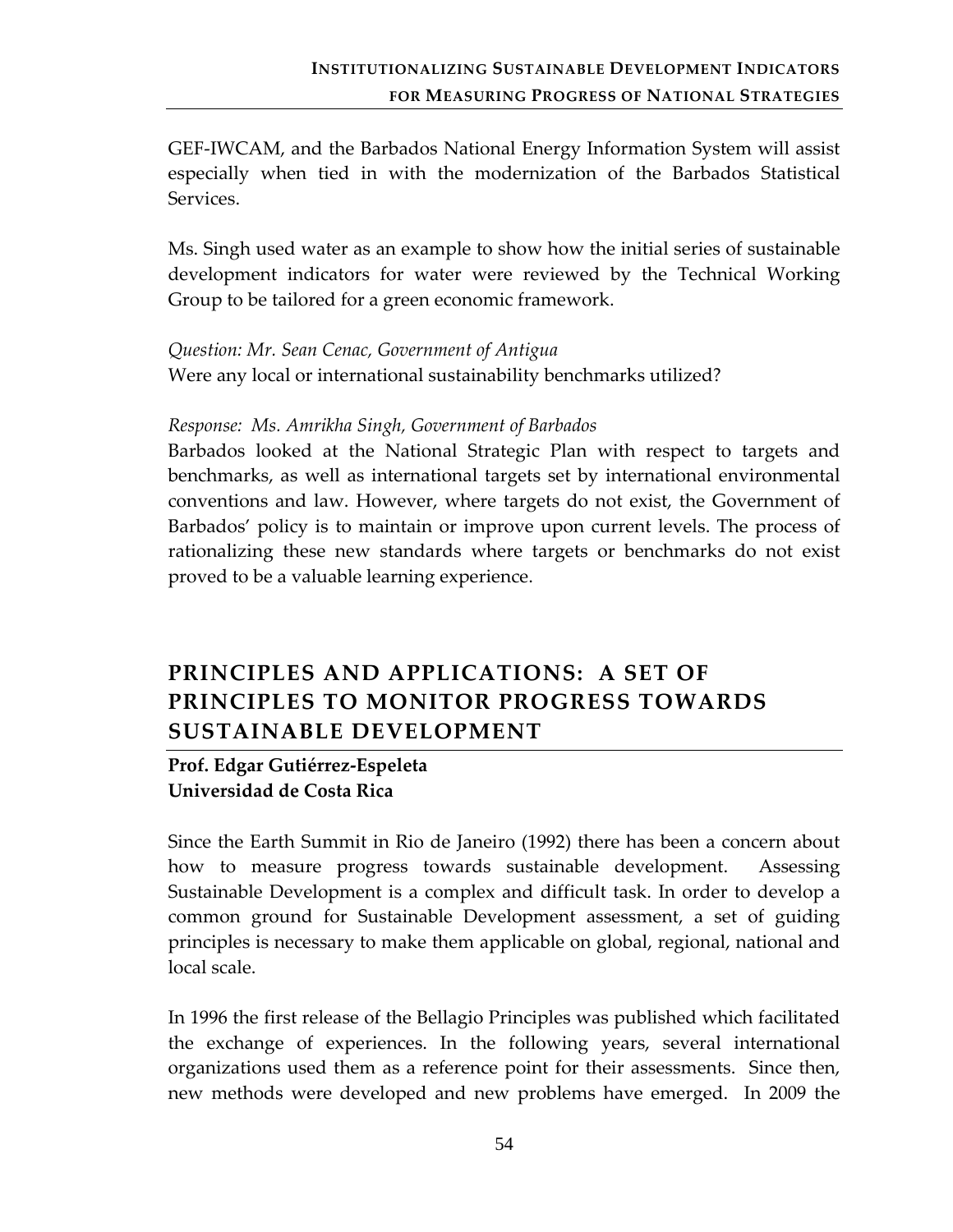GEF-IWCAM, and the Barbados National Energy Information System will assist especially when tied in with the modernization of the Barbados Statistical Services.

Ms. Singh used water as an example to show how the initial series of sustainable development indicators for water were reviewed by the Technical Working Group to be tailored for a green economic framework.

*Question: Mr. Sean Cenac, Government of Antigua*
Were any local or international sustainability benchmarks utilized?

*Response: Ms. Amrikha Singh, Government of Barbados*
Barbados looked at the National Strategic Plan with respect to targets and benchmarks, as well as international targets set by international environmental conventions and law. However, where targets do not exist, the Government of Barbados' policy is to maintain or improve upon current levels. The process of rationalizing these new standards where targets or benchmarks do not exist proved to be a valuable learning experience.

## PRINCIPLES AND APPLICATIONS: A SET OF PRINCIPLES TO MONITOR PROGRESS TOWARDS SUSTAINABLE DEVELOPMENT

**Prof. Edgar Gutiérrez-Espeleta**
**Universidad de Costa Rica**

Since the Earth Summit in Rio de Janeiro (1992) there has been a concern about how to measure progress towards sustainable development. Assessing Sustainable Development is a complex and difficult task. In order to develop a common ground for Sustainable Development assessment, a set of guiding principles is necessary to make them applicable on global, regional, national and local scale.

In 1996 the first release of the Bellagio Principles was published which facilitated the exchange of experiences. In the following years, several international organizations used them as a reference point for their assessments. Since then, new methods were developed and new problems have emerged. In 2009 the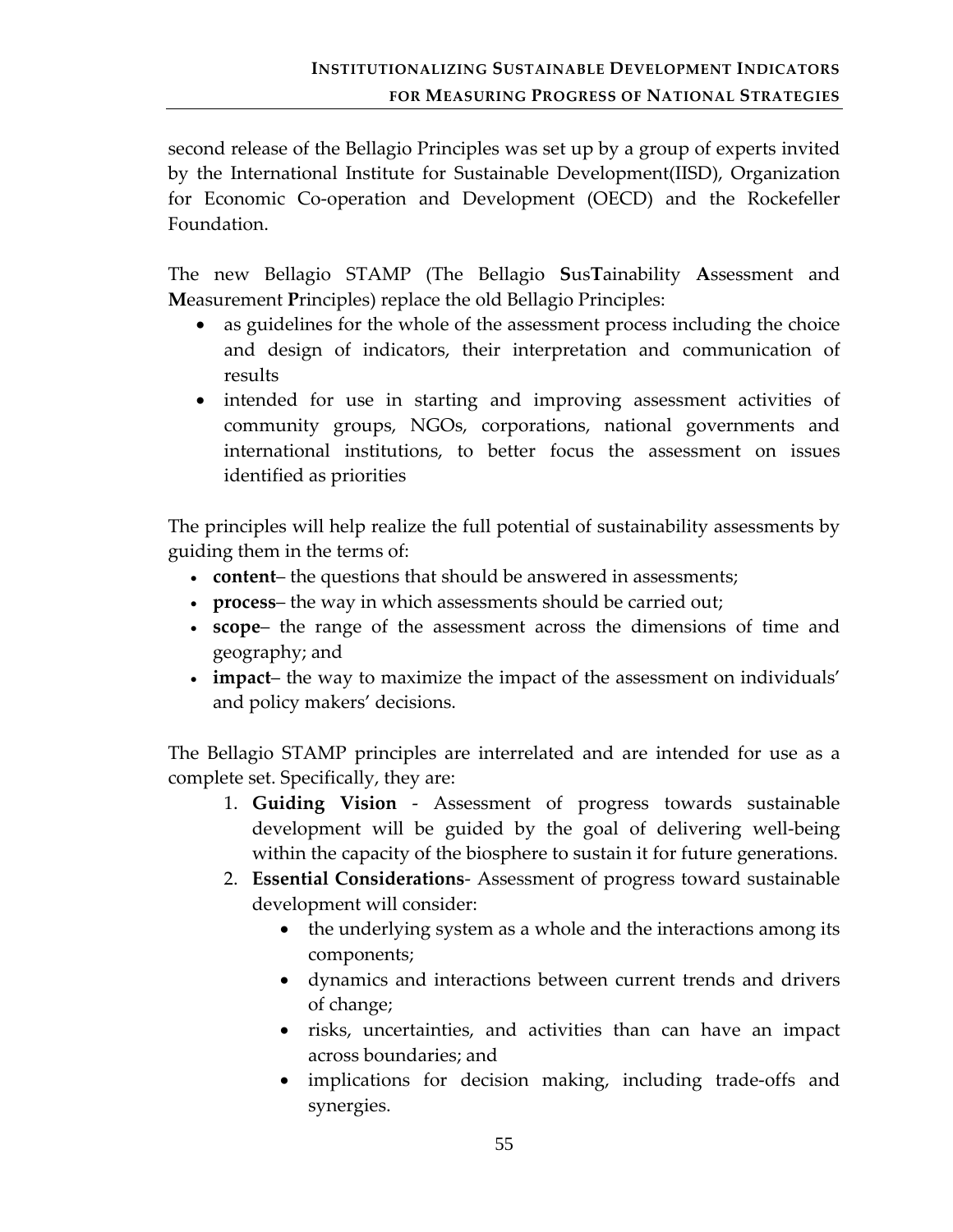second release of the Bellagio Principles was set up by a group of experts invited by the International Institute for Sustainable Development(IISD), Organization for Economic Co-operation and Development (OECD) and the Rockefeller Foundation.

The new Bellagio STAMP (The Bellagio **S**us**T**ainability **A**ssessment and **M**easurement **P**rinciples) replace the old Bellagio Principles:

- as guidelines for the whole of the assessment process including the choice and design of indicators, their interpretation and communication of results
- intended for use in starting and improving assessment activities of community groups, NGOs, corporations, national governments and international institutions, to better focus the assessment on issues identified as priorities

The principles will help realize the full potential of sustainability assessments by guiding them in the terms of:

- **content**– the questions that should be answered in assessments;
- **process**– the way in which assessments should be carried out;
- **scope**– the range of the assessment across the dimensions of time and geography; and
- **impact**– the way to maximize the impact of the assessment on individuals' and policy makers' decisions.

The Bellagio STAMP principles are interrelated and are intended for use as a complete set. Specifically, they are:

1. **Guiding Vision** - Assessment of progress towards sustainable development will be guided by the goal of delivering well-being within the capacity of the biosphere to sustain it for future generations.
2. **Essential Considerations**- Assessment of progress toward sustainable development will consider:
   - the underlying system as a whole and the interactions among its components;
   - dynamics and interactions between current trends and drivers of change;
   - risks, uncertainties, and activities than can have an impact across boundaries; and
   - implications for decision making, including trade-offs and synergies.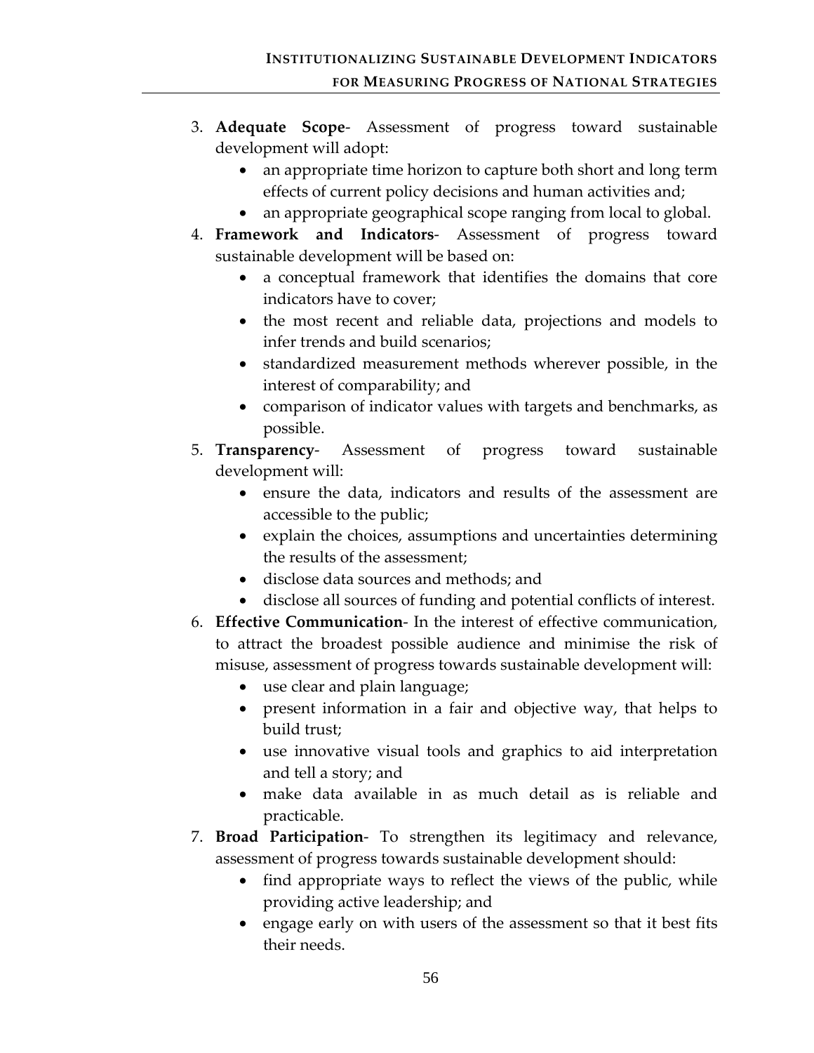3. **Adequate Scope**- Assessment of progress toward sustainable development will adopt:
    - an appropriate time horizon to capture both short and long term effects of current policy decisions and human activities and;
    - an appropriate geographical scope ranging from local to global.
4. **Framework and Indicators**- Assessment of progress toward sustainable development will be based on:
    - a conceptual framework that identifies the domains that core indicators have to cover;
    - the most recent and reliable data, projections and models to infer trends and build scenarios;
    - standardized measurement methods wherever possible, in the interest of comparability; and
    - comparison of indicator values with targets and benchmarks, as possible.
5. **Transparency**- Assessment of progress toward sustainable development will:
    - ensure the data, indicators and results of the assessment are accessible to the public;
    - explain the choices, assumptions and uncertainties determining the results of the assessment;
    - disclose data sources and methods; and
    - disclose all sources of funding and potential conflicts of interest.
6. **Effective Communication**- In the interest of effective communication, to attract the broadest possible audience and minimise the risk of misuse, assessment of progress towards sustainable development will:
    - use clear and plain language;
    - present information in a fair and objective way, that helps to build trust;
    - use innovative visual tools and graphics to aid interpretation and tell a story; and
    - make data available in as much detail as is reliable and practicable.
7. **Broad Participation**- To strengthen its legitimacy and relevance, assessment of progress towards sustainable development should:
    - find appropriate ways to reflect the views of the public, while providing active leadership; and
    - engage early on with users of the assessment so that it best fits their needs.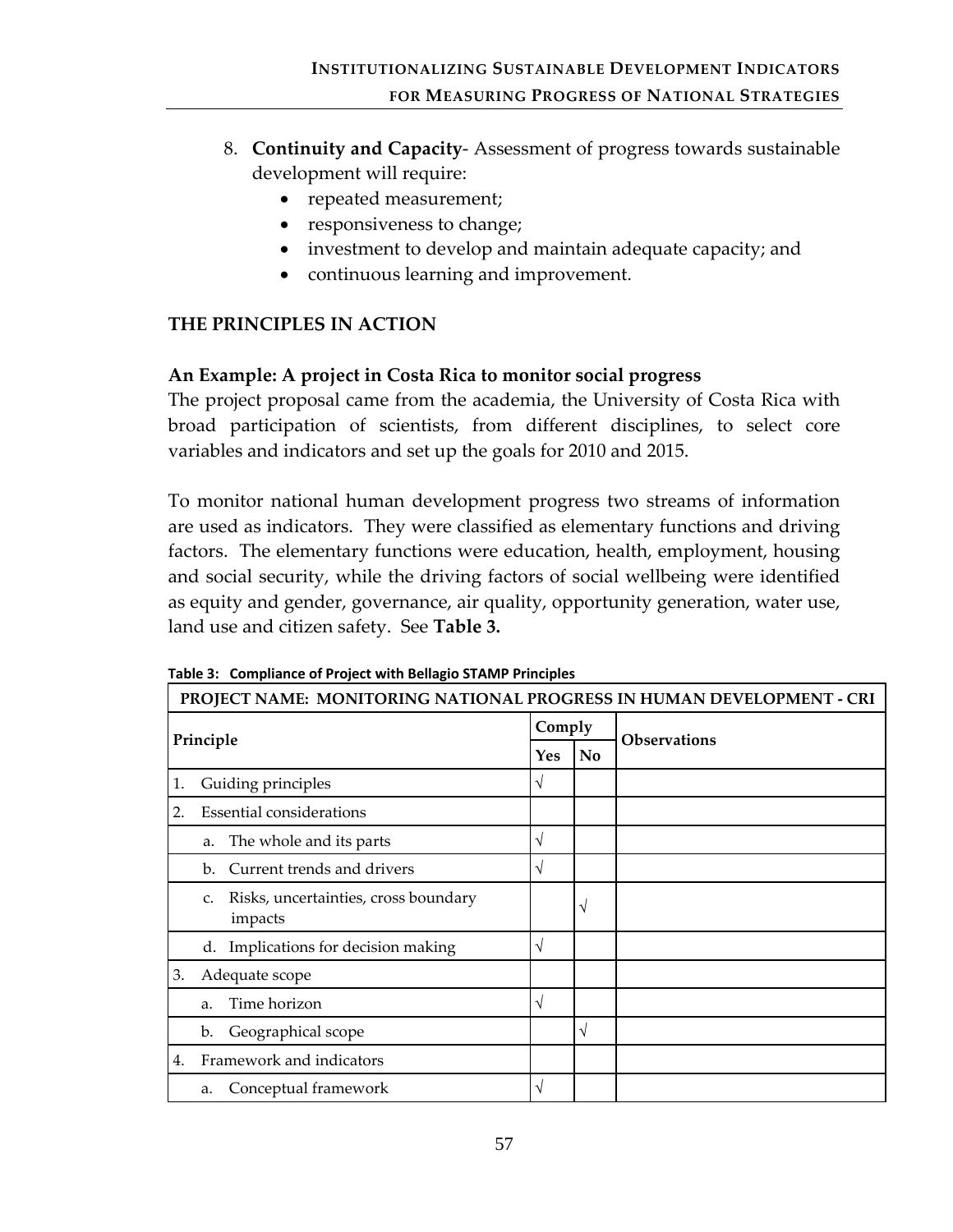8. **Continuity and Capacity**- Assessment of progress towards sustainable development will require:
   - repeated measurement;
   - responsiveness to change;
   - investment to develop and maintain adequate capacity; and
   - continuous learning and improvement.

## THE PRINCIPLES IN ACTION

### An Example: A project in Costa Rica to monitor social progress

The project proposal came from the academia, the University of Costa Rica with broad participation of scientists, from different disciplines, to select core variables and indicators and set up the goals for 2010 and 2015.

To monitor national human development progress two streams of information are used as indicators. They were classified as elementary functions and driving factors. The elementary functions were education, health, employment, housing and social security, while the driving factors of social wellbeing were identified as equity and gender, governance, air quality, opportunity generation, water use, land use and citizen safety. See **Table 3.**

**Table 3: Compliance of Project with Bellagio STAMP Principles**

| PROJECT NAME: MONITORING NATIONAL PROGRESS IN HUMAN DEVELOPMENT - CRI | | | |
|---|---|---|---|
| Principle | Comply | | Observations |
| | Yes | No | |
| 1. Guiding principles | √ | | |
| 2. Essential considerations | | | |
| a. The whole and its parts | √ | | |
| b. Current trends and drivers | √ | | |
| c. Risks, uncertainties, cross boundary impacts | | √ | |
| d. Implications for decision making | √ | | |
| 3. Adequate scope | | | |
| a. Time horizon | √ | | |
| b. Geographical scope | | √ | |
| 4. Framework and indicators | | | |
| a. Conceptual framework | √ | | |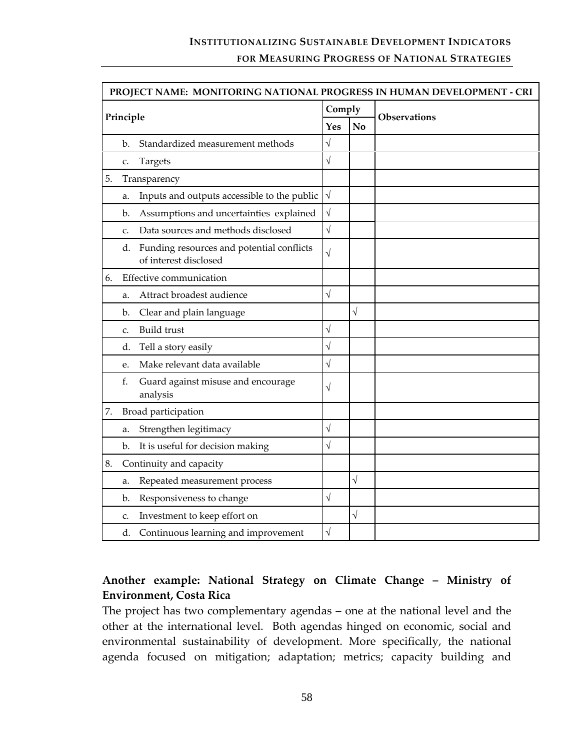| PROJECT NAME: MONITORING NATIONAL PROGRESS IN HUMAN DEVELOPMENT - CRI | | | |
|---|---|---|---|
| **Principle** | **Comply** | | **Observations** |
| | **Yes** | **No** | |
| b. Standardized measurement methods | √ | | |
| c. Targets | √ | | |
| 5. Transparency | | | |
| a. Inputs and outputs accessible to the public | √ | | |
| b. Assumptions and uncertainties explained | √ | | |
| c. Data sources and methods disclosed | √ | | |
| d. Funding resources and potential conflicts of interest disclosed | √ | | |
| 6. Effective communication | | | |
| a. Attract broadest audience | √ | | |
| b. Clear and plain language | | √ | |
| c. Build trust | √ | | |
| d. Tell a story easily | √ | | |
| e. Make relevant data available | √ | | |
| f. Guard against misuse and encourage analysis | √ | | |
| 7. Broad participation | | | |
| a. Strengthen legitimacy | √ | | |
| b. It is useful for decision making | √ | | |
| 8. Continuity and capacity | | | |
| a. Repeated measurement process | | √ | |
| b. Responsiveness to change | √ | | |
| c. Investment to keep effort on | | √ | |
| d. Continuous learning and improvement | √ | | |

**Another example: National Strategy on Climate Change – Ministry of Environment, Costa Rica**

The project has two complementary agendas – one at the national level and the other at the international level. Both agendas hinged on economic, social and environmental sustainability of development. More specifically, the national agenda focused on mitigation; adaptation; metrics; capacity building and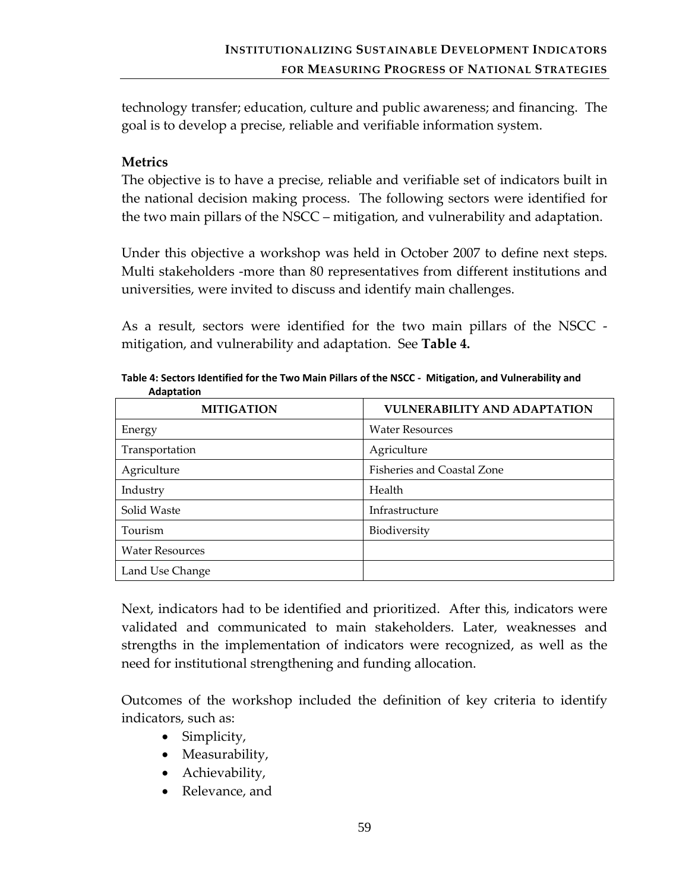technology transfer; education, culture and public awareness; and financing. The goal is to develop a precise, reliable and verifiable information system.

**Metrics**

The objective is to have a precise, reliable and verifiable set of indicators built in the national decision making process. The following sectors were identified for the two main pillars of the NSCC – mitigation, and vulnerability and adaptation.

Under this objective a workshop was held in October 2007 to define next steps. Multi stakeholders -more than 80 representatives from different institutions and universities, were invited to discuss and identify main challenges.

As a result, sectors were identified for the two main pillars of the NSCC - mitigation, and vulnerability and adaptation. See **Table 4.**

**Table 4: Sectors Identified for the Two Main Pillars of the NSCC - Mitigation, and Vulnerability and Adaptation**

| MITIGATION | VULNERABILITY AND ADAPTATION |
|---|---|
| Energy | Water Resources |
| Transportation | Agriculture |
| Agriculture | Fisheries and Coastal Zone |
| Industry | Health |
| Solid Waste | Infrastructure |
| Tourism | Biodiversity |
| Water Resources | |
| Land Use Change | |

Next, indicators had to be identified and prioritized. After this, indicators were validated and communicated to main stakeholders. Later, weaknesses and strengths in the implementation of indicators were recognized, as well as the need for institutional strengthening and funding allocation.

Outcomes of the workshop included the definition of key criteria to identify indicators, such as:

- Simplicity,
- Measurability,
- Achievability,
- Relevance, and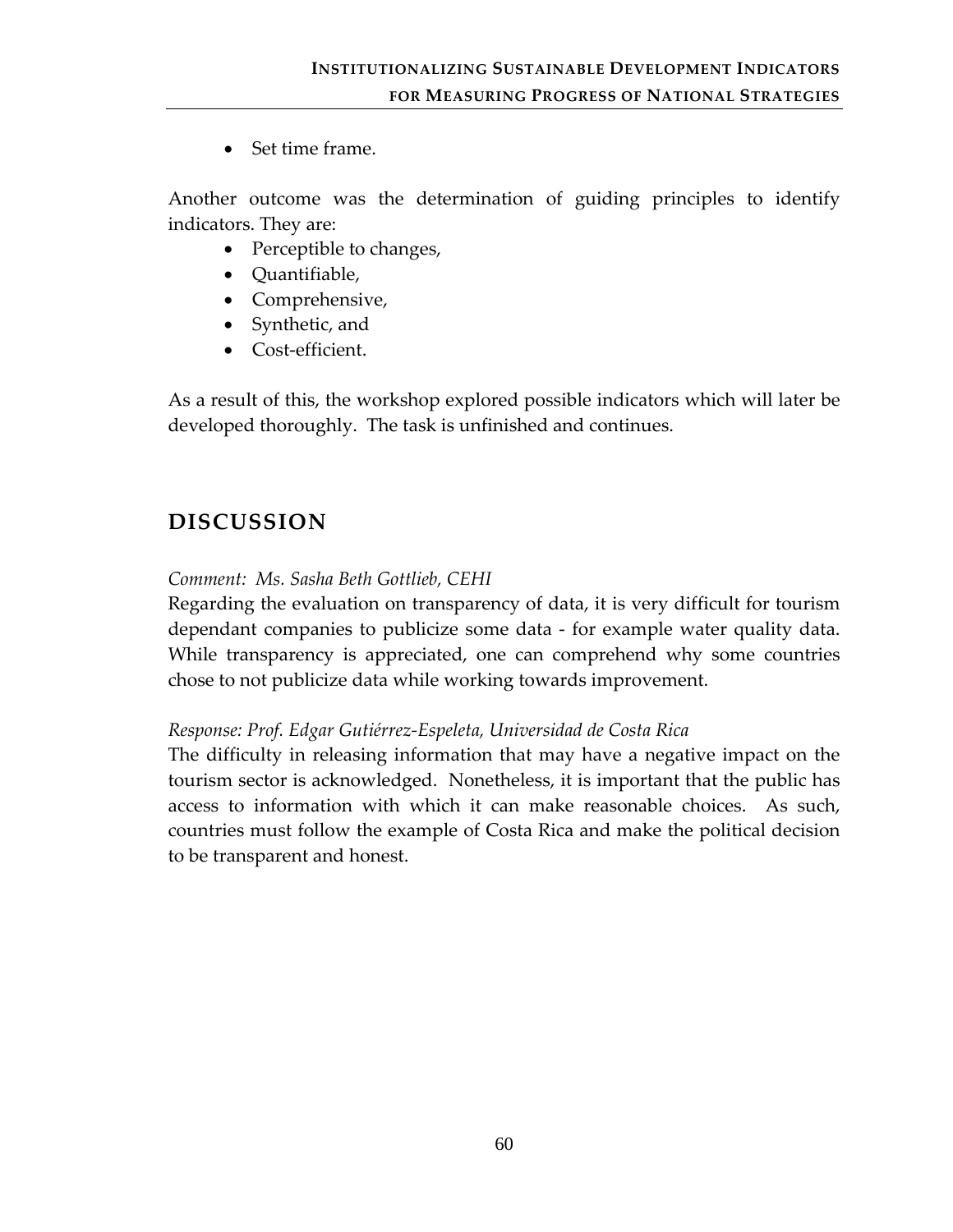- Set time frame.

Another outcome was the determination of guiding principles to identify indicators. They are:

- Perceptible to changes,
- Quantifiable,
- Comprehensive,
- Synthetic, and
- Cost-efficient.

As a result of this, the workshop explored possible indicators which will later be developed thoroughly. The task is unfinished and continues.

## DISCUSSION

*Comment: Ms. Sasha Beth Gottlieb, CEHI*

Regarding the evaluation on transparency of data, it is very difficult for tourism dependant companies to publicize some data - for example water quality data. While transparency is appreciated, one can comprehend why some countries chose to not publicize data while working towards improvement.

*Response: Prof. Edgar Gutiérrez-Espeleta, Universidad de Costa Rica*

The difficulty in releasing information that may have a negative impact on the tourism sector is acknowledged. Nonetheless, it is important that the public has access to information with which it can make reasonable choices. As such, countries must follow the example of Costa Rica and make the political decision to be transparent and honest.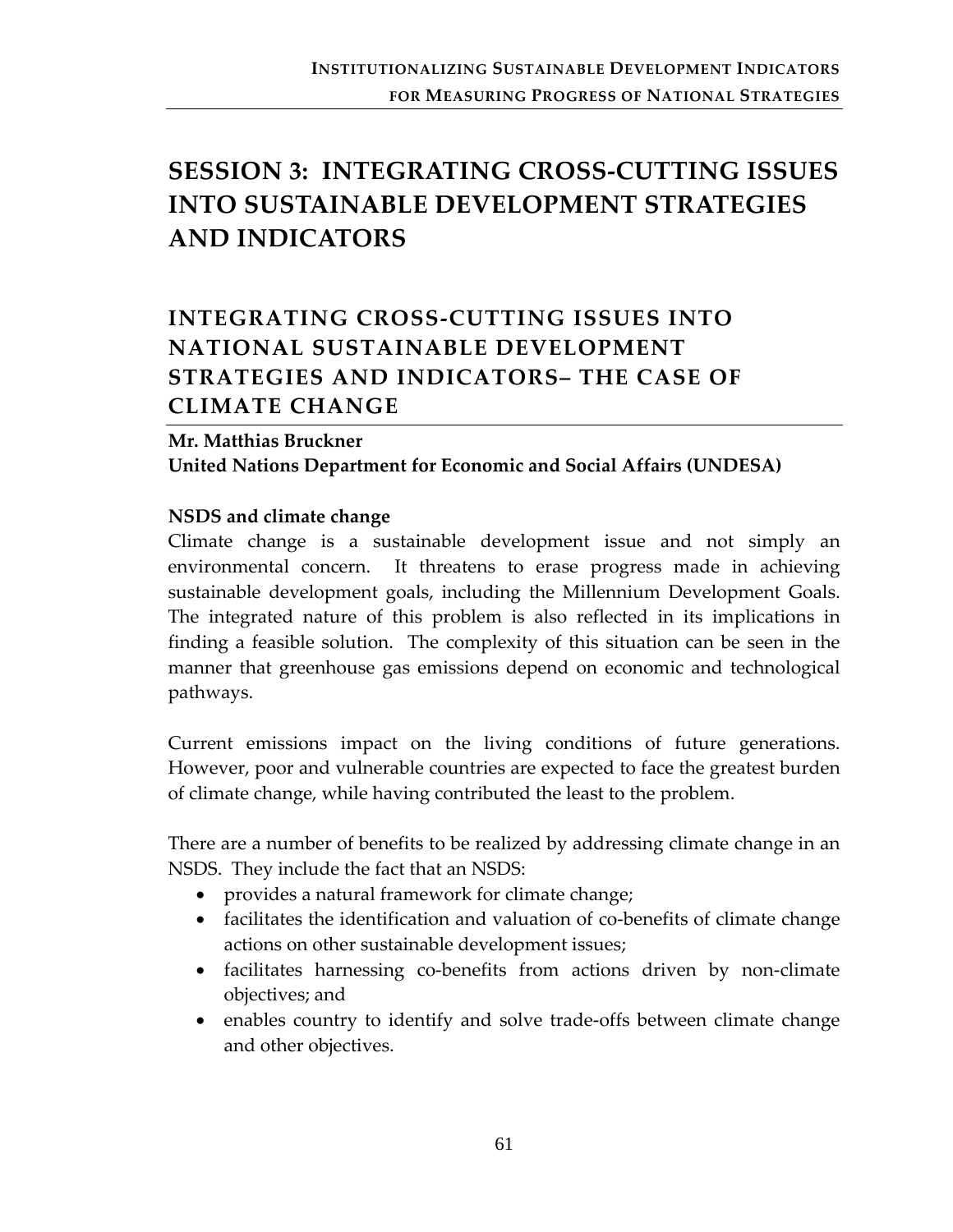# SESSION 3: INTEGRATING CROSS-CUTTING ISSUES INTO SUSTAINABLE DEVELOPMENT STRATEGIES AND INDICATORS

## INTEGRATING CROSS-CUTTING ISSUES INTO NATIONAL SUSTAINABLE DEVELOPMENT STRATEGIES AND INDICATORS– THE CASE OF CLIMATE CHANGE

**Mr. Matthias Bruckner**
**United Nations Department for Economic and Social Affairs (UNDESA)**

### NSDS and climate change

Climate change is a sustainable development issue and not simply an environmental concern. It threatens to erase progress made in achieving sustainable development goals, including the Millennium Development Goals. The integrated nature of this problem is also reflected in its implications in finding a feasible solution. The complexity of this situation can be seen in the manner that greenhouse gas emissions depend on economic and technological pathways.

Current emissions impact on the living conditions of future generations. However, poor and vulnerable countries are expected to face the greatest burden of climate change, while having contributed the least to the problem.

There are a number of benefits to be realized by addressing climate change in an NSDS. They include the fact that an NSDS:

- provides a natural framework for climate change;
- facilitates the identification and valuation of co-benefits of climate change actions on other sustainable development issues;
- facilitates harnessing co-benefits from actions driven by non-climate objectives; and
- enables country to identify and solve trade-offs between climate change and other objectives.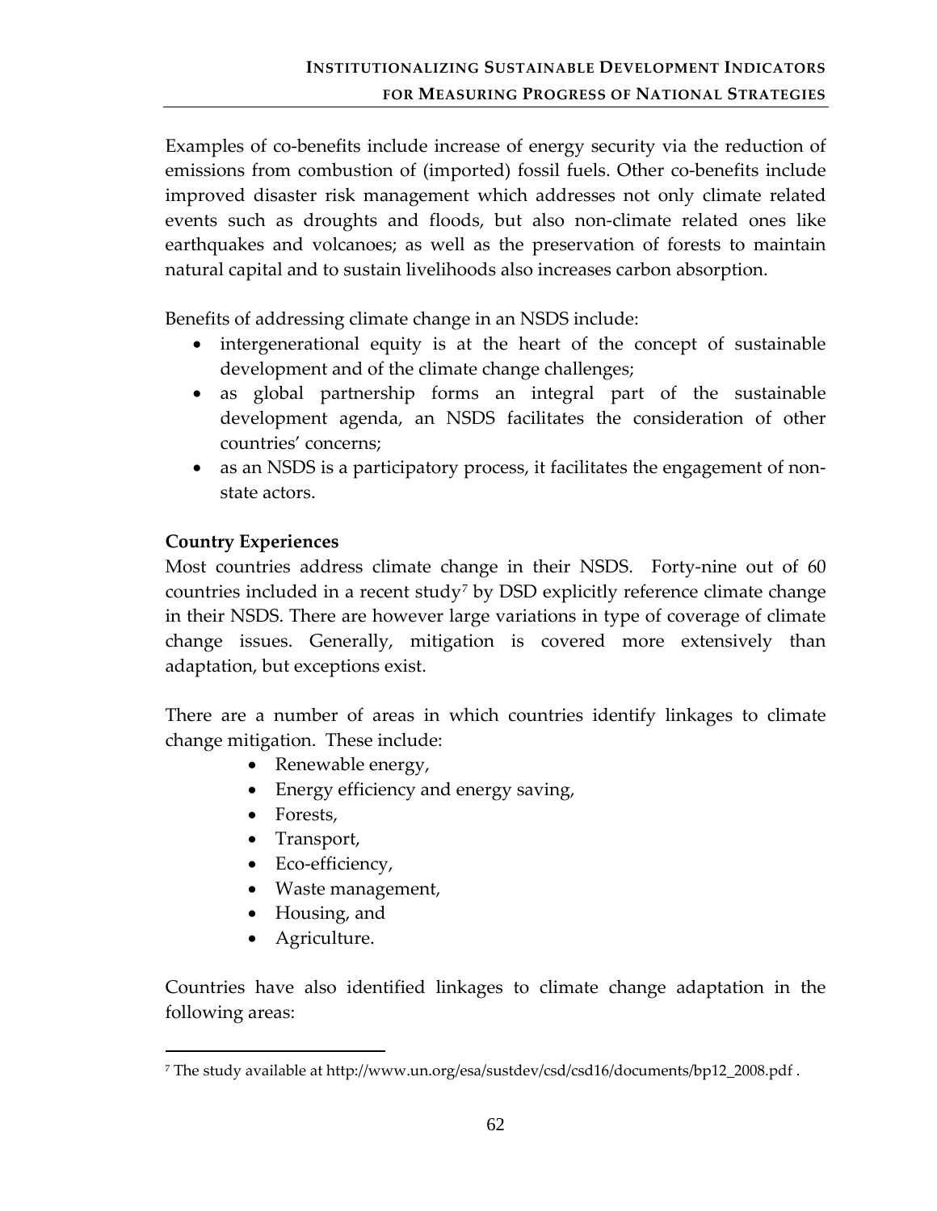Examples of co-benefits include increase of energy security via the reduction of emissions from combustion of (imported) fossil fuels. Other co-benefits include improved disaster risk management which addresses not only climate related events such as droughts and floods, but also non-climate related ones like earthquakes and volcanoes; as well as the preservation of forests to maintain natural capital and to sustain livelihoods also increases carbon absorption.

Benefits of addressing climate change in an NSDS include:

- intergenerational equity is at the heart of the concept of sustainable development and of the climate change challenges;
- as global partnership forms an integral part of the sustainable development agenda, an NSDS facilitates the consideration of other countries' concerns;
- as an NSDS is a participatory process, it facilitates the engagement of non-state actors.

**Country Experiences**

Most countries address climate change in their NSDS. Forty-nine out of 60 countries included in a recent study[7] by DSD explicitly reference climate change in their NSDS. There are however large variations in type of coverage of climate change issues. Generally, mitigation is covered more extensively than adaptation, but exceptions exist.

There are a number of areas in which countries identify linkages to climate change mitigation. These include:

- Renewable energy,
- Energy efficiency and energy saving,
- Forests,
- Transport,
- Eco-efficiency,
- Waste management,
- Housing, and
- Agriculture.

Countries have also identified linkages to climate change adaptation in the following areas:

[7] The study available at http://www.un.org/esa/sustdev/csd/csd16/documents/bp12_2008.pdf .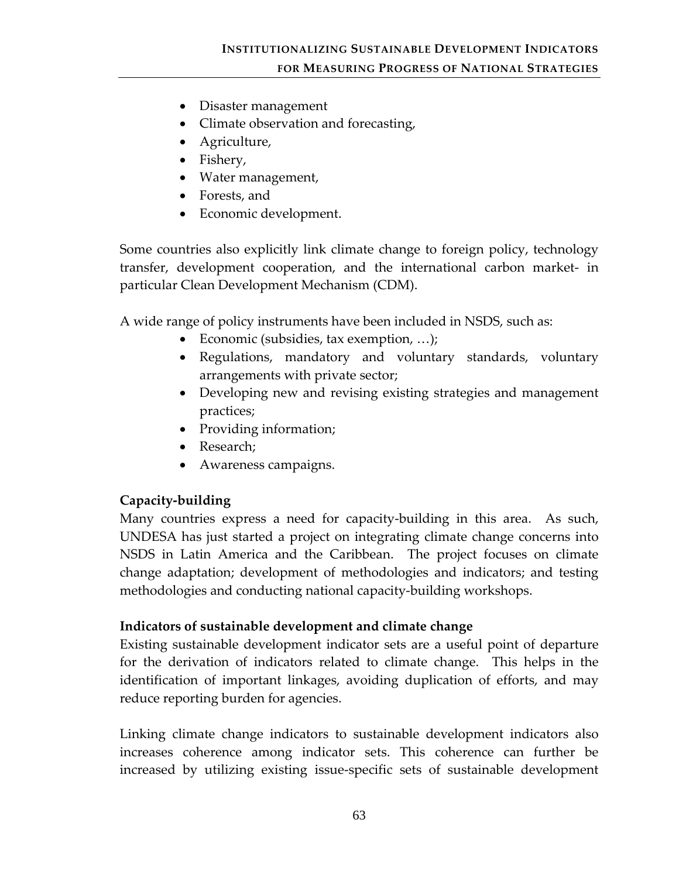- Disaster management
- Climate observation and forecasting,
- Agriculture,
- Fishery,
- Water management,
- Forests, and
- Economic development.

Some countries also explicitly link climate change to foreign policy, technology transfer, development cooperation, and the international carbon market- in particular Clean Development Mechanism (CDM).

A wide range of policy instruments have been included in NSDS, such as:

- Economic (subsidies, tax exemption, …);
- Regulations, mandatory and voluntary standards, voluntary arrangements with private sector;
- Developing new and revising existing strategies and management practices;
- Providing information;
- Research;
- Awareness campaigns.

**Capacity-building**

Many countries express a need for capacity-building in this area. As such, UNDESA has just started a project on integrating climate change concerns into NSDS in Latin America and the Caribbean. The project focuses on climate change adaptation; development of methodologies and indicators; and testing methodologies and conducting national capacity-building workshops.

**Indicators of sustainable development and climate change**

Existing sustainable development indicator sets are a useful point of departure for the derivation of indicators related to climate change. This helps in the identification of important linkages, avoiding duplication of efforts, and may reduce reporting burden for agencies.

Linking climate change indicators to sustainable development indicators also increases coherence among indicator sets. This coherence can further be increased by utilizing existing issue-specific sets of sustainable development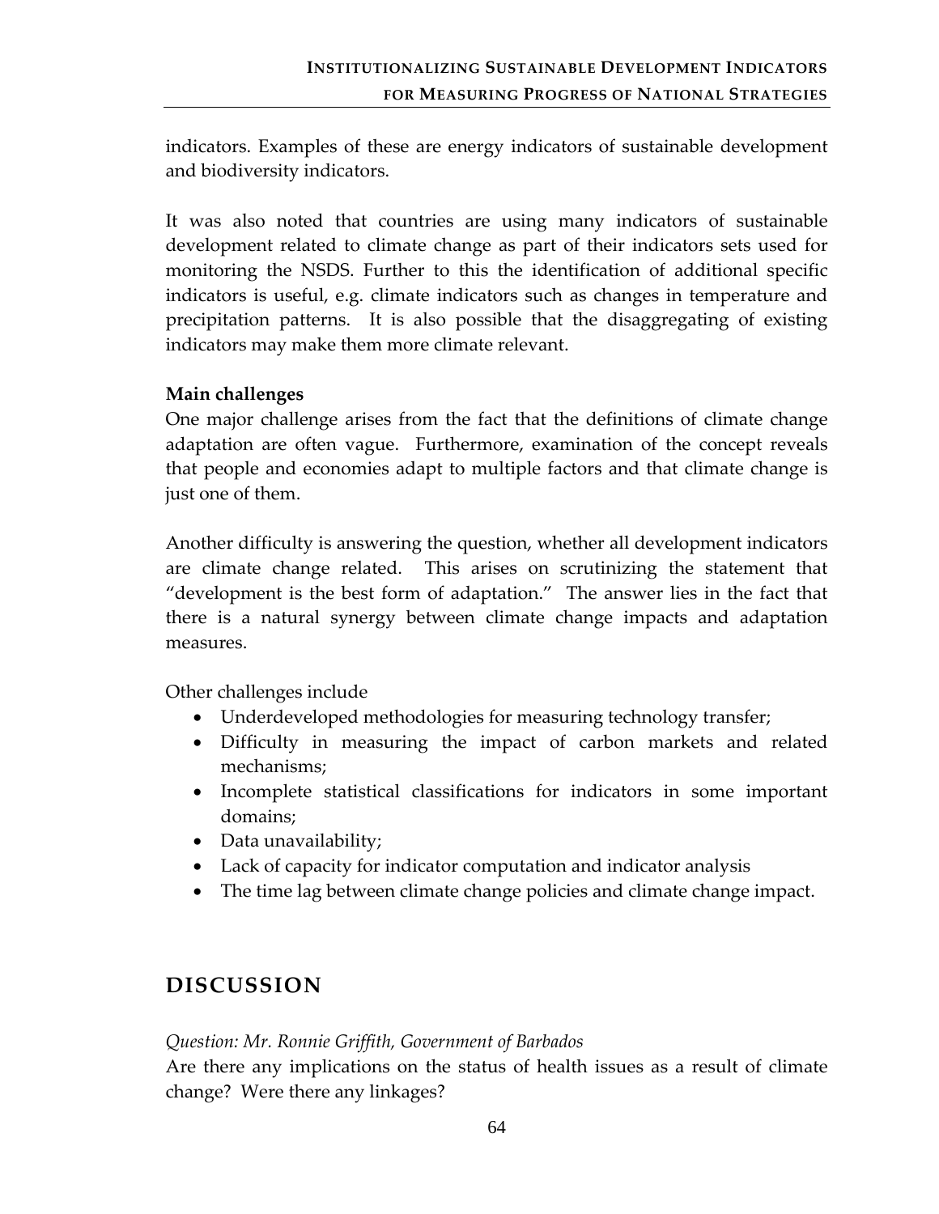indicators. Examples of these are energy indicators of sustainable development and biodiversity indicators.

It was also noted that countries are using many indicators of sustainable development related to climate change as part of their indicators sets used for monitoring the NSDS. Further to this the identification of additional specific indicators is useful, e.g. climate indicators such as changes in temperature and precipitation patterns. It is also possible that the disaggregating of existing indicators may make them more climate relevant.

**Main challenges**

One major challenge arises from the fact that the definitions of climate change adaptation are often vague. Furthermore, examination of the concept reveals that people and economies adapt to multiple factors and that climate change is just one of them.

Another difficulty is answering the question, whether all development indicators are climate change related. This arises on scrutinizing the statement that "development is the best form of adaptation." The answer lies in the fact that there is a natural synergy between climate change impacts and adaptation measures.

Other challenges include

- Underdeveloped methodologies for measuring technology transfer;
- Difficulty in measuring the impact of carbon markets and related mechanisms;
- Incomplete statistical classifications for indicators in some important domains;
- Data unavailability;
- Lack of capacity for indicator computation and indicator analysis
- The time lag between climate change policies and climate change impact.

## DISCUSSION

*Question: Mr. Ronnie Griffith, Government of Barbados*

Are there any implications on the status of health issues as a result of climate change? Were there any linkages?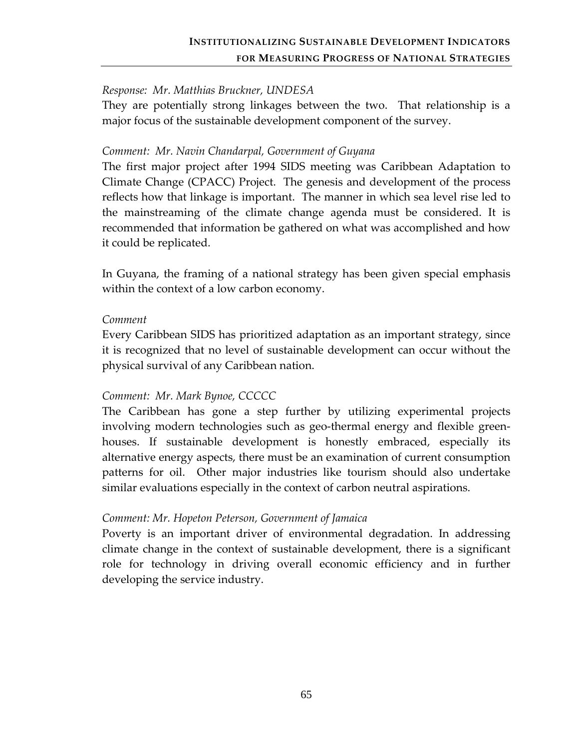*Response: Mr. Matthias Bruckner, UNDESA*

They are potentially strong linkages between the two. That relationship is a major focus of the sustainable development component of the survey.

*Comment: Mr. Navin Chandarpal, Government of Guyana*

The first major project after 1994 SIDS meeting was Caribbean Adaptation to Climate Change (CPACC) Project. The genesis and development of the process reflects how that linkage is important. The manner in which sea level rise led to the mainstreaming of the climate change agenda must be considered. It is recommended that information be gathered on what was accomplished and how it could be replicated.

In Guyana, the framing of a national strategy has been given special emphasis within the context of a low carbon economy.

*Comment*

Every Caribbean SIDS has prioritized adaptation as an important strategy, since it is recognized that no level of sustainable development can occur without the physical survival of any Caribbean nation.

*Comment: Mr. Mark Bynoe, CCCCC*

The Caribbean has gone a step further by utilizing experimental projects involving modern technologies such as geo-thermal energy and flexible green-houses. If sustainable development is honestly embraced, especially its alternative energy aspects, there must be an examination of current consumption patterns for oil. Other major industries like tourism should also undertake similar evaluations especially in the context of carbon neutral aspirations.

*Comment: Mr. Hopeton Peterson, Government of Jamaica*

Poverty is an important driver of environmental degradation. In addressing climate change in the context of sustainable development, there is a significant role for technology in driving overall economic efficiency and in further developing the service industry.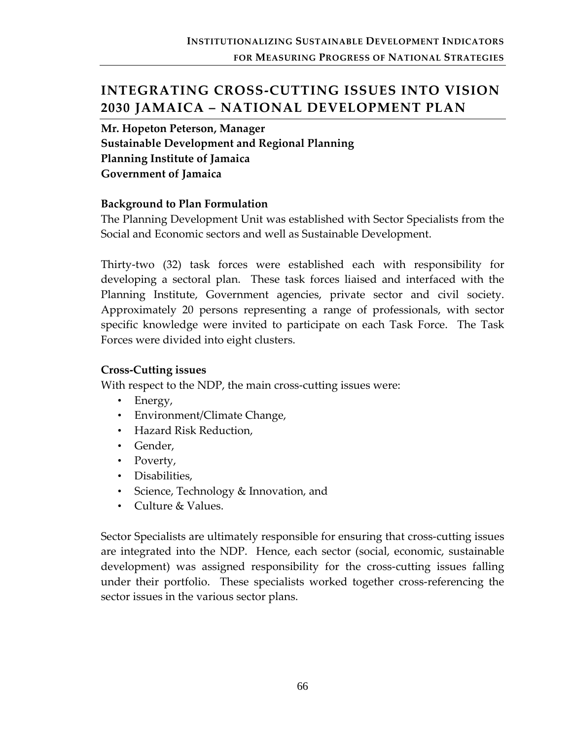# INTEGRATING CROSS-CUTTING ISSUES INTO VISION 2030 JAMAICA – NATIONAL DEVELOPMENT PLAN

**Mr. Hopeton Peterson, Manager**
**Sustainable Development and Regional Planning**
**Planning Institute of Jamaica**
**Government of Jamaica**

### Background to Plan Formulation

The Planning Development Unit was established with Sector Specialists from the Social and Economic sectors and well as Sustainable Development.

Thirty-two (32) task forces were established each with responsibility for developing a sectoral plan. These task forces liaised and interfaced with the Planning Institute, Government agencies, private sector and civil society. Approximately 20 persons representing a range of professionals, with sector specific knowledge were invited to participate on each Task Force. The Task Forces were divided into eight clusters.

### Cross-Cutting issues

With respect to the NDP, the main cross-cutting issues were:

- Energy,
- Environment/Climate Change,
- Hazard Risk Reduction,
- Gender,
- Poverty,
- Disabilities,
- Science, Technology & Innovation, and
- Culture & Values.

Sector Specialists are ultimately responsible for ensuring that cross-cutting issues are integrated into the NDP. Hence, each sector (social, economic, sustainable development) was assigned responsibility for the cross-cutting issues falling under their portfolio. These specialists worked together cross-referencing the sector issues in the various sector plans.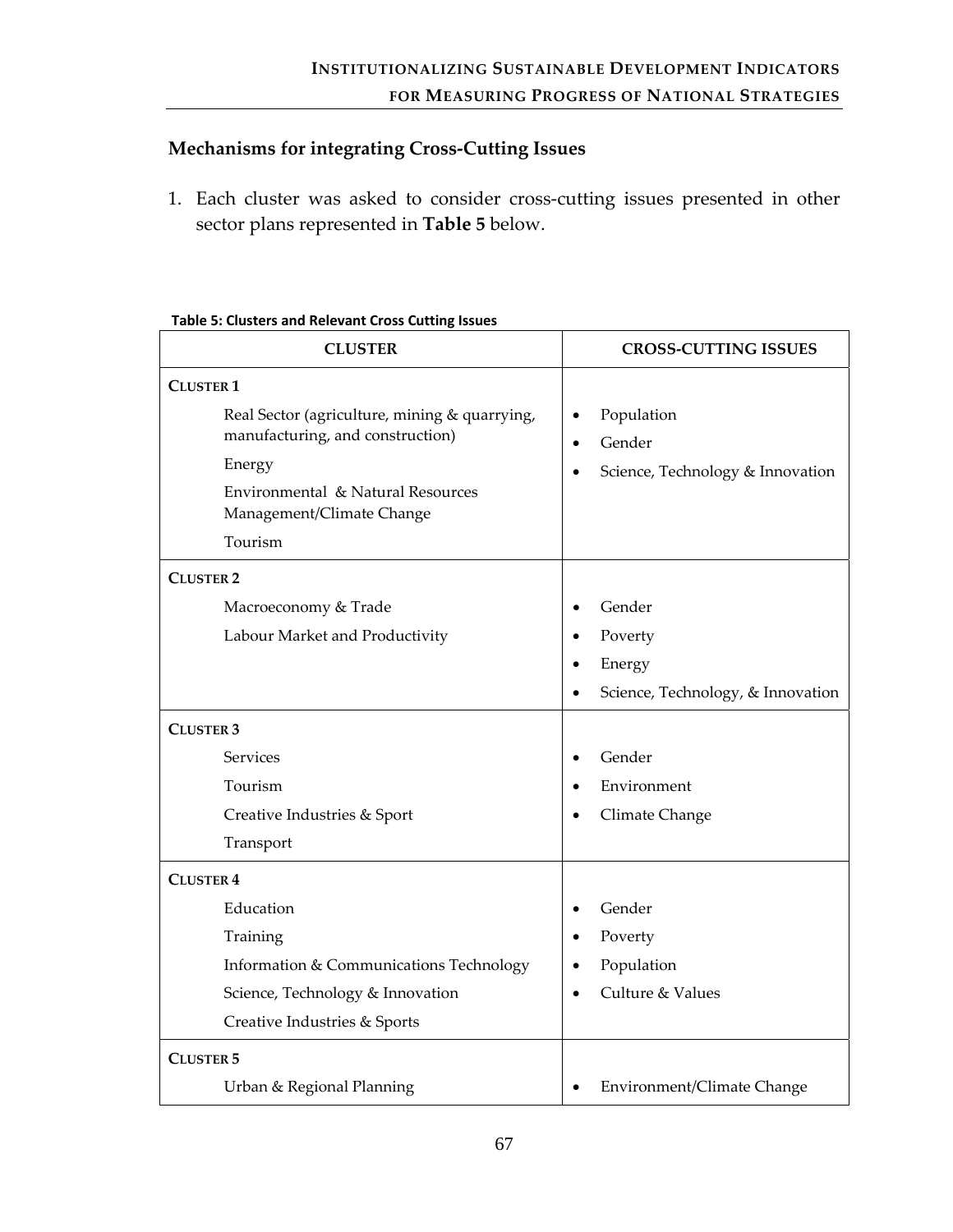## Mechanisms for integrating Cross-Cutting Issues

1. Each cluster was asked to consider cross-cutting issues presented in other sector plans represented in **Table 5** below.

**Table 5: Clusters and Relevant Cross Cutting Issues**

| CLUSTER | CROSS-CUTTING ISSUES |
|---|---|
| **CLUSTER 1**<br>Real Sector (agriculture, mining & quarrying, manufacturing, and construction)<br>Energy<br>Environmental & Natural Resources Management/Climate Change<br>Tourism | • Population<br>• Gender<br>• Science, Technology & Innovation |
| **CLUSTER 2**<br>Macroeconomy & Trade<br>Labour Market and Productivity | • Gender<br>• Poverty<br>• Energy<br>• Science, Technology, & Innovation |
| **CLUSTER 3**<br>Services<br>Tourism<br>Creative Industries & Sport<br>Transport | • Gender<br>• Environment<br>• Climate Change |
| **CLUSTER 4**<br>Education<br>Training<br>Information & Communications Technology<br>Science, Technology & Innovation<br>Creative Industries & Sports | • Gender<br>• Poverty<br>• Population<br>• Culture & Values |
| **CLUSTER 5**<br>Urban & Regional Planning | • Environment/Climate Change |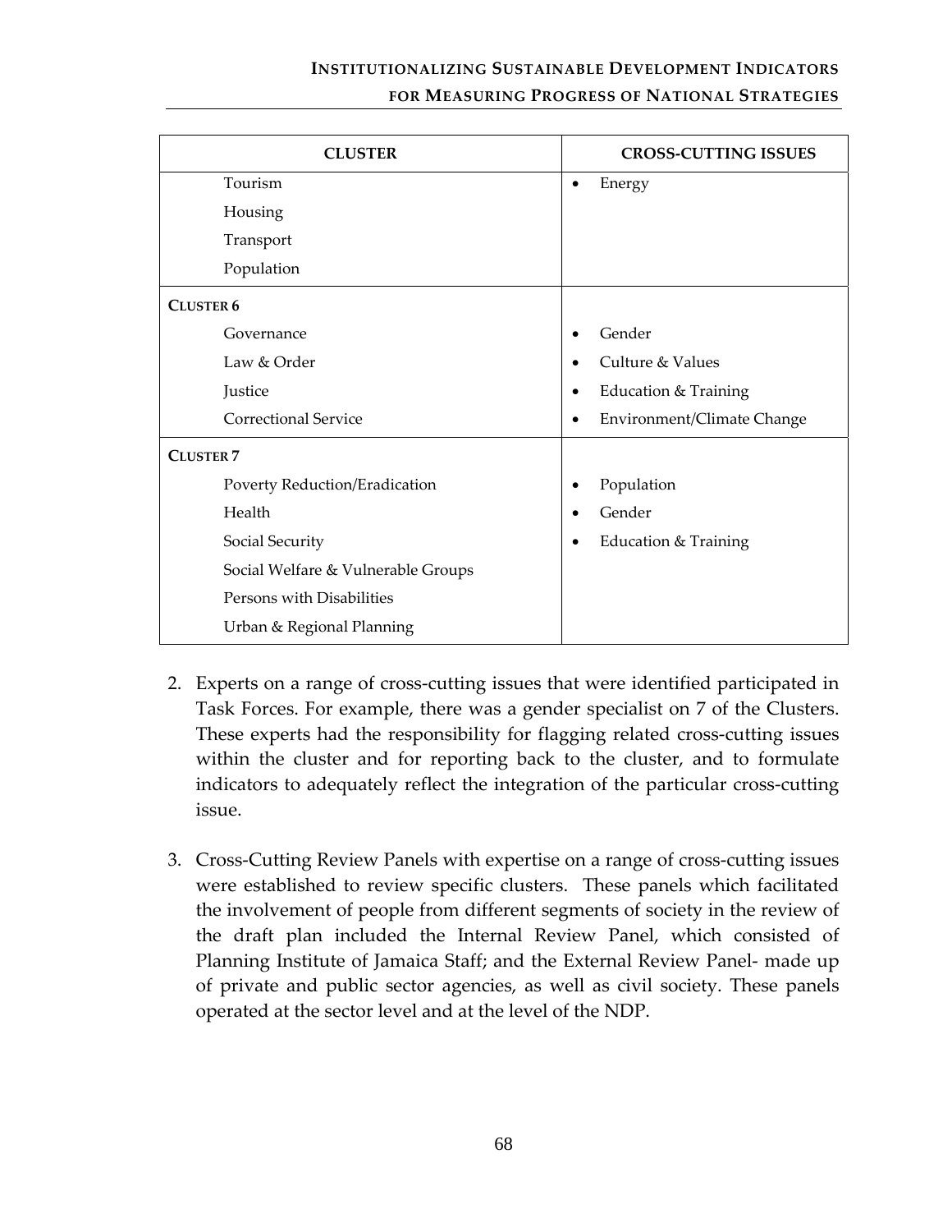| CLUSTER | CROSS-CUTTING ISSUES |
|---|---|
| Tourism<br>Housing<br>Transport<br>Population | • Energy |
| **CLUSTER 6**<br>Governance<br>Law & Order<br>Justice<br>Correctional Service | • Gender<br>• Culture & Values<br>• Education & Training<br>• Environment/Climate Change |
| **CLUSTER 7**<br>Poverty Reduction/Eradication<br>Health<br>Social Security<br>Social Welfare & Vulnerable Groups<br>Persons with Disabilities<br>Urban & Regional Planning | • Population<br>• Gender<br>• Education & Training |

2. Experts on a range of cross-cutting issues that were identified participated in Task Forces. For example, there was a gender specialist on 7 of the Clusters. These experts had the responsibility for flagging related cross-cutting issues within the cluster and for reporting back to the cluster, and to formulate indicators to adequately reflect the integration of the particular cross-cutting issue.

3. Cross-Cutting Review Panels with expertise on a range of cross-cutting issues were established to review specific clusters. These panels which facilitated the involvement of people from different segments of society in the review of the draft plan included the Internal Review Panel, which consisted of Planning Institute of Jamaica Staff; and the External Review Panel- made up of private and public sector agencies, as well as civil society. These panels operated at the sector level and at the level of the NDP.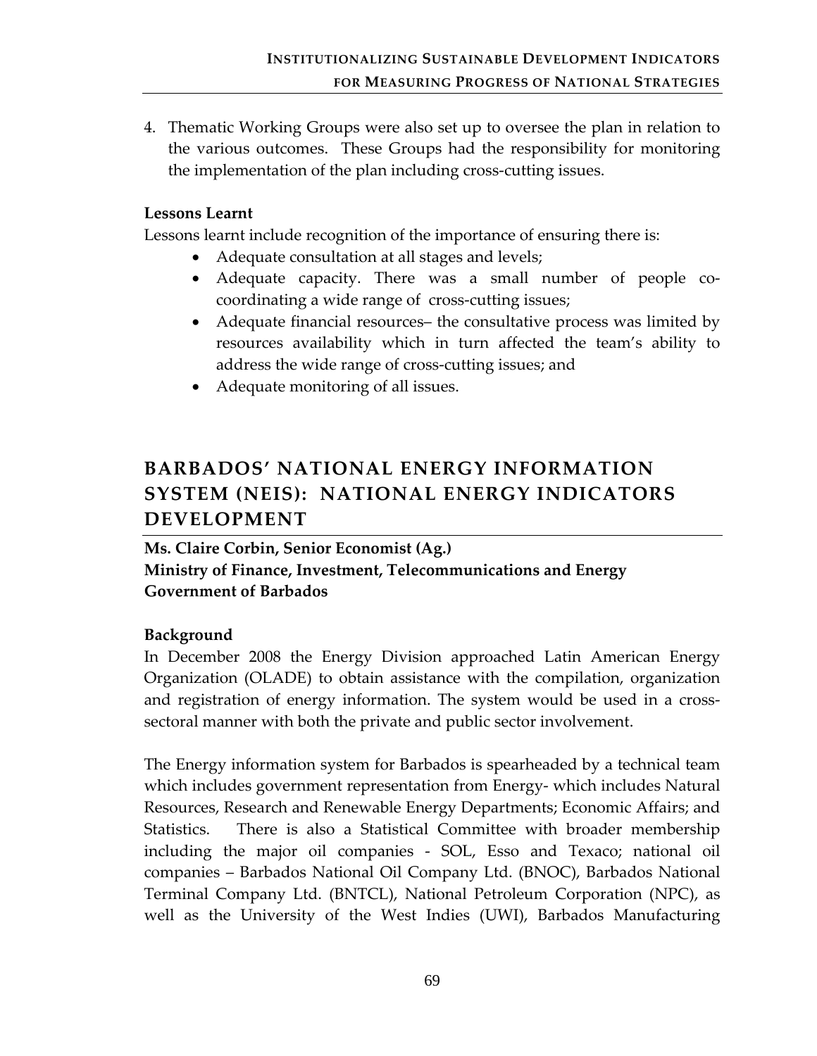4. Thematic Working Groups were also set up to oversee the plan in relation to the various outcomes. These Groups had the responsibility for monitoring the implementation of the plan including cross-cutting issues.

**Lessons Learnt**

Lessons learnt include recognition of the importance of ensuring there is:

- Adequate consultation at all stages and levels;
- Adequate capacity. There was a small number of people co-coordinating a wide range of cross-cutting issues;
- Adequate financial resources– the consultative process was limited by resources availability which in turn affected the team's ability to address the wide range of cross-cutting issues; and
- Adequate monitoring of all issues.

# BARBADOS' NATIONAL ENERGY INFORMATION SYSTEM (NEIS): NATIONAL ENERGY INDICATORS DEVELOPMENT

**Ms. Claire Corbin, Senior Economist (Ag.)**
**Ministry of Finance, Investment, Telecommunications and Energy**
**Government of Barbados**

**Background**

In December 2008 the Energy Division approached Latin American Energy Organization (OLADE) to obtain assistance with the compilation, organization and registration of energy information. The system would be used in a cross-sectoral manner with both the private and public sector involvement.

The Energy information system for Barbados is spearheaded by a technical team which includes government representation from Energy- which includes Natural Resources, Research and Renewable Energy Departments; Economic Affairs; and Statistics. There is also a Statistical Committee with broader membership including the major oil companies - SOL, Esso and Texaco; national oil companies – Barbados National Oil Company Ltd. (BNOC), Barbados National Terminal Company Ltd. (BNTCL), National Petroleum Corporation (NPC), as well as the University of the West Indies (UWI), Barbados Manufacturing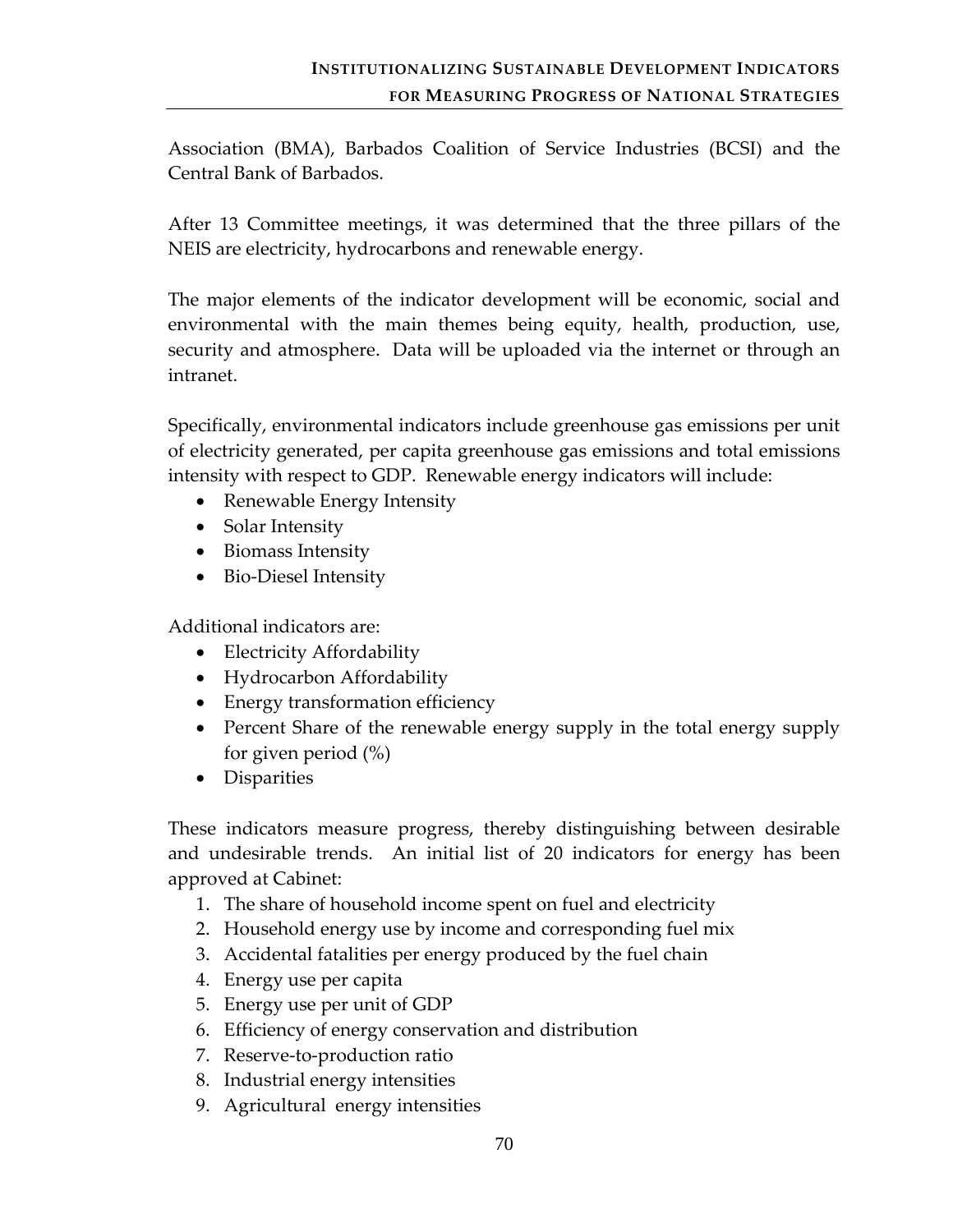Association (BMA), Barbados Coalition of Service Industries (BCSI) and the Central Bank of Barbados.

After 13 Committee meetings, it was determined that the three pillars of the NEIS are electricity, hydrocarbons and renewable energy.

The major elements of the indicator development will be economic, social and environmental with the main themes being equity, health, production, use, security and atmosphere. Data will be uploaded via the internet or through an intranet.

Specifically, environmental indicators include greenhouse gas emissions per unit of electricity generated, per capita greenhouse gas emissions and total emissions intensity with respect to GDP. Renewable energy indicators will include:

- Renewable Energy Intensity
- Solar Intensity
- Biomass Intensity
- Bio-Diesel Intensity

Additional indicators are:

- Electricity Affordability
- Hydrocarbon Affordability
- Energy transformation efficiency
- Percent Share of the renewable energy supply in the total energy supply for given period (%)
- Disparities

These indicators measure progress, thereby distinguishing between desirable and undesirable trends. An initial list of 20 indicators for energy has been approved at Cabinet:

1. The share of household income spent on fuel and electricity
2. Household energy use by income and corresponding fuel mix
3. Accidental fatalities per energy produced by the fuel chain
4. Energy use per capita
5. Energy use per unit of GDP
6. Efficiency of energy conservation and distribution
7. Reserve-to-production ratio
8. Industrial energy intensities
9. Agricultural energy intensities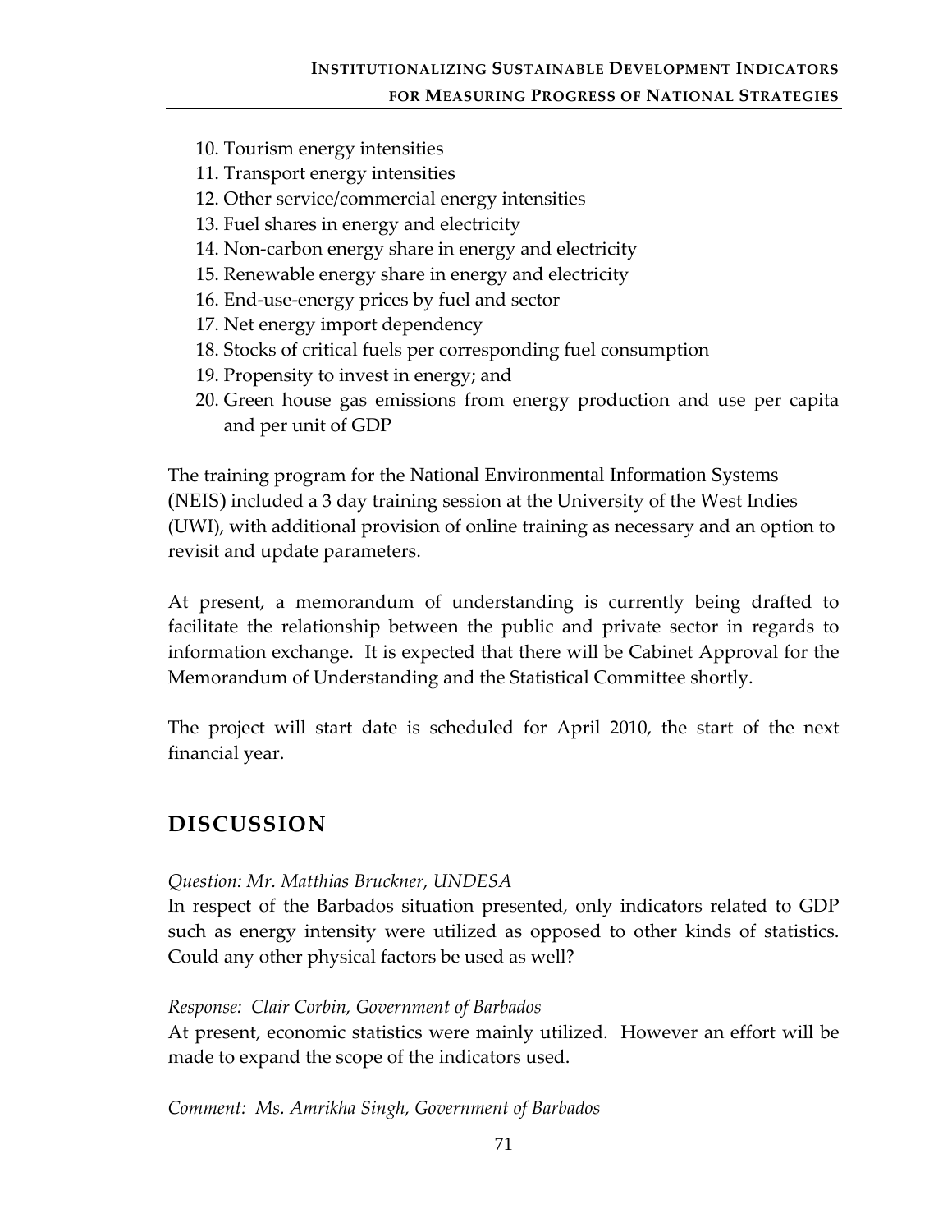10. Tourism energy intensities
11. Transport energy intensities
12. Other service/commercial energy intensities
13. Fuel shares in energy and electricity
14. Non-carbon energy share in energy and electricity
15. Renewable energy share in energy and electricity
16. End-use-energy prices by fuel and sector
17. Net energy import dependency
18. Stocks of critical fuels per corresponding fuel consumption
19. Propensity to invest in energy; and
20. Green house gas emissions from energy production and use per capita and per unit of GDP

The training program for the National Environmental Information Systems (NEIS) included a 3 day training session at the University of the West Indies (UWI), with additional provision of online training as necessary and an option to revisit and update parameters.

At present, a memorandum of understanding is currently being drafted to facilitate the relationship between the public and private sector in regards to information exchange. It is expected that there will be Cabinet Approval for the Memorandum of Understanding and the Statistical Committee shortly.

The project will start date is scheduled for April 2010, the start of the next financial year.

## DISCUSSION

*Question: Mr. Matthias Bruckner, UNDESA*

In respect of the Barbados situation presented, only indicators related to GDP such as energy intensity were utilized as opposed to other kinds of statistics. Could any other physical factors be used as well?

*Response: Clair Corbin, Government of Barbados*

At present, economic statistics were mainly utilized. However an effort will be made to expand the scope of the indicators used.

*Comment: Ms. Amrikha Singh, Government of Barbados*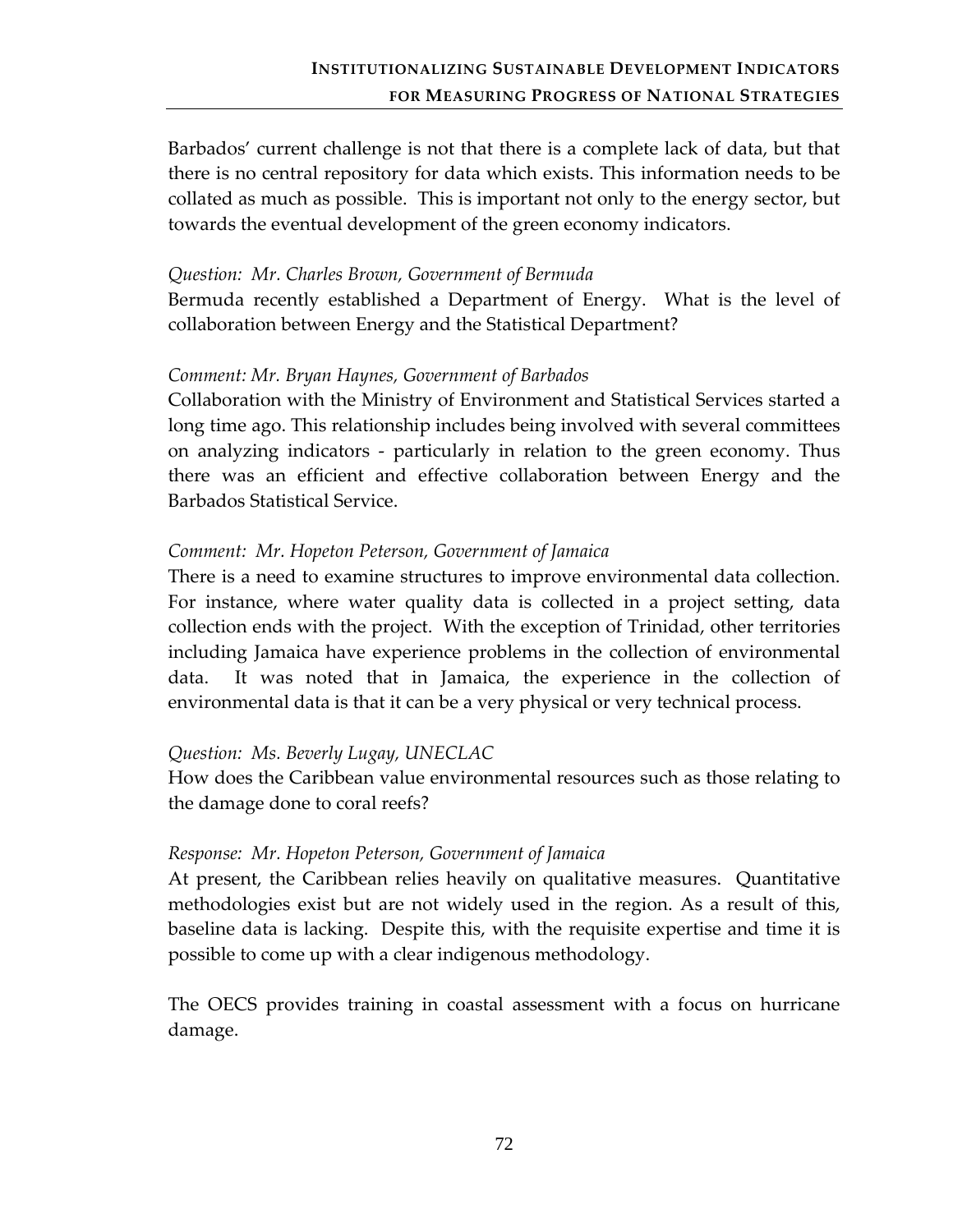Barbados' current challenge is not that there is a complete lack of data, but that there is no central repository for data which exists. This information needs to be collated as much as possible. This is important not only to the energy sector, but towards the eventual development of the green economy indicators.

*Question: Mr. Charles Brown, Government of Bermuda*
Bermuda recently established a Department of Energy. What is the level of collaboration between Energy and the Statistical Department?

*Comment: Mr. Bryan Haynes, Government of Barbados*
Collaboration with the Ministry of Environment and Statistical Services started a long time ago. This relationship includes being involved with several committees on analyzing indicators - particularly in relation to the green economy. Thus there was an efficient and effective collaboration between Energy and the Barbados Statistical Service.

*Comment: Mr. Hopeton Peterson, Government of Jamaica*
There is a need to examine structures to improve environmental data collection. For instance, where water quality data is collected in a project setting, data collection ends with the project. With the exception of Trinidad, other territories including Jamaica have experience problems in the collection of environmental data. It was noted that in Jamaica, the experience in the collection of environmental data is that it can be a very physical or very technical process.

*Question: Ms. Beverly Lugay, UNECLAC*
How does the Caribbean value environmental resources such as those relating to the damage done to coral reefs?

*Response: Mr. Hopeton Peterson, Government of Jamaica*
At present, the Caribbean relies heavily on qualitative measures. Quantitative methodologies exist but are not widely used in the region. As a result of this, baseline data is lacking. Despite this, with the requisite expertise and time it is possible to come up with a clear indigenous methodology.

The OECS provides training in coastal assessment with a focus on hurricane damage.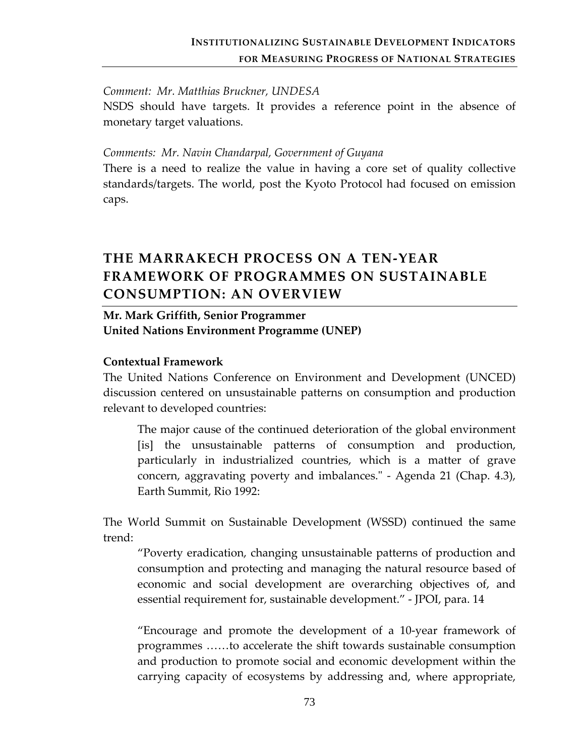*Comment: Mr. Matthias Bruckner, UNDESA*

NSDS should have targets. It provides a reference point in the absence of monetary target valuations.

*Comments: Mr. Navin Chandarpal, Government of Guyana*

There is a need to realize the value in having a core set of quality collective standards/targets. The world, post the Kyoto Protocol had focused on emission caps.

## THE MARRAKECH PROCESS ON A TEN-YEAR FRAMEWORK OF PROGRAMMES ON SUSTAINABLE CONSUMPTION: AN OVERVIEW

**Mr. Mark Griffith, Senior Programmer**
**United Nations Environment Programme (UNEP)**

### Contextual Framework

The United Nations Conference on Environment and Development (UNCED) discussion centered on unsustainable patterns on consumption and production relevant to developed countries:

> The major cause of the continued deterioration of the global environment [is] the unsustainable patterns of consumption and production, particularly in industrialized countries, which is a matter of grave concern, aggravating poverty and imbalances." - Agenda 21 (Chap. 4.3), Earth Summit, Rio 1992:

The World Summit on Sustainable Development (WSSD) continued the same trend:

> "Poverty eradication, changing unsustainable patterns of production and consumption and protecting and managing the natural resource based of economic and social development are overarching objectives of, and essential requirement for, sustainable development." - JPOI, para. 14

> "Encourage and promote the development of a 10-year framework of programmes ……to accelerate the shift towards sustainable consumption and production to promote social and economic development within the carrying capacity of ecosystems by addressing and, where appropriate,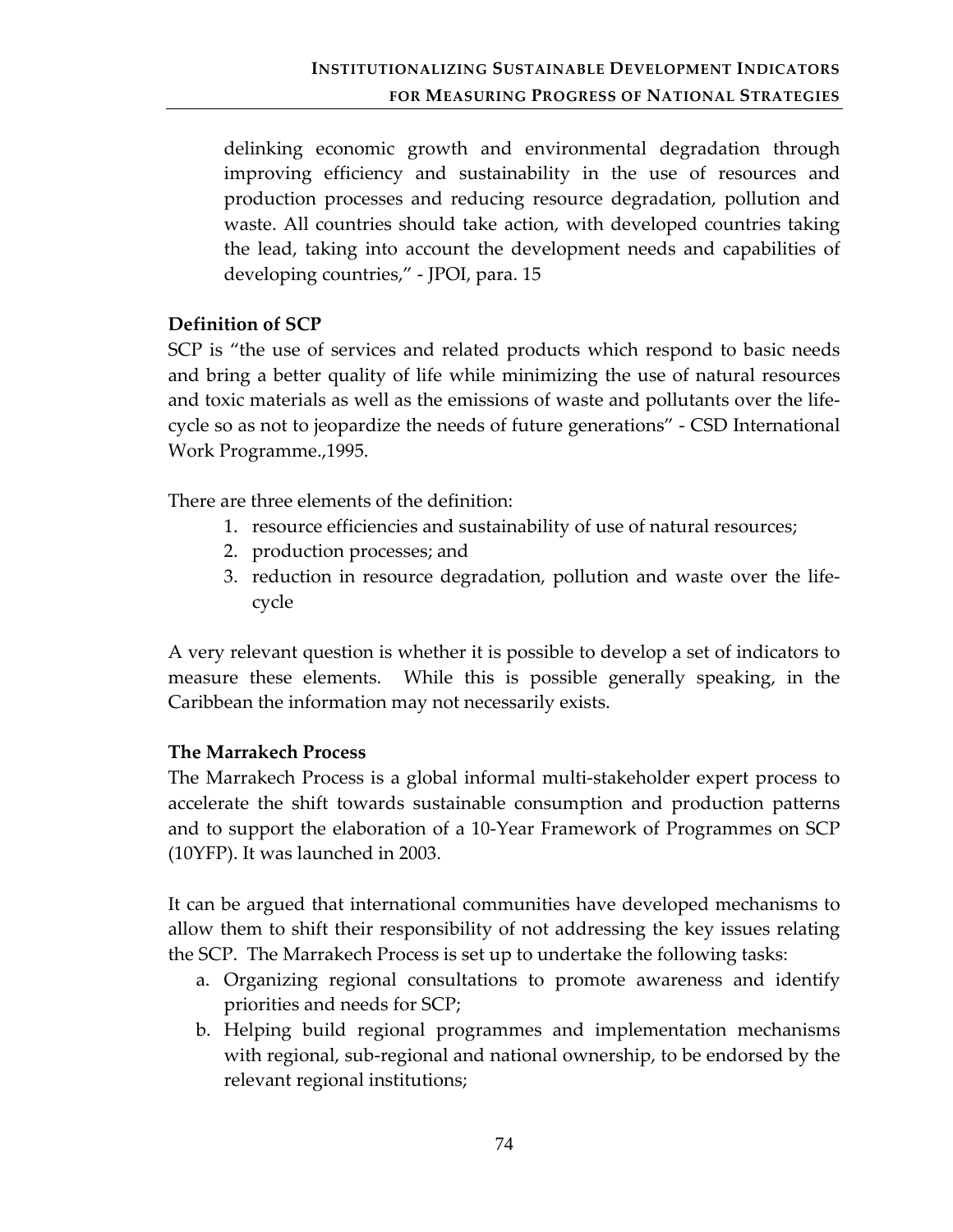delinking economic growth and environmental degradation through improving efficiency and sustainability in the use of resources and production processes and reducing resource degradation, pollution and waste. All countries should take action, with developed countries taking the lead, taking into account the development needs and capabilities of developing countries," - JPOI, para. 15

**Definition of SCP**

SCP is "the use of services and related products which respond to basic needs and bring a better quality of life while minimizing the use of natural resources and toxic materials as well as the emissions of waste and pollutants over the life-cycle so as not to jeopardize the needs of future generations" - CSD International Work Programme.,1995.

There are three elements of the definition:

1. resource efficiencies and sustainability of use of natural resources;
2. production processes; and
3. reduction in resource degradation, pollution and waste over the life-cycle

A very relevant question is whether it is possible to develop a set of indicators to measure these elements. While this is possible generally speaking, in the Caribbean the information may not necessarily exists.

**The Marrakech Process**

The Marrakech Process is a global informal multi-stakeholder expert process to accelerate the shift towards sustainable consumption and production patterns and to support the elaboration of a 10-Year Framework of Programmes on SCP (10YFP). It was launched in 2003.

It can be argued that international communities have developed mechanisms to allow them to shift their responsibility of not addressing the key issues relating the SCP. The Marrakech Process is set up to undertake the following tasks:

a. Organizing regional consultations to promote awareness and identify priorities and needs for SCP;
b. Helping build regional programmes and implementation mechanisms with regional, sub-regional and national ownership, to be endorsed by the relevant regional institutions;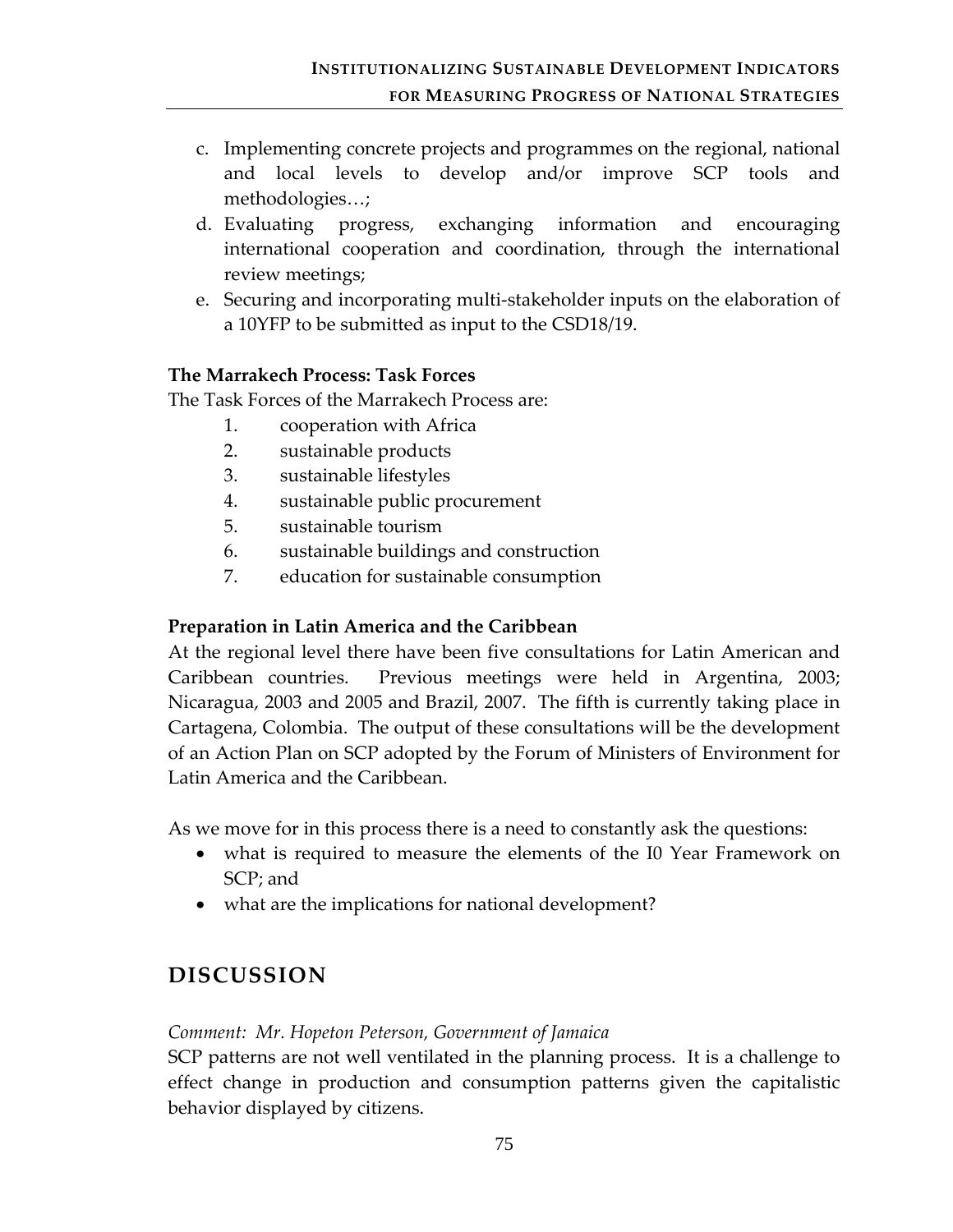c. Implementing concrete projects and programmes on the regional, national and local levels to develop and/or improve SCP tools and methodologies…;
d. Evaluating progress, exchanging information and encouraging international cooperation and coordination, through the international review meetings;
e. Securing and incorporating multi-stakeholder inputs on the elaboration of a 10YFP to be submitted as input to the CSD18/19.

**The Marrakech Process: Task Forces**

The Task Forces of the Marrakech Process are:

1. cooperation with Africa
2. sustainable products
3. sustainable lifestyles
4. sustainable public procurement
5. sustainable tourism
6. sustainable buildings and construction
7. education for sustainable consumption

**Preparation in Latin America and the Caribbean**

At the regional level there have been five consultations for Latin American and Caribbean countries. Previous meetings were held in Argentina, 2003; Nicaragua, 2003 and 2005 and Brazil, 2007. The fifth is currently taking place in Cartagena, Colombia. The output of these consultations will be the development of an Action Plan on SCP adopted by the Forum of Ministers of Environment for Latin America and the Caribbean.

As we move for in this process there is a need to constantly ask the questions:

- what is required to measure the elements of the I0 Year Framework on SCP; and
- what are the implications for national development?

## DISCUSSION

*Comment: Mr. Hopeton Peterson, Government of Jamaica*

SCP patterns are not well ventilated in the planning process. It is a challenge to effect change in production and consumption patterns given the capitalistic behavior displayed by citizens.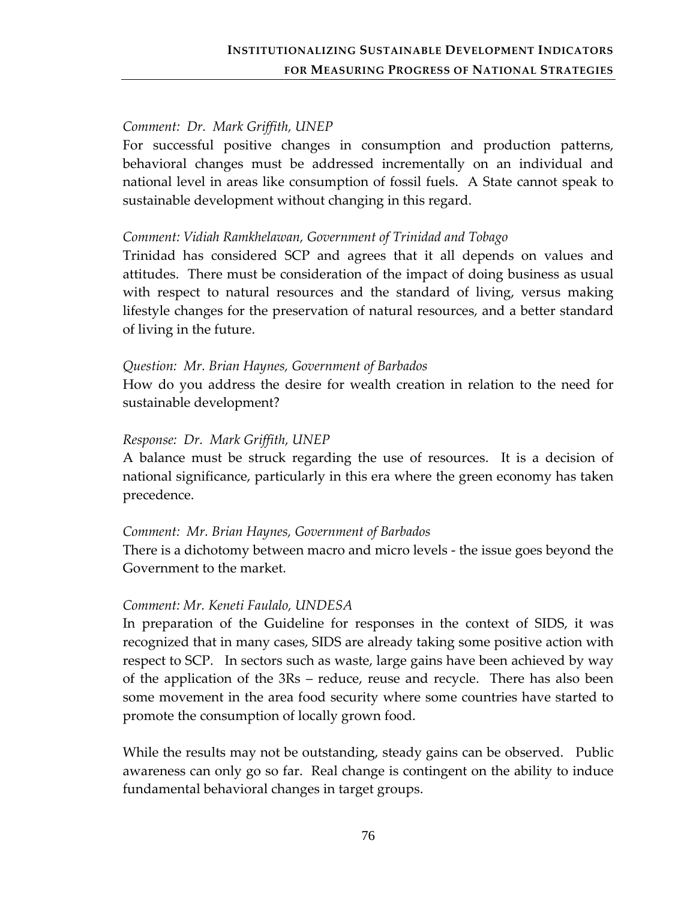*Comment: Dr. Mark Griffith, UNEP*

For successful positive changes in consumption and production patterns, behavioral changes must be addressed incrementally on an individual and national level in areas like consumption of fossil fuels. A State cannot speak to sustainable development without changing in this regard.

*Comment: Vidiah Ramkhelawan, Government of Trinidad and Tobago*

Trinidad has considered SCP and agrees that it all depends on values and attitudes. There must be consideration of the impact of doing business as usual with respect to natural resources and the standard of living, versus making lifestyle changes for the preservation of natural resources, and a better standard of living in the future.

*Question: Mr. Brian Haynes, Government of Barbados*

How do you address the desire for wealth creation in relation to the need for sustainable development?

*Response: Dr. Mark Griffith, UNEP*

A balance must be struck regarding the use of resources. It is a decision of national significance, particularly in this era where the green economy has taken precedence.

*Comment: Mr. Brian Haynes, Government of Barbados*

There is a dichotomy between macro and micro levels - the issue goes beyond the Government to the market.

*Comment: Mr. Keneti Faulalo, UNDESA*

In preparation of the Guideline for responses in the context of SIDS, it was recognized that in many cases, SIDS are already taking some positive action with respect to SCP. In sectors such as waste, large gains have been achieved by way of the application of the 3Rs – reduce, reuse and recycle. There has also been some movement in the area food security where some countries have started to promote the consumption of locally grown food.

While the results may not be outstanding, steady gains can be observed. Public awareness can only go so far. Real change is contingent on the ability to induce fundamental behavioral changes in target groups.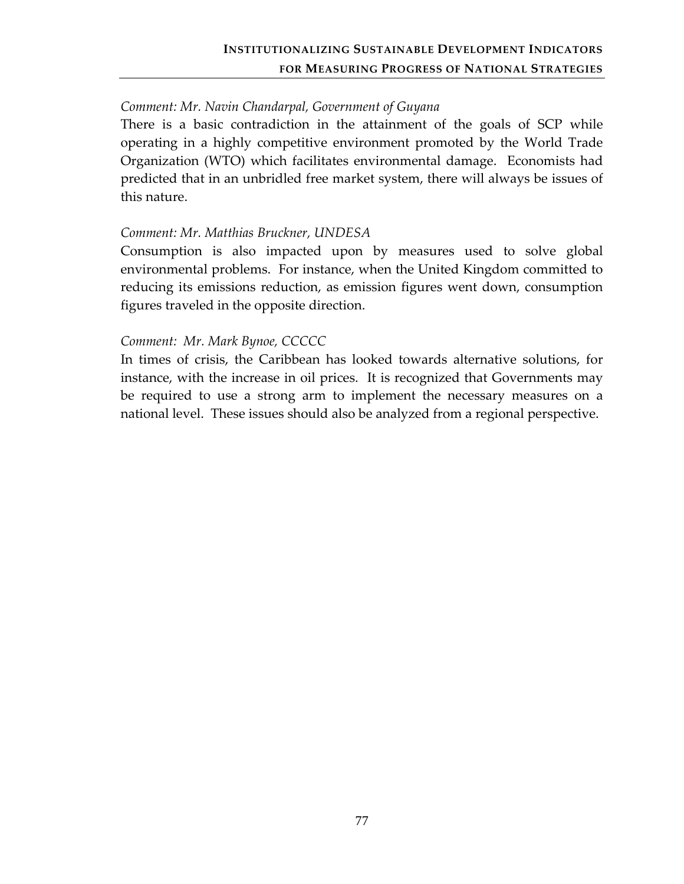*Comment: Mr. Navin Chandarpal, Government of Guyana*

There is a basic contradiction in the attainment of the goals of SCP while operating in a highly competitive environment promoted by the World Trade Organization (WTO) which facilitates environmental damage. Economists had predicted that in an unbridled free market system, there will always be issues of this nature.

*Comment: Mr. Matthias Bruckner, UNDESA*

Consumption is also impacted upon by measures used to solve global environmental problems. For instance, when the United Kingdom committed to reducing its emissions reduction, as emission figures went down, consumption figures traveled in the opposite direction.

*Comment: Mr. Mark Bynoe, CCCCC*

In times of crisis, the Caribbean has looked towards alternative solutions, for instance, with the increase in oil prices. It is recognized that Governments may be required to use a strong arm to implement the necessary measures on a national level. These issues should also be analyzed from a regional perspective.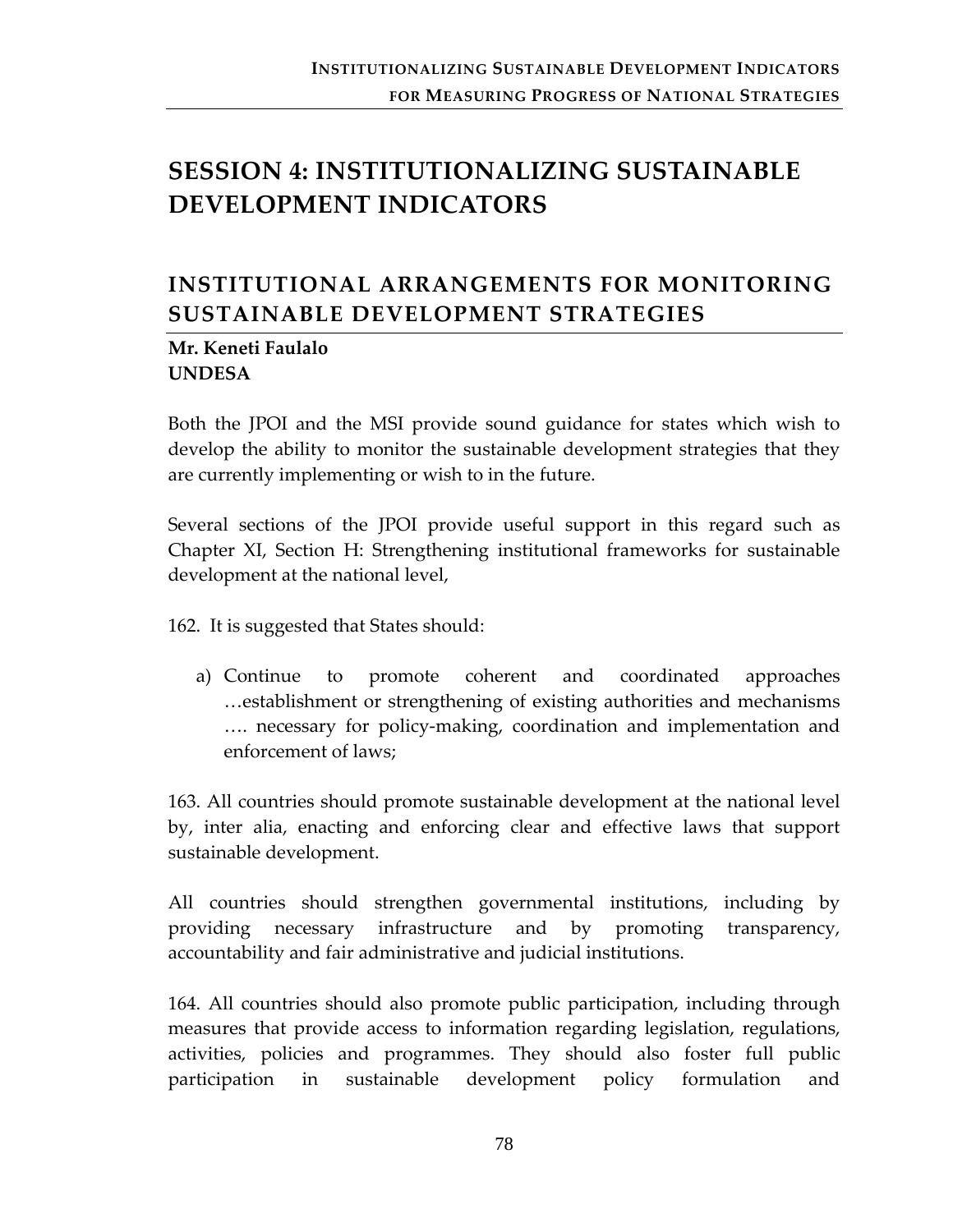## SESSION 4: INSTITUTIONALIZING SUSTAINABLE DEVELOPMENT INDICATORS

### INSTITUTIONAL ARRANGEMENTS FOR MONITORING SUSTAINABLE DEVELOPMENT STRATEGIES

**Mr. Keneti Faulalo**
**UNDESA**

Both the JPOI and the MSI provide sound guidance for states which wish to develop the ability to monitor the sustainable development strategies that they are currently implementing or wish to in the future.

Several sections of the JPOI provide useful support in this regard such as Chapter XI, Section H: Strengthening institutional frameworks for sustainable development at the national level,

162. It is suggested that States should:

a) Continue to promote coherent and coordinated approaches …establishment or strengthening of existing authorities and mechanisms …. necessary for policy-making, coordination and implementation and enforcement of laws;

163. All countries should promote sustainable development at the national level by, inter alia, enacting and enforcing clear and effective laws that support sustainable development.

All countries should strengthen governmental institutions, including by providing necessary infrastructure and by promoting transparency, accountability and fair administrative and judicial institutions.

164. All countries should also promote public participation, including through measures that provide access to information regarding legislation, regulations, activities, policies and programmes. They should also foster full public participation in sustainable development policy formulation and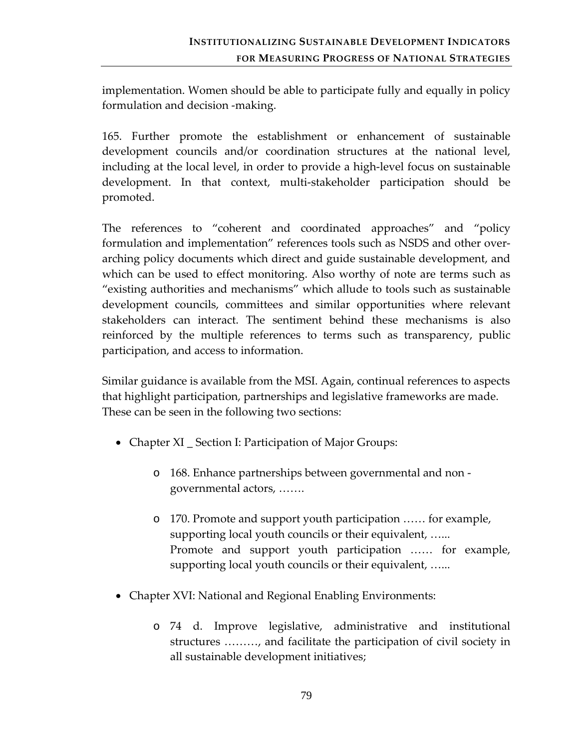implementation. Women should be able to participate fully and equally in policy formulation and decision -making.

165. Further promote the establishment or enhancement of sustainable development councils and/or coordination structures at the national level, including at the local level, in order to provide a high-level focus on sustainable development. In that context, multi-stakeholder participation should be promoted.

The references to “coherent and coordinated approaches” and “policy formulation and implementation” references tools such as NSDS and other over-arching policy documents which direct and guide sustainable development, and which can be used to effect monitoring. Also worthy of note are terms such as “existing authorities and mechanisms” which allude to tools such as sustainable development councils, committees and similar opportunities where relevant stakeholders can interact. The sentiment behind these mechanisms is also reinforced by the multiple references to terms such as transparency, public participation, and access to information.

Similar guidance is available from the MSI. Again, continual references to aspects that highlight participation, partnerships and legislative frameworks are made. These can be seen in the following two sections:

- Chapter XI _ Section I: Participation of Major Groups:
    - 168. Enhance partnerships between governmental and non - governmental actors, …….
    - 170. Promote and support youth participation …… for example, supporting local youth councils or their equivalent, …...
      Promote and support youth participation …… for example, supporting local youth councils or their equivalent, …...
- Chapter XVI: National and Regional Enabling Environments:
    - 74 d. Improve legislative, administrative and institutional structures ………, and facilitate the participation of civil society in all sustainable development initiatives;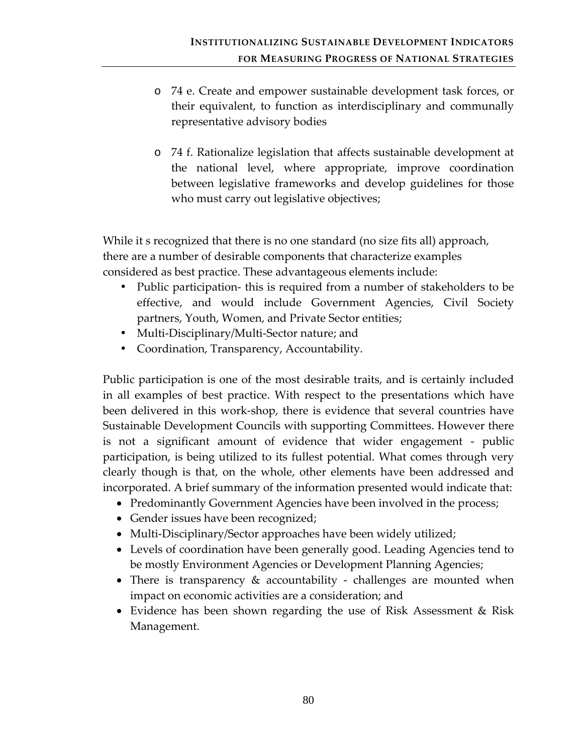- 74 e. Create and empower sustainable development task forces, or their equivalent, to function as interdisciplinary and communally representative advisory bodies

- 74 f. Rationalize legislation that affects sustainable development at the national level, where appropriate, improve coordination between legislative frameworks and develop guidelines for those who must carry out legislative objectives;

While it s recognized that there is no one standard (no size fits all) approach, there are a number of desirable components that characterize examples considered as best practice. These advantageous elements include:

- Public participation- this is required from a number of stakeholders to be effective, and would include Government Agencies, Civil Society partners, Youth, Women, and Private Sector entities;
- Multi-Disciplinary/Multi-Sector nature; and
- Coordination, Transparency, Accountability.

Public participation is one of the most desirable traits, and is certainly included in all examples of best practice. With respect to the presentations which have been delivered in this work-shop, there is evidence that several countries have Sustainable Development Councils with supporting Committees. However there is not a significant amount of evidence that wider engagement - public participation, is being utilized to its fullest potential. What comes through very clearly though is that, on the whole, other elements have been addressed and incorporated. A brief summary of the information presented would indicate that:

- Predominantly Government Agencies have been involved in the process;
- Gender issues have been recognized;
- Multi-Disciplinary/Sector approaches have been widely utilized;
- Levels of coordination have been generally good. Leading Agencies tend to be mostly Environment Agencies or Development Planning Agencies;
- There is transparency & accountability - challenges are mounted when impact on economic activities are a consideration; and
- Evidence has been shown regarding the use of Risk Assessment & Risk Management.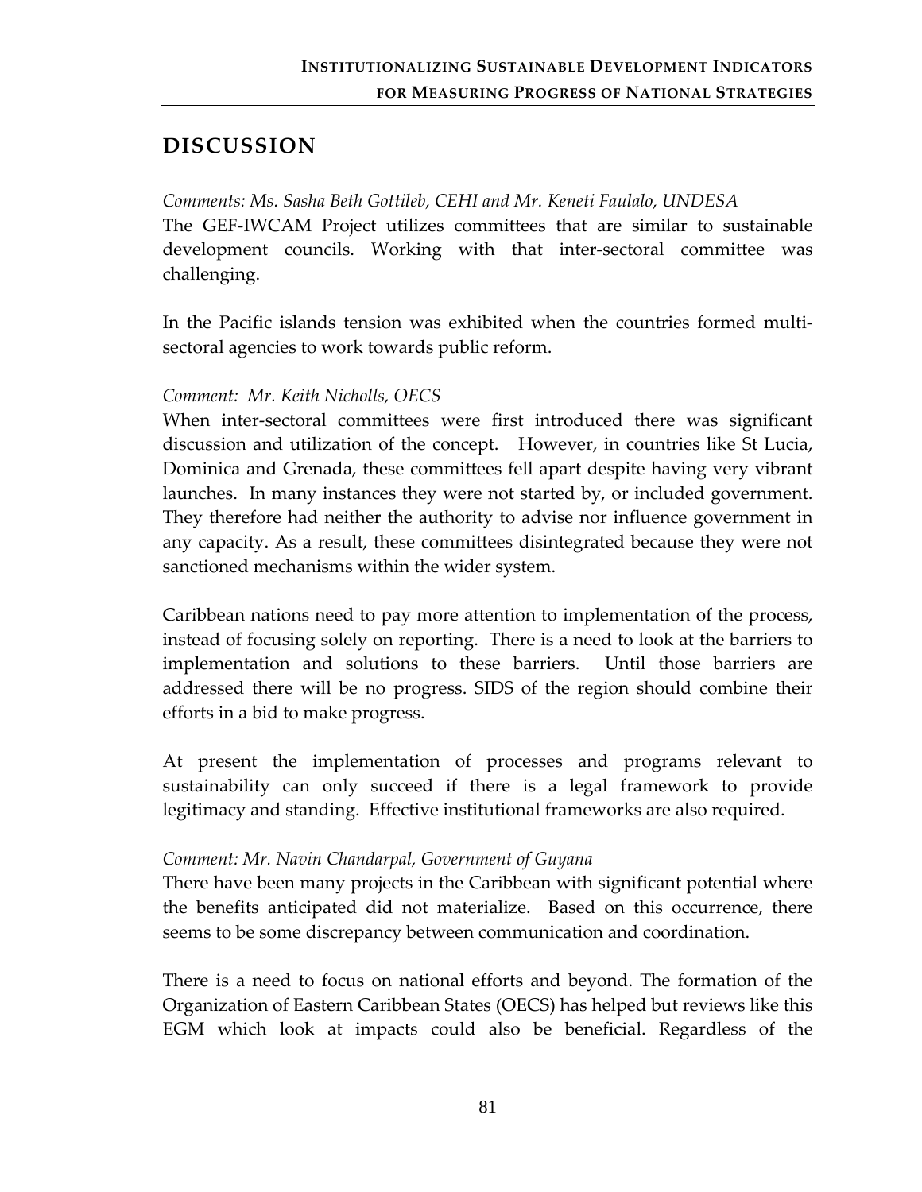## DISCUSSION

*Comments: Ms. Sasha Beth Gottileb, CEHI and Mr. Keneti Faulalo, UNDESA*

The GEF-IWCAM Project utilizes committees that are similar to sustainable development councils. Working with that inter-sectoral committee was challenging.

In the Pacific islands tension was exhibited when the countries formed multi-sectoral agencies to work towards public reform.

*Comment: Mr. Keith Nicholls, OECS*

When inter-sectoral committees were first introduced there was significant discussion and utilization of the concept. However, in countries like St Lucia, Dominica and Grenada, these committees fell apart despite having very vibrant launches. In many instances they were not started by, or included government. They therefore had neither the authority to advise nor influence government in any capacity. As a result, these committees disintegrated because they were not sanctioned mechanisms within the wider system.

Caribbean nations need to pay more attention to implementation of the process, instead of focusing solely on reporting. There is a need to look at the barriers to implementation and solutions to these barriers. Until those barriers are addressed there will be no progress. SIDS of the region should combine their efforts in a bid to make progress.

At present the implementation of processes and programs relevant to sustainability can only succeed if there is a legal framework to provide legitimacy and standing. Effective institutional frameworks are also required.

*Comment: Mr. Navin Chandarpal, Government of Guyana*

There have been many projects in the Caribbean with significant potential where the benefits anticipated did not materialize. Based on this occurrence, there seems to be some discrepancy between communication and coordination.

There is a need to focus on national efforts and beyond. The formation of the Organization of Eastern Caribbean States (OECS) has helped but reviews like this EGM which look at impacts could also be beneficial. Regardless of the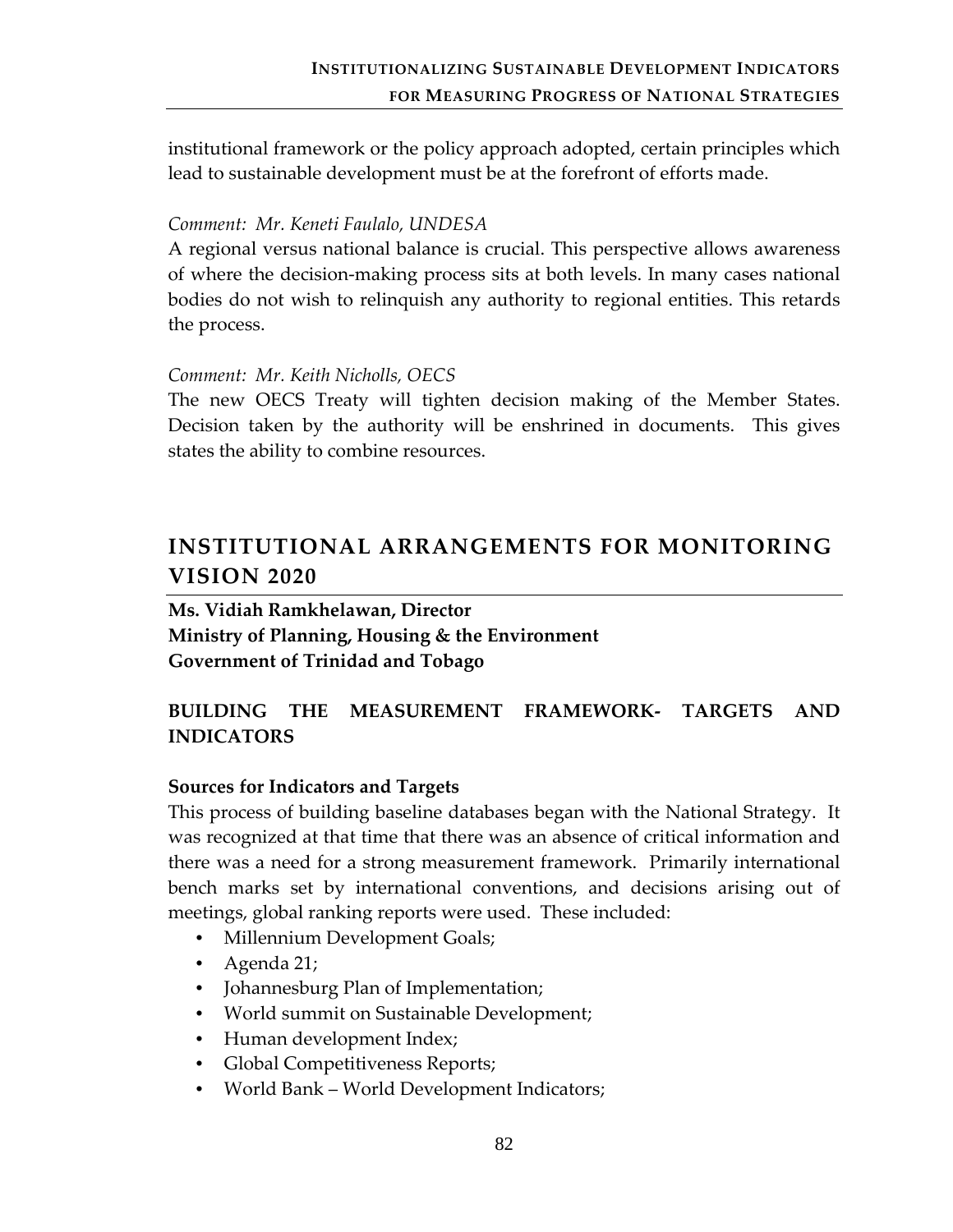institutional framework or the policy approach adopted, certain principles which lead to sustainable development must be at the forefront of efforts made.

*Comment: Mr. Keneti Faulalo, UNDESA*

A regional versus national balance is crucial. This perspective allows awareness of where the decision-making process sits at both levels. In many cases national bodies do not wish to relinquish any authority to regional entities. This retards the process.

*Comment: Mr. Keith Nicholls, OECS*

The new OECS Treaty will tighten decision making of the Member States. Decision taken by the authority will be enshrined in documents. This gives states the ability to combine resources.

## INSTITUTIONAL ARRANGEMENTS FOR MONITORING VISION 2020

**Ms. Vidiah Ramkhelawan, Director**
**Ministry of Planning, Housing & the Environment**
**Government of Trinidad and Tobago**

### BUILDING THE MEASUREMENT FRAMEWORK- TARGETS AND INDICATORS

**Sources for Indicators and Targets**

This process of building baseline databases began with the National Strategy. It was recognized at that time that there was an absence of critical information and there was a need for a strong measurement framework. Primarily international bench marks set by international conventions, and decisions arising out of meetings, global ranking reports were used. These included:

- Millennium Development Goals;
- Agenda 21;
- Johannesburg Plan of Implementation;
- World summit on Sustainable Development;
- Human development Index;
- Global Competitiveness Reports;
- World Bank – World Development Indicators;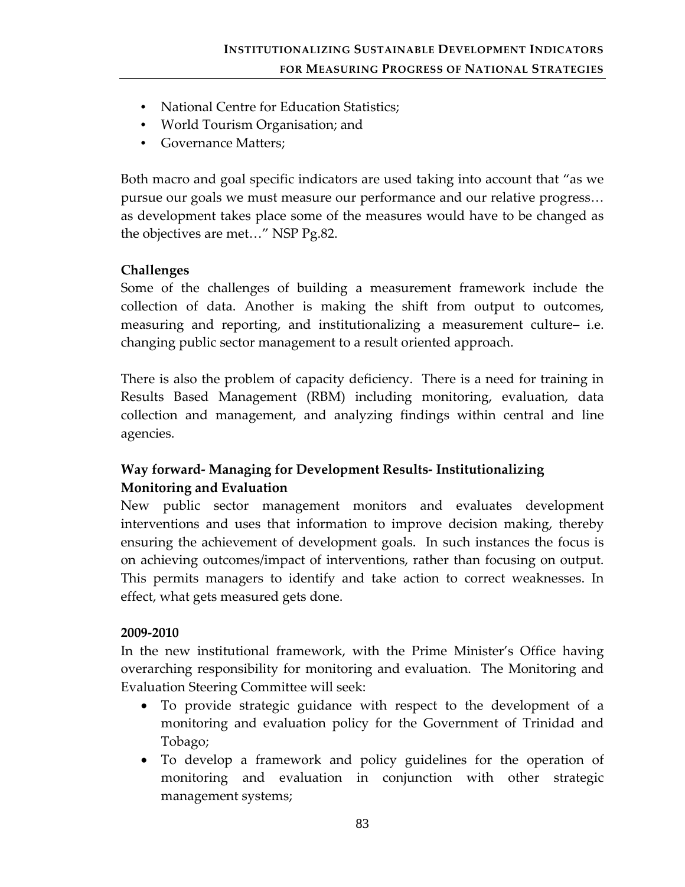- National Centre for Education Statistics;
- World Tourism Organisation; and
- Governance Matters;

Both macro and goal specific indicators are used taking into account that "as we pursue our goals we must measure our performance and our relative progress… as development takes place some of the measures would have to be changed as the objectives are met…" NSP Pg.82.

**Challenges**

Some of the challenges of building a measurement framework include the collection of data. Another is making the shift from output to outcomes, measuring and reporting, and institutionalizing a measurement culture– i.e. changing public sector management to a result oriented approach.

There is also the problem of capacity deficiency. There is a need for training in Results Based Management (RBM) including monitoring, evaluation, data collection and management, and analyzing findings within central and line agencies.

**Way forward- Managing for Development Results- Institutionalizing Monitoring and Evaluation**

New public sector management monitors and evaluates development interventions and uses that information to improve decision making, thereby ensuring the achievement of development goals. In such instances the focus is on achieving outcomes/impact of interventions, rather than focusing on output. This permits managers to identify and take action to correct weaknesses. In effect, what gets measured gets done.

**2009-2010**

In the new institutional framework, with the Prime Minister's Office having overarching responsibility for monitoring and evaluation. The Monitoring and Evaluation Steering Committee will seek:

- To provide strategic guidance with respect to the development of a monitoring and evaluation policy for the Government of Trinidad and Tobago;
- To develop a framework and policy guidelines for the operation of monitoring and evaluation in conjunction with other strategic management systems;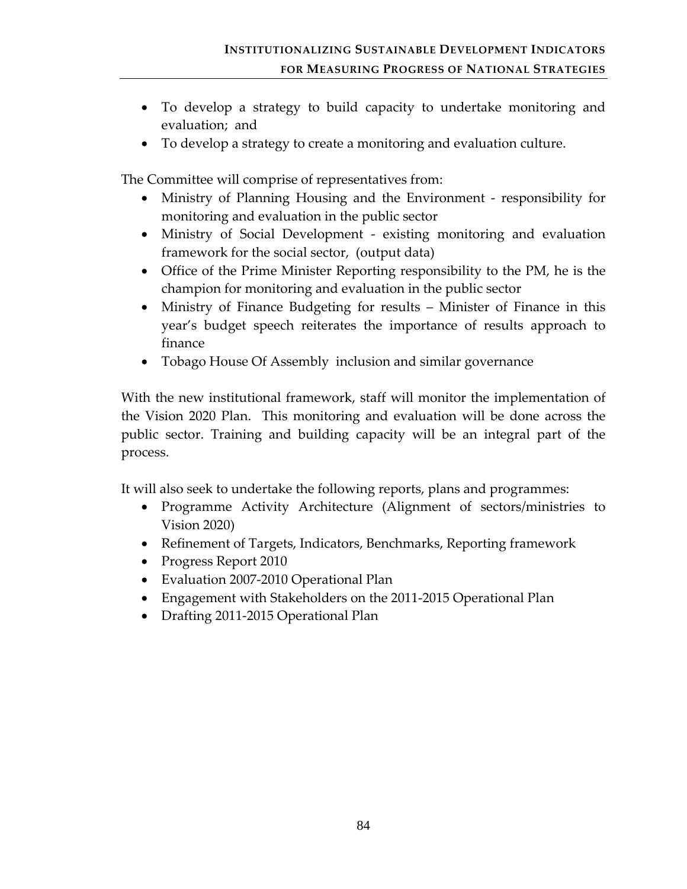- To develop a strategy to build capacity to undertake monitoring and evaluation; and
- To develop a strategy to create a monitoring and evaluation culture.

The Committee will comprise of representatives from:

- Ministry of Planning Housing and the Environment - responsibility for monitoring and evaluation in the public sector
- Ministry of Social Development - existing monitoring and evaluation framework for the social sector, (output data)
- Office of the Prime Minister Reporting responsibility to the PM, he is the champion for monitoring and evaluation in the public sector
- Ministry of Finance Budgeting for results – Minister of Finance in this year's budget speech reiterates the importance of results approach to finance
- Tobago House Of Assembly inclusion and similar governance

With the new institutional framework, staff will monitor the implementation of the Vision 2020 Plan. This monitoring and evaluation will be done across the public sector. Training and building capacity will be an integral part of the process.

It will also seek to undertake the following reports, plans and programmes:

- Programme Activity Architecture (Alignment of sectors/ministries to Vision 2020)
- Refinement of Targets, Indicators, Benchmarks, Reporting framework
- Progress Report 2010
- Evaluation 2007-2010 Operational Plan
- Engagement with Stakeholders on the 2011-2015 Operational Plan
- Drafting 2011-2015 Operational Plan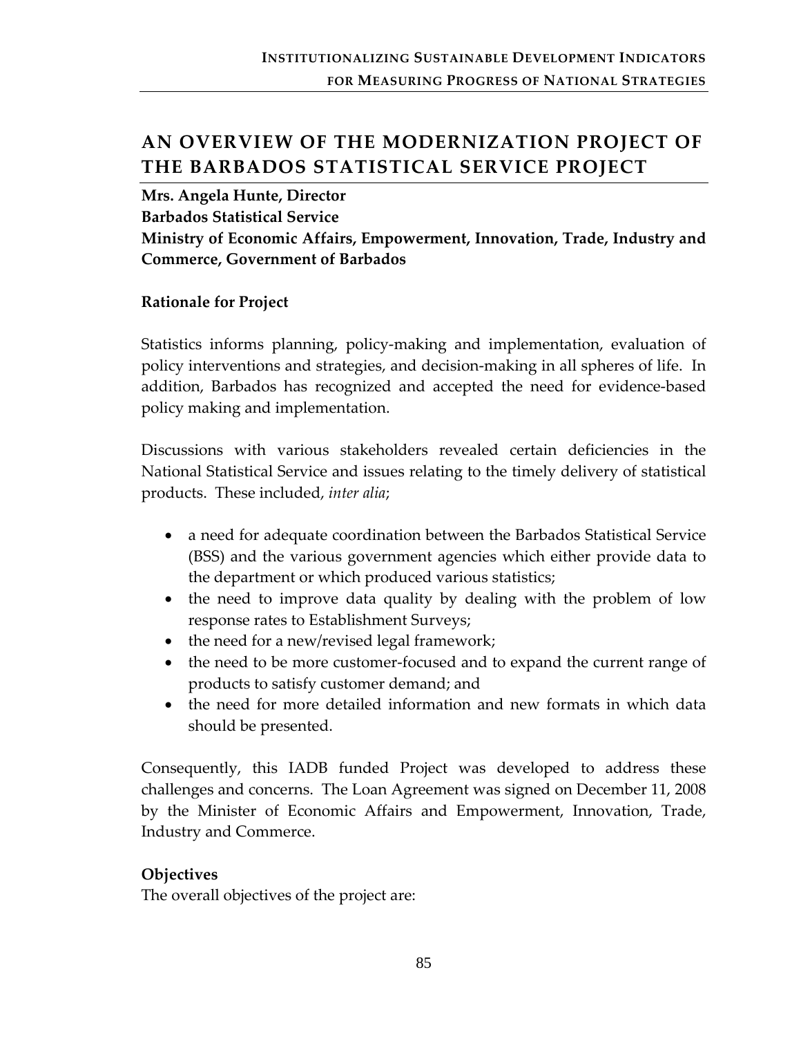## AN OVERVIEW OF THE MODERNIZATION PROJECT OF THE BARBADOS STATISTICAL SERVICE PROJECT

**Mrs. Angela Hunte, Director**
**Barbados Statistical Service**
**Ministry of Economic Affairs, Empowerment, Innovation, Trade, Industry and Commerce, Government of Barbados**

### Rationale for Project

Statistics informs planning, policy-making and implementation, evaluation of policy interventions and strategies, and decision-making in all spheres of life. In addition, Barbados has recognized and accepted the need for evidence-based policy making and implementation.

Discussions with various stakeholders revealed certain deficiencies in the National Statistical Service and issues relating to the timely delivery of statistical products. These included, *inter alia*;

- a need for adequate coordination between the Barbados Statistical Service (BSS) and the various government agencies which either provide data to the department or which produced various statistics;
- the need to improve data quality by dealing with the problem of low response rates to Establishment Surveys;
- the need for a new/revised legal framework;
- the need to be more customer-focused and to expand the current range of products to satisfy customer demand; and
- the need for more detailed information and new formats in which data should be presented.

Consequently, this IADB funded Project was developed to address these challenges and concerns. The Loan Agreement was signed on December 11, 2008 by the Minister of Economic Affairs and Empowerment, Innovation, Trade, Industry and Commerce.

### Objectives

The overall objectives of the project are: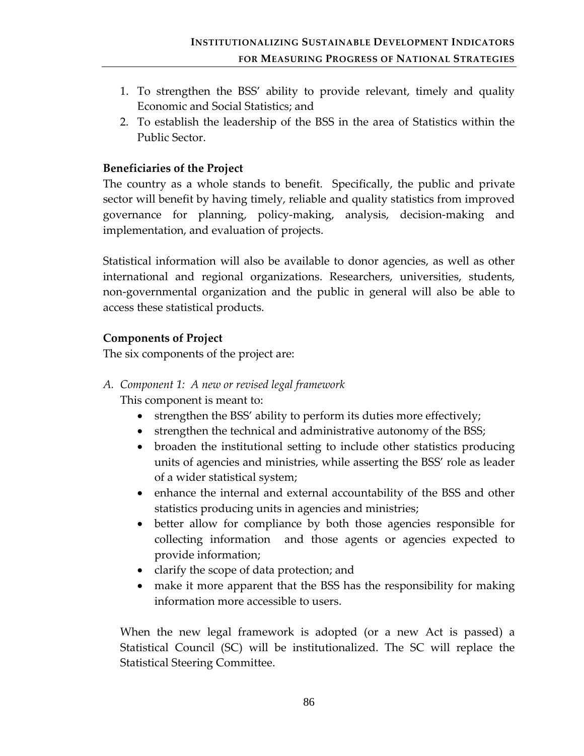1. To strengthen the BSS' ability to provide relevant, timely and quality Economic and Social Statistics; and
2. To establish the leadership of the BSS in the area of Statistics within the Public Sector.

**Beneficiaries of the Project**

The country as a whole stands to benefit. Specifically, the public and private sector will benefit by having timely, reliable and quality statistics from improved governance for planning, policy-making, analysis, decision-making and implementation, and evaluation of projects.

Statistical information will also be available to donor agencies, as well as other international and regional organizations. Researchers, universities, students, non-governmental organization and the public in general will also be able to access these statistical products.

**Components of Project**

The six components of the project are:

A. *Component 1: A new or revised legal framework*

   This component is meant to:

   - strengthen the BSS' ability to perform its duties more effectively;
   - strengthen the technical and administrative autonomy of the BSS;
   - broaden the institutional setting to include other statistics producing units of agencies and ministries, while asserting the BSS' role as leader of a wider statistical system;
   - enhance the internal and external accountability of the BSS and other statistics producing units in agencies and ministries;
   - better allow for compliance by both those agencies responsible for collecting information and those agents or agencies expected to provide information;
   - clarify the scope of data protection; and
   - make it more apparent that the BSS has the responsibility for making information more accessible to users.

   When the new legal framework is adopted (or a new Act is passed) a Statistical Council (SC) will be institutionalized. The SC will replace the Statistical Steering Committee.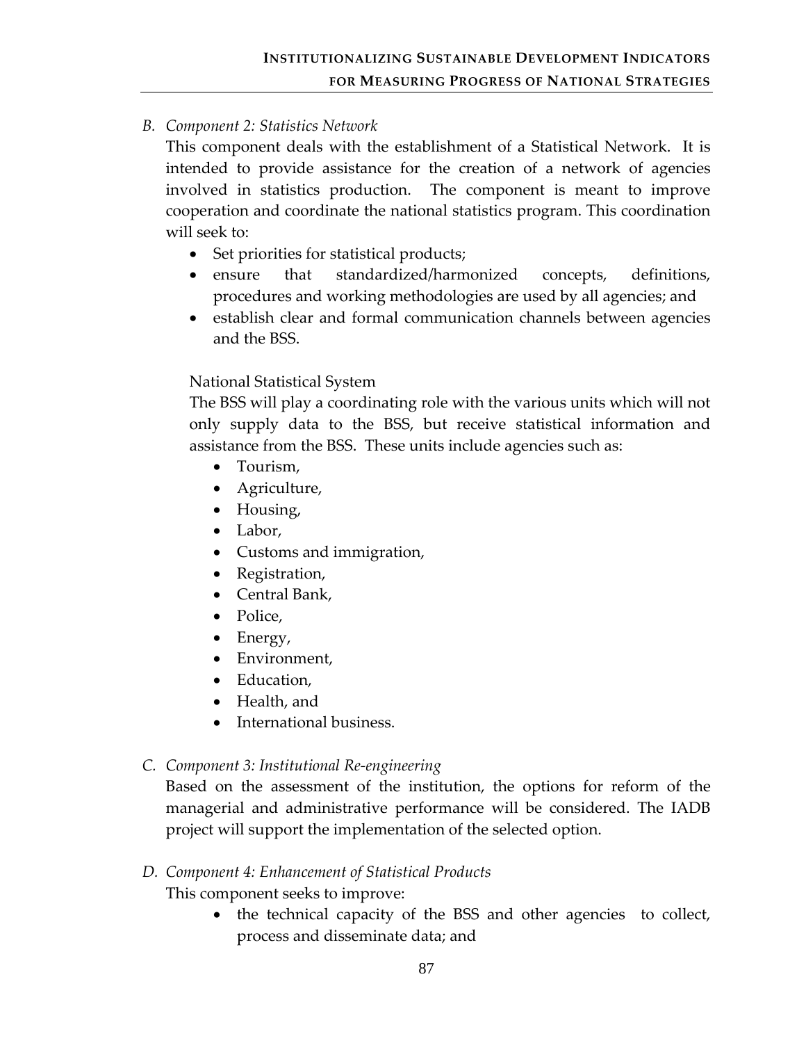*B. Component 2: Statistics Network*

This component deals with the establishment of a Statistical Network. It is intended to provide assistance for the creation of a network of agencies involved in statistics production. The component is meant to improve cooperation and coordinate the national statistics program. This coordination will seek to:

- Set priorities for statistical products;
- ensure that standardized/harmonized concepts, definitions, procedures and working methodologies are used by all agencies; and
- establish clear and formal communication channels between agencies and the BSS.

National Statistical System

The BSS will play a coordinating role with the various units which will not only supply data to the BSS, but receive statistical information and assistance from the BSS. These units include agencies such as:

- Tourism,
- Agriculture,
- Housing,
- Labor,
- Customs and immigration,
- Registration,
- Central Bank,
- Police,
- Energy,
- Environment,
- Education,
- Health, and
- International business.

*C. Component 3: Institutional Re-engineering*

Based on the assessment of the institution, the options for reform of the managerial and administrative performance will be considered. The IADB project will support the implementation of the selected option.

*D. Component 4: Enhancement of Statistical Products*

This component seeks to improve:

- the technical capacity of the BSS and other agencies to collect, process and disseminate data; and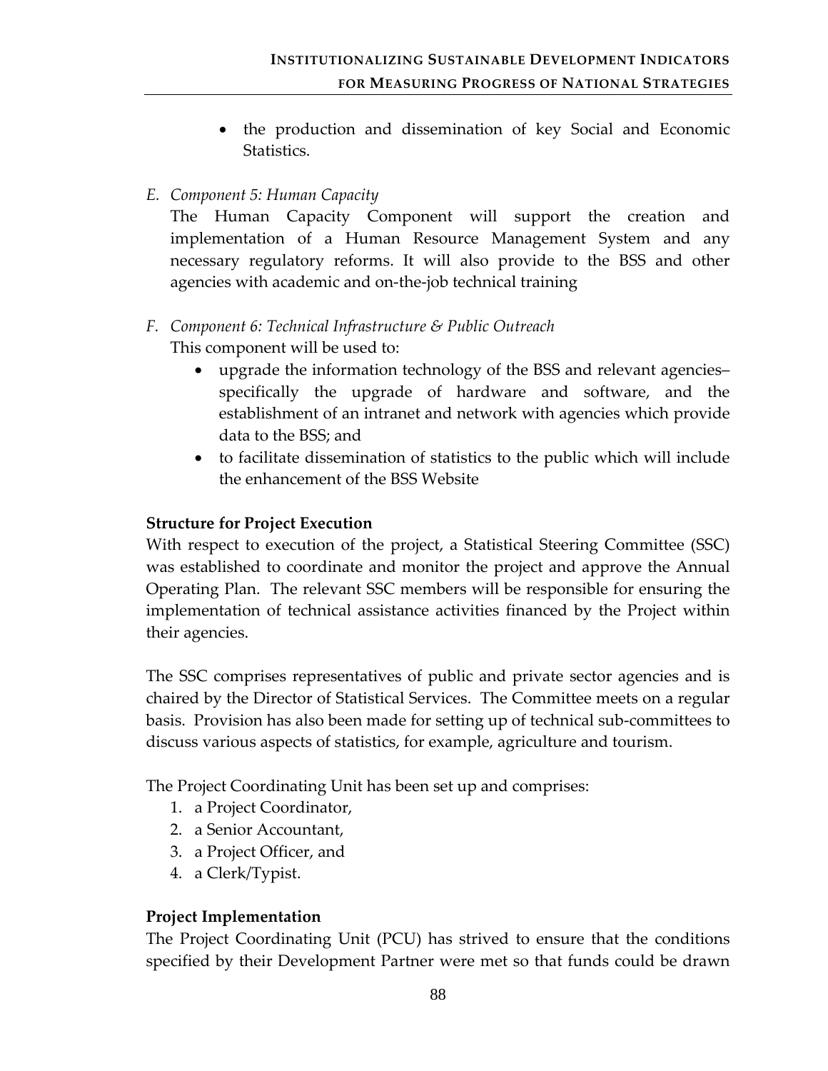- the production and dissemination of key Social and Economic Statistics.

E. *Component 5: Human Capacity*
   The Human Capacity Component will support the creation and implementation of a Human Resource Management System and any necessary regulatory reforms. It will also provide to the BSS and other agencies with academic and on-the-job technical training

F. *Component 6: Technical Infrastructure & Public Outreach*
   This component will be used to:
   - upgrade the information technology of the BSS and relevant agencies– specifically the upgrade of hardware and software, and the establishment of an intranet and network with agencies which provide data to the BSS; and
   - to facilitate dissemination of statistics to the public which will include the enhancement of the BSS Website

**Structure for Project Execution**

With respect to execution of the project, a Statistical Steering Committee (SSC) was established to coordinate and monitor the project and approve the Annual Operating Plan. The relevant SSC members will be responsible for ensuring the implementation of technical assistance activities financed by the Project within their agencies.

The SSC comprises representatives of public and private sector agencies and is chaired by the Director of Statistical Services. The Committee meets on a regular basis. Provision has also been made for setting up of technical sub-committees to discuss various aspects of statistics, for example, agriculture and tourism.

The Project Coordinating Unit has been set up and comprises:

1. a Project Coordinator,
2. a Senior Accountant,
3. a Project Officer, and
4. a Clerk/Typist.

**Project Implementation**

The Project Coordinating Unit (PCU) has strived to ensure that the conditions specified by their Development Partner were met so that funds could be drawn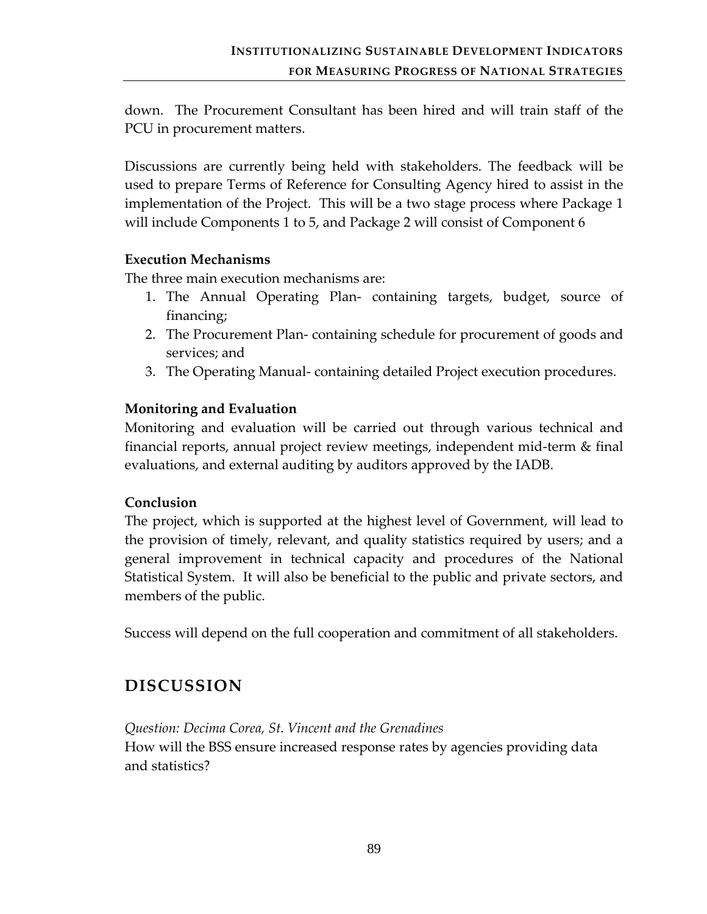down. The Procurement Consultant has been hired and will train staff of the PCU in procurement matters.

Discussions are currently being held with stakeholders. The feedback will be used to prepare Terms of Reference for Consulting Agency hired to assist in the implementation of the Project. This will be a two stage process where Package 1 will include Components 1 to 5, and Package 2 will consist of Component 6

**Execution Mechanisms**

The three main execution mechanisms are:

1. The Annual Operating Plan- containing targets, budget, source of financing;
2. The Procurement Plan- containing schedule for procurement of goods and services; and
3. The Operating Manual- containing detailed Project execution procedures.

**Monitoring and Evaluation**

Monitoring and evaluation will be carried out through various technical and financial reports, annual project review meetings, independent mid-term & final evaluations, and external auditing by auditors approved by the IADB.

**Conclusion**

The project, which is supported at the highest level of Government, will lead to the provision of timely, relevant, and quality statistics required by users; and a general improvement in technical capacity and procedures of the National Statistical System. It will also be beneficial to the public and private sectors, and members of the public.

Success will depend on the full cooperation and commitment of all stakeholders.

## DISCUSSION

*Question: Decima Corea, St. Vincent and the Grenadines*

How will the BSS ensure increased response rates by agencies providing data and statistics?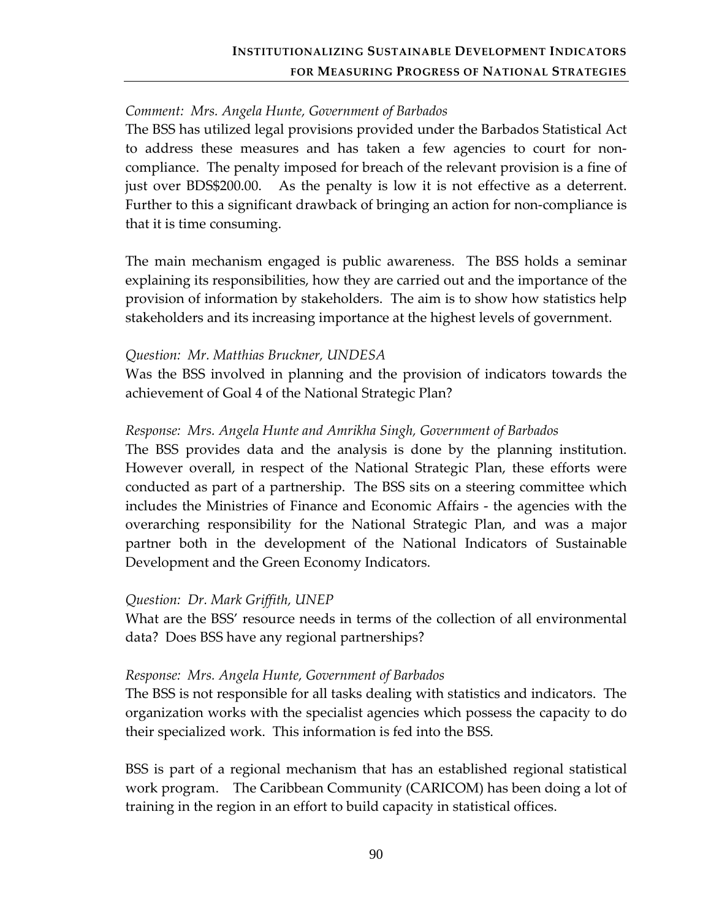*Comment: Mrs. Angela Hunte, Government of Barbados*

The BSS has utilized legal provisions provided under the Barbados Statistical Act to address these measures and has taken a few agencies to court for non-compliance. The penalty imposed for breach of the relevant provision is a fine of just over BDS$200.00. As the penalty is low it is not effective as a deterrent. Further to this a significant drawback of bringing an action for non-compliance is that it is time consuming.

The main mechanism engaged is public awareness. The BSS holds a seminar explaining its responsibilities, how they are carried out and the importance of the provision of information by stakeholders. The aim is to show how statistics help stakeholders and its increasing importance at the highest levels of government.

*Question: Mr. Matthias Bruckner, UNDESA*

Was the BSS involved in planning and the provision of indicators towards the achievement of Goal 4 of the National Strategic Plan?

*Response: Mrs. Angela Hunte and Amrikha Singh, Government of Barbados*

The BSS provides data and the analysis is done by the planning institution. However overall, in respect of the National Strategic Plan, these efforts were conducted as part of a partnership. The BSS sits on a steering committee which includes the Ministries of Finance and Economic Affairs - the agencies with the overarching responsibility for the National Strategic Plan, and was a major partner both in the development of the National Indicators of Sustainable Development and the Green Economy Indicators.

*Question: Dr. Mark Griffith, UNEP*

What are the BSS' resource needs in terms of the collection of all environmental data? Does BSS have any regional partnerships?

*Response: Mrs. Angela Hunte, Government of Barbados*

The BSS is not responsible for all tasks dealing with statistics and indicators. The organization works with the specialist agencies which possess the capacity to do their specialized work. This information is fed into the BSS.

BSS is part of a regional mechanism that has an established regional statistical work program. The Caribbean Community (CARICOM) has been doing a lot of training in the region in an effort to build capacity in statistical offices.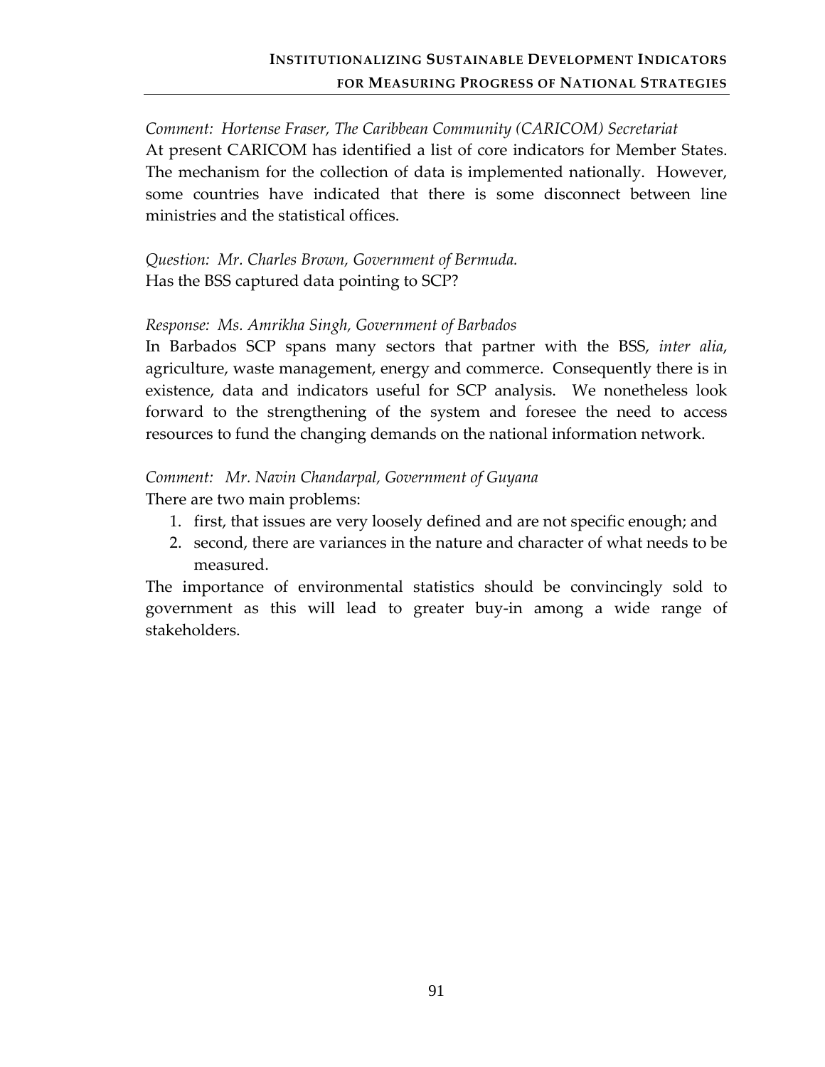*Comment: Hortense Fraser, The Caribbean Community (CARICOM) Secretariat*

At present CARICOM has identified a list of core indicators for Member States. The mechanism for the collection of data is implemented nationally. However, some countries have indicated that there is some disconnect between line ministries and the statistical offices.

*Question: Mr. Charles Brown, Government of Bermuda.*

Has the BSS captured data pointing to SCP?

*Response: Ms. Amrikha Singh, Government of Barbados*

In Barbados SCP spans many sectors that partner with the BSS, *inter alia*, agriculture, waste management, energy and commerce. Consequently there is in existence, data and indicators useful for SCP analysis. We nonetheless look forward to the strengthening of the system and foresee the need to access resources to fund the changing demands on the national information network.

*Comment: Mr. Navin Chandarpal, Government of Guyana*

There are two main problems:

1. first, that issues are very loosely defined and are not specific enough; and
2. second, there are variances in the nature and character of what needs to be measured.

The importance of environmental statistics should be convincingly sold to government as this will lead to greater buy-in among a wide range of stakeholders.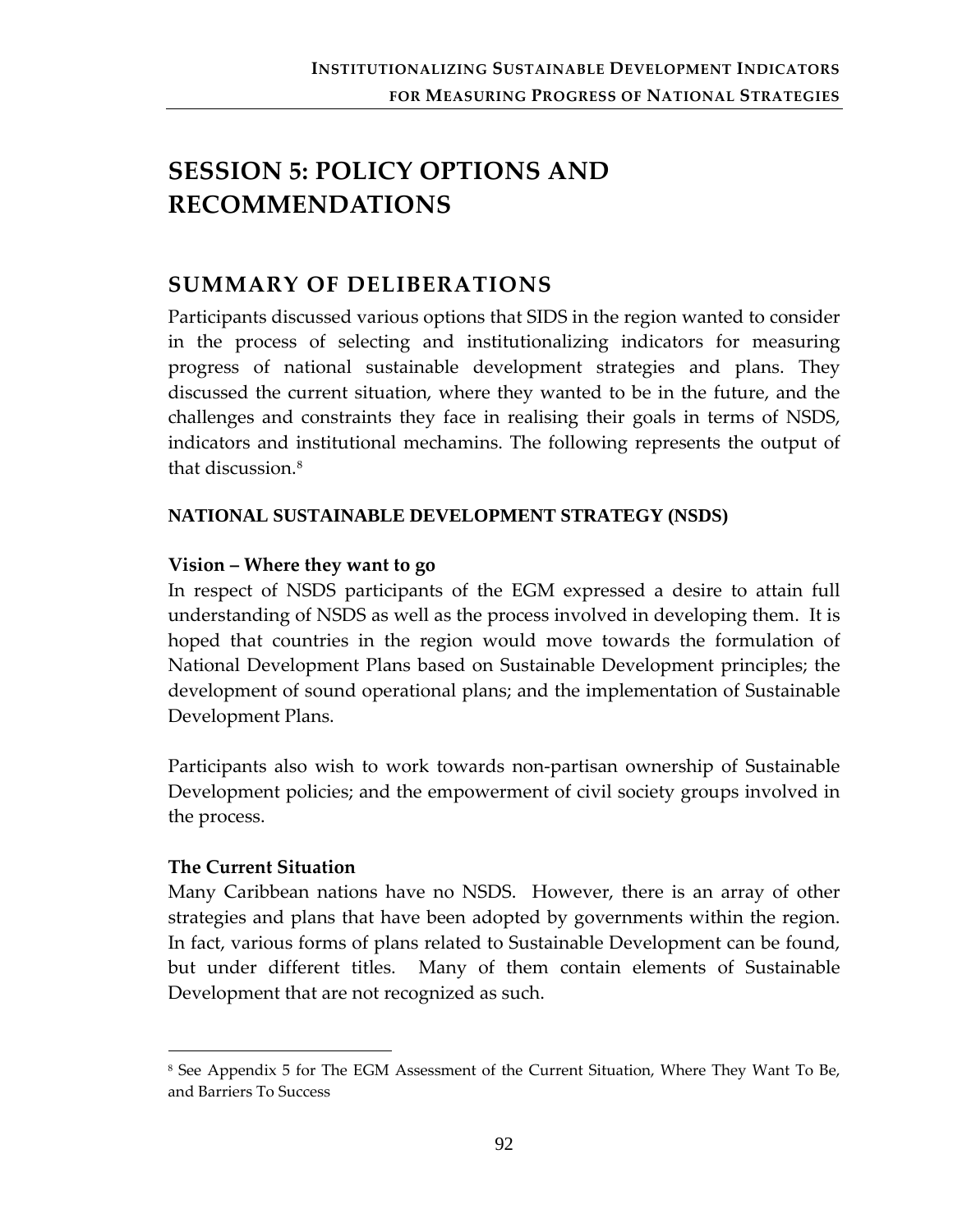# SESSION 5: POLICY OPTIONS AND RECOMMENDATIONS

## SUMMARY OF DELIBERATIONS

Participants discussed various options that SIDS in the region wanted to consider in the process of selecting and institutionalizing indicators for measuring progress of national sustainable development strategies and plans. They discussed the current situation, where they wanted to be in the future, and the challenges and constraints they face in realising their goals in terms of NSDS, indicators and institutional mechamins. The following represents the output of that discussion.[8]

### NATIONAL SUSTAINABLE DEVELOPMENT STRATEGY (NSDS)

**Vision – Where they want to go**

In respect of NSDS participants of the EGM expressed a desire to attain full understanding of NSDS as well as the process involved in developing them. It is hoped that countries in the region would move towards the formulation of National Development Plans based on Sustainable Development principles; the development of sound operational plans; and the implementation of Sustainable Development Plans.

Participants also wish to work towards non-partisan ownership of Sustainable Development policies; and the empowerment of civil society groups involved in the process.

**The Current Situation**

Many Caribbean nations have no NSDS. However, there is an array of other strategies and plans that have been adopted by governments within the region. In fact, various forms of plans related to Sustainable Development can be found, but under different titles. Many of them contain elements of Sustainable Development that are not recognized as such.

---

[8] See Appendix 5 for The EGM Assessment of the Current Situation, Where They Want To Be, and Barriers To Success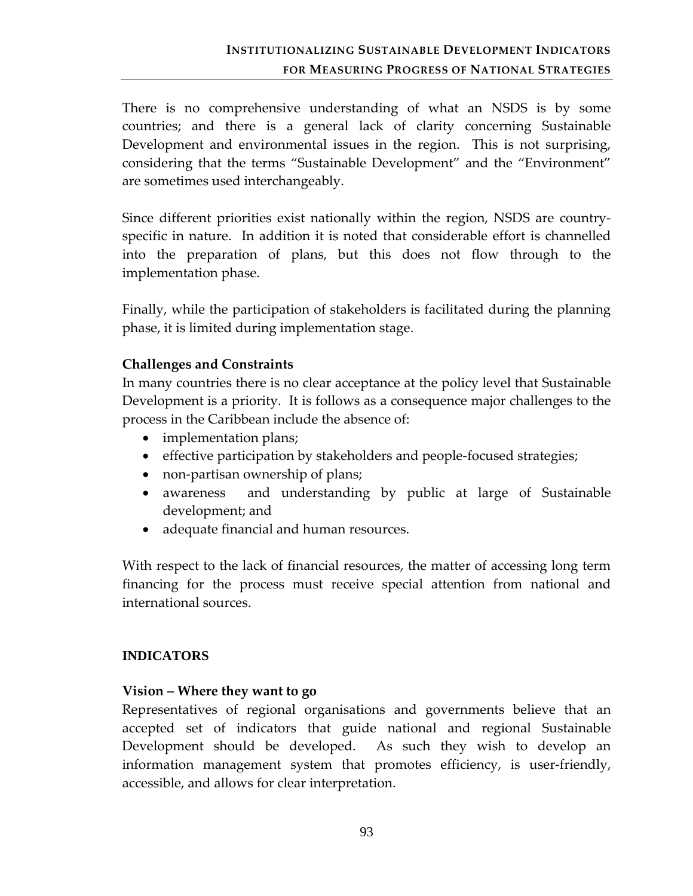There is no comprehensive understanding of what an NSDS is by some countries; and there is a general lack of clarity concerning Sustainable Development and environmental issues in the region. This is not surprising, considering that the terms "Sustainable Development" and the "Environment" are sometimes used interchangeably.

Since different priorities exist nationally within the region, NSDS are country-specific in nature. In addition it is noted that considerable effort is channelled into the preparation of plans, but this does not flow through to the implementation phase.

Finally, while the participation of stakeholders is facilitated during the planning phase, it is limited during implementation stage.

**Challenges and Constraints**

In many countries there is no clear acceptance at the policy level that Sustainable Development is a priority. It is follows as a consequence major challenges to the process in the Caribbean include the absence of:

- implementation plans;
- effective participation by stakeholders and people-focused strategies;
- non-partisan ownership of plans;
- awareness and understanding by public at large of Sustainable development; and
- adequate financial and human resources.

With respect to the lack of financial resources, the matter of accessing long term financing for the process must receive special attention from national and international sources.

## INDICATORS

**Vision – Where they want to go**

Representatives of regional organisations and governments believe that an accepted set of indicators that guide national and regional Sustainable Development should be developed. As such they wish to develop an information management system that promotes efficiency, is user-friendly, accessible, and allows for clear interpretation.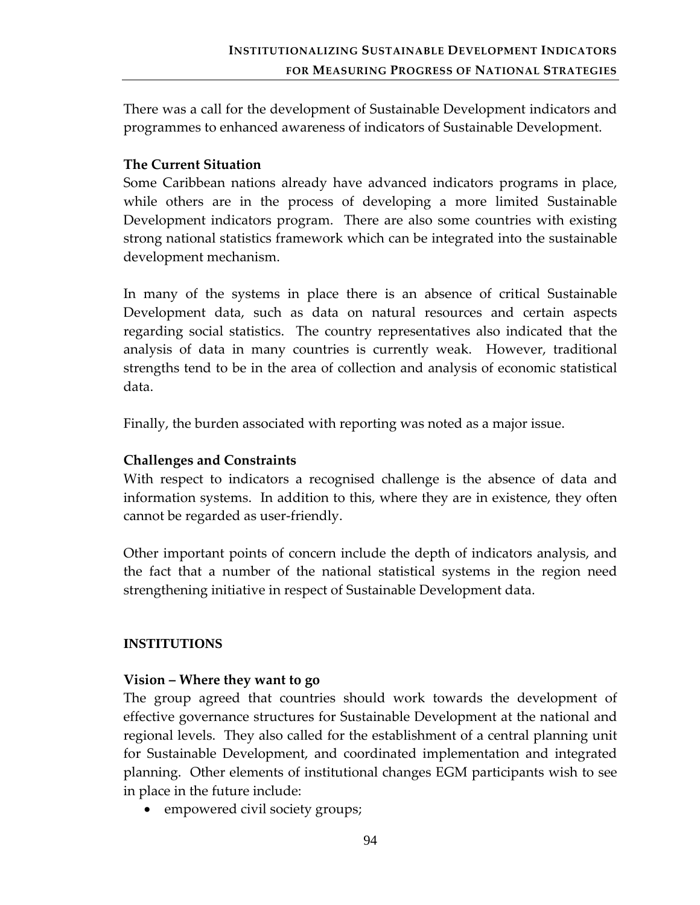There was a call for the development of Sustainable Development indicators and programmes to enhanced awareness of indicators of Sustainable Development.

**The Current Situation**

Some Caribbean nations already have advanced indicators programs in place, while others are in the process of developing a more limited Sustainable Development indicators program. There are also some countries with existing strong national statistics framework which can be integrated into the sustainable development mechanism.

In many of the systems in place there is an absence of critical Sustainable Development data, such as data on natural resources and certain aspects regarding social statistics. The country representatives also indicated that the analysis of data in many countries is currently weak. However, traditional strengths tend to be in the area of collection and analysis of economic statistical data.

Finally, the burden associated with reporting was noted as a major issue.

**Challenges and Constraints**

With respect to indicators a recognised challenge is the absence of data and information systems. In addition to this, where they are in existence, they often cannot be regarded as user-friendly.

Other important points of concern include the depth of indicators analysis, and the fact that a number of the national statistical systems in the region need strengthening initiative in respect of Sustainable Development data.

## INSTITUTIONS

**Vision – Where they want to go**

The group agreed that countries should work towards the development of effective governance structures for Sustainable Development at the national and regional levels. They also called for the establishment of a central planning unit for Sustainable Development, and coordinated implementation and integrated planning. Other elements of institutional changes EGM participants wish to see in place in the future include:

- empowered civil society groups;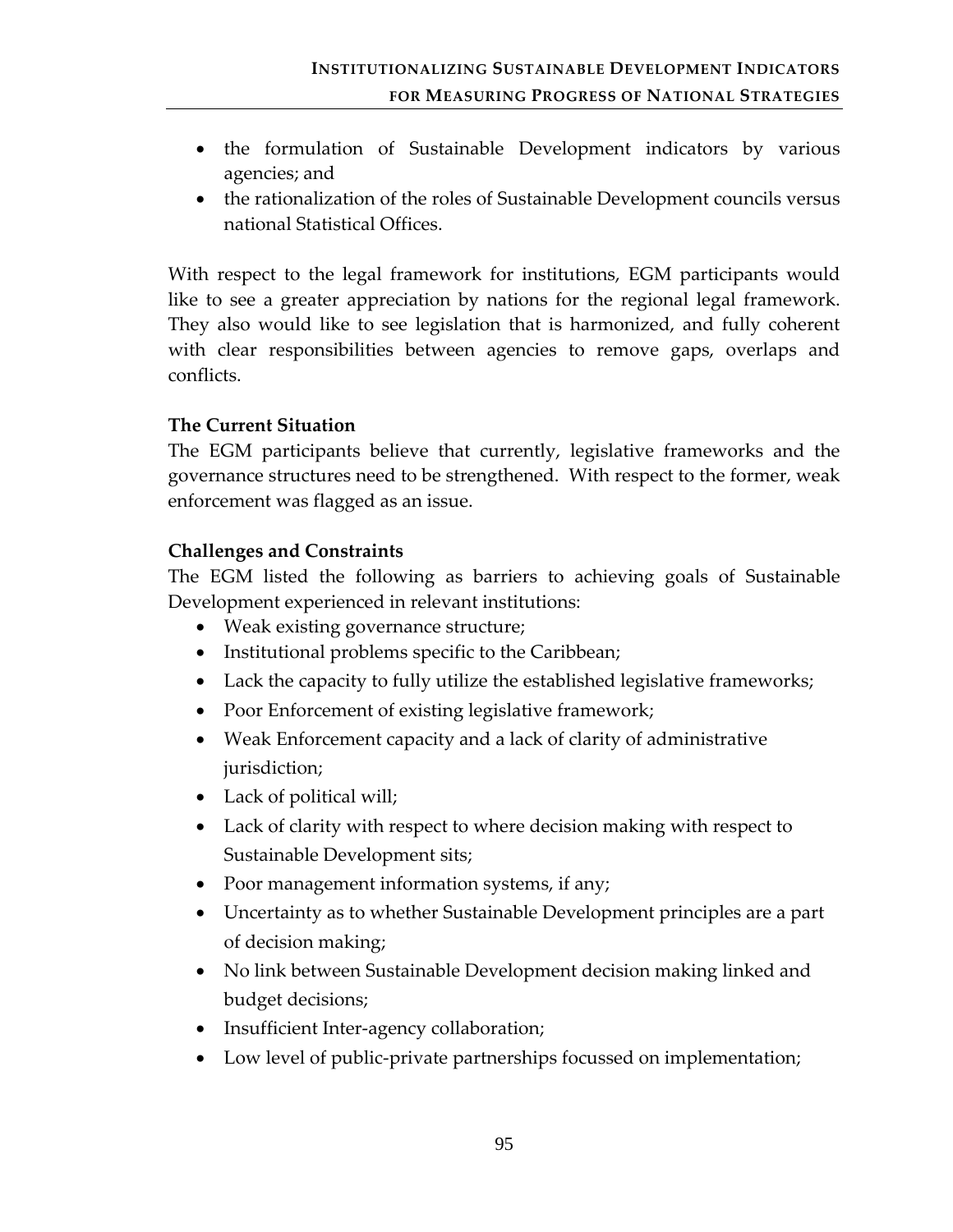- the formulation of Sustainable Development indicators by various agencies; and
- the rationalization of the roles of Sustainable Development councils versus national Statistical Offices.

With respect to the legal framework for institutions, EGM participants would like to see a greater appreciation by nations for the regional legal framework. They also would like to see legislation that is harmonized, and fully coherent with clear responsibilities between agencies to remove gaps, overlaps and conflicts.

**The Current Situation**

The EGM participants believe that currently, legislative frameworks and the governance structures need to be strengthened. With respect to the former, weak enforcement was flagged as an issue.

**Challenges and Constraints**

The EGM listed the following as barriers to achieving goals of Sustainable Development experienced in relevant institutions:

- Weak existing governance structure;
- Institutional problems specific to the Caribbean;
- Lack the capacity to fully utilize the established legislative frameworks;
- Poor Enforcement of existing legislative framework;
- Weak Enforcement capacity and a lack of clarity of administrative jurisdiction;
- Lack of political will;
- Lack of clarity with respect to where decision making with respect to Sustainable Development sits;
- Poor management information systems, if any;
- Uncertainty as to whether Sustainable Development principles are a part of decision making;
- No link between Sustainable Development decision making linked and budget decisions;
- Insufficient Inter-agency collaboration;
- Low level of public-private partnerships focussed on implementation;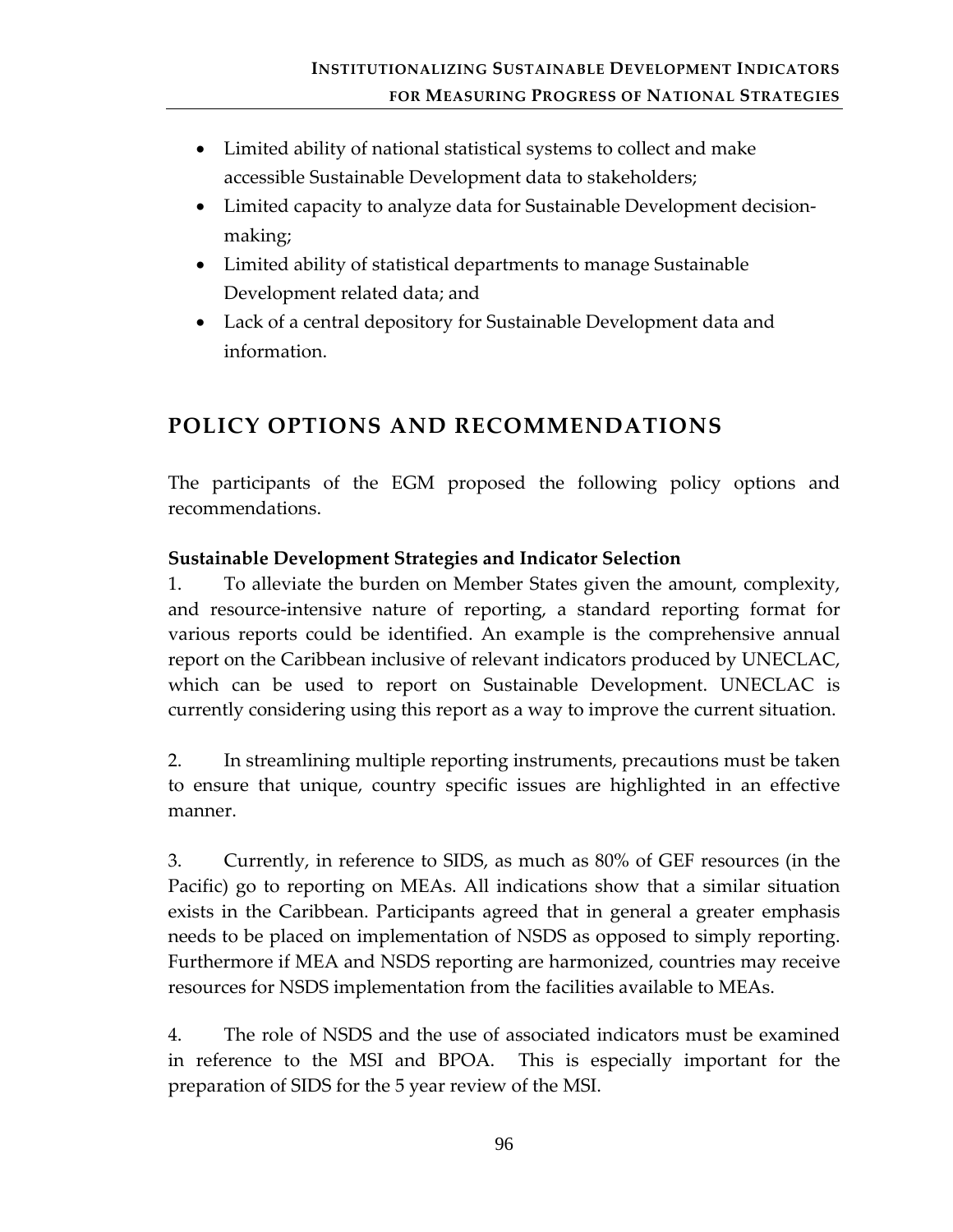- Limited ability of national statistical systems to collect and make accessible Sustainable Development data to stakeholders;
- Limited capacity to analyze data for Sustainable Development decision-making;
- Limited ability of statistical departments to manage Sustainable Development related data; and
- Lack of a central depository for Sustainable Development data and information.

## POLICY OPTIONS AND RECOMMENDATIONS

The participants of the EGM proposed the following policy options and recommendations.

**Sustainable Development Strategies and Indicator Selection**

1. To alleviate the burden on Member States given the amount, complexity, and resource-intensive nature of reporting, a standard reporting format for various reports could be identified. An example is the comprehensive annual report on the Caribbean inclusive of relevant indicators produced by UNECLAC, which can be used to report on Sustainable Development. UNECLAC is currently considering using this report as a way to improve the current situation.

2. In streamlining multiple reporting instruments, precautions must be taken to ensure that unique, country specific issues are highlighted in an effective manner.

3. Currently, in reference to SIDS, as much as 80% of GEF resources (in the Pacific) go to reporting on MEAs. All indications show that a similar situation exists in the Caribbean. Participants agreed that in general a greater emphasis needs to be placed on implementation of NSDS as opposed to simply reporting. Furthermore if MEA and NSDS reporting are harmonized, countries may receive resources for NSDS implementation from the facilities available to MEAs.

4. The role of NSDS and the use of associated indicators must be examined in reference to the MSI and BPOA. This is especially important for the preparation of SIDS for the 5 year review of the MSI.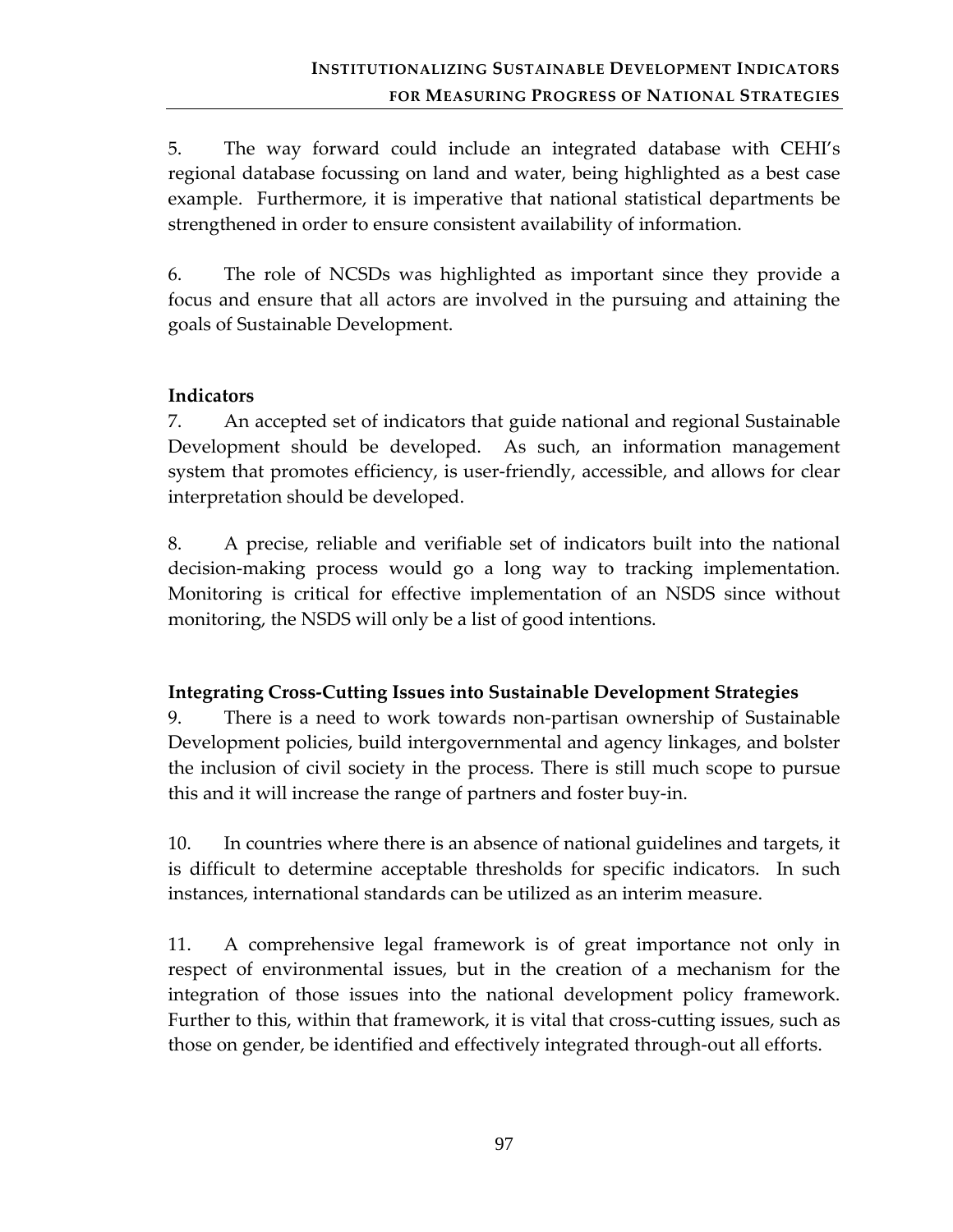5. The way forward could include an integrated database with CEHI's regional database focussing on land and water, being highlighted as a best case example. Furthermore, it is imperative that national statistical departments be strengthened in order to ensure consistent availability of information.

6. The role of NCSDs was highlighted as important since they provide a focus and ensure that all actors are involved in the pursuing and attaining the goals of Sustainable Development.

**Indicators**

7. An accepted set of indicators that guide national and regional Sustainable Development should be developed. As such, an information management system that promotes efficiency, is user-friendly, accessible, and allows for clear interpretation should be developed.

8. A precise, reliable and verifiable set of indicators built into the national decision-making process would go a long way to tracking implementation. Monitoring is critical for effective implementation of an NSDS since without monitoring, the NSDS will only be a list of good intentions.

**Integrating Cross-Cutting Issues into Sustainable Development Strategies**

9. There is a need to work towards non-partisan ownership of Sustainable Development policies, build intergovernmental and agency linkages, and bolster the inclusion of civil society in the process. There is still much scope to pursue this and it will increase the range of partners and foster buy-in.

10. In countries where there is an absence of national guidelines and targets, it is difficult to determine acceptable thresholds for specific indicators. In such instances, international standards can be utilized as an interim measure.

11. A comprehensive legal framework is of great importance not only in respect of environmental issues, but in the creation of a mechanism for the integration of those issues into the national development policy framework. Further to this, within that framework, it is vital that cross-cutting issues, such as those on gender, be identified and effectively integrated through-out all efforts.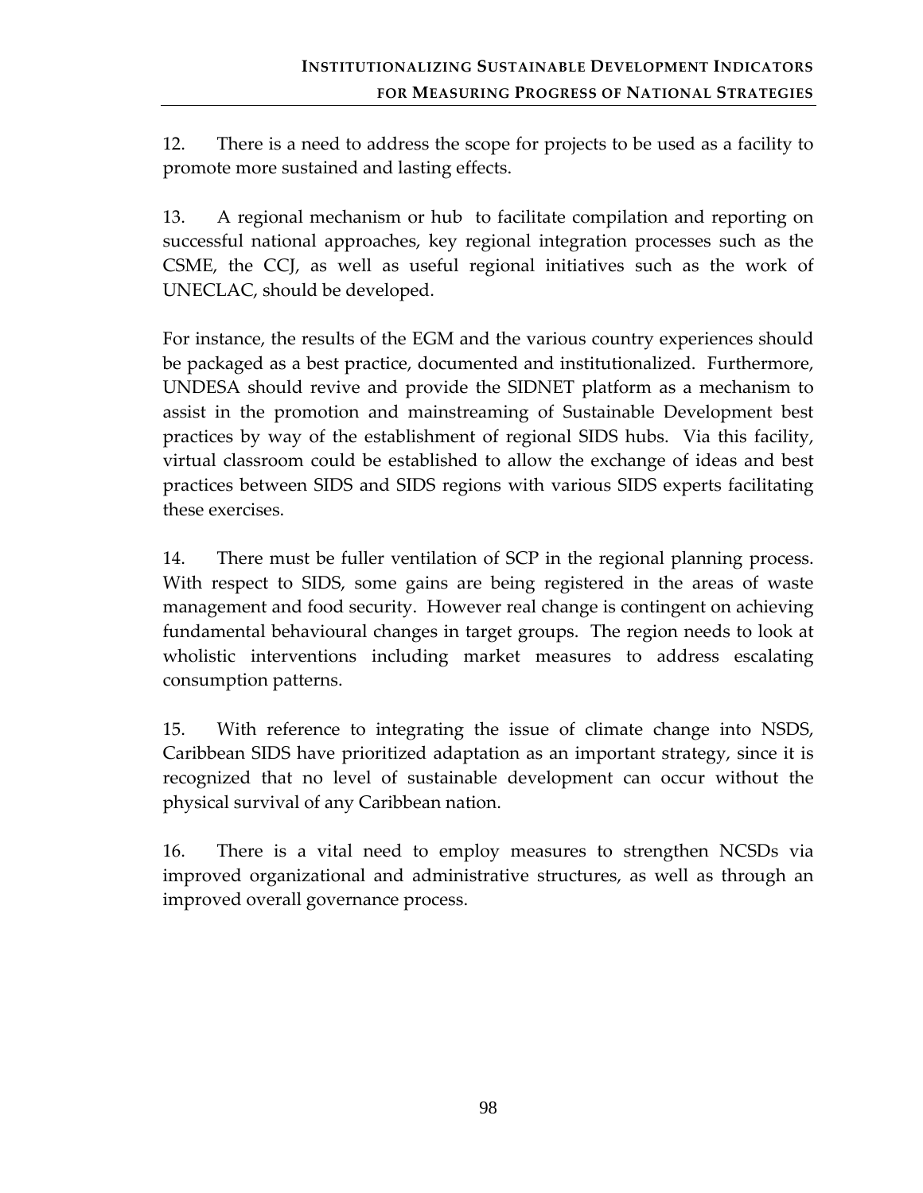12. There is a need to address the scope for projects to be used as a facility to promote more sustained and lasting effects.

13. A regional mechanism or hub to facilitate compilation and reporting on successful national approaches, key regional integration processes such as the CSME, the CCJ, as well as useful regional initiatives such as the work of UNECLAC, should be developed.

For instance, the results of the EGM and the various country experiences should be packaged as a best practice, documented and institutionalized. Furthermore, UNDESA should revive and provide the SIDNET platform as a mechanism to assist in the promotion and mainstreaming of Sustainable Development best practices by way of the establishment of regional SIDS hubs. Via this facility, virtual classroom could be established to allow the exchange of ideas and best practices between SIDS and SIDS regions with various SIDS experts facilitating these exercises.

14. There must be fuller ventilation of SCP in the regional planning process. With respect to SIDS, some gains are being registered in the areas of waste management and food security. However real change is contingent on achieving fundamental behavioural changes in target groups. The region needs to look at wholistic interventions including market measures to address escalating consumption patterns.

15. With reference to integrating the issue of climate change into NSDS, Caribbean SIDS have prioritized adaptation as an important strategy, since it is recognized that no level of sustainable development can occur without the physical survival of any Caribbean nation.

16. There is a vital need to employ measures to strengthen NCSDs via improved organizational and administrative structures, as well as through an improved overall governance process.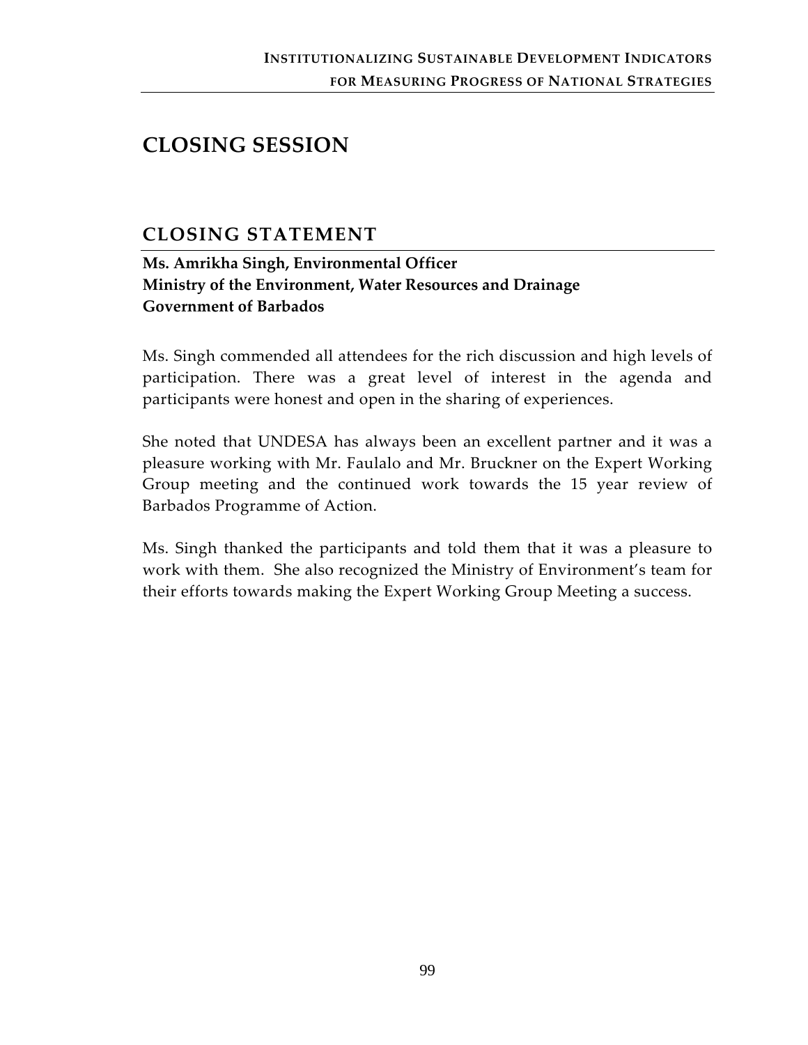# CLOSING SESSION

## CLOSING STATEMENT

**Ms. Amrikha Singh, Environmental Officer**
**Ministry of the Environment, Water Resources and Drainage**
**Government of Barbados**

Ms. Singh commended all attendees for the rich discussion and high levels of participation. There was a great level of interest in the agenda and participants were honest and open in the sharing of experiences.

She noted that UNDESA has always been an excellent partner and it was a pleasure working with Mr. Faulalo and Mr. Bruckner on the Expert Working Group meeting and the continued work towards the 15 year review of Barbados Programme of Action.

Ms. Singh thanked the participants and told them that it was a pleasure to work with them. She also recognized the Ministry of Environment's team for their efforts towards making the Expert Working Group Meeting a success.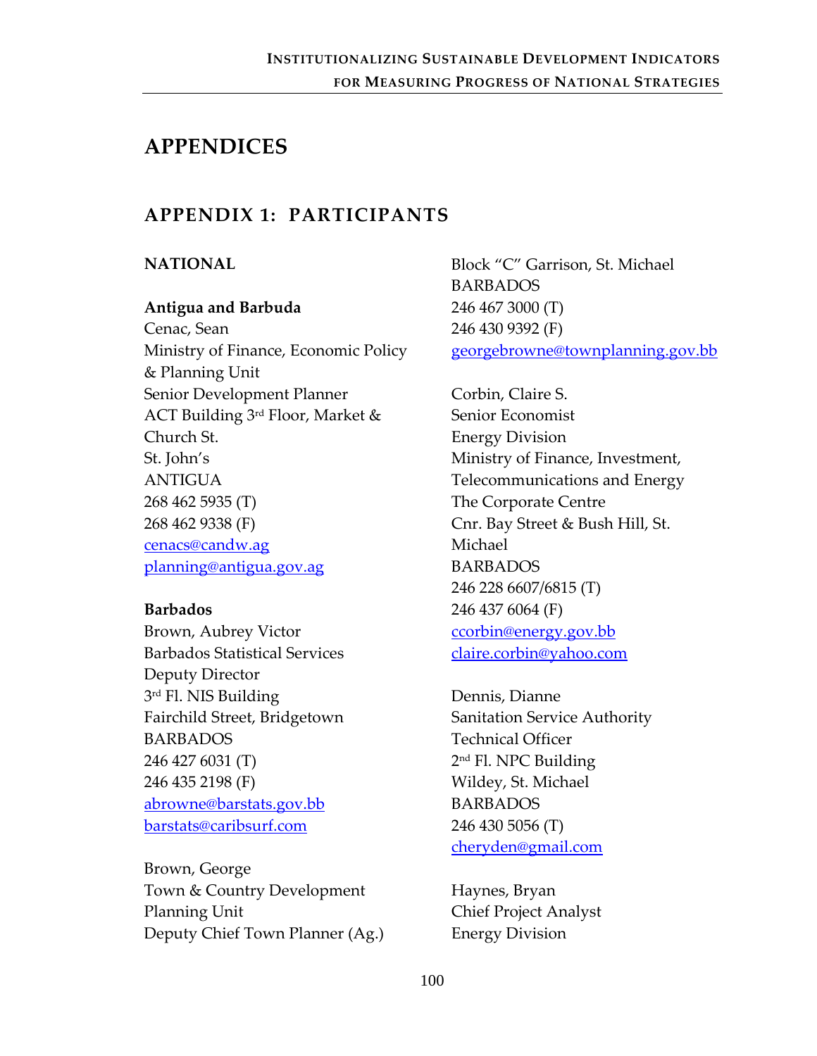# APPENDICES

## APPENDIX 1: PARTICIPANTS

### NATIONAL

**Antigua and Barbuda**

Cenac, Sean
Ministry of Finance, Economic Policy & Planning Unit
Senior Development Planner
ACT Building 3rd Floor, Market & Church St.
St. John's
ANTIGUA
268 462 5935 (T)
268 462 9338 (F)
cenacs@candw.ag
planning@antigua.gov.ag

**Barbados**

Brown, Aubrey Victor
Barbados Statistical Services
Deputy Director
3rd Fl. NIS Building
Fairchild Street, Bridgetown
BARBADOS
246 427 6031 (T)
246 435 2198 (F)
abrowne@barstats.gov.bb
barstats@caribsurf.com

Brown, George
Town & Country Development Planning Unit
Deputy Chief Town Planner (Ag.)
Block "C" Garrison, St. Michael
BARBADOS
246 467 3000 (T)
246 430 9392 (F)
georgebrowne@townplanning.gov.bb

Corbin, Claire S.
Senior Economist
Energy Division
Ministry of Finance, Investment, Telecommunications and Energy
The Corporate Centre
Cnr. Bay Street & Bush Hill, St. Michael
BARBADOS
246 228 6607/6815 (T)
246 437 6064 (F)
ccorbin@energy.gov.bb
claire.corbin@yahoo.com

Dennis, Dianne
Sanitation Service Authority
Technical Officer
2nd Fl. NPC Building
Wildey, St. Michael
BARBADOS
246 430 5056 (T)
cheryden@gmail.com

Haynes, Bryan
Chief Project Analyst
Energy Division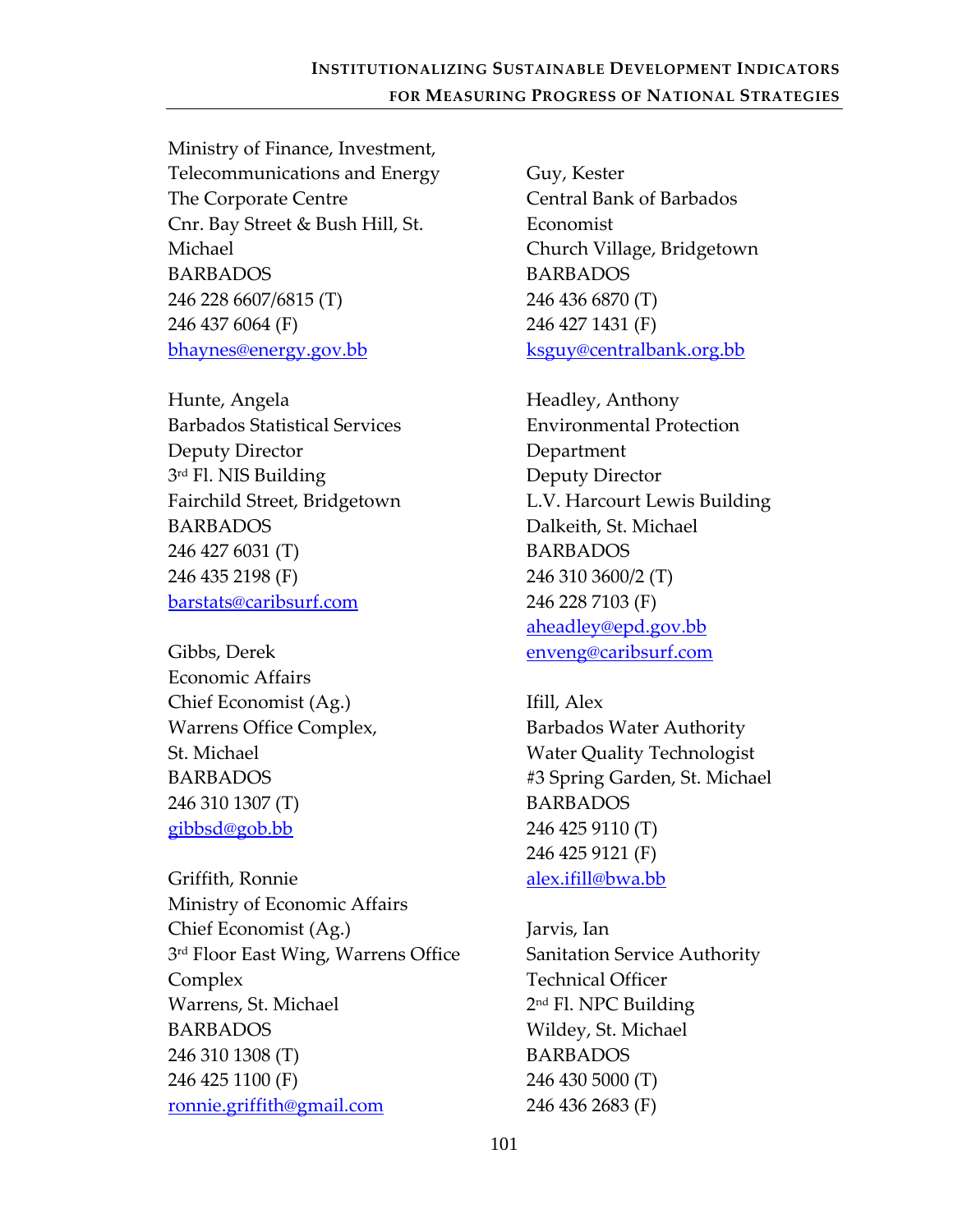Ministry of Finance, Investment, Telecommunications and Energy
The Corporate Centre
Cnr. Bay Street & Bush Hill, St. Michael
BARBADOS
246 228 6607/6815 (T)
246 437 6064 (F)
bhaynes@energy.gov.bb

Hunte, Angela
Barbados Statistical Services
Deputy Director
3rd Fl. NIS Building
Fairchild Street, Bridgetown
BARBADOS
246 427 6031 (T)
246 435 2198 (F)
barstats@caribsurf.com

Gibbs, Derek
Economic Affairs
Chief Economist (Ag.)
Warrens Office Complex,
St. Michael
BARBADOS
246 310 1307 (T)
gibbsd@gob.bb

Griffith, Ronnie
Ministry of Economic Affairs
Chief Economist (Ag.)
3rd Floor East Wing, Warrens Office Complex
Warrens, St. Michael
BARBADOS
246 310 1308 (T)
246 425 1100 (F)
ronnie.griffith@gmail.com

Guy, Kester
Central Bank of Barbados
Economist
Church Village, Bridgetown
BARBADOS
246 436 6870 (T)
246 427 1431 (F)
ksguy@centralbank.org.bb

Headley, Anthony
Environmental Protection Department
Deputy Director
L.V. Harcourt Lewis Building
Dalkeith, St. Michael
BARBADOS
246 310 3600/2 (T)
246 228 7103 (F)
aheadley@epd.gov.bb
enveng@caribsurf.com

Ifill, Alex
Barbados Water Authority
Water Quality Technologist
#3 Spring Garden, St. Michael
BARBADOS
246 425 9110 (T)
246 425 9121 (F)
alex.ifill@bwa.bb

Jarvis, Ian
Sanitation Service Authority
Technical Officer
2nd Fl. NPC Building
Wildey, St. Michael
BARBADOS
246 430 5000 (T)
246 436 2683 (F)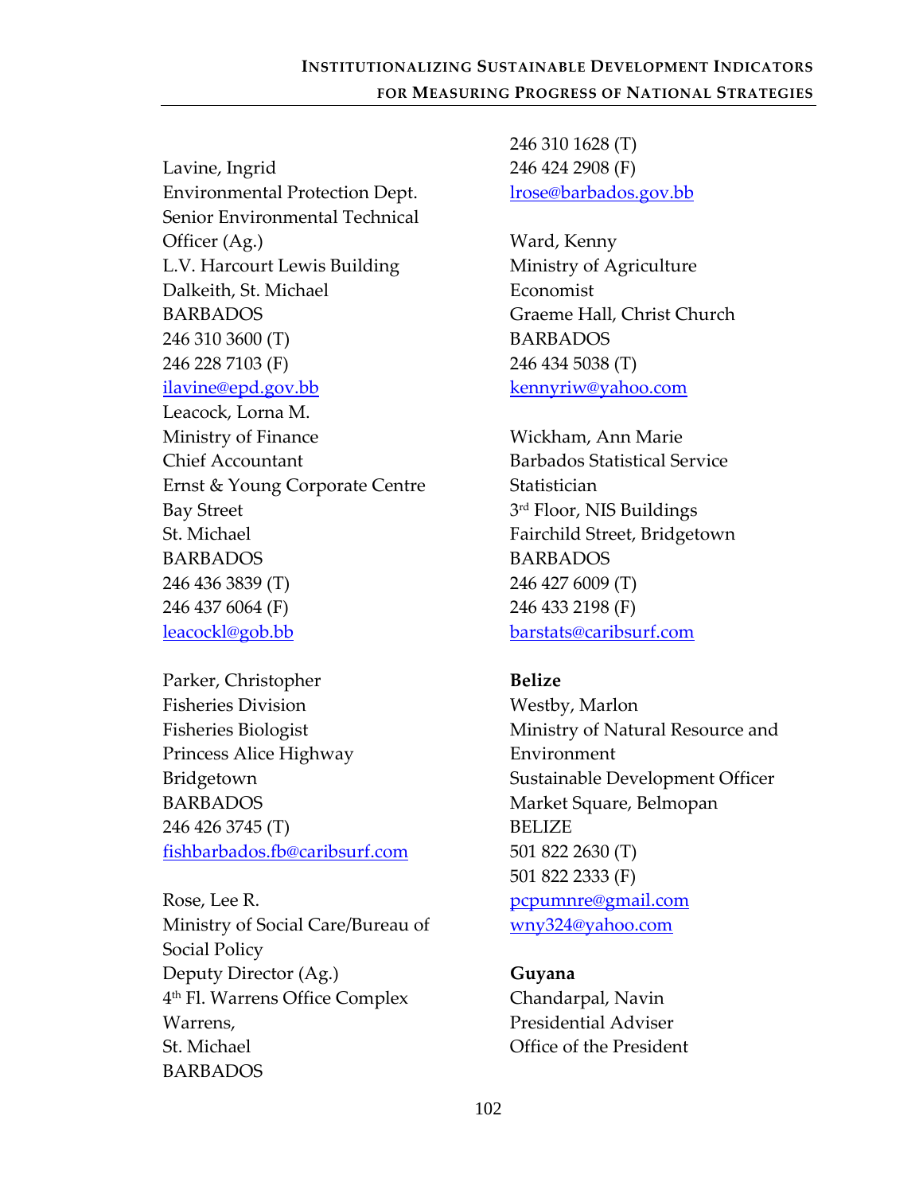Lavine, Ingrid
Environmental Protection Dept.
Senior Environmental Technical Officer (Ag.)
L.V. Harcourt Lewis Building
Dalkeith, St. Michael
BARBADOS
246 310 3600 (T)
246 228 7103 (F)
ilavine@epd.gov.bb

Leacock, Lorna M.
Ministry of Finance
Chief Accountant
Ernst & Young Corporate Centre
Bay Street
St. Michael
BARBADOS
246 436 3839 (T)
246 437 6064 (F)
leacockl@gob.bb

Parker, Christopher
Fisheries Division
Fisheries Biologist
Princess Alice Highway
Bridgetown
BARBADOS
246 426 3745 (T)
fishbarbados.fb@caribsurf.com

Rose, Lee R.
Ministry of Social Care/Bureau of Social Policy
Deputy Director (Ag.)
4th Fl. Warrens Office Complex
Warrens,
St. Michael
BARBADOS
246 310 1628 (T)
246 424 2908 (F)
lrose@barbados.gov.bb

Ward, Kenny
Ministry of Agriculture
Economist
Graeme Hall, Christ Church
BARBADOS
246 434 5038 (T)
kennyriw@yahoo.com

Wickham, Ann Marie
Barbados Statistical Service
Statistician
3rd Floor, NIS Buildings
Fairchild Street, Bridgetown
BARBADOS
246 427 6009 (T)
246 433 2198 (F)
barstats@caribsurf.com

**Belize**

Westby, Marlon
Ministry of Natural Resource and Environment
Sustainable Development Officer
Market Square, Belmopan
BELIZE
501 822 2630 (T)
501 822 2333 (F)
pcpumnre@gmail.com
wny324@yahoo.com

**Guyana**

Chandarpal, Navin
Presidential Adviser
Office of the President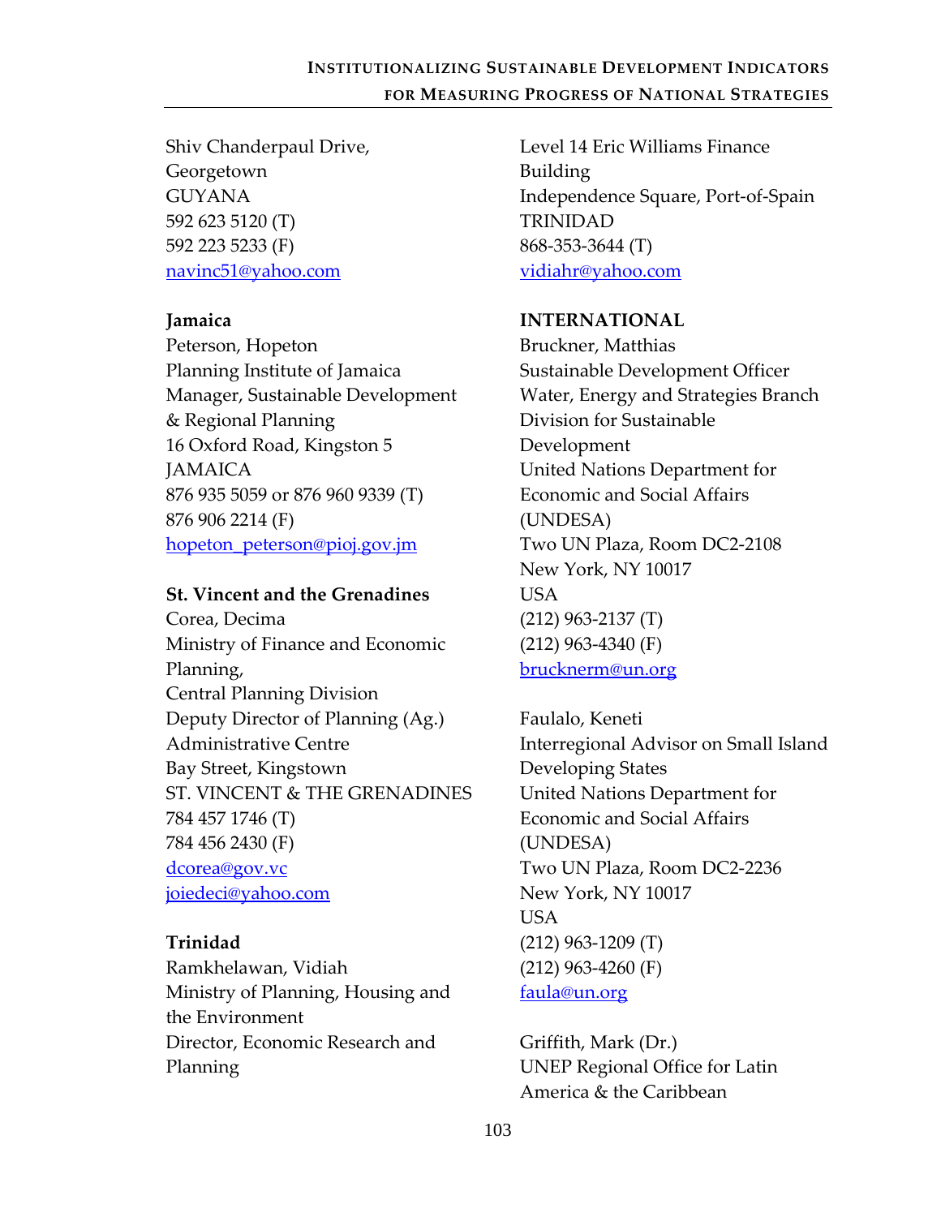Shiv Chanderpaul Drive,
Georgetown
GUYANA
592 623 5120 (T)
592 223 5233 (F)
navinc51@yahoo.com

**Jamaica**
Peterson, Hopeton
Planning Institute of Jamaica
Manager, Sustainable Development & Regional Planning
16 Oxford Road, Kingston 5
JAMAICA
876 935 5059 or 876 960 9339 (T)
876 906 2214 (F)
hopeton_peterson@pioj.gov.jm

**St. Vincent and the Grenadines**
Corea, Decima
Ministry of Finance and Economic Planning,
Central Planning Division
Deputy Director of Planning (Ag.)
Administrative Centre
Bay Street, Kingstown
ST. VINCENT & THE GRENADINES
784 457 1746 (T)
784 456 2430 (F)
dcorea@gov.vc
joiedeci@yahoo.com

**Trinidad**
Ramkhelawan, Vidiah
Ministry of Planning, Housing and the Environment
Director, Economic Research and Planning
Level 14 Eric Williams Finance Building
Independence Square, Port-of-Spain
TRINIDAD
868-353-3644 (T)
vidiahr@yahoo.com

**INTERNATIONAL**
Bruckner, Matthias
Sustainable Development Officer
Water, Energy and Strategies Branch
Division for Sustainable Development
United Nations Department for Economic and Social Affairs (UNDESA)
Two UN Plaza, Room DC2-2108
New York, NY 10017
USA
(212) 963-2137 (T)
(212) 963-4340 (F)
brucknerm@un.org

Faulalo, Keneti
Interregional Advisor on Small Island Developing States
United Nations Department for Economic and Social Affairs (UNDESA)
Two UN Plaza, Room DC2-2236
New York, NY 10017
USA
(212) 963-1209 (T)
(212) 963-4260 (F)
faula@un.org

Griffith, Mark (Dr.)
UNEP Regional Office for Latin America & the Caribbean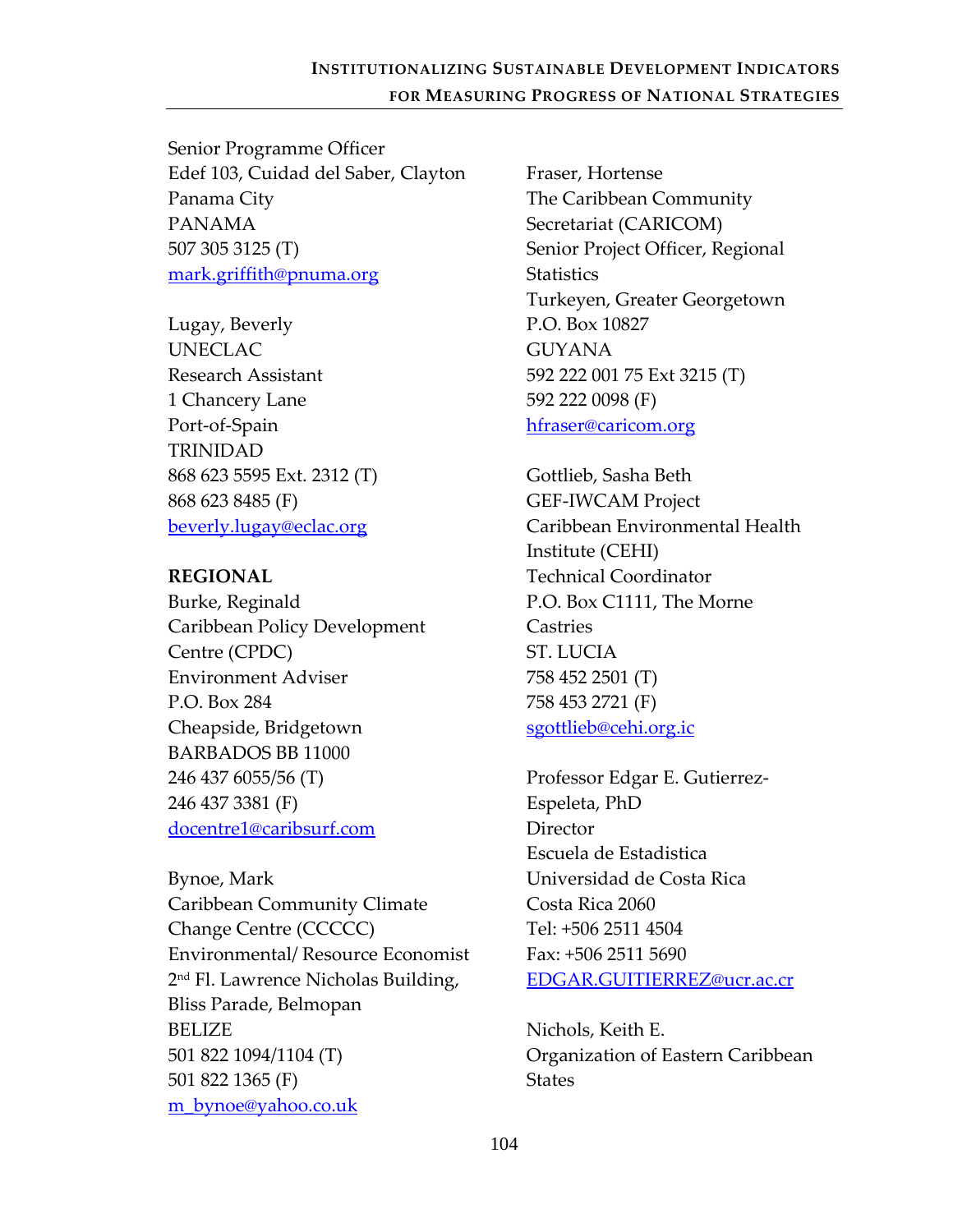Senior Programme Officer
Edef 103, Cuidad del Saber, Clayton
Panama City
PANAMA
507 305 3125 (T)
mark.griffith@pnuma.org

Lugay, Beverly
UNECLAC
Research Assistant
1 Chancery Lane
Port-of-Spain
TRINIDAD
868 623 5595 Ext. 2312 (T)
868 623 8485 (F)
beverly.lugay@eclac.org

**REGIONAL**

Burke, Reginald
Caribbean Policy Development Centre (CPDC)
Environment Adviser
P.O. Box 284
Cheapside, Bridgetown
BARBADOS BB 11000
246 437 6055/56 (T)
246 437 3381 (F)
docentre1@caribsurf.com

Bynoe, Mark
Caribbean Community Climate Change Centre (CCCCC)
Environmental/ Resource Economist
2nd Fl. Lawrence Nicholas Building,
Bliss Parade, Belmopan
BELIZE
501 822 1094/1104 (T)
501 822 1365 (F)
m_bynoe@yahoo.co.uk

Fraser, Hortense
The Caribbean Community Secretariat (CARICOM)
Senior Project Officer, Regional Statistics
Turkeyen, Greater Georgetown
P.O. Box 10827
GUYANA
592 222 001 75 Ext 3215 (T)
592 222 0098 (F)
hfraser@caricom.org

Gottlieb, Sasha Beth
GEF-IWCAM Project
Caribbean Environmental Health Institute (CEHI)
Technical Coordinator
P.O. Box C1111, The Morne
Castries
ST. LUCIA
758 452 2501 (T)
758 453 2721 (F)
sgottlieb@cehi.org.ic

Professor Edgar E. Gutierrez-Espeleta, PhD
Director
Escuela de Estadistica
Universidad de Costa Rica
Costa Rica 2060
Tel: +506 2511 4504
Fax: +506 2511 5690
EDGAR.GUITIERREZ@ucr.ac.cr

Nichols, Keith E.
Organization of Eastern Caribbean States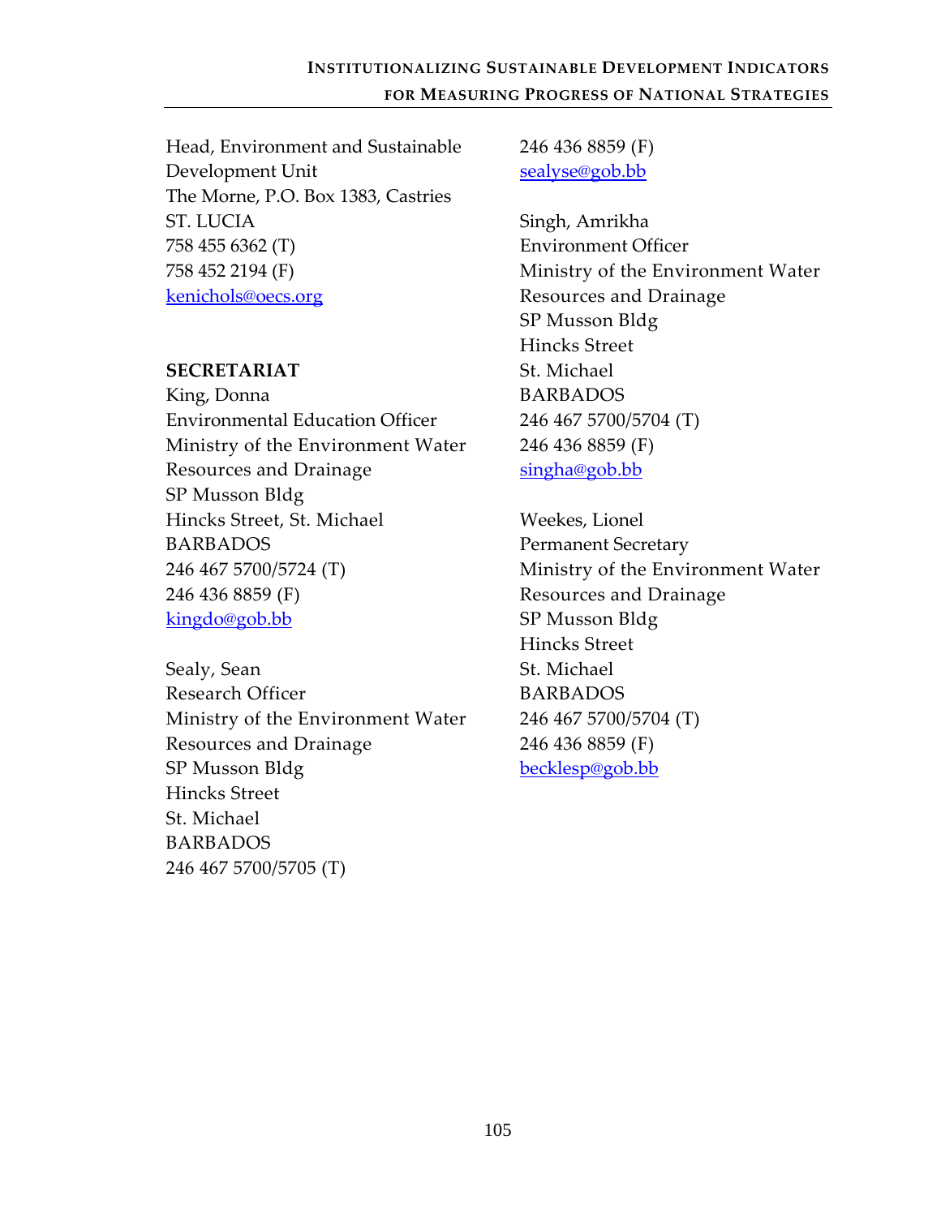Head, Environment and Sustainable Development Unit
The Morne, P.O. Box 1383, Castries
ST. LUCIA
758 455 6362 (T)
758 452 2194 (F)
kenichols@oecs.org

**SECRETARIAT**

King, Donna
Environmental Education Officer
Ministry of the Environment Water Resources and Drainage
SP Musson Bldg
Hincks Street, St. Michael
BARBADOS
246 467 5700/5724 (T)
246 436 8859 (F)
kingdo@gob.bb

Sealy, Sean
Research Officer
Ministry of the Environment Water Resources and Drainage
SP Musson Bldg
Hincks Street
St. Michael
BARBADOS
246 467 5700/5705 (T)
246 436 8859 (F)
sealyse@gob.bb

Singh, Amrikha
Environment Officer
Ministry of the Environment Water Resources and Drainage
SP Musson Bldg
Hincks Street
St. Michael
BARBADOS
246 467 5700/5704 (T)
246 436 8859 (F)
singha@gob.bb

Weekes, Lionel
Permanent Secretary
Ministry of the Environment Water Resources and Drainage
SP Musson Bldg
Hincks Street
St. Michael
BARBADOS
246 467 5700/5704 (T)
246 436 8859 (F)
becklesp@gob.bb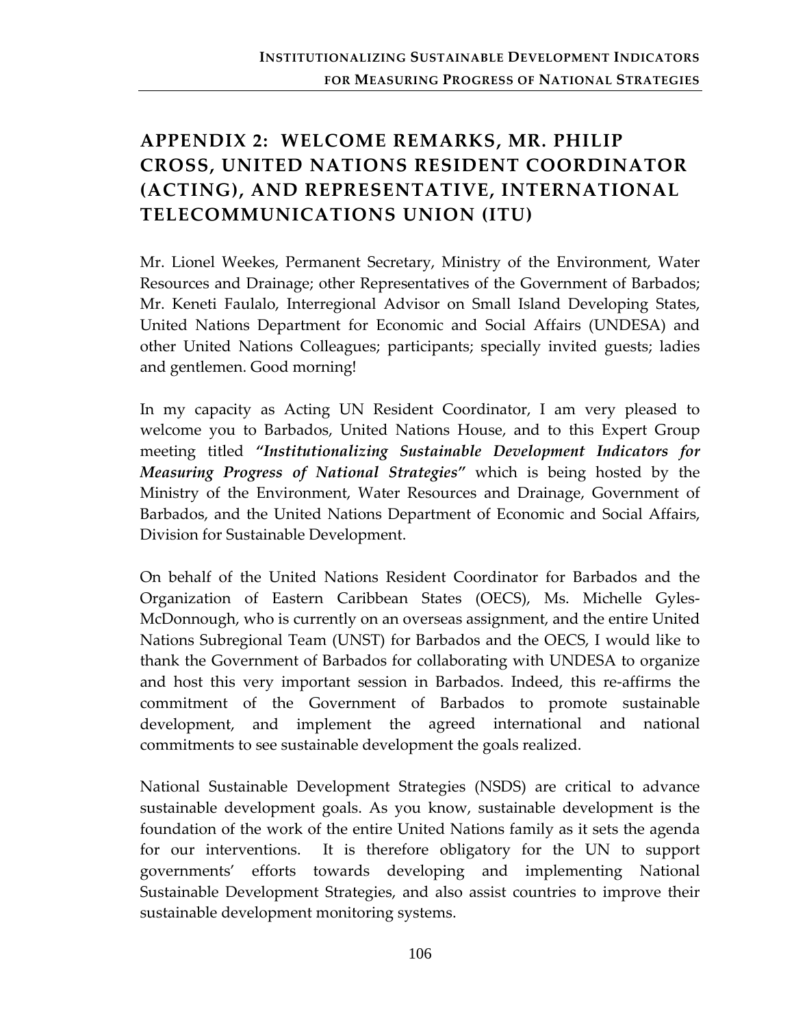# APPENDIX 2: WELCOME REMARKS, MR. PHILIP CROSS, UNITED NATIONS RESIDENT COORDINATOR (ACTING), AND REPRESENTATIVE, INTERNATIONAL TELECOMMUNICATIONS UNION (ITU)

Mr. Lionel Weekes, Permanent Secretary, Ministry of the Environment, Water Resources and Drainage; other Representatives of the Government of Barbados; Mr. Keneti Faulalo, Interregional Advisor on Small Island Developing States, United Nations Department for Economic and Social Affairs (UNDESA) and other United Nations Colleagues; participants; specially invited guests; ladies and gentlemen. Good morning!

In my capacity as Acting UN Resident Coordinator, I am very pleased to welcome you to Barbados, United Nations House, and to this Expert Group meeting titled ***"Institutionalizing Sustainable Development Indicators for Measuring Progress of National Strategies"*** which is being hosted by the Ministry of the Environment, Water Resources and Drainage, Government of Barbados, and the United Nations Department of Economic and Social Affairs, Division for Sustainable Development.

On behalf of the United Nations Resident Coordinator for Barbados and the Organization of Eastern Caribbean States (OECS), Ms. Michelle Gyles-McDonnough, who is currently on an overseas assignment, and the entire United Nations Subregional Team (UNST) for Barbados and the OECS, I would like to thank the Government of Barbados for collaborating with UNDESA to organize and host this very important session in Barbados. Indeed, this re-affirms the commitment of the Government of Barbados to promote sustainable development, and implement the agreed international and national commitments to see sustainable development the goals realized.

National Sustainable Development Strategies (NSDS) are critical to advance sustainable development goals. As you know, sustainable development is the foundation of the work of the entire United Nations family as it sets the agenda for our interventions. It is therefore obligatory for the UN to support governments' efforts towards developing and implementing National Sustainable Development Strategies, and also assist countries to improve their sustainable development monitoring systems.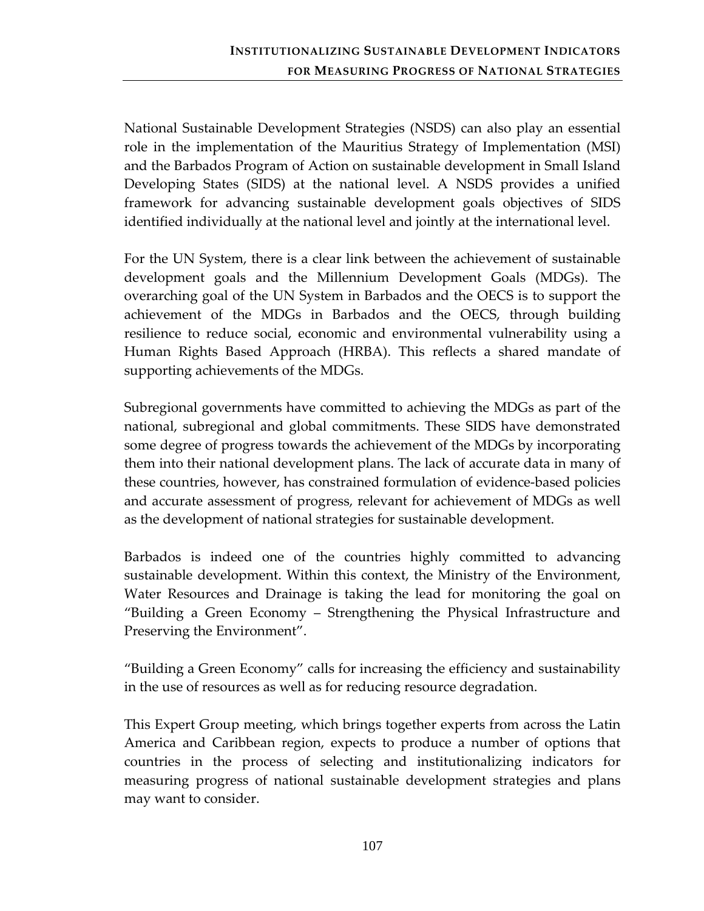National Sustainable Development Strategies (NSDS) can also play an essential role in the implementation of the Mauritius Strategy of Implementation (MSI) and the Barbados Program of Action on sustainable development in Small Island Developing States (SIDS) at the national level. A NSDS provides a unified framework for advancing sustainable development goals objectives of SIDS identified individually at the national level and jointly at the international level.

For the UN System, there is a clear link between the achievement of sustainable development goals and the Millennium Development Goals (MDGs). The overarching goal of the UN System in Barbados and the OECS is to support the achievement of the MDGs in Barbados and the OECS, through building resilience to reduce social, economic and environmental vulnerability using a Human Rights Based Approach (HRBA). This reflects a shared mandate of supporting achievements of the MDGs.

Subregional governments have committed to achieving the MDGs as part of the national, subregional and global commitments. These SIDS have demonstrated some degree of progress towards the achievement of the MDGs by incorporating them into their national development plans. The lack of accurate data in many of these countries, however, has constrained formulation of evidence-based policies and accurate assessment of progress, relevant for achievement of MDGs as well as the development of national strategies for sustainable development.

Barbados is indeed one of the countries highly committed to advancing sustainable development. Within this context, the Ministry of the Environment, Water Resources and Drainage is taking the lead for monitoring the goal on "Building a Green Economy – Strengthening the Physical Infrastructure and Preserving the Environment".

"Building a Green Economy" calls for increasing the efficiency and sustainability in the use of resources as well as for reducing resource degradation.

This Expert Group meeting, which brings together experts from across the Latin America and Caribbean region, expects to produce a number of options that countries in the process of selecting and institutionalizing indicators for measuring progress of national sustainable development strategies and plans may want to consider.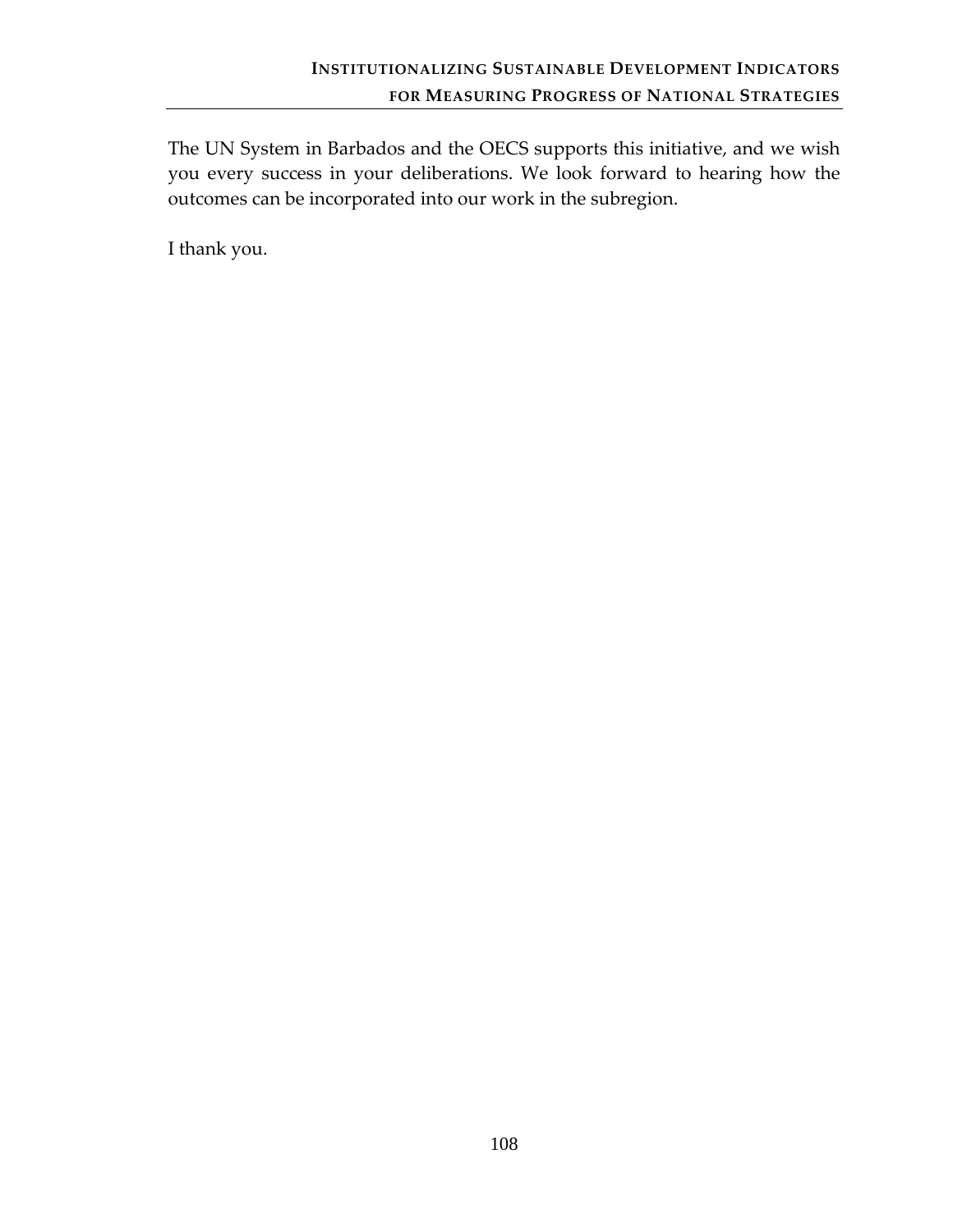The UN System in Barbados and the OECS supports this initiative, and we wish you every success in your deliberations. We look forward to hearing how the outcomes can be incorporated into our work in the subregion.

I thank you.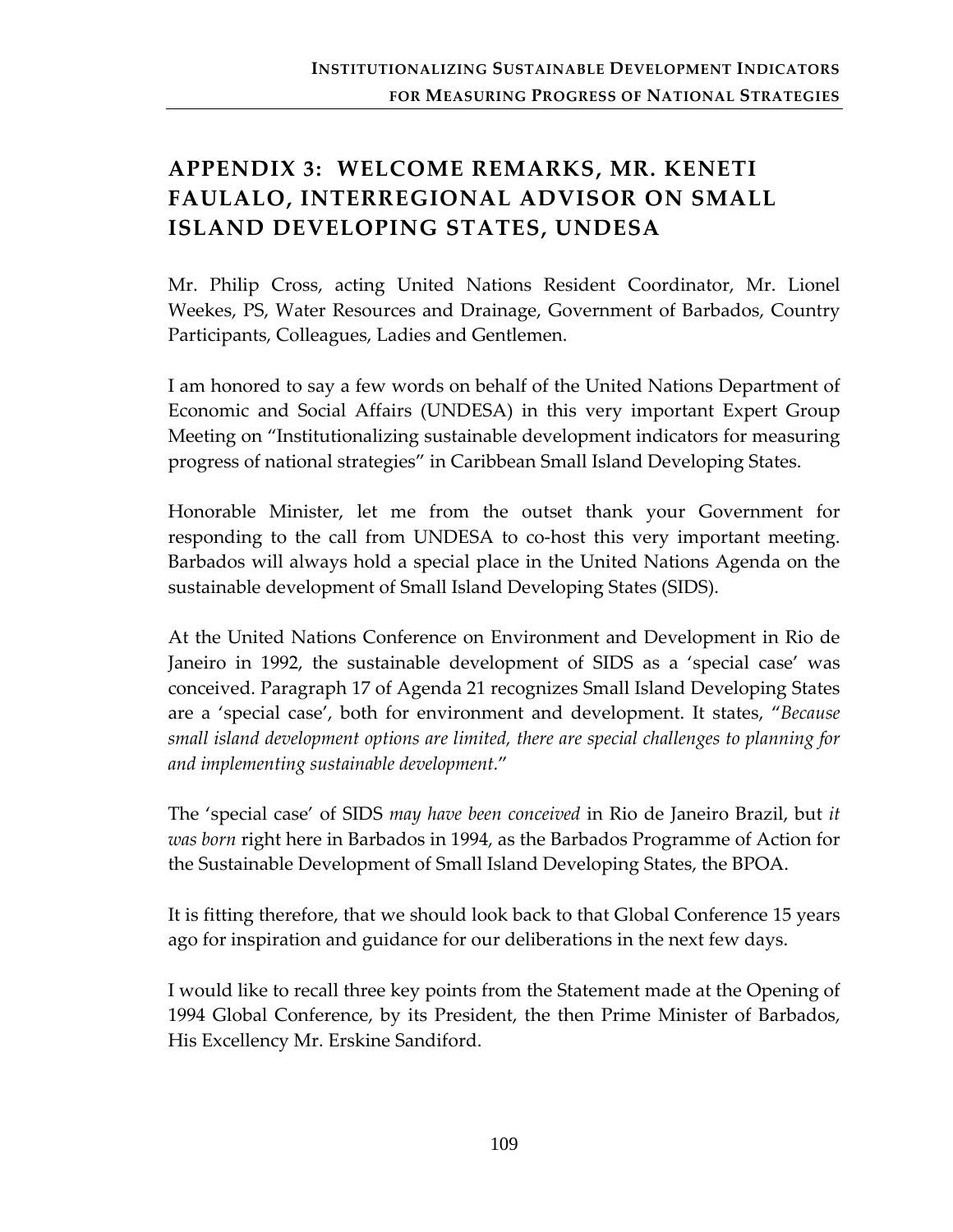## APPENDIX 3: WELCOME REMARKS, MR. KENETI FAULALO, INTERREGIONAL ADVISOR ON SMALL ISLAND DEVELOPING STATES, UNDESA

Mr. Philip Cross, acting United Nations Resident Coordinator, Mr. Lionel Weekes, PS, Water Resources and Drainage, Government of Barbados, Country Participants, Colleagues, Ladies and Gentlemen.

I am honored to say a few words on behalf of the United Nations Department of Economic and Social Affairs (UNDESA) in this very important Expert Group Meeting on "Institutionalizing sustainable development indicators for measuring progress of national strategies" in Caribbean Small Island Developing States.

Honorable Minister, let me from the outset thank your Government for responding to the call from UNDESA to co-host this very important meeting. Barbados will always hold a special place in the United Nations Agenda on the sustainable development of Small Island Developing States (SIDS).

At the United Nations Conference on Environment and Development in Rio de Janeiro in 1992, the sustainable development of SIDS as a 'special case' was conceived. Paragraph 17 of Agenda 21 recognizes Small Island Developing States are a 'special case', both for environment and development. It states, "*Because small island development options are limited, there are special challenges to planning for and implementing sustainable development.*"

The 'special case' of SIDS *may have been conceived* in Rio de Janeiro Brazil, but *it was born* right here in Barbados in 1994, as the Barbados Programme of Action for the Sustainable Development of Small Island Developing States, the BPOA.

It is fitting therefore, that we should look back to that Global Conference 15 years ago for inspiration and guidance for our deliberations in the next few days.

I would like to recall three key points from the Statement made at the Opening of 1994 Global Conference, by its President, the then Prime Minister of Barbados, His Excellency Mr. Erskine Sandiford.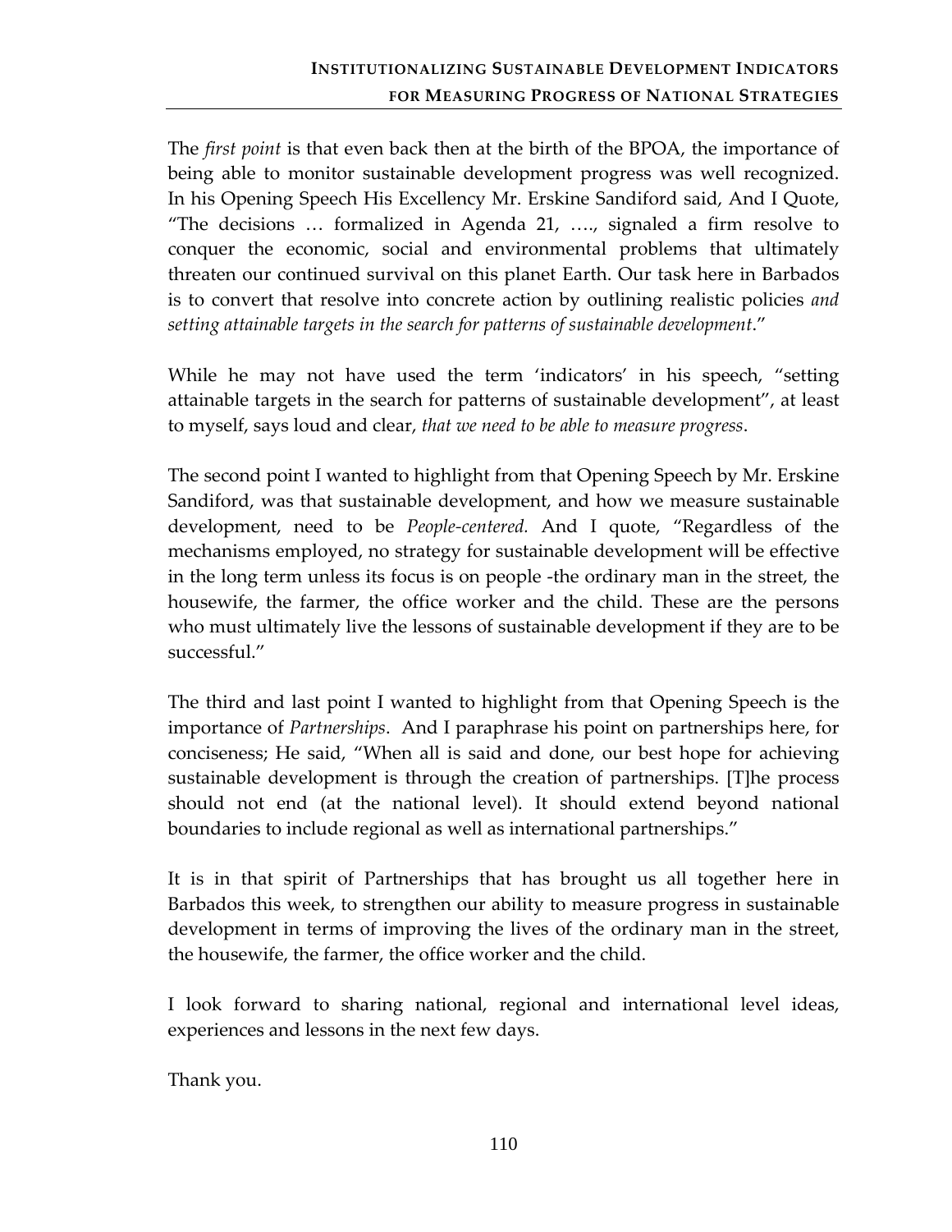The *first point* is that even back then at the birth of the BPOA, the importance of being able to monitor sustainable development progress was well recognized. In his Opening Speech His Excellency Mr. Erskine Sandiford said, And I Quote, "The decisions … formalized in Agenda 21, …., signaled a firm resolve to conquer the economic, social and environmental problems that ultimately threaten our continued survival on this planet Earth. Our task here in Barbados is to convert that resolve into concrete action by outlining realistic policies *and setting attainable targets in the search for patterns of sustainable development*."

While he may not have used the term 'indicators' in his speech, "setting attainable targets in the search for patterns of sustainable development", at least to myself, says loud and clear, *that we need to be able to measure progress*.

The second point I wanted to highlight from that Opening Speech by Mr. Erskine Sandiford, was that sustainable development, and how we measure sustainable development, need to be *People-centered.* And I quote, "Regardless of the mechanisms employed, no strategy for sustainable development will be effective in the long term unless its focus is on people -the ordinary man in the street, the housewife, the farmer, the office worker and the child. These are the persons who must ultimately live the lessons of sustainable development if they are to be successful."

The third and last point I wanted to highlight from that Opening Speech is the importance of *Partnerships*. And I paraphrase his point on partnerships here, for conciseness; He said, "When all is said and done, our best hope for achieving sustainable development is through the creation of partnerships. [T]he process should not end (at the national level). It should extend beyond national boundaries to include regional as well as international partnerships."

It is in that spirit of Partnerships that has brought us all together here in Barbados this week, to strengthen our ability to measure progress in sustainable development in terms of improving the lives of the ordinary man in the street, the housewife, the farmer, the office worker and the child.

I look forward to sharing national, regional and international level ideas, experiences and lessons in the next few days.

Thank you.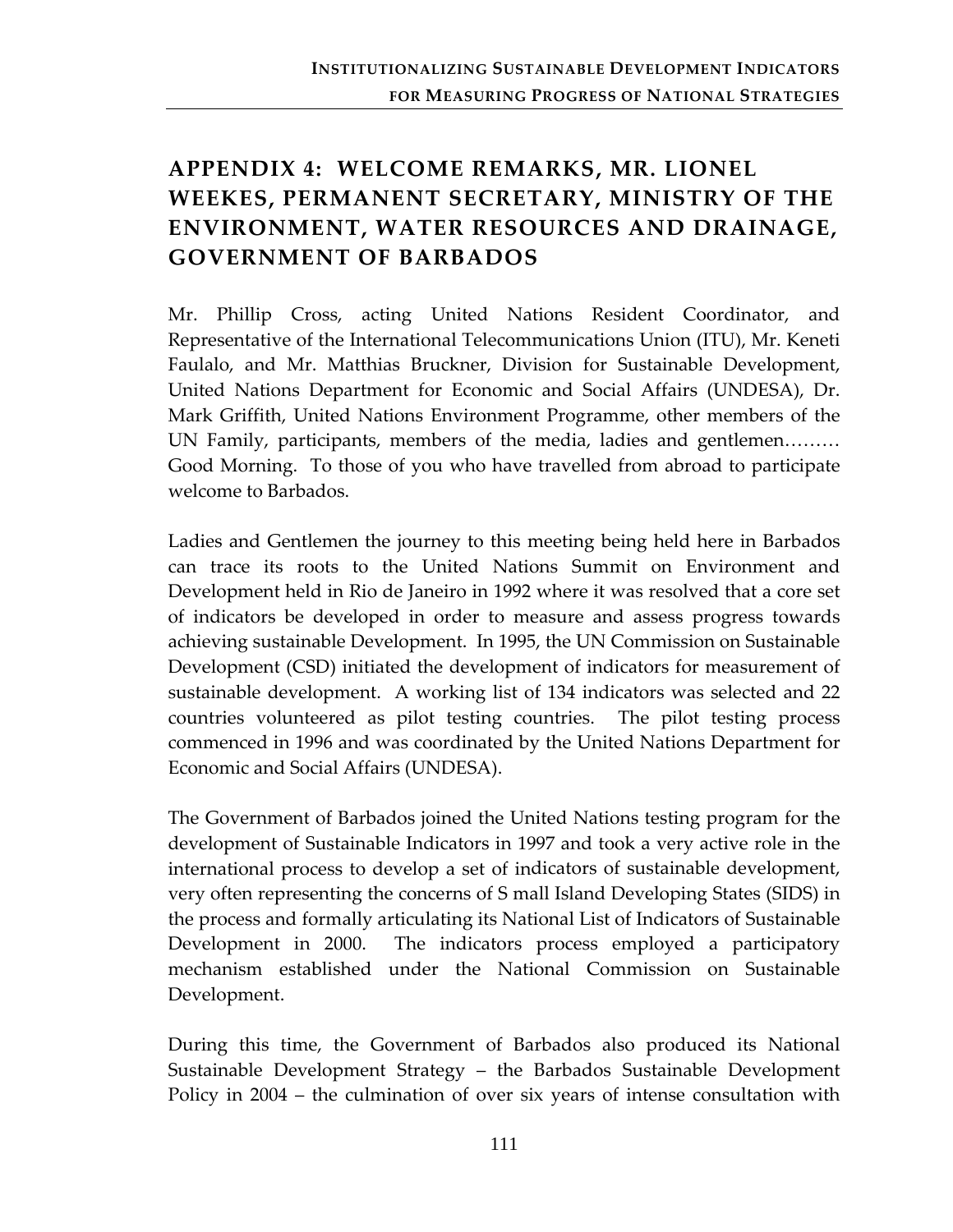# APPENDIX 4: WELCOME REMARKS, MR. LIONEL WEEKES, PERMANENT SECRETARY, MINISTRY OF THE ENVIRONMENT, WATER RESOURCES AND DRAINAGE, GOVERNMENT OF BARBADOS

Mr. Phillip Cross, acting United Nations Resident Coordinator, and Representative of the International Telecommunications Union (ITU), Mr. Keneti Faulalo, and Mr. Matthias Bruckner, Division for Sustainable Development, United Nations Department for Economic and Social Affairs (UNDESA), Dr. Mark Griffith, United Nations Environment Programme, other members of the UN Family, participants, members of the media, ladies and gentlemen……… Good Morning. To those of you who have travelled from abroad to participate welcome to Barbados.

Ladies and Gentlemen the journey to this meeting being held here in Barbados can trace its roots to the United Nations Summit on Environment and Development held in Rio de Janeiro in 1992 where it was resolved that a core set of indicators be developed in order to measure and assess progress towards achieving sustainable Development. In 1995, the UN Commission on Sustainable Development (CSD) initiated the development of indicators for measurement of sustainable development. A working list of 134 indicators was selected and 22 countries volunteered as pilot testing countries. The pilot testing process commenced in 1996 and was coordinated by the United Nations Department for Economic and Social Affairs (UNDESA).

The Government of Barbados joined the United Nations testing program for the development of Sustainable Indicators in 1997 and took a very active role in the international process to develop a set of indicators of sustainable development, very often representing the concerns of S mall Island Developing States (SIDS) in the process and formally articulating its National List of Indicators of Sustainable Development in 2000. The indicators process employed a participatory mechanism established under the National Commission on Sustainable Development.

During this time, the Government of Barbados also produced its National Sustainable Development Strategy – the Barbados Sustainable Development Policy in 2004 – the culmination of over six years of intense consultation with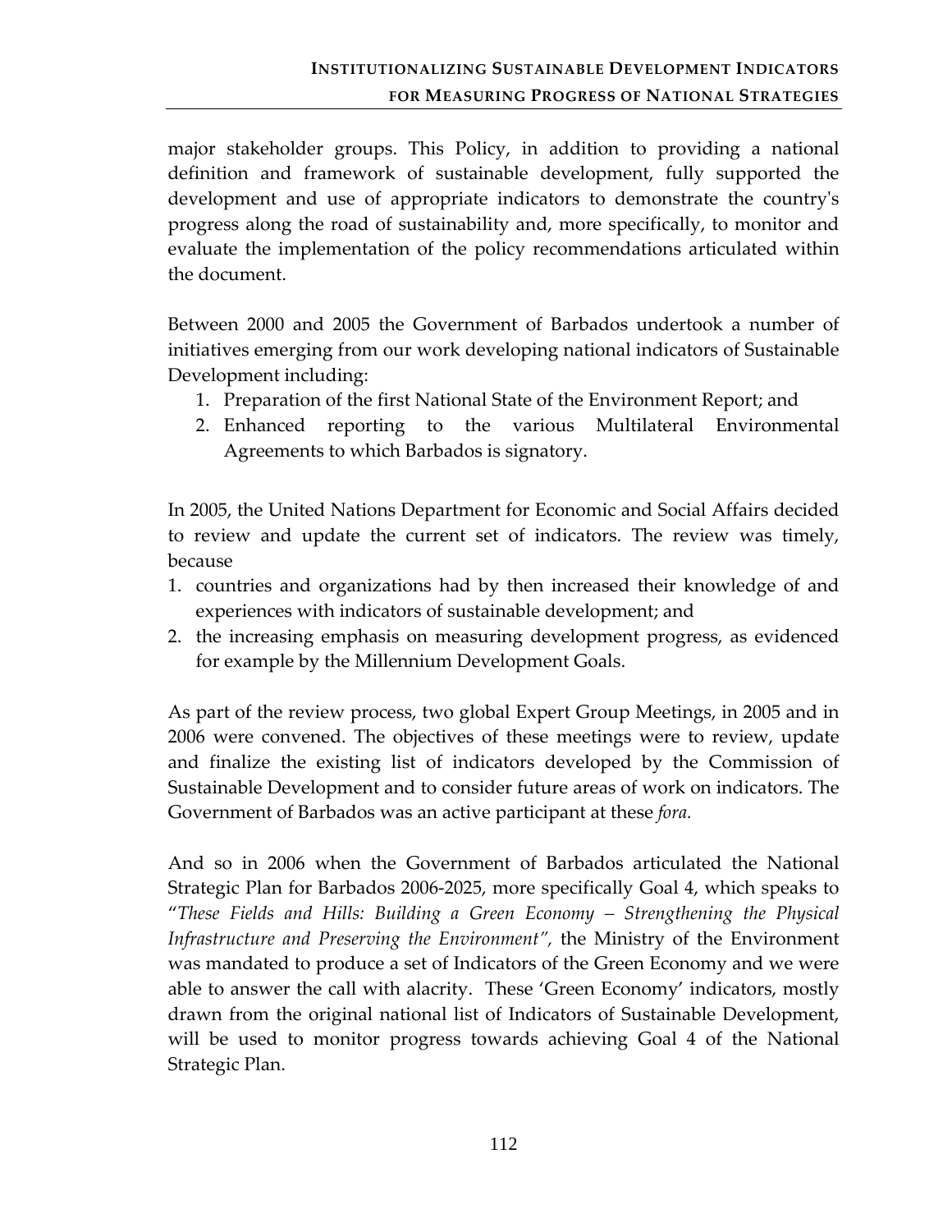major stakeholder groups. This Policy, in addition to providing a national definition and framework of sustainable development, fully supported the development and use of appropriate indicators to demonstrate the country's progress along the road of sustainability and, more specifically, to monitor and evaluate the implementation of the policy recommendations articulated within the document.

Between 2000 and 2005 the Government of Barbados undertook a number of initiatives emerging from our work developing national indicators of Sustainable Development including:

1. Preparation of the first National State of the Environment Report; and
2. Enhanced reporting to the various Multilateral Environmental Agreements to which Barbados is signatory.

In 2005, the United Nations Department for Economic and Social Affairs decided to review and update the current set of indicators. The review was timely, because

1. countries and organizations had by then increased their knowledge of and experiences with indicators of sustainable development; and
2. the increasing emphasis on measuring development progress, as evidenced for example by the Millennium Development Goals.

As part of the review process, two global Expert Group Meetings, in 2005 and in 2006 were convened. The objectives of these meetings were to review, update and finalize the existing list of indicators developed by the Commission of Sustainable Development and to consider future areas of work on indicators. The Government of Barbados was an active participant at these *fora.*

And so in 2006 when the Government of Barbados articulated the National Strategic Plan for Barbados 2006-2025, more specifically Goal 4, which speaks to "*These Fields and Hills: Building a Green Economy – Strengthening the Physical Infrastructure and Preserving the Environment",* the Ministry of the Environment was mandated to produce a set of Indicators of the Green Economy and we were able to answer the call with alacrity. These 'Green Economy' indicators, mostly drawn from the original national list of Indicators of Sustainable Development, will be used to monitor progress towards achieving Goal 4 of the National Strategic Plan.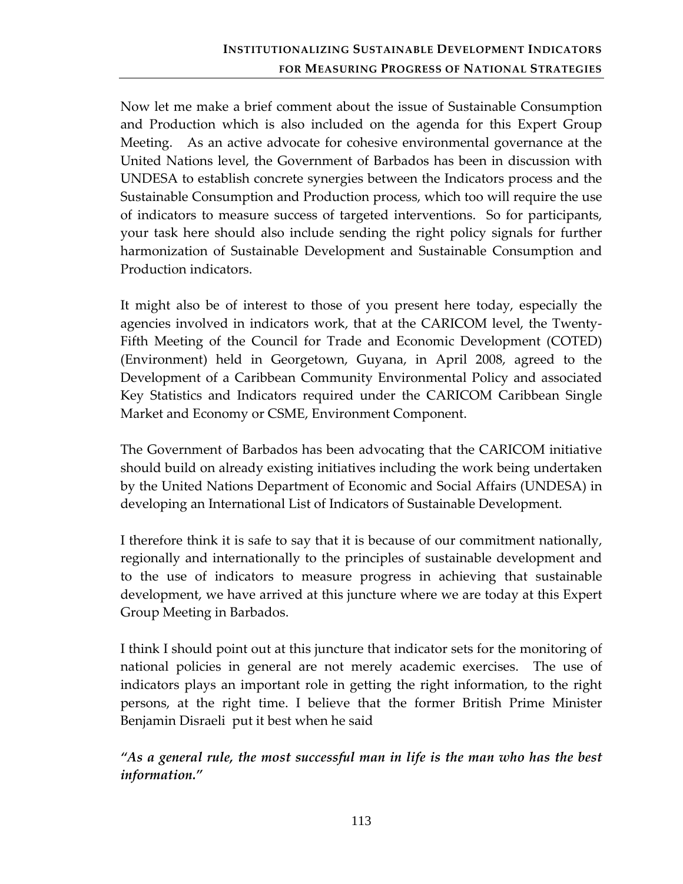Now let me make a brief comment about the issue of Sustainable Consumption and Production which is also included on the agenda for this Expert Group Meeting. As an active advocate for cohesive environmental governance at the United Nations level, the Government of Barbados has been in discussion with UNDESA to establish concrete synergies between the Indicators process and the Sustainable Consumption and Production process, which too will require the use of indicators to measure success of targeted interventions. So for participants, your task here should also include sending the right policy signals for further harmonization of Sustainable Development and Sustainable Consumption and Production indicators.

It might also be of interest to those of you present here today, especially the agencies involved in indicators work, that at the CARICOM level, the Twenty-Fifth Meeting of the Council for Trade and Economic Development (COTED) (Environment) held in Georgetown, Guyana, in April 2008, agreed to the Development of a Caribbean Community Environmental Policy and associated Key Statistics and Indicators required under the CARICOM Caribbean Single Market and Economy or CSME, Environment Component.

The Government of Barbados has been advocating that the CARICOM initiative should build on already existing initiatives including the work being undertaken by the United Nations Department of Economic and Social Affairs (UNDESA) in developing an International List of Indicators of Sustainable Development.

I therefore think it is safe to say that it is because of our commitment nationally, regionally and internationally to the principles of sustainable development and to the use of indicators to measure progress in achieving that sustainable development, we have arrived at this juncture where we are today at this Expert Group Meeting in Barbados.

I think I should point out at this juncture that indicator sets for the monitoring of national policies in general are not merely academic exercises. The use of indicators plays an important role in getting the right information, to the right persons, at the right time. I believe that the former British Prime Minister Benjamin Disraeli put it best when he said

***"As a general rule, the most successful man in life is the man who has the best information."***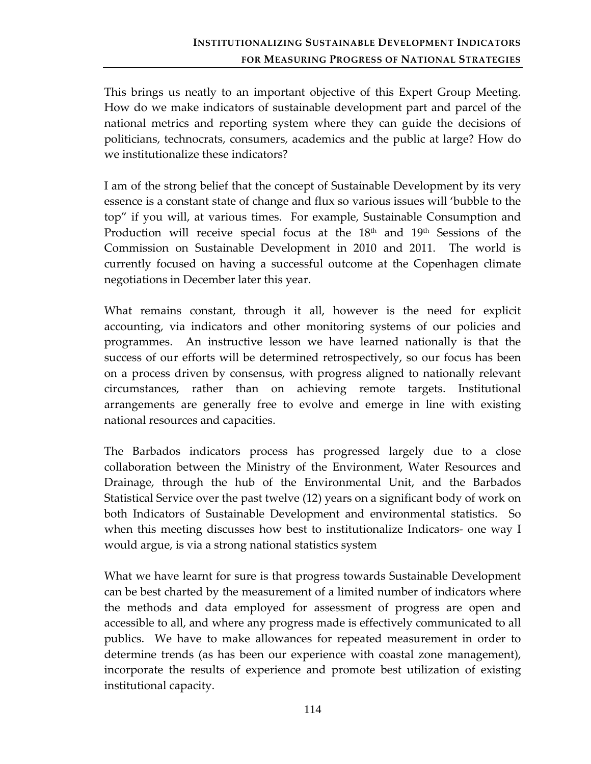This brings us neatly to an important objective of this Expert Group Meeting. How do we make indicators of sustainable development part and parcel of the national metrics and reporting system where they can guide the decisions of politicians, technocrats, consumers, academics and the public at large? How do we institutionalize these indicators?

I am of the strong belief that the concept of Sustainable Development by its very essence is a constant state of change and flux so various issues will 'bubble to the top" if you will, at various times. For example, Sustainable Consumption and Production will receive special focus at the 18th and 19th Sessions of the Commission on Sustainable Development in 2010 and 2011. The world is currently focused on having a successful outcome at the Copenhagen climate negotiations in December later this year.

What remains constant, through it all, however is the need for explicit accounting, via indicators and other monitoring systems of our policies and programmes. An instructive lesson we have learned nationally is that the success of our efforts will be determined retrospectively, so our focus has been on a process driven by consensus, with progress aligned to nationally relevant circumstances, rather than on achieving remote targets. Institutional arrangements are generally free to evolve and emerge in line with existing national resources and capacities.

The Barbados indicators process has progressed largely due to a close collaboration between the Ministry of the Environment, Water Resources and Drainage, through the hub of the Environmental Unit, and the Barbados Statistical Service over the past twelve (12) years on a significant body of work on both Indicators of Sustainable Development and environmental statistics. So when this meeting discusses how best to institutionalize Indicators- one way I would argue, is via a strong national statistics system

What we have learnt for sure is that progress towards Sustainable Development can be best charted by the measurement of a limited number of indicators where the methods and data employed for assessment of progress are open and accessible to all, and where any progress made is effectively communicated to all publics. We have to make allowances for repeated measurement in order to determine trends (as has been our experience with coastal zone management), incorporate the results of experience and promote best utilization of existing institutional capacity.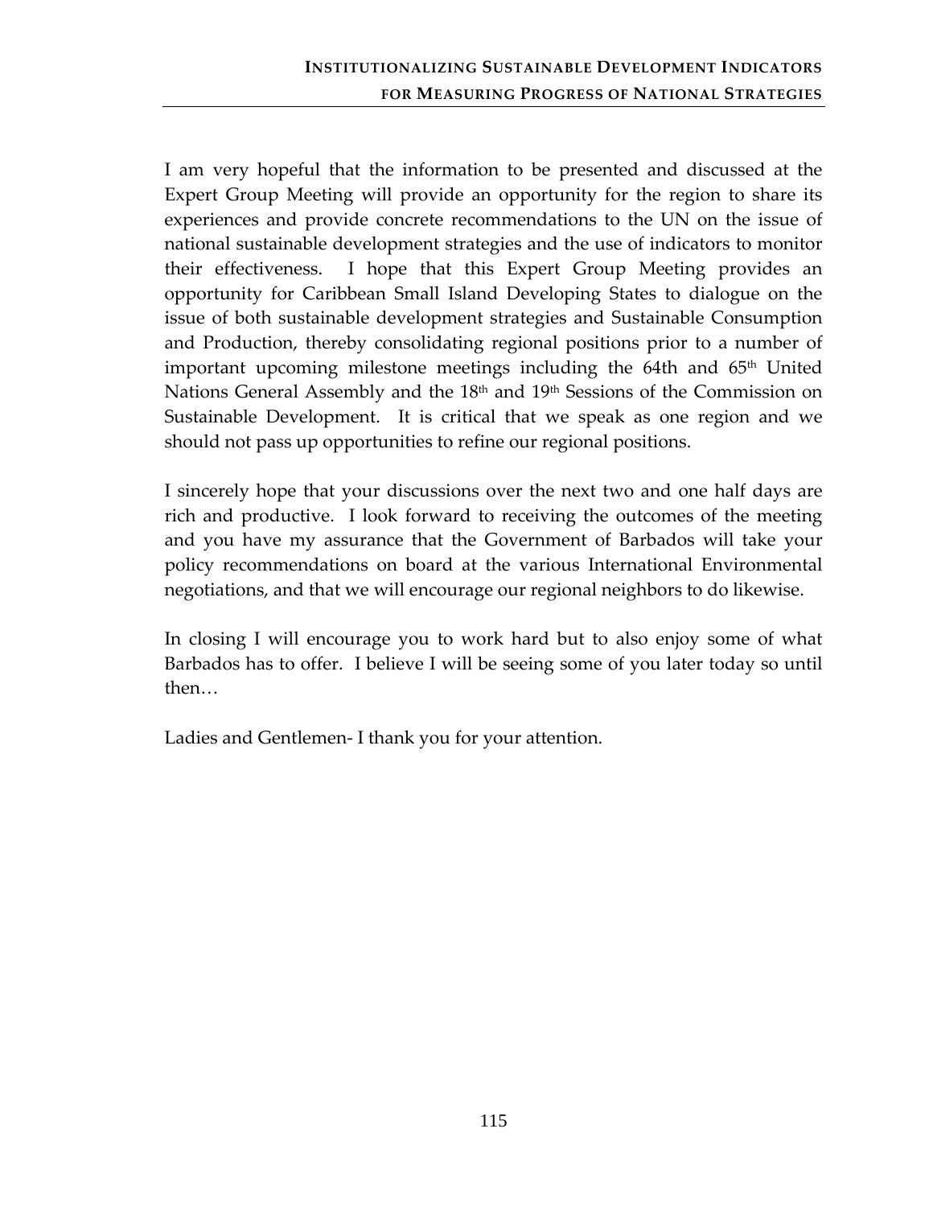I am very hopeful that the information to be presented and discussed at the Expert Group Meeting will provide an opportunity for the region to share its experiences and provide concrete recommendations to the UN on the issue of national sustainable development strategies and the use of indicators to monitor their effectiveness. I hope that this Expert Group Meeting provides an opportunity for Caribbean Small Island Developing States to dialogue on the issue of both sustainable development strategies and Sustainable Consumption and Production, thereby consolidating regional positions prior to a number of important upcoming milestone meetings including the 64th and 65th United Nations General Assembly and the 18th and 19th Sessions of the Commission on Sustainable Development. It is critical that we speak as one region and we should not pass up opportunities to refine our regional positions.

I sincerely hope that your discussions over the next two and one half days are rich and productive. I look forward to receiving the outcomes of the meeting and you have my assurance that the Government of Barbados will take your policy recommendations on board at the various International Environmental negotiations, and that we will encourage our regional neighbors to do likewise.

In closing I will encourage you to work hard but to also enjoy some of what Barbados has to offer. I believe I will be seeing some of you later today so until then…

Ladies and Gentlemen- I thank you for your attention.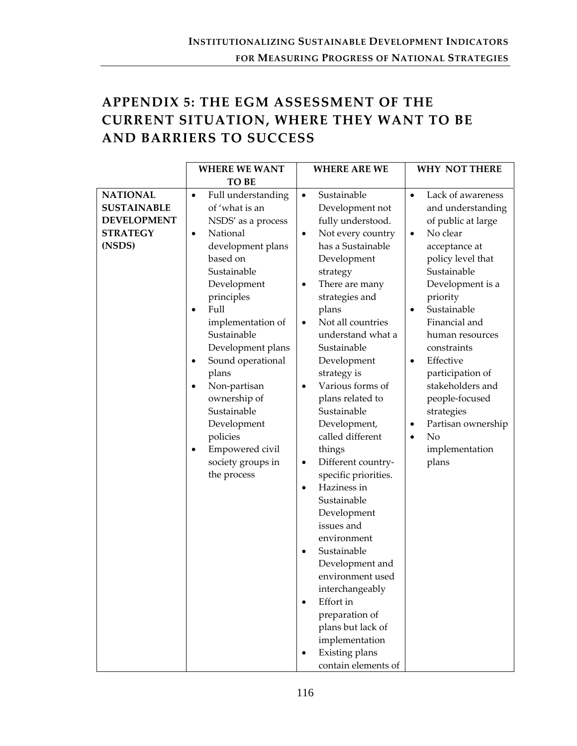# APPENDIX 5: THE EGM ASSESSMENT OF THE CURRENT SITUATION, WHERE THEY WANT TO BE AND BARRIERS TO SUCCESS

| | WHERE WE WANT TO BE | WHERE ARE WE | WHY NOT THERE |
|---|---|---|---|
| **NATIONAL SUSTAINABLE DEVELOPMENT STRATEGY (NSDS)** | • Full understanding of 'what is an NSDS' as a process<br>• National development plans based on Sustainable Development principles<br>• Full implementation of Sustainable Development plans<br>• Sound operational plans<br>• Non-partisan ownership of Sustainable Development policies<br>• Empowered civil society groups in the process | • Sustainable Development not fully understood.<br>• Not every country has a Sustainable Development strategy<br>• There are many strategies and plans<br>• Not all countries understand what a Sustainable Development strategy is<br>• Various forms of plans related to Sustainable Development, called different things<br>• Different country-specific priorities.<br>• Haziness in Sustainable Development issues and environment<br>• Sustainable Development and environment used interchangeably<br>• Effort in preparation of plans but lack of implementation<br>• Existing plans contain elements of | • Lack of awareness and understanding of public at large<br>• No clear acceptance at policy level that Sustainable Development is a priority<br>• Sustainable Financial and human resources constraints<br>• Effective participation of stakeholders and people-focused strategies<br>• Partisan ownership<br>• No implementation plans |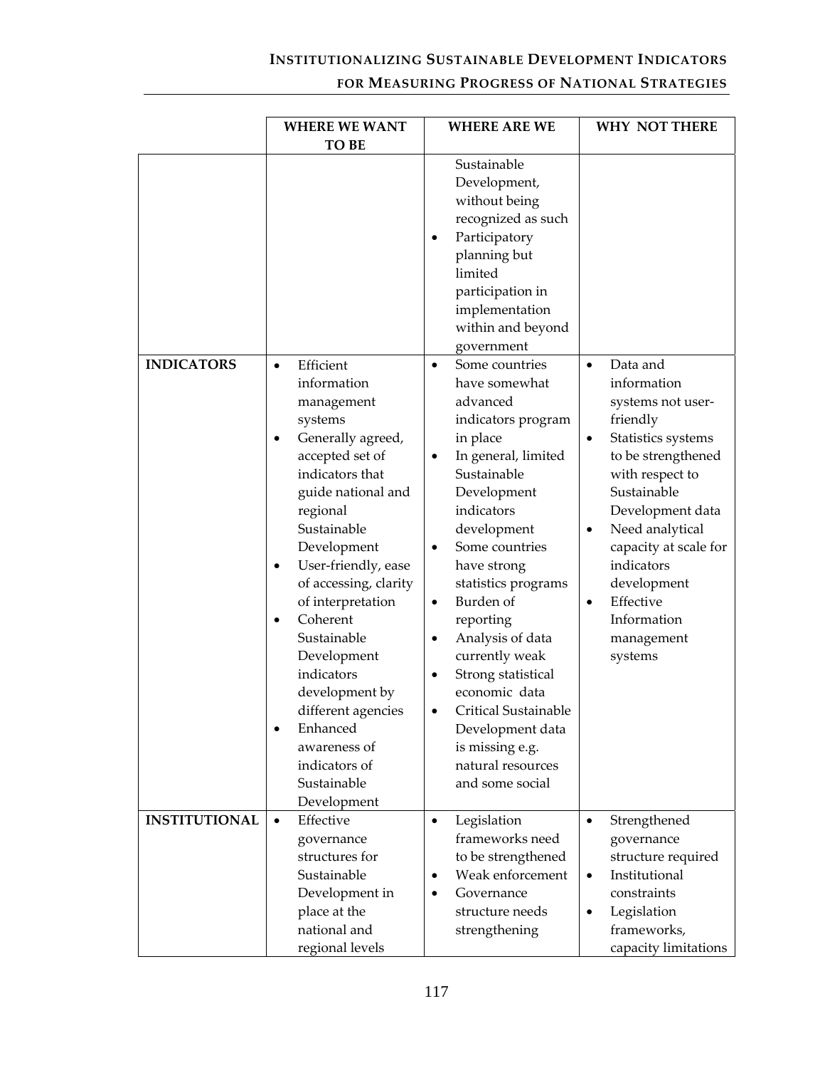| | WHERE WE WANT TO BE | WHERE ARE WE | WHY NOT THERE |
|---|---|---|---|
| | | Sustainable Development, without being recognized as such<br>• Participatory planning but limited participation in implementation within and beyond government | |
| **INDICATORS** | • Efficient information management systems<br>• Generally agreed, accepted set of indicators that guide national and regional Sustainable Development<br>• User-friendly, ease of accessing, clarity of interpretation<br>• Coherent Sustainable Development indicators development by different agencies<br>• Enhanced awareness of indicators of Sustainable Development | • Some countries have somewhat advanced indicators program in place<br>• In general, limited Sustainable Development indicators development<br>• Some countries have strong statistics programs<br>• Burden of reporting<br>• Analysis of data currently weak<br>• Strong statistical economic data<br>• Critical Sustainable Development data is missing e.g. natural resources and some social | • Data and information systems not user-friendly<br>• Statistics systems to be strengthened with respect to Sustainable Development data<br>• Need analytical capacity at scale for indicators development<br>• Effective Information management systems |
| **INSTITUTIONAL** | • Effective governance structures for Sustainable Development in place at the national and regional levels | • Legislation frameworks need to be strengthened<br>• Weak enforcement<br>• Governance structure needs strengthening | • Strengthened governance structure required<br>• Institutional constraints<br>• Legislation frameworks, capacity limitations |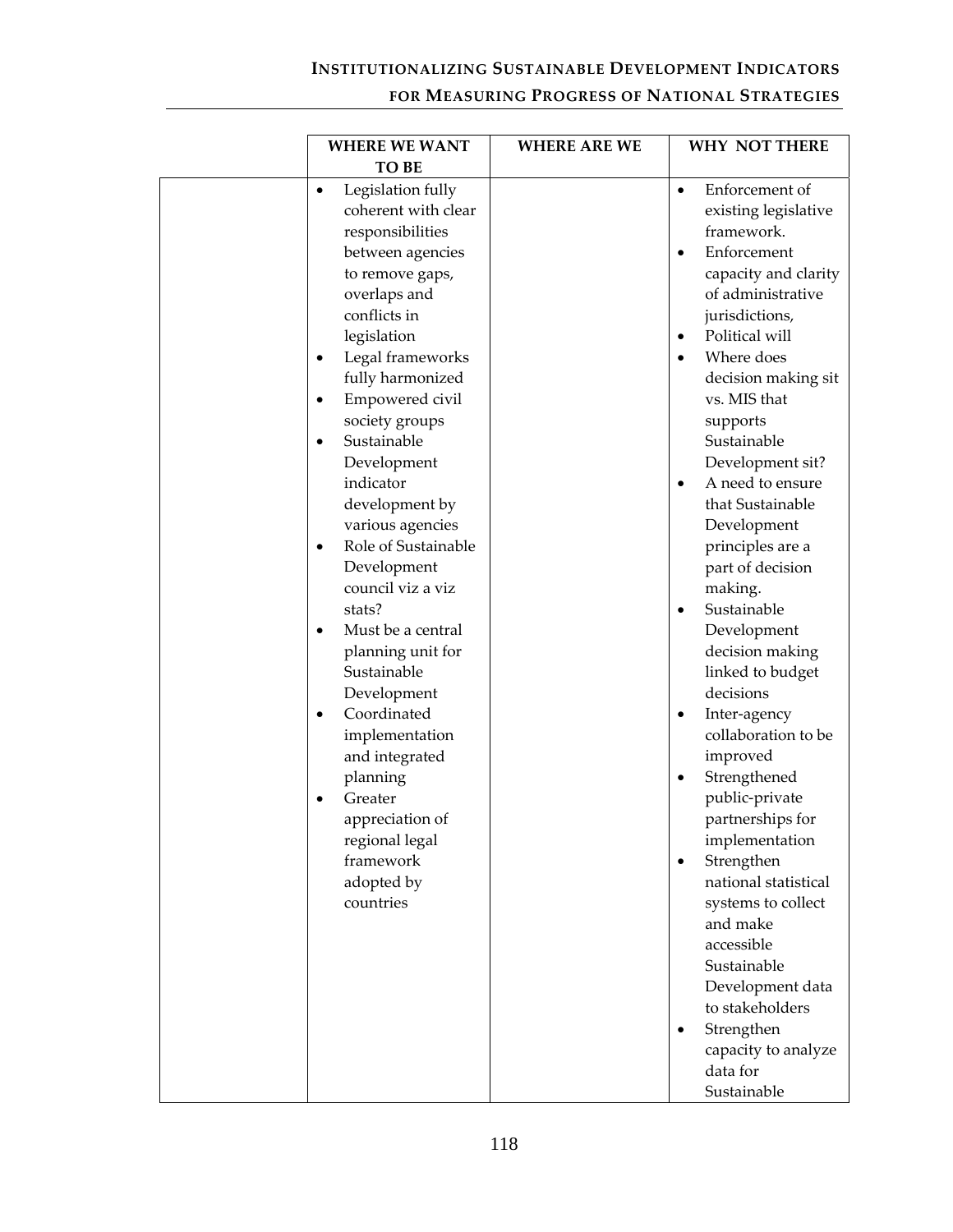| | WHERE WE WANT TO BE | WHERE ARE WE | WHY NOT THERE |
|---|---|---|---|
| | • Legislation fully coherent with clear responsibilities between agencies to remove gaps, overlaps and conflicts in legislation<br>• Legal frameworks fully harmonized<br>• Empowered civil society groups<br>• Sustainable Development indicator development by various agencies<br>• Role of Sustainable Development council viz a viz stats?<br>• Must be a central planning unit for Sustainable Development<br>• Coordinated implementation and integrated planning<br>• Greater appreciation of regional legal framework adopted by countries | | • Enforcement of existing legislative framework.<br>• Enforcement capacity and clarity of administrative jurisdictions,<br>• Political will<br>• Where does decision making sit vs. MIS that supports Sustainable Development sit?<br>• A need to ensure that Sustainable Development principles are a part of decision making.<br>• Sustainable Development decision making linked to budget decisions<br>• Inter-agency collaboration to be improved<br>• Strengthened public-private partnerships for implementation<br>• Strengthen national statistical systems to collect and make accessible Sustainable Development data to stakeholders<br>• Strengthen capacity to analyze data for Sustainable |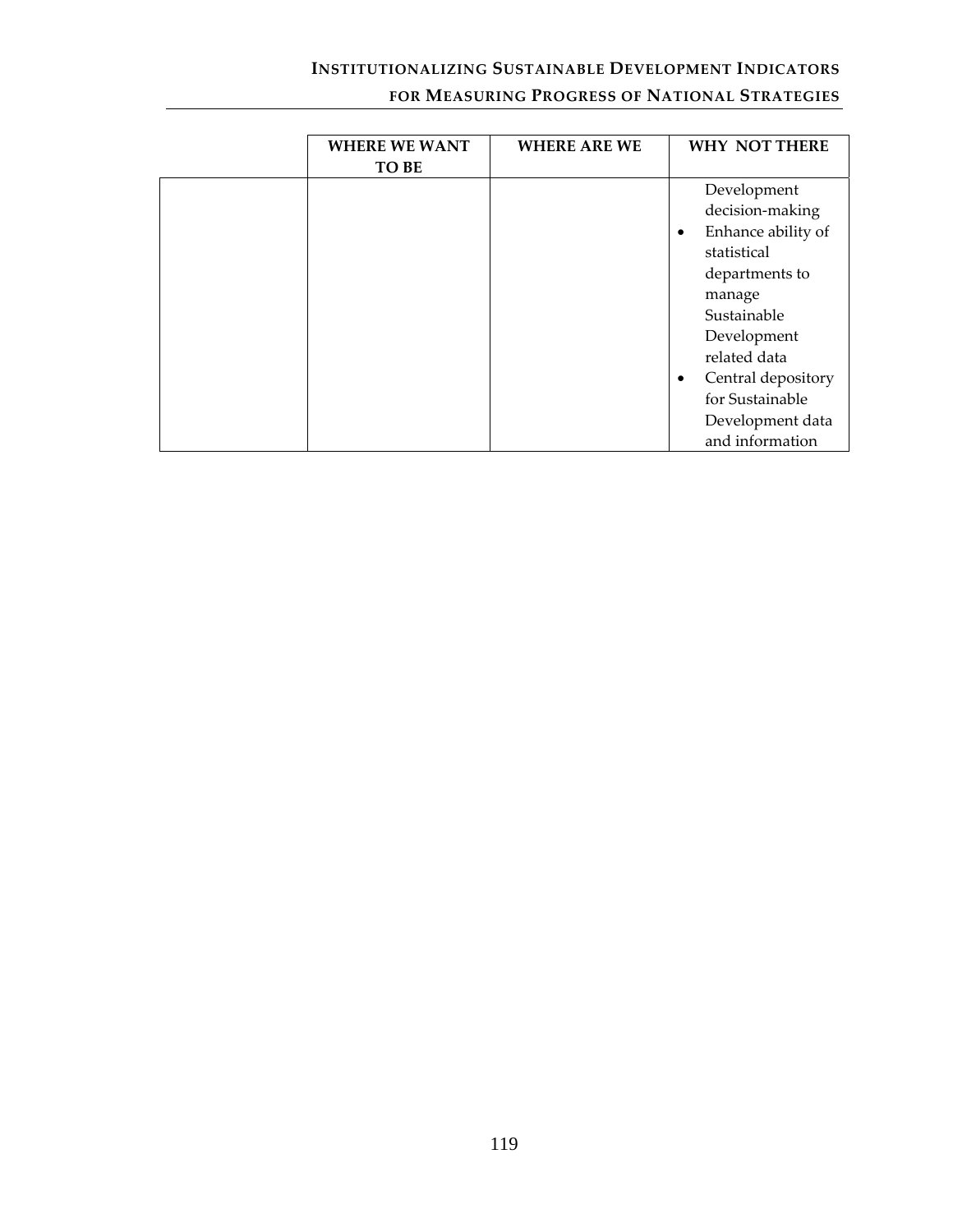| | WHERE WE WANT TO BE | WHERE ARE WE | WHY NOT THERE |
|---|---|---|---|
| | | | Development decision-making<br>• Enhance ability of statistical departments to manage Sustainable Development related data<br>• Central depository for Sustainable Development data and information |